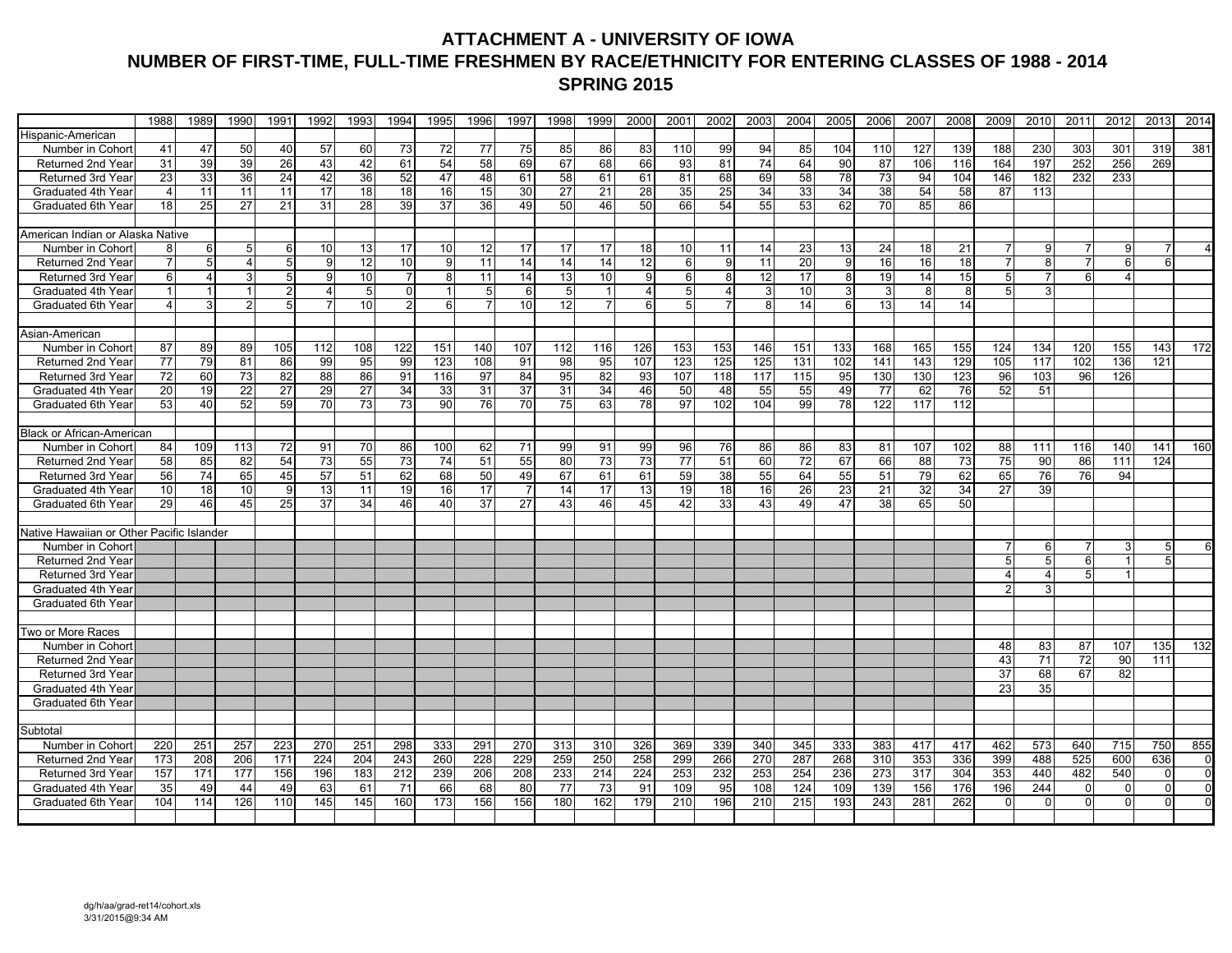# ATTACHMENT A - UNIVERSITY OF IOWA
## NUMBER OF FIRST-TIME, FULL-TIME FRESHMEN BY RACE/ETHNICITY FOR ENTERING CLASSES OF 1988 - 2014
### SPRING 2015

| | 1988 | 1989 | 1990 | 1991 | 1992 | 1993 | 1994 | 1995 | 1996 | 1997 | 1998 | 1999 | 2000 | 2001 | 2002 | 2003 | 2004 | 2005 | 2006 | 2007 | 2008 | 2009 | 2010 | 2011 | 2012 | 2013 | 2014 |
|---|---|---|---|---|---|---|---|---|---|---|---|---|---|---|---|---|---|---|---|---|---|---|---|---|---|---|---|
| **Hispanic-American** | | | | | | | | | | | | | | | | | | | | | | | | | | | |
| Number in Cohort | 41 | 47 | 50 | 40 | 57 | 60 | 73 | 72 | 77 | 75 | 85 | 86 | 83 | 110 | 99 | 94 | 85 | 104 | 110 | 127 | 139 | 188 | 230 | 303 | 301 | 319 | 381 |
| Returned 2nd Year | 31 | 39 | 39 | 26 | 43 | 42 | 61 | 54 | 58 | 69 | 67 | 68 | 66 | 93 | 81 | 74 | 64 | 90 | 87 | 106 | 116 | 164 | 197 | 252 | 256 | 269 | |
| Returned 3rd Year | 23 | 33 | 36 | 24 | 42 | 36 | 52 | 47 | 48 | 61 | 58 | 61 | 61 | 81 | 68 | 69 | 58 | 78 | 73 | 94 | 104 | 146 | 182 | 232 | 233 | | |
| Graduated 4th Year | 4 | 11 | 11 | 11 | 17 | 18 | 18 | 16 | 15 | 30 | 27 | 21 | 28 | 35 | 25 | 34 | 33 | 34 | 38 | 54 | 58 | 87 | 113 | | | | |
| Graduated 6th Year | 18 | 25 | 27 | 21 | 31 | 28 | 39 | 37 | 36 | 49 | 50 | 46 | 50 | 66 | 54 | 55 | 53 | 62 | 70 | 85 | 86 | | | | | | |
| **American Indian or Alaska Native** | | | | | | | | | | | | | | | | | | | | | | | | | | | |
| Number in Cohort | 8 | 6 | 5 | 6 | 10 | 13 | 17 | 10 | 12 | 17 | 17 | 17 | 18 | 10 | 11 | 14 | 23 | 13 | 24 | 18 | 21 | 7 | 9 | 7 | 9 | 7 | 4 |
| Returned 2nd Year | 7 | 5 | 4 | 5 | 9 | 12 | 10 | 9 | 11 | 14 | 14 | 14 | 12 | 6 | 9 | 11 | 20 | 9 | 16 | 16 | 18 | 7 | 8 | 7 | 6 | 6 | |
| Returned 3rd Year | 6 | 4 | 3 | 5 | 9 | 10 | 7 | 8 | 11 | 14 | 13 | 10 | 9 | 6 | 8 | 12 | 17 | 8 | 19 | 14 | 15 | 5 | 7 | 6 | 4 | | |
| Graduated 4th Year | 1 | 1 | 1 | 2 | 4 | 5 | 0 | 1 | 5 | 6 | 5 | 1 | 4 | 5 | 4 | 3 | 10 | 3 | 3 | 8 | 8 | 5 | 3 | | | | |
| Graduated 6th Year | 4 | 3 | 2 | 5 | 7 | 10 | 2 | 6 | 7 | 10 | 12 | 7 | 6 | 5 | 7 | 8 | 14 | 6 | 13 | 14 | 14 | | | | | | |
| **Asian-American** | | | | | | | | | | | | | | | | | | | | | | | | | | | |
| Number in Cohort | 87 | 89 | 89 | 105 | 112 | 108 | 122 | 151 | 140 | 107 | 112 | 116 | 126 | 153 | 153 | 146 | 151 | 133 | 168 | 165 | 155 | 124 | 134 | 120 | 155 | 143 | 172 |
| Returned 2nd Year | 77 | 79 | 81 | 86 | 99 | 95 | 99 | 123 | 108 | 91 | 98 | 95 | 107 | 123 | 125 | 125 | 131 | 102 | 141 | 143 | 129 | 105 | 117 | 102 | 136 | 121 | |
| Returned 3rd Year | 72 | 60 | 73 | 82 | 88 | 86 | 91 | 116 | 97 | 84 | 95 | 82 | 93 | 107 | 118 | 117 | 115 | 95 | 130 | 130 | 123 | 96 | 103 | 96 | 126 | | |
| Graduated 4th Year | 20 | 19 | 22 | 27 | 29 | 27 | 34 | 33 | 31 | 37 | 31 | 34 | 46 | 50 | 48 | 55 | 55 | 49 | 77 | 62 | 76 | 52 | 51 | | | | |
| Graduated 6th Year | 53 | 40 | 52 | 59 | 70 | 73 | 73 | 90 | 76 | 70 | 75 | 63 | 78 | 97 | 102 | 104 | 99 | 78 | 122 | 117 | 112 | | | | | | |
| **Black or African-American** | | | | | | | | | | | | | | | | | | | | | | | | | | | |
| Number in Cohort | 84 | 109 | 113 | 72 | 91 | 70 | 86 | 100 | 62 | 71 | 99 | 91 | 99 | 96 | 76 | 86 | 86 | 83 | 81 | 107 | 102 | 88 | 111 | 116 | 140 | 141 | 160 |
| Returned 2nd Year | 58 | 85 | 82 | 54 | 73 | 55 | 73 | 74 | 51 | 55 | 80 | 73 | 73 | 77 | 51 | 60 | 72 | 67 | 66 | 88 | 73 | 75 | 90 | 86 | 111 | 124 | |
| Returned 3rd Year | 56 | 74 | 65 | 45 | 57 | 51 | 62 | 68 | 50 | 49 | 67 | 61 | 61 | 59 | 38 | 55 | 64 | 55 | 51 | 79 | 62 | 65 | 76 | 76 | 94 | | |
| Graduated 4th Year | 10 | 18 | 10 | 9 | 13 | 11 | 19 | 16 | 17 | 7 | 14 | 17 | 13 | 19 | 18 | 16 | 26 | 23 | 21 | 32 | 34 | 27 | 39 | | | | |
| Graduated 6th Year | 29 | 46 | 45 | 25 | 37 | 34 | 46 | 40 | 37 | 27 | 43 | 46 | 45 | 42 | 33 | 43 | 49 | 47 | 38 | 65 | 50 | | | | | | |
| **Native Hawaiian or Other Pacific Islander** | | | | | | | | | | | | | | | | | | | | | | | | | | | |
| Number in Cohort | | | | | | | | | | | | | | | | | | | | | | 7 | 6 | 7 | 3 | 5 | 6 |
| Returned 2nd Year | | | | | | | | | | | | | | | | | | | | | | 5 | 5 | 6 | 1 | 5 | |
| Returned 3rd Year | | | | | | | | | | | | | | | | | | | | | | 4 | 4 | 5 | 1 | | |
| Graduated 4th Year | | | | | | | | | | | | | | | | | | | | | | 2 | 3 | | | | |
| Graduated 6th Year | | | | | | | | | | | | | | | | | | | | | | | | | | | |
| **Two or More Races** | | | | | | | | | | | | | | | | | | | | | | | | | | | |
| Number in Cohort | | | | | | | | | | | | | | | | | | | | | | 48 | 83 | 87 | 107 | 135 | 132 |
| Returned 2nd Year | | | | | | | | | | | | | | | | | | | | | | 43 | 71 | 72 | 90 | 111 | |
| Returned 3rd Year | | | | | | | | | | | | | | | | | | | | | | 37 | 68 | 67 | 82 | | |
| Graduated 4th Year | | | | | | | | | | | | | | | | | | | | | | 23 | 35 | | | | |
| Graduated 6th Year | | | | | | | | | | | | | | | | | | | | | | | | | | | |
| **Subtotal** | | | | | | | | | | | | | | | | | | | | | | | | | | | |
| Number in Cohort | 220 | 251 | 257 | 223 | 270 | 251 | 298 | 333 | 291 | 270 | 313 | 310 | 326 | 369 | 339 | 340 | 345 | 333 | 383 | 417 | 417 | 462 | 573 | 640 | 715 | 750 | 855 |
| Returned 2nd Year | 173 | 208 | 206 | 171 | 224 | 204 | 243 | 260 | 228 | 229 | 259 | 250 | 258 | 299 | 266 | 270 | 287 | 268 | 310 | 353 | 336 | 399 | 488 | 525 | 600 | 636 | 0 |
| Returned 3rd Year | 157 | 171 | 177 | 156 | 196 | 183 | 212 | 239 | 206 | 208 | 233 | 214 | 224 | 253 | 232 | 253 | 254 | 236 | 273 | 317 | 304 | 353 | 440 | 482 | 540 | 0 | 0 |
| Graduated 4th Year | 35 | 49 | 44 | 49 | 63 | 61 | 71 | 66 | 68 | 80 | 77 | 73 | 91 | 109 | 95 | 108 | 124 | 109 | 139 | 156 | 176 | 196 | 244 | 0 | 0 | 0 | 0 |
| Graduated 6th Year | 104 | 114 | 126 | 110 | 145 | 145 | 160 | 173 | 156 | 156 | 180 | 162 | 179 | 210 | 196 | 210 | 215 | 193 | 243 | 281 | 262 | 0 | 0 | 0 | 0 | 0 | 0 |

dg/h/aa/grad-ret14/cohort.xls
3/31/2015@9:34 AM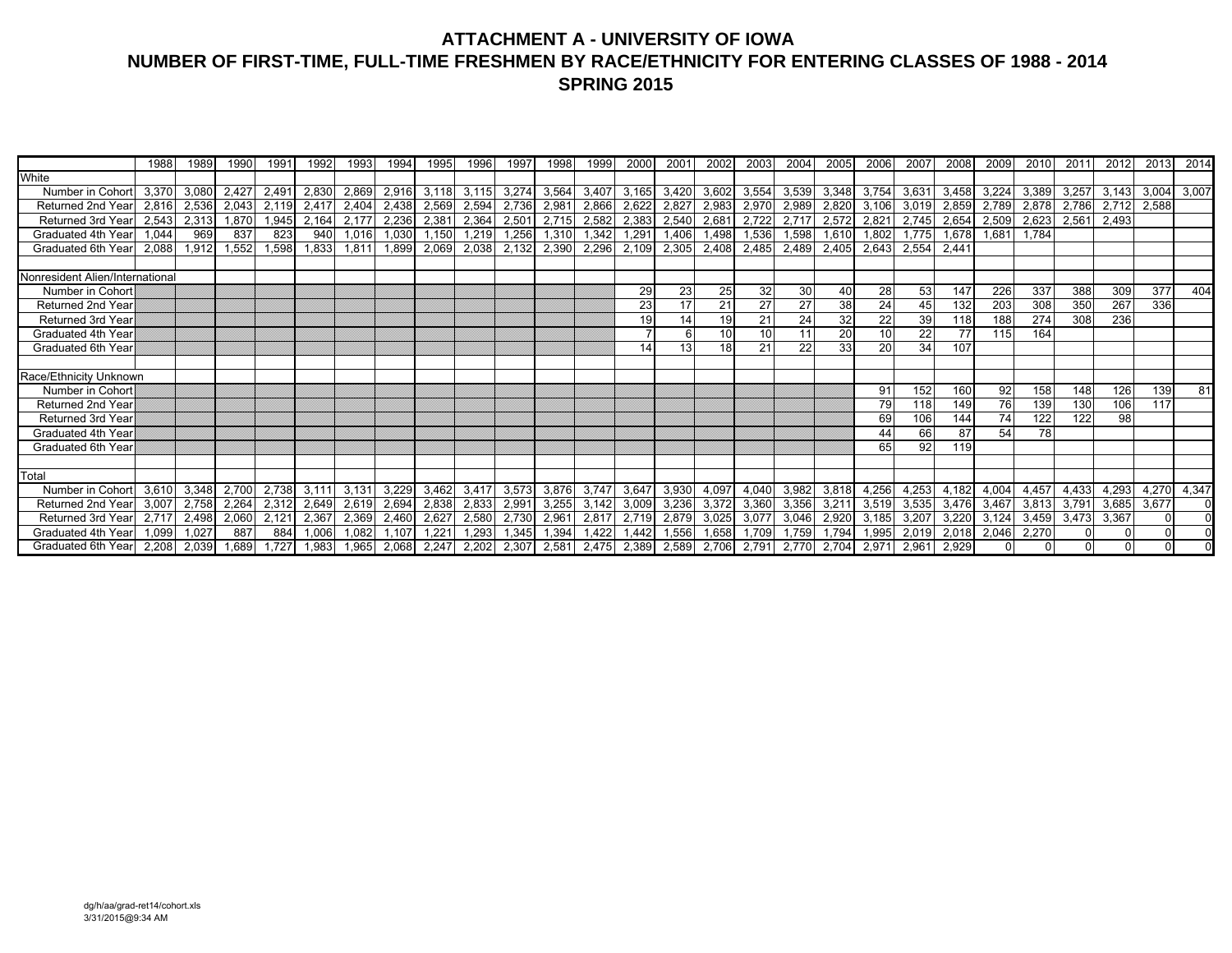# ATTACHMENT A - UNIVERSITY OF IOWA
## NUMBER OF FIRST-TIME, FULL-TIME FRESHMEN BY RACE/ETHNICITY FOR ENTERING CLASSES OF 1988 - 2014
## SPRING 2015

| | 1988 | 1989 | 1990 | 1991 | 1992 | 1993 | 1994 | 1995 | 1996 | 1997 | 1998 | 1999 | 2000 | 2001 | 2002 | 2003 | 2004 | 2005 | 2006 | 2007 | 2008 | 2009 | 2010 | 2011 | 2012 | 2013 | 2014 |
|---|---|---|---|---|---|---|---|---|---|---|---|---|---|---|---|---|---|---|---|---|---|---|---|---|---|---|---|
| White | | | | | | | | | | | | | | | | | | | | | | | | | | | |
| Number in Cohort | 3,370 | 3,080 | 2,427 | 2,491 | 2,830 | 2,869 | 2,916 | 3,118 | 3,115 | 3,274 | 3,564 | 3,407 | 3,165 | 3,420 | 3,602 | 3,554 | 3,539 | 3,348 | 3,754 | 3,631 | 3,458 | 3,224 | 3,389 | 3,257 | 3,143 | 3,004 | 3,007 |
| Returned 2nd Year | 2,816 | 2,536 | 2,043 | 2,119 | 2,417 | 2,404 | 2,438 | 2,569 | 2,594 | 2,736 | 2,981 | 2,866 | 2,622 | 2,827 | 2,983 | 2,970 | 2,989 | 2,820 | 3,106 | 3,019 | 2,859 | 2,789 | 2,878 | 2,786 | 2,712 | 2,588 | |
| Returned 3rd Year | 2,543 | 2,313 | 1,870 | 1,945 | 2,164 | 2,177 | 2,236 | 2,381 | 2,364 | 2,501 | 2,715 | 2,582 | 2,383 | 2,540 | 2,681 | 2,722 | 2,717 | 2,572 | 2,821 | 2,745 | 2,654 | 2,509 | 2,623 | 2,561 | 2,493 | | |
| Graduated 4th Year | 1,044 | 969 | 837 | 823 | 940 | 1,016 | 1,030 | 1,150 | 1,219 | 1,256 | 1,310 | 1,342 | 1,291 | 1,406 | 1,498 | 1,536 | 1,598 | 1,610 | 1,802 | 1,775 | 1,678 | 1,681 | 1,784 | | | | |
| Graduated 6th Year | 2,088 | 1,912 | 1,552 | 1,598 | 1,833 | 1,811 | 1,899 | 2,069 | 2,038 | 2,132 | 2,390 | 2,296 | 2,109 | 2,305 | 2,408 | 2,485 | 2,489 | 2,405 | 2,643 | 2,554 | 2,441 | | | | | | |
| | | | | | | | | | | | | | | | | | | | | | | | | | | | |
| Nonresident Alien/International | | | | | | | | | | | | | | | | | | | | | | | | | | | |
| Number in Cohort | | | | | | | | | | | | | 29 | 23 | 25 | 32 | 30 | 40 | 28 | 53 | 147 | 226 | 337 | 388 | 309 | 377 | 404 |
| Returned 2nd Year | | | | | | | | | | | | | 23 | 17 | 21 | 27 | 27 | 38 | 24 | 45 | 132 | 203 | 308 | 350 | 267 | 336 | |
| Returned 3rd Year | | | | | | | | | | | | | 19 | 14 | 19 | 21 | 24 | 32 | 22 | 39 | 118 | 188 | 274 | 308 | 236 | | |
| Graduated 4th Year | | | | | | | | | | | | | 7 | 6 | 10 | 10 | 11 | 20 | 10 | 22 | 77 | 115 | 164 | | | | |
| Graduated 6th Year | | | | | | | | | | | | | 14 | 13 | 18 | 21 | 22 | 33 | 20 | 34 | 107 | | | | | | |
| | | | | | | | | | | | | | | | | | | | | | | | | | | | |
| Race/Ethnicity Unknown | | | | | | | | | | | | | | | | | | | | | | | | | | | |
| Number in Cohort | | | | | | | | | | | | | | | | | | | 91 | 152 | 160 | 92 | 158 | 148 | 126 | 139 | 81 |
| Returned 2nd Year | | | | | | | | | | | | | | | | | | | 79 | 118 | 149 | 76 | 139 | 130 | 106 | 117 | |
| Returned 3rd Year | | | | | | | | | | | | | | | | | | | 69 | 106 | 144 | 74 | 122 | 122 | 98 | | |
| Graduated 4th Year | | | | | | | | | | | | | | | | | | | 44 | 66 | 87 | 54 | 78 | | | | |
| Graduated 6th Year | | | | | | | | | | | | | | | | | | | 65 | 92 | 119 | | | | | | |
| | | | | | | | | | | | | | | | | | | | | | | | | | | | |
| Total | | | | | | | | | | | | | | | | | | | | | | | | | | | |
| Number in Cohort | 3,610 | 3,348 | 2,700 | 2,738 | 3,111 | 3,131 | 3,229 | 3,462 | 3,417 | 3,573 | 3,876 | 3,747 | 3,647 | 3,930 | 4,097 | 4,040 | 3,982 | 3,818 | 4,256 | 4,253 | 4,182 | 4,004 | 4,457 | 4,433 | 4,293 | 4,270 | 4,347 |
| Returned 2nd Year | 3,007 | 2,758 | 2,264 | 2,312 | 2,649 | 2,619 | 2,694 | 2,838 | 2,833 | 2,991 | 3,255 | 3,142 | 3,009 | 3,236 | 3,372 | 3,360 | 3,356 | 3,211 | 3,519 | 3,535 | 3,476 | 3,467 | 3,813 | 3,791 | 3,685 | 3,677 | 0 |
| Returned 3rd Year | 2,717 | 2,498 | 2,060 | 2,121 | 2,367 | 2,369 | 2,460 | 2,627 | 2,580 | 2,730 | 2,961 | 2,817 | 2,719 | 2,879 | 3,025 | 3,077 | 3,046 | 2,920 | 3,185 | 3,207 | 3,220 | 3,124 | 3,459 | 3,473 | 3,367 | 0 | 0 |
| Graduated 4th Year | 1,099 | 1,027 | 887 | 884 | 1,006 | 1,082 | 1,107 | 1,221 | 1,293 | 1,345 | 1,394 | 1,422 | 1,442 | 1,556 | 1,658 | 1,709 | 1,759 | 1,794 | 1,995 | 2,019 | 2,018 | 2,046 | 2,270 | 0 | 0 | 0 | 0 |
| Graduated 6th Year | 2,208 | 2,039 | 1,689 | 1,727 | 1,983 | 1,965 | 2,068 | 2,247 | 2,202 | 2,307 | 2,581 | 2,475 | 2,389 | 2,589 | 2,706 | 2,791 | 2,770 | 2,704 | 2,971 | 2,961 | 2,929 | 0 | 0 | 0 | 0 | 0 | 0 |

dg/h/aa/grad-ret14/cohort.xls
3/31/2015@9:34 AM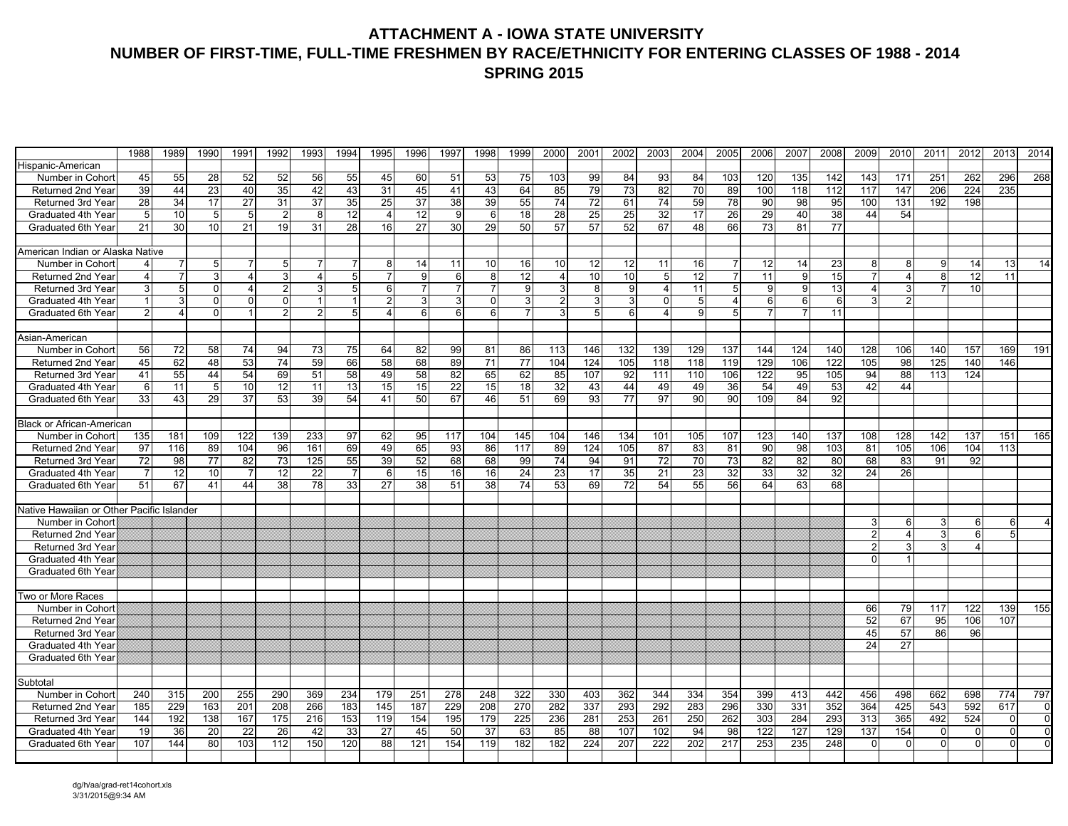# ATTACHMENT A - IOWA STATE UNIVERSITY
## NUMBER OF FIRST-TIME, FULL-TIME FRESHMEN BY RACE/ETHNICITY FOR ENTERING CLASSES OF 1988 - 2014
### SPRING 2015

| | 1988 | 1989 | 1990 | 1991 | 1992 | 1993 | 1994 | 1995 | 1996 | 1997 | 1998 | 1999 | 2000 | 2001 | 2002 | 2003 | 2004 | 2005 | 2006 | 2007 | 2008 | 2009 | 2010 | 2011 | 2012 | 2013 | 2014 |
|---|---|---|---|---|---|---|---|---|---|---|---|---|---|---|---|---|---|---|---|---|---|---|---|---|---|---|---|
| **Hispanic-American** | | | | | | | | | | | | | | | | | | | | | | | | | | | |
| Number in Cohort | 45 | 55 | 28 | 52 | 52 | 56 | 55 | 45 | 60 | 51 | 53 | 75 | 103 | 99 | 84 | 93 | 84 | 103 | 120 | 135 | 142 | 143 | 171 | 251 | 262 | 296 | 268 |
| Returned 2nd Year | 39 | 44 | 23 | 40 | 35 | 42 | 43 | 31 | 45 | 41 | 43 | 64 | 85 | 79 | 73 | 82 | 70 | 89 | 100 | 118 | 112 | 117 | 147 | 206 | 224 | 235 | |
| Returned 3rd Year | 28 | 34 | 17 | 27 | 31 | 37 | 35 | 25 | 37 | 38 | 39 | 55 | 74 | 72 | 61 | 74 | 59 | 78 | 90 | 98 | 95 | 100 | 131 | 192 | 198 | | |
| Graduated 4th Year | 5 | 10 | 5 | 5 | 2 | 8 | 12 | 4 | 12 | 9 | 6 | 18 | 28 | 25 | 25 | 32 | 17 | 26 | 29 | 40 | 38 | 44 | 54 | | | | |
| Graduated 6th Year | 21 | 30 | 10 | 21 | 19 | 31 | 28 | 16 | 27 | 30 | 29 | 50 | 57 | 57 | 52 | 67 | 48 | 66 | 73 | 81 | 77 | | | | | | |
| **American Indian or Alaska Native** | | | | | | | | | | | | | | | | | | | | | | | | | | | |
| Number in Cohort | 4 | 7 | 5 | 7 | 5 | 7 | 7 | 8 | 14 | 11 | 10 | 16 | 10 | 12 | 12 | 11 | 16 | 7 | 12 | 14 | 23 | 8 | 8 | 9 | 14 | 13 | 14 |
| Returned 2nd Year | 4 | 7 | 3 | 4 | 3 | 4 | 5 | 7 | 9 | 6 | 8 | 12 | 4 | 10 | 10 | 5 | 12 | 7 | 11 | 9 | 15 | 7 | 4 | 8 | 12 | 11 | |
| Returned 3rd Year | 3 | 5 | 0 | 4 | 2 | 3 | 5 | 6 | 7 | 7 | 7 | 9 | 3 | 8 | 9 | 4 | 11 | 5 | 9 | 9 | 13 | 4 | 3 | 7 | 10 | | |
| Graduated 4th Year | 1 | 3 | 0 | 0 | 0 | 1 | 1 | 2 | 3 | 3 | 0 | 3 | 2 | 3 | 3 | 0 | 5 | 4 | 6 | 6 | 6 | 3 | 2 | | | | |
| Graduated 6th Year | 2 | 4 | 0 | 1 | 2 | 2 | 5 | 4 | 6 | 6 | 6 | 7 | 3 | 5 | 6 | 4 | 9 | 5 | 7 | 7 | 11 | | | | | | |
| **Asian-American** | | | | | | | | | | | | | | | | | | | | | | | | | | | |
| Number in Cohort | 56 | 72 | 58 | 74 | 94 | 73 | 75 | 64 | 82 | 99 | 81 | 86 | 113 | 146 | 132 | 139 | 129 | 137 | 144 | 124 | 140 | 128 | 106 | 140 | 157 | 169 | 191 |
| Returned 2nd Year | 45 | 62 | 48 | 53 | 74 | 59 | 66 | 58 | 68 | 89 | 71 | 77 | 104 | 124 | 105 | 118 | 118 | 119 | 129 | 106 | 122 | 105 | 98 | 125 | 140 | 146 | |
| Returned 3rd Year | 41 | 55 | 44 | 54 | 69 | 51 | 58 | 49 | 58 | 82 | 65 | 62 | 85 | 107 | 92 | 111 | 110 | 106 | 122 | 95 | 105 | 94 | 88 | 113 | 124 | | |
| Graduated 4th Year | 6 | 11 | 5 | 10 | 12 | 11 | 13 | 15 | 15 | 22 | 15 | 18 | 32 | 43 | 44 | 49 | 49 | 36 | 54 | 49 | 53 | 42 | 44 | | | | |
| Graduated 6th Year | 33 | 43 | 29 | 37 | 53 | 39 | 54 | 41 | 50 | 67 | 46 | 51 | 69 | 93 | 77 | 97 | 90 | 90 | 109 | 84 | 92 | | | | | | |
| **Black or African-American** | | | | | | | | | | | | | | | | | | | | | | | | | | | |
| Number in Cohort | 135 | 181 | 109 | 122 | 139 | 233 | 97 | 62 | 95 | 117 | 104 | 145 | 104 | 146 | 134 | 101 | 105 | 107 | 123 | 140 | 137 | 108 | 128 | 142 | 137 | 151 | 165 |
| Returned 2nd Year | 97 | 116 | 89 | 104 | 96 | 161 | 69 | 49 | 65 | 93 | 86 | 117 | 89 | 124 | 105 | 87 | 83 | 81 | 90 | 98 | 103 | 81 | 105 | 106 | 104 | 113 | |
| Returned 3rd Year | 72 | 98 | 77 | 82 | 73 | 125 | 55 | 39 | 52 | 68 | 68 | 99 | 74 | 94 | 91 | 72 | 70 | 73 | 82 | 82 | 80 | 68 | 83 | 91 | 92 | | |
| Graduated 4th Year | 7 | 12 | 10 | 7 | 12 | 22 | 7 | 6 | 15 | 16 | 16 | 24 | 23 | 17 | 35 | 21 | 23 | 32 | 33 | 32 | 32 | 24 | 26 | | | | |
| Graduated 6th Year | 51 | 67 | 41 | 44 | 38 | 78 | 33 | 27 | 38 | 51 | 38 | 74 | 53 | 69 | 72 | 54 | 55 | 56 | 64 | 63 | 68 | | | | | | |
| **Native Hawaiian or Other Pacific Islander** | | | | | | | | | | | | | | | | | | | | | | | | | | | |
| Number in Cohort | | | | | | | | | | | | | | | | | | | | | | 3 | 6 | 3 | 6 | 6 | 4 |
| Returned 2nd Year | | | | | | | | | | | | | | | | | | | | | | 2 | 4 | 3 | 6 | 5 | |
| Returned 3rd Year | | | | | | | | | | | | | | | | | | | | | | 2 | 3 | 3 | 4 | | |
| Graduated 4th Year | | | | | | | | | | | | | | | | | | | | | | 0 | 1 | | | | |
| Graduated 6th Year | | | | | | | | | | | | | | | | | | | | | | | | | | | |
| **Two or More Races** | | | | | | | | | | | | | | | | | | | | | | | | | | | |
| Number in Cohort | | | | | | | | | | | | | | | | | | | | | | 66 | 79 | 117 | 122 | 139 | 155 |
| Returned 2nd Year | | | | | | | | | | | | | | | | | | | | | | 52 | 67 | 95 | 106 | 107 | |
| Returned 3rd Year | | | | | | | | | | | | | | | | | | | | | | 45 | 57 | 86 | 96 | | |
| Graduated 4th Year | | | | | | | | | | | | | | | | | | | | | | 24 | 27 | | | | |
| Graduated 6th Year | | | | | | | | | | | | | | | | | | | | | | | | | | | |
| **Subtotal** | | | | | | | | | | | | | | | | | | | | | | | | | | | |
| Number in Cohort | 240 | 315 | 200 | 255 | 290 | 369 | 234 | 179 | 251 | 278 | 248 | 322 | 330 | 403 | 362 | 344 | 334 | 354 | 399 | 413 | 442 | 456 | 498 | 662 | 698 | 774 | 797 |
| Returned 2nd Year | 185 | 229 | 163 | 201 | 208 | 266 | 183 | 145 | 187 | 229 | 208 | 270 | 282 | 337 | 293 | 292 | 283 | 296 | 330 | 331 | 352 | 364 | 425 | 543 | 592 | 617 | 0 |
| Returned 3rd Year | 144 | 192 | 138 | 167 | 175 | 216 | 153 | 119 | 154 | 195 | 179 | 225 | 236 | 281 | 253 | 261 | 250 | 262 | 303 | 284 | 293 | 313 | 365 | 492 | 524 | 0 | 0 |
| Graduated 4th Year | 19 | 36 | 20 | 22 | 26 | 42 | 33 | 27 | 45 | 50 | 37 | 63 | 85 | 88 | 107 | 102 | 94 | 98 | 122 | 127 | 129 | 137 | 154 | 0 | 0 | 0 | 0 |
| Graduated 6th Year | 107 | 144 | 80 | 103 | 112 | 150 | 120 | 88 | 121 | 154 | 119 | 182 | 182 | 224 | 207 | 222 | 202 | 217 | 253 | 235 | 248 | 0 | 0 | 0 | 0 | 0 | 0 |

dg/h/aa/grad-ret14cohort.xls
3/31/2015@9:34 AM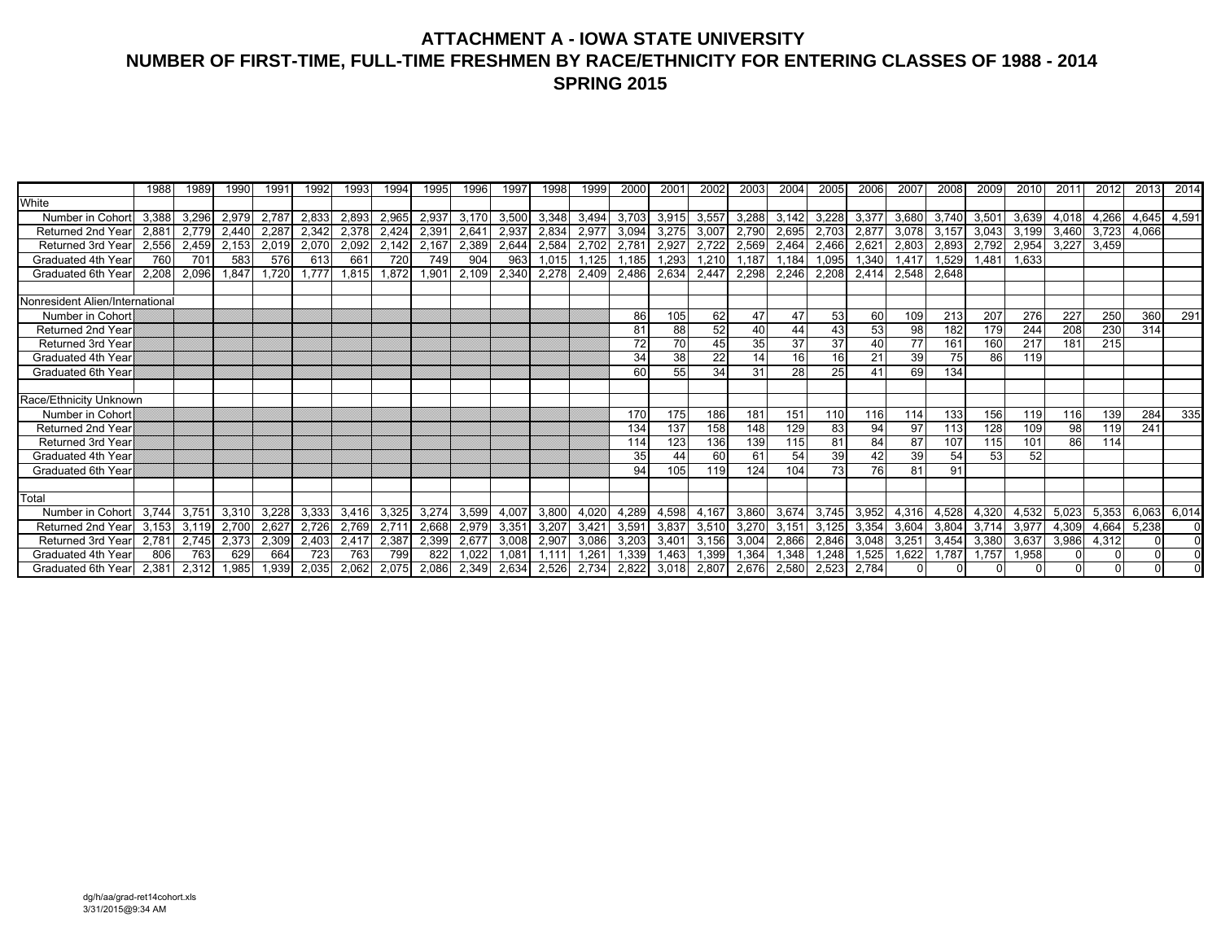# ATTACHMENT A - IOWA STATE UNIVERSITY
## NUMBER OF FIRST-TIME, FULL-TIME FRESHMEN BY RACE/ETHNICITY FOR ENTERING CLASSES OF 1988 - 2014
### SPRING 2015

| | 1988 | 1989 | 1990 | 1991 | 1992 | 1993 | 1994 | 1995 | 1996 | 1997 | 1998 | 1999 | 2000 | 2001 | 2002 | 2003 | 2004 | 2005 | 2006 | 2007 | 2008 | 2009 | 2010 | 2011 | 2012 | 2013 | 2014 |
|---|---|---|---|---|---|---|---|---|---|---|---|---|---|---|---|---|---|---|---|---|---|---|---|---|---|---|---|
| White | | | | | | | | | | | | | | | | | | | | | | | | | | | |
| Number in Cohort | 3,388 | 3,296 | 2,979 | 2,787 | 2,833 | 2,893 | 2,965 | 2,937 | 3,170 | 3,500 | 3,348 | 3,494 | 3,703 | 3,915 | 3,557 | 3,288 | 3,142 | 3,228 | 3,377 | 3,680 | 3,740 | 3,501 | 3,639 | 4,018 | 4,266 | 4,645 | 4,591 |
| Returned 2nd Year | 2,881 | 2,779 | 2,440 | 2,287 | 2,342 | 2,378 | 2,424 | 2,391 | 2,641 | 2,937 | 2,834 | 2,977 | 3,094 | 3,275 | 3,007 | 2,790 | 2,695 | 2,703 | 2,877 | 3,078 | 3,157 | 3,043 | 3,199 | 3,460 | 3,723 | 4,066 | |
| Returned 3rd Year | 2,556 | 2,459 | 2,153 | 2,019 | 2,070 | 2,092 | 2,142 | 2,167 | 2,389 | 2,644 | 2,584 | 2,702 | 2,781 | 2,927 | 2,722 | 2,569 | 2,464 | 2,466 | 2,621 | 2,803 | 2,893 | 2,792 | 2,954 | 3,227 | 3,459 | | |
| Graduated 4th Year | 760 | 701 | 583 | 576 | 613 | 661 | 720 | 749 | 904 | 963 | 1,015 | 1,125 | 1,185 | 1,293 | 1,210 | 1,187 | 1,184 | 1,095 | 1,340 | 1,417 | 1,529 | 1,481 | 1,633 | | | | |
| Graduated 6th Year | 2,208 | 2,096 | 1,847 | 1,720 | 1,777 | 1,815 | 1,872 | 1,901 | 2,109 | 2,340 | 2,278 | 2,409 | 2,486 | 2,634 | 2,447 | 2,298 | 2,246 | 2,208 | 2,414 | 2,548 | 2,648 | | | | | | |
| | | | | | | | | | | | | | | | | | | | | | | | | | | | |
| Nonresident Alien/International | | | | | | | | | | | | | | | | | | | | | | | | | | | |
| Number in Cohort | | | | | | | | | | | | | 86 | 105 | 62 | 47 | 47 | 53 | 60 | 109 | 213 | 207 | 276 | 227 | 250 | 360 | 291 |
| Returned 2nd Year | | | | | | | | | | | | | 81 | 88 | 52 | 40 | 44 | 43 | 53 | 98 | 182 | 179 | 244 | 208 | 230 | 314 | |
| Returned 3rd Year | | | | | | | | | | | | | 72 | 70 | 45 | 35 | 37 | 37 | 40 | 77 | 161 | 160 | 217 | 181 | 215 | | |
| Graduated 4th Year | | | | | | | | | | | | | 34 | 38 | 22 | 14 | 16 | 16 | 21 | 39 | 75 | 86 | 119 | | | | |
| Graduated 6th Year | | | | | | | | | | | | | 60 | 55 | 34 | 31 | 28 | 25 | 41 | 69 | 134 | | | | | | |
| | | | | | | | | | | | | | | | | | | | | | | | | | | | |
| Race/Ethnicity Unknown | | | | | | | | | | | | | | | | | | | | | | | | | | | |
| Number in Cohort | | | | | | | | | | | | | 170 | 175 | 186 | 181 | 151 | 110 | 116 | 114 | 133 | 156 | 119 | 116 | 139 | 284 | 335 |
| Returned 2nd Year | | | | | | | | | | | | | 134 | 137 | 158 | 148 | 129 | 83 | 94 | 97 | 113 | 128 | 109 | 98 | 119 | 241 | |
| Returned 3rd Year | | | | | | | | | | | | | 114 | 123 | 136 | 139 | 115 | 81 | 84 | 87 | 107 | 115 | 101 | 86 | 114 | | |
| Graduated 4th Year | | | | | | | | | | | | | 35 | 44 | 60 | 61 | 54 | 39 | 42 | 39 | 54 | 53 | 52 | | | | |
| Graduated 6th Year | | | | | | | | | | | | | 94 | 105 | 119 | 124 | 104 | 73 | 76 | 81 | 91 | | | | | | |
| | | | | | | | | | | | | | | | | | | | | | | | | | | | |
| Total | | | | | | | | | | | | | | | | | | | | | | | | | | | |
| Number in Cohort | 3,744 | 3,751 | 3,310 | 3,228 | 3,333 | 3,416 | 3,325 | 3,274 | 3,599 | 4,007 | 3,800 | 4,020 | 4,289 | 4,598 | 4,167 | 3,860 | 3,674 | 3,745 | 3,952 | 4,316 | 4,528 | 4,320 | 4,532 | 5,023 | 5,353 | 6,063 | 6,014 |
| Returned 2nd Year | 3,153 | 3,119 | 2,700 | 2,627 | 2,726 | 2,769 | 2,711 | 2,668 | 2,979 | 3,351 | 3,207 | 3,421 | 3,591 | 3,837 | 3,510 | 3,270 | 3,151 | 3,125 | 3,354 | 3,604 | 3,804 | 3,714 | 3,977 | 4,309 | 4,664 | 5,238 | 0 |
| Returned 3rd Year | 2,781 | 2,745 | 2,373 | 2,309 | 2,403 | 2,417 | 2,387 | 2,399 | 2,677 | 3,008 | 2,907 | 3,086 | 3,203 | 3,401 | 3,156 | 3,004 | 2,866 | 2,846 | 3,048 | 3,251 | 3,454 | 3,380 | 3,637 | 3,986 | 4,312 | 0 | 0 |
| Graduated 4th Year | 806 | 763 | 629 | 664 | 723 | 763 | 799 | 822 | 1,022 | 1,081 | 1,111 | 1,261 | 1,339 | 1,463 | 1,399 | 1,364 | 1,348 | 1,248 | 1,525 | 1,622 | 1,787 | 1,757 | 1,958 | 0 | 0 | 0 | 0 |
| Graduated 6th Year | 2,381 | 2,312 | 1,985 | 1,939 | 2,035 | 2,062 | 2,075 | 2,086 | 2,349 | 2,634 | 2,526 | 2,734 | 2,822 | 3,018 | 2,807 | 2,676 | 2,580 | 2,523 | 2,784 | 0 | 0 | 0 | 0 | 0 | 0 | 0 | 0 |

dg/h/aa/grad-ret14cohort.xls
3/31/2015@9:34 AM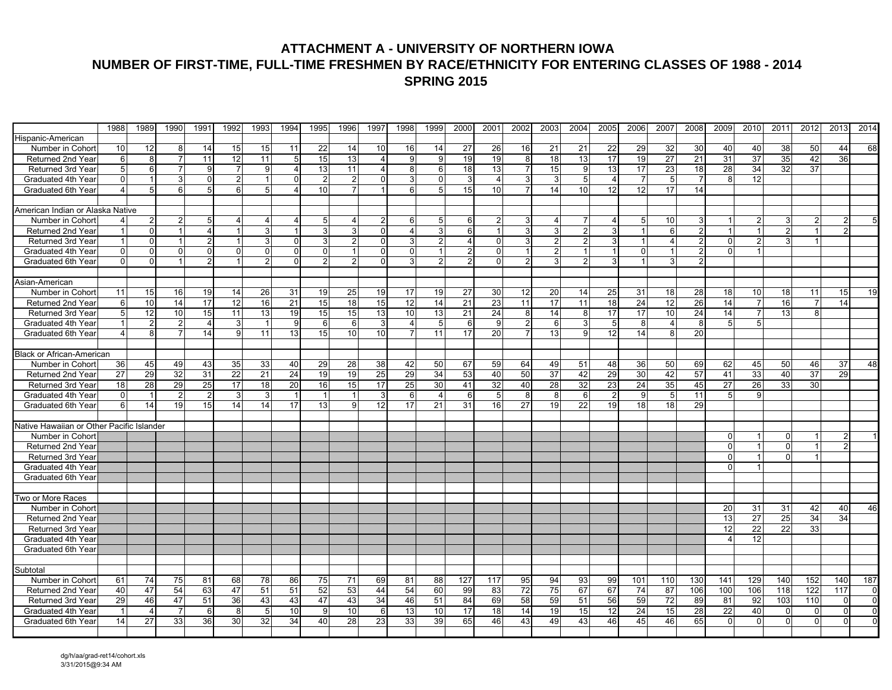# ATTACHMENT A - UNIVERSITY OF NORTHERN IOWA
## NUMBER OF FIRST-TIME, FULL-TIME FRESHMEN BY RACE/ETHNICITY FOR ENTERING CLASSES OF 1988 - 2014
### SPRING 2015

| | 1988 | 1989 | 1990 | 1991 | 1992 | 1993 | 1994 | 1995 | 1996 | 1997 | 1998 | 1999 | 2000 | 2001 | 2002 | 2003 | 2004 | 2005 | 2006 | 2007 | 2008 | 2009 | 2010 | 2011 | 2012 | 2013 | 2014 |
|---|---|---|---|---|---|---|---|---|---|---|---|---|---|---|---|---|---|---|---|---|---|---|---|---|---|---|---|
| Hispanic-American | | | | | | | | | | | | | | | | | | | | | | | | | | | |
| Number in Cohort | 10 | 12 | 8 | 14 | 15 | 15 | 11 | 22 | 14 | 10 | 16 | 14 | 27 | 26 | 16 | 21 | 21 | 22 | 29 | 32 | 30 | 40 | 40 | 38 | 50 | 44 | 68 |
| Returned 2nd Year | 6 | 8 | 7 | 11 | 12 | 11 | 5 | 15 | 13 | 4 | 9 | 9 | 19 | 19 | 8 | 18 | 13 | 17 | 19 | 27 | 21 | 31 | 37 | 35 | 42 | 36 | |
| Returned 3rd Year | 5 | 6 | 7 | 9 | 7 | 9 | 4 | 13 | 11 | 4 | 8 | 6 | 18 | 13 | 7 | 15 | 9 | 13 | 17 | 23 | 18 | 28 | 34 | 32 | 37 | | |
| Graduated 4th Year | 0 | 1 | 3 | 0 | 2 | 1 | 0 | 2 | 2 | 0 | 3 | 0 | 3 | 4 | 3 | 3 | 5 | 4 | 7 | 5 | 7 | 8 | 12 | | | | |
| Graduated 6th Year | 4 | 5 | 6 | 5 | 6 | 5 | 4 | 10 | 7 | 1 | 6 | 5 | 15 | 10 | 7 | 14 | 10 | 12 | 12 | 17 | 14 | | | | | | |
| | | | | | | | | | | | | | | | | | | | | | | | | | | | |
| American Indian or Alaska Native | | | | | | | | | | | | | | | | | | | | | | | | | | | |
| Number in Cohort | 4 | 2 | 2 | 5 | 4 | 4 | 4 | 5 | 4 | 2 | 6 | 5 | 6 | 2 | 3 | 4 | 7 | 4 | 5 | 10 | 3 | 1 | 2 | 3 | 2 | 2 | 5 |
| Returned 2nd Year | 1 | 0 | 1 | 4 | 1 | 3 | 1 | 3 | 3 | 0 | 4 | 3 | 6 | 1 | 3 | 3 | 2 | 3 | 1 | 6 | 2 | 1 | 1 | 2 | 1 | 2 | |
| Returned 3rd Year | 1 | 0 | 1 | 2 | 1 | 3 | 0 | 3 | 2 | 0 | 3 | 2 | 4 | 0 | 3 | 2 | 2 | 3 | 1 | 4 | 2 | 0 | 2 | 3 | 1 | | |
| Graduated 4th Year | 0 | 0 | 0 | 0 | 0 | 0 | 0 | 0 | 1 | 0 | 0 | 1 | 2 | 0 | 1 | 2 | 1 | 1 | 0 | 1 | 2 | 0 | 1 | | | | |
| Graduated 6th Year | 0 | 0 | 1 | 2 | 1 | 2 | 0 | 2 | 2 | 0 | 3 | 2 | 2 | 0 | 2 | 3 | 2 | 3 | 1 | 3 | 2 | | | | | | |
| | | | | | | | | | | | | | | | | | | | | | | | | | | | |
| Asian-American | | | | | | | | | | | | | | | | | | | | | | | | | | | |
| Number in Cohort | 11 | 15 | 16 | 19 | 14 | 26 | 31 | 19 | 25 | 19 | 17 | 19 | 27 | 30 | 12 | 20 | 14 | 25 | 31 | 18 | 28 | 18 | 10 | 18 | 11 | 15 | 19 |
| Returned 2nd Year | 6 | 10 | 14 | 17 | 12 | 16 | 21 | 15 | 18 | 15 | 12 | 14 | 21 | 23 | 11 | 17 | 11 | 18 | 24 | 12 | 26 | 14 | 7 | 16 | 7 | 14 | |
| Returned 3rd Year | 5 | 12 | 10 | 15 | 11 | 13 | 19 | 15 | 15 | 13 | 10 | 13 | 21 | 24 | 8 | 14 | 8 | 17 | 17 | 10 | 24 | 14 | 7 | 13 | 8 | | |
| Graduated 4th Year | 1 | 2 | 2 | 4 | 3 | 1 | 9 | 6 | 6 | 3 | 4 | 5 | 6 | 9 | 2 | 6 | 3 | 5 | 8 | 4 | 8 | 5 | 5 | | | | |
| Graduated 6th Year | 4 | 8 | 7 | 14 | 9 | 11 | 13 | 15 | 10 | 10 | 7 | 11 | 17 | 20 | 7 | 13 | 9 | 12 | 14 | 8 | 20 | | | | | | |
| | | | | | | | | | | | | | | | | | | | | | | | | | | | |
| Black or African-American | | | | | | | | | | | | | | | | | | | | | | | | | | | |
| Number in Cohort | 36 | 45 | 49 | 43 | 35 | 33 | 40 | 29 | 28 | 38 | 42 | 50 | 67 | 59 | 64 | 49 | 51 | 48 | 36 | 50 | 69 | 62 | 45 | 50 | 46 | 37 | 48 |
| Returned 2nd Year | 27 | 29 | 32 | 31 | 22 | 21 | 24 | 19 | 19 | 25 | 29 | 34 | 53 | 40 | 50 | 37 | 42 | 29 | 30 | 42 | 57 | 41 | 33 | 40 | 37 | 29 | |
| Returned 3rd Year | 18 | 28 | 29 | 25 | 17 | 18 | 20 | 16 | 15 | 17 | 25 | 30 | 41 | 32 | 40 | 28 | 32 | 23 | 24 | 35 | 45 | 27 | 26 | 33 | 30 | | |
| Graduated 4th Year | 0 | 1 | 2 | 2 | 3 | 3 | 1 | 1 | 1 | 3 | 6 | 4 | 6 | 5 | 8 | 8 | 6 | 2 | 9 | 5 | 11 | 5 | 9 | | | | |
| Graduated 6th Year | 6 | 14 | 19 | 15 | 14 | 14 | 17 | 13 | 9 | 12 | 17 | 21 | 31 | 16 | 27 | 19 | 22 | 19 | 18 | 18 | 29 | | | | | | |
| | | | | | | | | | | | | | | | | | | | | | | | | | | | |
| Native Hawaiian or Other Pacific Islander | | | | | | | | | | | | | | | | | | | | | | | | | | | |
| Number in Cohort | | | | | | | | | | | | | | | | | | | | | | 0 | 1 | 0 | 1 | 2 | 1 |
| Returned 2nd Year | | | | | | | | | | | | | | | | | | | | | | 0 | 1 | 0 | 1 | 2 | |
| Returned 3rd Year | | | | | | | | | | | | | | | | | | | | | | 0 | 1 | 0 | 1 | | |
| Graduated 4th Year | | | | | | | | | | | | | | | | | | | | | | 0 | 1 | | | | |
| Graduated 6th Year | | | | | | | | | | | | | | | | | | | | | | | | | | | |
| | | | | | | | | | | | | | | | | | | | | | | | | | | | |
| Two or More Races | | | | | | | | | | | | | | | | | | | | | | | | | | | |
| Number in Cohort | | | | | | | | | | | | | | | | | | | | | | 20 | 31 | 31 | 42 | 40 | 46 |
| Returned 2nd Year | | | | | | | | | | | | | | | | | | | | | | 13 | 27 | 25 | 34 | 34 | |
| Returned 3rd Year | | | | | | | | | | | | | | | | | | | | | | 12 | 22 | 22 | 33 | | |
| Graduated 4th Year | | | | | | | | | | | | | | | | | | | | | | 4 | 12 | | | | |
| Graduated 6th Year | | | | | | | | | | | | | | | | | | | | | | | | | | | |
| | | | | | | | | | | | | | | | | | | | | | | | | | | | |
| Subtotal | | | | | | | | | | | | | | | | | | | | | | | | | | | |
| Number in Cohort | 61 | 74 | 75 | 81 | 68 | 78 | 86 | 75 | 71 | 69 | 81 | 88 | 127 | 117 | 95 | 94 | 93 | 99 | 101 | 110 | 130 | 141 | 129 | 140 | 152 | 140 | 187 |
| Returned 2nd Year | 40 | 47 | 54 | 63 | 47 | 51 | 51 | 52 | 53 | 44 | 54 | 60 | 99 | 83 | 72 | 75 | 67 | 67 | 74 | 87 | 106 | 100 | 106 | 118 | 122 | 117 | 0 |
| Returned 3rd Year | 29 | 46 | 47 | 51 | 36 | 43 | 43 | 47 | 43 | 34 | 46 | 51 | 84 | 69 | 58 | 59 | 51 | 56 | 59 | 72 | 89 | 81 | 92 | 103 | 110 | 0 | 0 |
| Graduated 4th Year | 1 | 4 | 7 | 6 | 8 | 5 | 10 | 9 | 10 | 6 | 13 | 10 | 17 | 18 | 14 | 19 | 15 | 12 | 24 | 15 | 28 | 22 | 40 | 0 | 0 | 0 | 0 |
| Graduated 6th Year | 14 | 27 | 33 | 36 | 30 | 32 | 34 | 40 | 28 | 23 | 33 | 39 | 65 | 46 | 43 | 49 | 43 | 46 | 45 | 46 | 65 | 0 | 0 | 0 | 0 | 0 | 0 |

dg/h/aa/grad-ret14/cohort.xls
3/31/2015@9:34 AM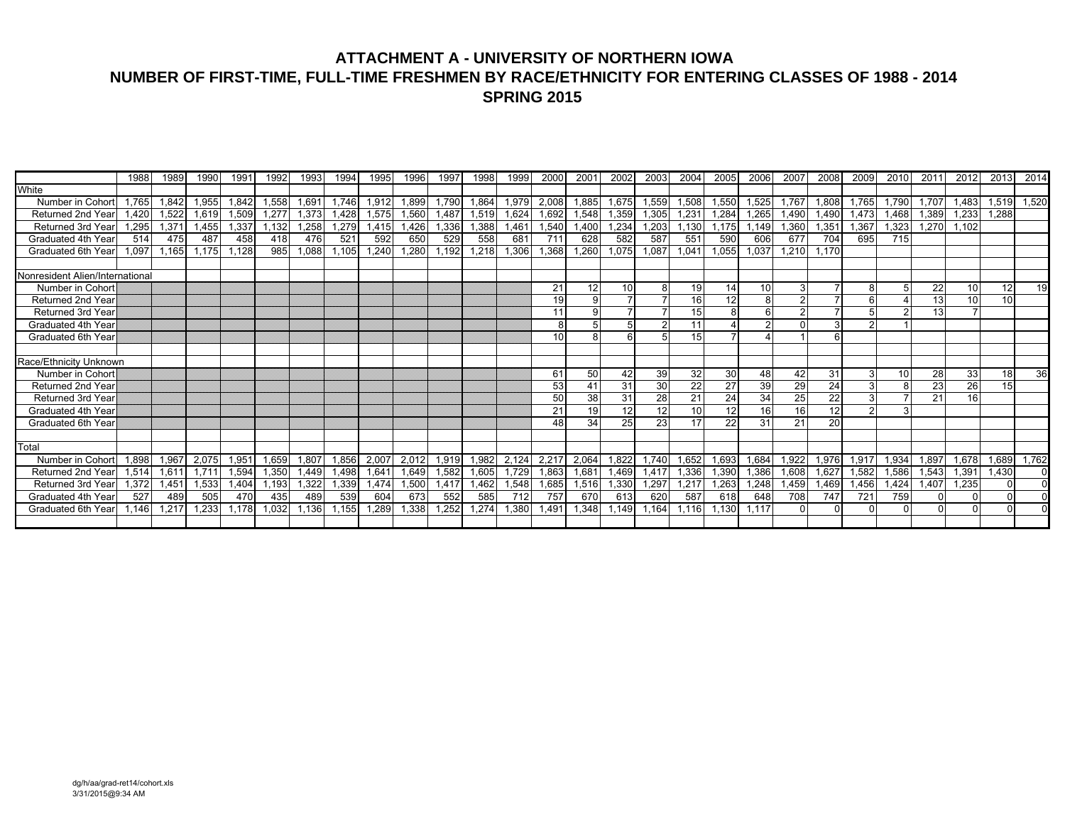# ATTACHMENT A - UNIVERSITY OF NORTHERN IOWA
## NUMBER OF FIRST-TIME, FULL-TIME FRESHMEN BY RACE/ETHNICITY FOR ENTERING CLASSES OF 1988 - 2014
## SPRING 2015

| | 1988 | 1989 | 1990 | 1991 | 1992 | 1993 | 1994 | 1995 | 1996 | 1997 | 1998 | 1999 | 2000 | 2001 | 2002 | 2003 | 2004 | 2005 | 2006 | 2007 | 2008 | 2009 | 2010 | 2011 | 2012 | 2013 | 2014 |
|---|---|---|---|---|---|---|---|---|---|---|---|---|---|---|---|---|---|---|---|---|---|---|---|---|---|---|---|
| **White** | | | | | | | | | | | | | | | | | | | | | | | | | | | |
| Number in Cohort | 1,765 | 1,842 | 1,955 | 1,842 | 1,558 | 1,691 | 1,746 | 1,912 | 1,899 | 1,790 | 1,864 | 1,979 | 2,008 | 1,885 | 1,675 | 1,559 | 1,508 | 1,550 | 1,525 | 1,767 | 1,808 | 1,765 | 1,790 | 1,707 | 1,483 | 1,519 | 1,520 |
| Returned 2nd Year | 1,420 | 1,522 | 1,619 | 1,509 | 1,277 | 1,373 | 1,428 | 1,575 | 1,560 | 1,487 | 1,519 | 1,624 | 1,692 | 1,548 | 1,359 | 1,305 | 1,231 | 1,284 | 1,265 | 1,490 | 1,490 | 1,473 | 1,468 | 1,389 | 1,233 | 1,288 | |
| Returned 3rd Year | 1,295 | 1,371 | 1,455 | 1,337 | 1,132 | 1,258 | 1,279 | 1,415 | 1,426 | 1,336 | 1,388 | 1,461 | 1,540 | 1,400 | 1,234 | 1,203 | 1,130 | 1,175 | 1,149 | 1,360 | 1,351 | 1,367 | 1,323 | 1,270 | 1,102 | | |
| Graduated 4th Year | 514 | 475 | 487 | 458 | 418 | 476 | 521 | 592 | 650 | 529 | 558 | 681 | 711 | 628 | 582 | 587 | 551 | 590 | 606 | 677 | 704 | 695 | 715 | | | | |
| Graduated 6th Year | 1,097 | 1,165 | 1,175 | 1,128 | 985 | 1,088 | 1,105 | 1,240 | 1,280 | 1,192 | 1,218 | 1,306 | 1,368 | 1,260 | 1,075 | 1,087 | 1,041 | 1,055 | 1,037 | 1,210 | 1,170 | | | | | | |
| | | | | | | | | | | | | | | | | | | | | | | | | | | | |
| **Nonresident Alien/International** | | | | | | | | | | | | | | | | | | | | | | | | | | | |
| Number in Cohort | | | | | | | | | | | | | 21 | 12 | 10 | 8 | 19 | 14 | 10 | 3 | 7 | 8 | 5 | 22 | 10 | 12 | 19 |
| Returned 2nd Year | | | | | | | | | | | | | 19 | 9 | 7 | 7 | 16 | 12 | 8 | 2 | 7 | 6 | 4 | 13 | 10 | 10 | |
| Returned 3rd Year | | | | | | | | | | | | | 11 | 9 | 7 | 7 | 15 | 8 | 6 | 2 | 7 | 5 | 2 | 13 | 7 | | |
| Graduated 4th Year | | | | | | | | | | | | | 8 | 5 | 5 | 2 | 11 | 4 | 2 | 0 | 3 | 2 | 1 | | | | |
| Graduated 6th Year | | | | | | | | | | | | | 10 | 8 | 6 | 5 | 15 | 7 | 4 | 1 | 6 | | | | | | |
| | | | | | | | | | | | | | | | | | | | | | | | | | | | |
| **Race/Ethnicity Unknown** | | | | | | | | | | | | | | | | | | | | | | | | | | | |
| Number in Cohort | | | | | | | | | | | | | 61 | 50 | 42 | 39 | 32 | 30 | 48 | 42 | 31 | 3 | 10 | 28 | 33 | 18 | 36 |
| Returned 2nd Year | | | | | | | | | | | | | 53 | 41 | 31 | 30 | 22 | 27 | 39 | 29 | 24 | 3 | 8 | 23 | 26 | 15 | |
| Returned 3rd Year | | | | | | | | | | | | | 50 | 38 | 31 | 28 | 21 | 24 | 34 | 25 | 22 | 3 | 7 | 21 | 16 | | |
| Graduated 4th Year | | | | | | | | | | | | | 21 | 19 | 12 | 12 | 10 | 12 | 16 | 16 | 12 | 2 | 3 | | | | |
| Graduated 6th Year | | | | | | | | | | | | | 48 | 34 | 25 | 23 | 17 | 22 | 31 | 21 | 20 | | | | | | |
| | | | | | | | | | | | | | | | | | | | | | | | | | | | |
| **Total** | | | | | | | | | | | | | | | | | | | | | | | | | | | |
| Number in Cohort | 1,898 | 1,967 | 2,075 | 1,951 | 1,659 | 1,807 | 1,856 | 2,007 | 2,012 | 1,919 | 1,982 | 2,124 | 2,217 | 2,064 | 1,822 | 1,740 | 1,652 | 1,693 | 1,684 | 1,922 | 1,976 | 1,917 | 1,934 | 1,897 | 1,678 | 1,689 | 1,762 |
| Returned 2nd Year | 1,514 | 1,611 | 1,711 | 1,594 | 1,350 | 1,449 | 1,498 | 1,641 | 1,649 | 1,582 | 1,605 | 1,729 | 1,863 | 1,681 | 1,469 | 1,417 | 1,336 | 1,390 | 1,386 | 1,608 | 1,627 | 1,582 | 1,586 | 1,543 | 1,391 | 1,430 | 0 |
| Returned 3rd Year | 1,372 | 1,451 | 1,533 | 1,404 | 1,193 | 1,322 | 1,339 | 1,474 | 1,500 | 1,417 | 1,462 | 1,548 | 1,685 | 1,516 | 1,330 | 1,297 | 1,217 | 1,263 | 1,248 | 1,459 | 1,469 | 1,456 | 1,424 | 1,407 | 1,235 | 0 | 0 |
| Graduated 4th Year | 527 | 489 | 505 | 470 | 435 | 489 | 539 | 604 | 673 | 552 | 585 | 712 | 757 | 670 | 613 | 620 | 587 | 618 | 648 | 708 | 747 | 721 | 759 | 0 | 0 | 0 | 0 |
| Graduated 6th Year | 1,146 | 1,217 | 1,233 | 1,178 | 1,032 | 1,136 | 1,155 | 1,289 | 1,338 | 1,252 | 1,274 | 1,380 | 1,491 | 1,348 | 1,149 | 1,164 | 1,116 | 1,130 | 1,117 | 0 | 0 | 0 | 0 | 0 | 0 | 0 | 0 |

dg/h/aa/grad-ret14/cohort.xls
3/31/2015@9:34 AM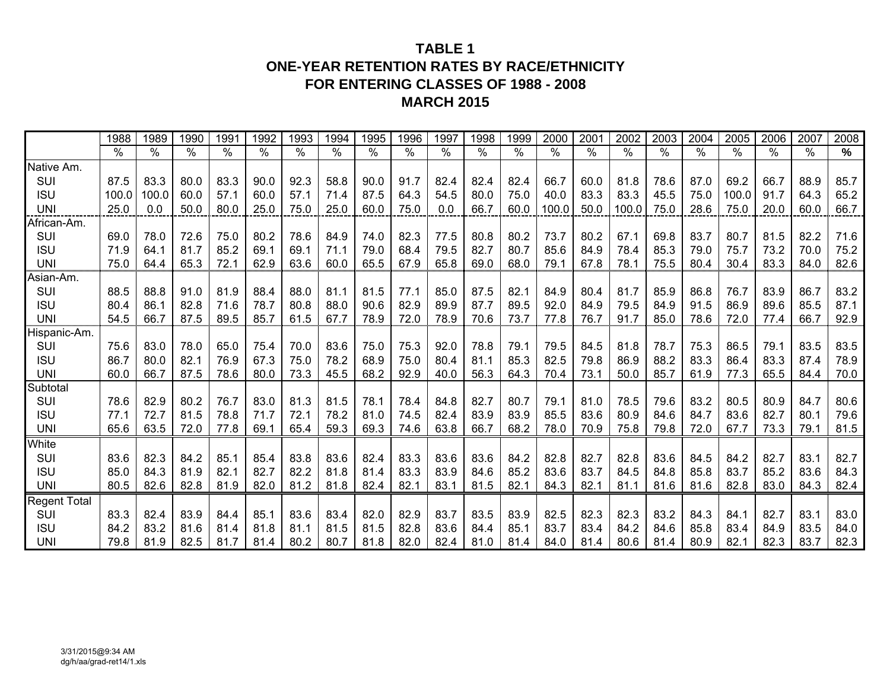# TABLE 1
## ONE-YEAR RETENTION RATES BY RACE/ETHNICITY
## FOR ENTERING CLASSES OF 1988 - 2008
## MARCH 2015

| | 1988 | 1989 | 1990 | 1991 | 1992 | 1993 | 1994 | 1995 | 1996 | 1997 | 1998 | 1999 | 2000 | 2001 | 2002 | 2003 | 2004 | 2005 | 2006 | 2007 | 2008 |
|---|---|---|---|---|---|---|---|---|---|---|---|---|---|---|---|---|---|---|---|---|---|
| | % | % | % | % | % | % | % | % | % | % | % | % | % | % | % | % | % | % | % | % | **%** |
| Native Am. | | | | | | | | | | | | | | | | | | | | | |
| SUI | 87.5 | 83.3 | 80.0 | 83.3 | 90.0 | 92.3 | 58.8 | 90.0 | 91.7 | 82.4 | 82.4 | 82.4 | 66.7 | 60.0 | 81.8 | 78.6 | 87.0 | 69.2 | 66.7 | 88.9 | 85.7 |
| ISU | 100.0 | 100.0 | 60.0 | 57.1 | 60.0 | 57.1 | 71.4 | 87.5 | 64.3 | 54.5 | 80.0 | 75.0 | 40.0 | 83.3 | 83.3 | 45.5 | 75.0 | 100.0 | 91.7 | 64.3 | 65.2 |
| UNI | 25.0 | 0.0 | 50.0 | 80.0 | 25.0 | 75.0 | 25.0 | 60.0 | 75.0 | 0.0 | 66.7 | 60.0 | 100.0 | 50.0 | 100.0 | 75.0 | 28.6 | 75.0 | 20.0 | 60.0 | 66.7 |
| African-Am. | | | | | | | | | | | | | | | | | | | | | |
| SUI | 69.0 | 78.0 | 72.6 | 75.0 | 80.2 | 78.6 | 84.9 | 74.0 | 82.3 | 77.5 | 80.8 | 80.2 | 73.7 | 80.2 | 67.1 | 69.8 | 83.7 | 80.7 | 81.5 | 82.2 | 71.6 |
| ISU | 71.9 | 64.1 | 81.7 | 85.2 | 69.1 | 69.1 | 71.1 | 79.0 | 68.4 | 79.5 | 82.7 | 80.7 | 85.6 | 84.9 | 78.4 | 85.3 | 79.0 | 75.7 | 73.2 | 70.0 | 75.2 |
| UNI | 75.0 | 64.4 | 65.3 | 72.1 | 62.9 | 63.6 | 60.0 | 65.5 | 67.9 | 65.8 | 69.0 | 68.0 | 79.1 | 67.8 | 78.1 | 75.5 | 80.4 | 30.4 | 83.3 | 84.0 | 82.6 |
| Asian-Am. | | | | | | | | | | | | | | | | | | | | | |
| SUI | 88.5 | 88.8 | 91.0 | 81.9 | 88.4 | 88.0 | 81.1 | 81.5 | 77.1 | 85.0 | 87.5 | 82.1 | 84.9 | 80.4 | 81.7 | 85.9 | 86.8 | 76.7 | 83.9 | 86.7 | 83.2 |
| ISU | 80.4 | 86.1 | 82.8 | 71.6 | 78.7 | 80.8 | 88.0 | 90.6 | 82.9 | 89.9 | 87.7 | 89.5 | 92.0 | 84.9 | 79.5 | 84.9 | 91.5 | 86.9 | 89.6 | 85.5 | 87.1 |
| UNI | 54.5 | 66.7 | 87.5 | 89.5 | 85.7 | 61.5 | 67.7 | 78.9 | 72.0 | 78.9 | 70.6 | 73.7 | 77.8 | 76.7 | 91.7 | 85.0 | 78.6 | 72.0 | 77.4 | 66.7 | 92.9 |
| Hispanic-Am. | | | | | | | | | | | | | | | | | | | | | |
| SUI | 75.6 | 83.0 | 78.0 | 65.0 | 75.4 | 70.0 | 83.6 | 75.0 | 75.3 | 92.0 | 78.8 | 79.1 | 79.5 | 84.5 | 81.8 | 78.7 | 75.3 | 86.5 | 79.1 | 83.5 | 83.5 |
| ISU | 86.7 | 80.0 | 82.1 | 76.9 | 67.3 | 75.0 | 78.2 | 68.9 | 75.0 | 80.4 | 81.1 | 85.3 | 82.5 | 79.8 | 86.9 | 88.2 | 83.3 | 86.4 | 83.3 | 87.4 | 78.9 |
| UNI | 60.0 | 66.7 | 87.5 | 78.6 | 80.0 | 73.3 | 45.5 | 68.2 | 92.9 | 40.0 | 56.3 | 64.3 | 70.4 | 73.1 | 50.0 | 85.7 | 61.9 | 77.3 | 65.5 | 84.4 | 70.0 |
| Subtotal | | | | | | | | | | | | | | | | | | | | | |
| SUI | 78.6 | 82.9 | 80.2 | 76.7 | 83.0 | 81.3 | 81.5 | 78.1 | 78.4 | 84.8 | 82.7 | 80.7 | 79.1 | 81.0 | 78.5 | 79.6 | 83.2 | 80.5 | 80.9 | 84.7 | 80.6 |
| ISU | 77.1 | 72.7 | 81.5 | 78.8 | 71.7 | 72.1 | 78.2 | 81.0 | 74.5 | 82.4 | 83.9 | 83.9 | 85.5 | 83.6 | 80.9 | 84.6 | 84.7 | 83.6 | 82.7 | 80.1 | 79.6 |
| UNI | 65.6 | 63.5 | 72.0 | 77.8 | 69.1 | 65.4 | 59.3 | 69.3 | 74.6 | 63.8 | 66.7 | 68.2 | 78.0 | 70.9 | 75.8 | 79.8 | 72.0 | 67.7 | 73.3 | 79.1 | 81.5 |
| White | | | | | | | | | | | | | | | | | | | | | |
| SUI | 83.6 | 82.3 | 84.2 | 85.1 | 85.4 | 83.8 | 83.6 | 82.4 | 83.3 | 83.6 | 83.6 | 84.2 | 82.8 | 82.7 | 82.8 | 83.6 | 84.5 | 84.2 | 82.7 | 83.1 | 82.7 |
| ISU | 85.0 | 84.3 | 81.9 | 82.1 | 82.7 | 82.2 | 81.8 | 81.4 | 83.3 | 83.9 | 84.6 | 85.2 | 83.6 | 83.7 | 84.5 | 84.8 | 85.8 | 83.7 | 85.2 | 83.6 | 84.3 |
| UNI | 80.5 | 82.6 | 82.8 | 81.9 | 82.0 | 81.2 | 81.8 | 82.4 | 82.1 | 83.1 | 81.5 | 82.1 | 84.3 | 82.1 | 81.1 | 81.6 | 81.6 | 82.8 | 83.0 | 84.3 | 82.4 |
| Regent Total | | | | | | | | | | | | | | | | | | | | | |
| SUI | 83.3 | 82.4 | 83.9 | 84.4 | 85.1 | 83.6 | 83.4 | 82.0 | 82.9 | 83.7 | 83.5 | 83.9 | 82.5 | 82.3 | 82.3 | 83.2 | 84.3 | 84.1 | 82.7 | 83.1 | 83.0 |
| ISU | 84.2 | 83.2 | 81.6 | 81.4 | 81.8 | 81.1 | 81.5 | 81.5 | 82.8 | 83.6 | 84.4 | 85.1 | 83.7 | 83.4 | 84.2 | 84.6 | 85.8 | 83.4 | 84.9 | 83.5 | 84.0 |
| UNI | 79.8 | 81.9 | 82.5 | 81.7 | 81.4 | 80.2 | 80.7 | 81.8 | 82.0 | 82.4 | 81.0 | 81.4 | 84.0 | 81.4 | 80.6 | 81.4 | 80.9 | 82.1 | 82.3 | 83.7 | 82.3 |

3/31/2015@9:34 AM
dg/h/aa/grad-ret14/1.xls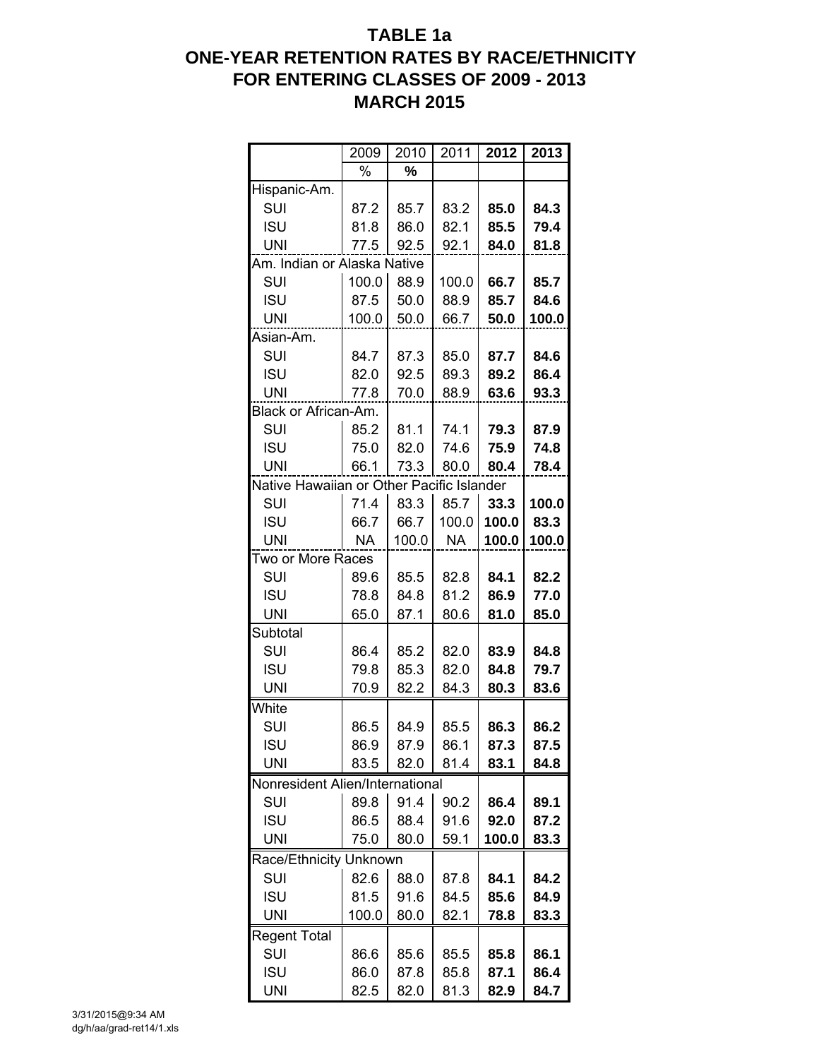# TABLE 1a
## ONE-YEAR RETENTION RATES BY RACE/ETHNICITY
## FOR ENTERING CLASSES OF 2009 - 2013
## MARCH 2015

| | 2009 | 2010 | 2011 | **2012** | **2013** |
|---|---|---|---|---|---|
| | % | **%** | | | |
| Hispanic-Am. | | | | | |
| SUI | 87.2 | 85.7 | 83.2 | **85.0** | **84.3** |
| ISU | 81.8 | 86.0 | 82.1 | **85.5** | **79.4** |
| UNI | 77.5 | 92.5 | 92.1 | **84.0** | **81.8** |
| Am. Indian or Alaska Native | | | | | |
| SUI | 100.0 | 88.9 | 100.0 | **66.7** | **85.7** |
| ISU | 87.5 | 50.0 | 88.9 | **85.7** | **84.6** |
| UNI | 100.0 | 50.0 | 66.7 | **50.0** | **100.0** |
| Asian-Am. | | | | | |
| SUI | 84.7 | 87.3 | 85.0 | **87.7** | **84.6** |
| ISU | 82.0 | 92.5 | 89.3 | **89.2** | **86.4** |
| UNI | 77.8 | 70.0 | 88.9 | **63.6** | **93.3** |
| Black or African-Am. | | | | | |
| SUI | 85.2 | 81.1 | 74.1 | **79.3** | **87.9** |
| ISU | 75.0 | 82.0 | 74.6 | **75.9** | **74.8** |
| UNI | 66.1 | 73.3 | 80.0 | **80.4** | **78.4** |
| Native Hawaiian or Other Pacific Islander | | | | | |
| SUI | 71.4 | 83.3 | 85.7 | **33.3** | **100.0** |
| ISU | 66.7 | 66.7 | 100.0 | **100.0** | **83.3** |
| UNI | NA | 100.0 | NA | **100.0** | **100.0** |
| Two or More Races | | | | | |
| SUI | 89.6 | 85.5 | 82.8 | **84.1** | **82.2** |
| ISU | 78.8 | 84.8 | 81.2 | **86.9** | **77.0** |
| UNI | 65.0 | 87.1 | 80.6 | **81.0** | **85.0** |
| Subtotal | | | | | |
| SUI | 86.4 | 85.2 | 82.0 | **83.9** | **84.8** |
| ISU | 79.8 | 85.3 | 82.0 | **84.8** | **79.7** |
| UNI | 70.9 | 82.2 | 84.3 | **80.3** | **83.6** |
| White | | | | | |
| SUI | 86.5 | 84.9 | 85.5 | **86.3** | **86.2** |
| ISU | 86.9 | 87.9 | 86.1 | **87.3** | **87.5** |
| UNI | 83.5 | 82.0 | 81.4 | **83.1** | **84.8** |
| Nonresident Alien/International | | | | | |
| SUI | 89.8 | 91.4 | 90.2 | **86.4** | **89.1** |
| ISU | 86.5 | 88.4 | 91.6 | **92.0** | **87.2** |
| UNI | 75.0 | 80.0 | 59.1 | **100.0** | **83.3** |
| Race/Ethnicity Unknown | | | | | |
| SUI | 82.6 | 88.0 | 87.8 | **84.1** | **84.2** |
| ISU | 81.5 | 91.6 | 84.5 | **85.6** | **84.9** |
| UNI | 100.0 | 80.0 | 82.1 | **78.8** | **83.3** |
| Regent Total | | | | | |
| SUI | 86.6 | 85.6 | 85.5 | **85.8** | **86.1** |
| ISU | 86.0 | 87.8 | 85.8 | **87.1** | **86.4** |
| UNI | 82.5 | 82.0 | 81.3 | **82.9** | **84.7** |

3/31/2015@9:34 AM
dg/h/aa/grad-ret14/1.xls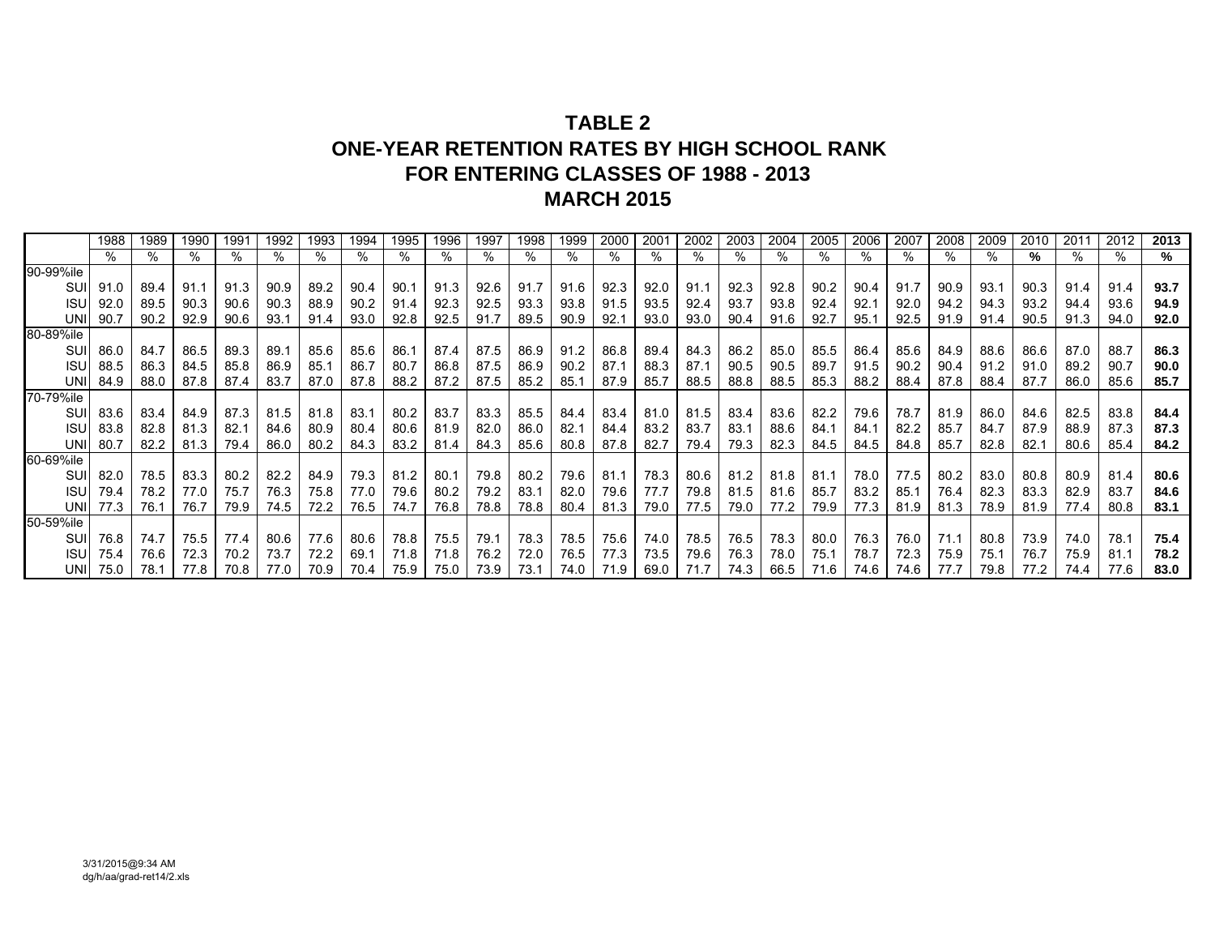# TABLE 2
# ONE-YEAR RETENTION RATES BY HIGH SCHOOL RANK
# FOR ENTERING CLASSES OF 1988 - 2013
# MARCH 2015

| | 1988 | 1989 | 1990 | 1991 | 1992 | 1993 | 1994 | 1995 | 1996 | 1997 | 1998 | 1999 | 2000 | 2001 | 2002 | 2003 | 2004 | 2005 | 2006 | 2007 | 2008 | 2009 | 2010 | 2011 | 2012 | **2013** |
|---|---|---|---|---|---|---|---|---|---|---|---|---|---|---|---|---|---|---|---|---|---|---|---|---|---|---|
| | % | % | % | % | % | % | % | % | % | % | % | % | % | % | % | % | % | % | % | % | % | % | **%** | % | % | **%** |
| 90-99%ile | | | | | | | | | | | | | | | | | | | | | | | | | | |
| SUI | 91.0 | 89.4 | 91.1 | 91.3 | 90.9 | 89.2 | 90.4 | 90.1 | 91.3 | 92.6 | 91.7 | 91.6 | 92.3 | 92.0 | 91.1 | 92.3 | 92.8 | 90.2 | 90.4 | 91.7 | 90.9 | 93.1 | 90.3 | 91.4 | 91.4 | **93.7** |
| ISU | 92.0 | 89.5 | 90.3 | 90.6 | 90.3 | 88.9 | 90.2 | 91.4 | 92.3 | 92.5 | 93.3 | 93.8 | 91.5 | 93.5 | 92.4 | 93.7 | 93.8 | 92.4 | 92.1 | 92.0 | 94.2 | 94.3 | 93.2 | 94.4 | 93.6 | **94.9** |
| UNI | 90.7 | 90.2 | 92.9 | 90.6 | 93.1 | 91.4 | 93.0 | 92.8 | 92.5 | 91.7 | 89.5 | 90.9 | 92.1 | 93.0 | 93.0 | 90.4 | 91.6 | 92.7 | 95.1 | 92.5 | 91.9 | 91.4 | 90.5 | 91.3 | 94.0 | **92.0** |
| 80-89%ile | | | | | | | | | | | | | | | | | | | | | | | | | | |
| SUI | 86.0 | 84.7 | 86.5 | 89.3 | 89.1 | 85.6 | 85.6 | 86.1 | 87.4 | 87.5 | 86.9 | 91.2 | 86.8 | 89.4 | 84.3 | 86.2 | 85.0 | 85.5 | 86.4 | 85.6 | 84.9 | 88.6 | 86.6 | 87.0 | 88.7 | **86.3** |
| ISU | 88.5 | 86.3 | 84.5 | 85.8 | 86.9 | 85.1 | 86.7 | 80.7 | 86.8 | 87.5 | 86.9 | 90.2 | 87.1 | 88.3 | 87.1 | 90.5 | 90.5 | 89.7 | 91.5 | 90.2 | 90.4 | 91.2 | 91.0 | 89.2 | 90.7 | **90.0** |
| UNI | 84.9 | 88.0 | 87.8 | 87.4 | 83.7 | 87.0 | 87.8 | 88.2 | 87.2 | 87.5 | 85.2 | 85.1 | 87.9 | 85.7 | 88.5 | 88.8 | 88.5 | 85.3 | 88.2 | 88.4 | 87.8 | 88.4 | 87.7 | 86.0 | 85.6 | **85.7** |
| 70-79%ile | | | | | | | | | | | | | | | | | | | | | | | | | | |
| SUI | 83.6 | 83.4 | 84.9 | 87.3 | 81.5 | 81.8 | 83.1 | 80.2 | 83.7 | 83.3 | 85.5 | 84.4 | 83.4 | 81.0 | 81.5 | 83.4 | 83.6 | 82.2 | 79.6 | 78.7 | 81.9 | 86.0 | 84.6 | 82.5 | 83.8 | **84.4** |
| ISU | 83.8 | 82.8 | 81.3 | 82.1 | 84.6 | 80.9 | 80.4 | 80.6 | 81.9 | 82.0 | 86.0 | 82.1 | 84.4 | 83.2 | 83.7 | 83.1 | 88.6 | 84.1 | 84.1 | 82.2 | 85.7 | 84.7 | 87.9 | 88.9 | 87.3 | **87.3** |
| UNI | 80.7 | 82.2 | 81.3 | 79.4 | 86.0 | 80.2 | 84.3 | 83.2 | 81.4 | 84.3 | 85.6 | 80.8 | 87.8 | 82.7 | 79.4 | 79.3 | 82.3 | 84.5 | 84.5 | 84.8 | 85.7 | 82.8 | 82.1 | 80.6 | 85.4 | **84.2** |
| 60-69%ile | | | | | | | | | | | | | | | | | | | | | | | | | | |
| SUI | 82.0 | 78.5 | 83.3 | 80.2 | 82.2 | 84.9 | 79.3 | 81.2 | 80.1 | 79.8 | 80.2 | 79.6 | 81.1 | 78.3 | 80.6 | 81.2 | 81.8 | 81.1 | 78.0 | 77.5 | 80.2 | 83.0 | 80.8 | 80.9 | 81.4 | **80.6** |
| ISU | 79.4 | 78.2 | 77.0 | 75.7 | 76.3 | 75.8 | 77.0 | 79.6 | 80.2 | 79.2 | 83.1 | 82.0 | 79.6 | 77.7 | 79.8 | 81.5 | 81.6 | 85.7 | 83.2 | 85.1 | 76.4 | 82.3 | 83.3 | 82.9 | 83.7 | **84.6** |
| UNI | 77.3 | 76.1 | 76.7 | 79.9 | 74.5 | 72.2 | 76.5 | 74.7 | 76.8 | 78.8 | 78.8 | 80.4 | 81.3 | 79.0 | 77.5 | 79.0 | 77.2 | 79.9 | 77.3 | 81.9 | 81.3 | 78.9 | 81.9 | 77.4 | 80.8 | **83.1** |
| 50-59%ile | | | | | | | | | | | | | | | | | | | | | | | | | | |
| SUI | 76.8 | 74.7 | 75.5 | 77.4 | 80.6 | 77.6 | 80.6 | 78.8 | 75.5 | 79.1 | 78.3 | 78.5 | 75.6 | 74.0 | 78.5 | 76.5 | 78.3 | 80.0 | 76.3 | 76.0 | 71.1 | 80.8 | 73.9 | 74.0 | 78.1 | **75.4** |
| ISU | 75.4 | 76.6 | 72.3 | 70.2 | 73.7 | 72.2 | 69.1 | 71.8 | 71.8 | 76.2 | 72.0 | 76.5 | 77.3 | 73.5 | 79.6 | 76.3 | 78.0 | 75.1 | 78.7 | 72.3 | 75.9 | 75.1 | 76.7 | 75.9 | 81.1 | **78.2** |
| UNI | 75.0 | 78.1 | 77.8 | 70.8 | 77.0 | 70.9 | 70.4 | 75.9 | 75.0 | 73.9 | 73.1 | 74.0 | 71.9 | 69.0 | 71.7 | 74.3 | 66.5 | 71.6 | 74.6 | 74.6 | 77.7 | 79.8 | 77.2 | 74.4 | 77.6 | **83.0** |

3/31/2015@9:34 AM
dg/h/aa/grad-ret14/2.xls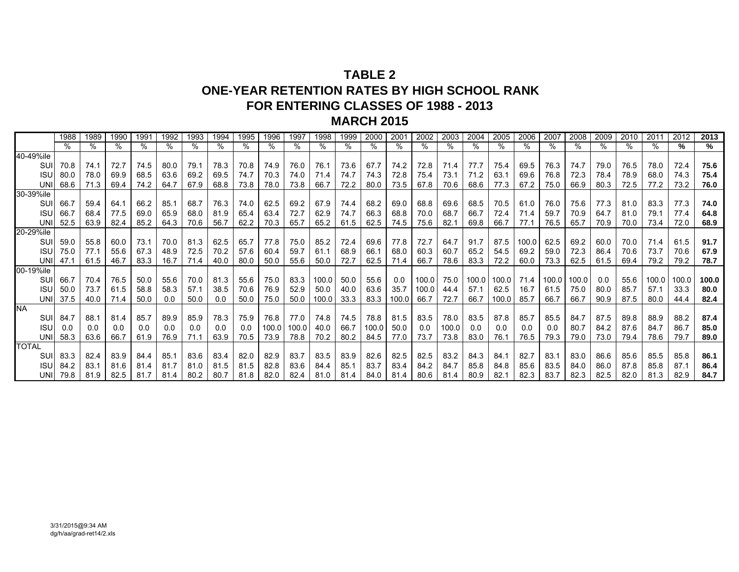# TABLE 2
# ONE-YEAR RETENTION RATES BY HIGH SCHOOL RANK
# FOR ENTERING CLASSES OF 1988 - 2013
# MARCH 2015

| | 1988 | 1989 | 1990 | 1991 | 1992 | 1993 | 1994 | 1995 | 1996 | 1997 | 1998 | 1999 | 2000 | 2001 | 2002 | 2003 | 2004 | 2005 | 2006 | 2007 | 2008 | 2009 | 2010 | 2011 | 2012 | **2013** |
|---|---|---|---|---|---|---|---|---|---|---|---|---|---|---|---|---|---|---|---|---|---|---|---|---|---|---|
| | % | % | % | % | % | % | % | % | % | % | % | % | % | % | % | % | % | % | % | % | % | % | % | % | **%** | **%** |
| 40-49%ile | | | | | | | | | | | | | | | | | | | | | | | | | | |
| SUI | 70.8 | 74.1 | 72.7 | 74.5 | 80.0 | 79.1 | 78.3 | 70.8 | 74.9 | 76.0 | 76.1 | 73.6 | 67.7 | 74.2 | 72.8 | 71.4 | 77.7 | 75.4 | 69.5 | 76.3 | 74.7 | 79.0 | 76.5 | 78.0 | 72.4 | **75.6** |
| ISU | 80.0 | 78.0 | 69.9 | 68.5 | 63.6 | 69.2 | 69.5 | 74.7 | 70.3 | 74.0 | 71.4 | 74.7 | 74.3 | 72.8 | 75.4 | 73.1 | 71.2 | 63.1 | 69.6 | 76.8 | 72.3 | 78.4 | 78.9 | 68.0 | 74.3 | **75.4** |
| UNI | 68.6 | 71.3 | 69.4 | 74.2 | 64.7 | 67.9 | 68.8 | 73.8 | 78.0 | 73.8 | 66.7 | 72.2 | 80.0 | 73.5 | 67.8 | 70.6 | 68.6 | 77.3 | 67.2 | 75.0 | 66.9 | 80.3 | 72.5 | 77.2 | 73.2 | **76.0** |
| 30-39%ile | | | | | | | | | | | | | | | | | | | | | | | | | | |
| SUI | 66.7 | 59.4 | 64.1 | 66.2 | 85.1 | 68.7 | 76.3 | 74.0 | 62.5 | 69.2 | 67.9 | 74.4 | 68.2 | 69.0 | 68.8 | 69.6 | 68.5 | 70.5 | 61.0 | 76.0 | 75.6 | 77.3 | 81.0 | 83.3 | 77.3 | **74.0** |
| ISU | 66.7 | 68.4 | 77.5 | 69.0 | 65.9 | 68.0 | 81.9 | 65.4 | 63.4 | 72.7 | 62.9 | 74.7 | 66.3 | 68.8 | 70.0 | 68.7 | 66.7 | 72.4 | 71.4 | 59.7 | 70.9 | 64.7 | 81.0 | 79.1 | 77.4 | **64.8** |
| UNI | 52.5 | 63.9 | 82.4 | 85.2 | 64.3 | 70.6 | 56.7 | 62.2 | 70.3 | 65.7 | 65.2 | 61.5 | 62.5 | 74.5 | 75.6 | 82.1 | 69.8 | 66.7 | 77.1 | 76.5 | 65.7 | 70.9 | 70.0 | 73.4 | 72.0 | **68.9** |
| 20-29%ile | | | | | | | | | | | | | | | | | | | | | | | | | | |
| SUI | 59.0 | 55.8 | 60.0 | 73.1 | 70.0 | 81.3 | 62.5 | 65.7 | 77.8 | 75.0 | 85.2 | 72.4 | 69.6 | 77.8 | 72.7 | 64.7 | 91.7 | 87.5 | 100.0 | 62.5 | 69.2 | 60.0 | 70.0 | 71.4 | 61.5 | **91.7** |
| ISU | 75.0 | 77.1 | 55.6 | 67.3 | 48.9 | 72.5 | 70.2 | 57.6 | 60.4 | 59.7 | 61.1 | 68.9 | 66.1 | 68.0 | 60.3 | 60.7 | 65.2 | 54.5 | 69.2 | 59.0 | 72.3 | 86.4 | 70.6 | 73.7 | 70.6 | **67.9** |
| UNI | 47.1 | 61.5 | 46.7 | 83.3 | 16.7 | 71.4 | 40.0 | 80.0 | 50.0 | 55.6 | 50.0 | 72.7 | 62.5 | 71.4 | 66.7 | 78.6 | 83.3 | 72.2 | 60.0 | 73.3 | 62.5 | 61.5 | 69.4 | 79.2 | 79.2 | **78.7** |
| 00-19%ile | | | | | | | | | | | | | | | | | | | | | | | | | | |
| SUI | 66.7 | 70.4 | 76.5 | 50.0 | 55.6 | 70.0 | 81.3 | 55.6 | 75.0 | 83.3 | 100.0 | 50.0 | 55.6 | 0.0 | 100.0 | 75.0 | 100.0 | 100.0 | 71.4 | 100.0 | 100.0 | 0.0 | 55.6 | 100.0 | 100.0 | **100.0** |
| ISU | 50.0 | 73.7 | 61.5 | 58.8 | 58.3 | 57.1 | 38.5 | 70.6 | 76.9 | 52.9 | 50.0 | 40.0 | 63.6 | 35.7 | 100.0 | 44.4 | 57.1 | 62.5 | 16.7 | 61.5 | 75.0 | 80.0 | 85.7 | 57.1 | 33.3 | **80.0** |
| UNI | 37.5 | 40.0 | 71.4 | 50.0 | 0.0 | 50.0 | 0.0 | 50.0 | 75.0 | 50.0 | 100.0 | 33.3 | 83.3 | 100.0 | 66.7 | 72.7 | 66.7 | 100.0 | 85.7 | 66.7 | 66.7 | 90.9 | 87.5 | 80.0 | 44.4 | **82.4** |
| NA | | | | | | | | | | | | | | | | | | | | | | | | | | |
| SUI | 84.7 | 88.1 | 81.4 | 85.7 | 89.9 | 85.9 | 78.3 | 75.9 | 76.8 | 77.0 | 74.8 | 74.5 | 78.8 | 81.5 | 83.5 | 78.0 | 83.5 | 87.8 | 85.7 | 85.5 | 84.7 | 87.5 | 89.8 | 88.9 | 88.2 | **87.4** |
| ISU | 0.0 | 0.0 | 0.0 | 0.0 | 0.0 | 0.0 | 0.0 | 0.0 | 100.0 | 100.0 | 40.0 | 66.7 | 100.0 | 50.0 | 0.0 | 100.0 | 0.0 | 0.0 | 0.0 | 0.0 | 80.7 | 84.2 | 87.6 | 84.7 | 86.7 | **85.0** |
| UNI | 58.3 | 63.6 | 66.7 | 61.9 | 76.9 | 71.1 | 63.9 | 70.5 | 73.9 | 78.8 | 70.2 | 80.2 | 84.5 | 77.0 | 73.7 | 73.8 | 83.0 | 76.1 | 76.5 | 79.3 | 79.0 | 73.0 | 79.4 | 78.6 | 79.7 | **89.0** |
| TOTAL | | | | | | | | | | | | | | | | | | | | | | | | | | |
| SUI | 83.3 | 82.4 | 83.9 | 84.4 | 85.1 | 83.6 | 83.4 | 82.0 | 82.9 | 83.7 | 83.5 | 83.9 | 82.6 | 82.5 | 82.5 | 83.2 | 84.3 | 84.1 | 82.7 | 83.1 | 83.0 | 86.6 | 85.6 | 85.5 | 85.8 | **86.1** |
| ISU | 84.2 | 83.1 | 81.6 | 81.4 | 81.7 | 81.0 | 81.5 | 81.5 | 82.8 | 83.6 | 84.4 | 85.1 | 83.7 | 83.4 | 84.2 | 84.7 | 85.8 | 84.8 | 85.6 | 83.5 | 84.0 | 86.0 | 87.8 | 85.8 | 87.1 | **86.4** |
| UNI | 79.8 | 81.9 | 82.5 | 81.7 | 81.4 | 80.2 | 80.7 | 81.8 | 82.0 | 82.4 | 81.0 | 81.4 | 84.0 | 81.4 | 80.6 | 81.4 | 80.9 | 82.1 | 82.3 | 83.7 | 82.3 | 82.5 | 82.0 | 81.3 | 82.9 | **84.7** |

3/31/2015@9:34 AM
dg/h/aa/grad-ret14/2.xls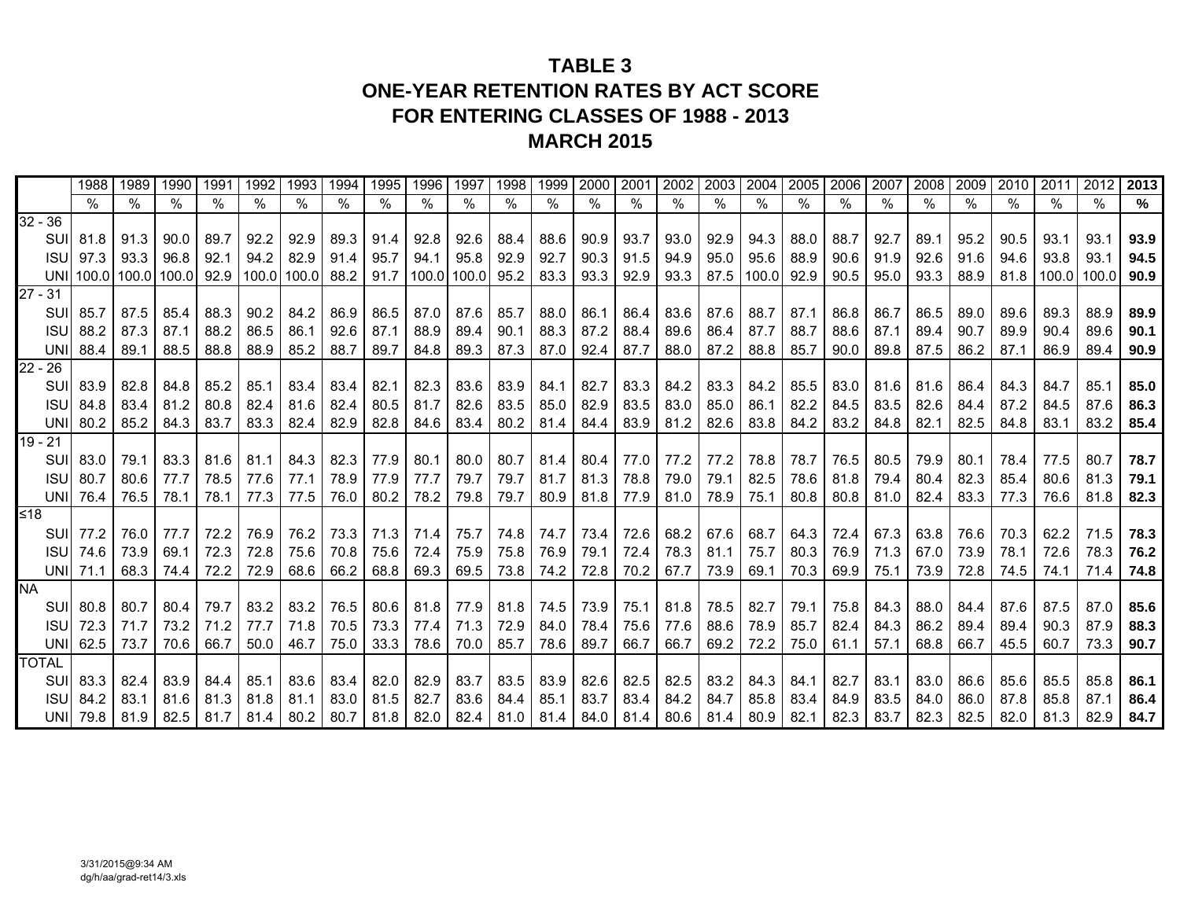# TABLE 3
## ONE-YEAR RETENTION RATES BY ACT SCORE
## FOR ENTERING CLASSES OF 1988 - 2013
## MARCH 2015

| | 1988 | 1989 | 1990 | 1991 | 1992 | 1993 | 1994 | 1995 | 1996 | 1997 | 1998 | 1999 | 2000 | 2001 | 2002 | 2003 | 2004 | 2005 | 2006 | 2007 | 2008 | 2009 | 2010 | 2011 | 2012 | **2013** |
|---|---|---|---|---|---|---|---|---|---|---|---|---|---|---|---|---|---|---|---|---|---|---|---|---|---|---|
| | % | % | % | % | % | % | % | % | % | % | % | % | % | % | % | % | % | % | % | % | % | % | % | % | % | **%** |
| 32 - 36 | | | | | | | | | | | | | | | | | | | | | | | | | | |
| SUI | 81.8 | 91.3 | 90.0 | 89.7 | 92.2 | 92.9 | 89.3 | 91.4 | 92.8 | 92.6 | 88.4 | 88.6 | 90.9 | 93.7 | 93.0 | 92.9 | 94.3 | 88.0 | 88.7 | 92.7 | 89.1 | 95.2 | 90.5 | 93.1 | 93.1 | **93.9** |
| ISU | 97.3 | 93.3 | 96.8 | 92.1 | 94.2 | 82.9 | 91.4 | 95.7 | 94.1 | 95.8 | 92.9 | 92.7 | 90.3 | 91.5 | 94.9 | 95.0 | 95.6 | 88.9 | 90.6 | 91.9 | 92.6 | 91.6 | 94.6 | 93.8 | 93.1 | **94.5** |
| UNI | 100.0 | 100.0 | 100.0 | 92.9 | 100.0 | 100.0 | 88.2 | 91.7 | 100.0 | 100.0 | 95.2 | 83.3 | 93.3 | 92.9 | 93.3 | 87.5 | 100.0 | 92.9 | 90.5 | 95.0 | 93.3 | 88.9 | 81.8 | 100.0 | 100.0 | **90.9** |
| 27 - 31 | | | | | | | | | | | | | | | | | | | | | | | | | | |
| SUI | 85.7 | 87.5 | 85.4 | 88.3 | 90.2 | 84.2 | 86.9 | 86.5 | 87.0 | 87.6 | 85.7 | 88.0 | 86.1 | 86.4 | 83.6 | 87.6 | 88.7 | 87.1 | 86.8 | 86.7 | 86.5 | 89.0 | 89.6 | 89.3 | 88.9 | **89.9** |
| ISU | 88.2 | 87.3 | 87.1 | 88.2 | 86.5 | 86.1 | 92.6 | 87.1 | 88.9 | 89.4 | 90.1 | 88.3 | 87.2 | 88.4 | 89.6 | 86.4 | 87.7 | 88.7 | 88.6 | 87.1 | 89.4 | 90.7 | 89.9 | 90.4 | 89.6 | **90.1** |
| UNI | 88.4 | 89.1 | 88.5 | 88.8 | 88.9 | 85.2 | 88.7 | 89.7 | 84.8 | 89.3 | 87.3 | 87.0 | 92.4 | 87.7 | 88.0 | 87.2 | 88.8 | 85.7 | 90.0 | 89.8 | 87.5 | 86.2 | 87.1 | 86.9 | 89.4 | **90.9** |
| 22 - 26 | | | | | | | | | | | | | | | | | | | | | | | | | | |
| SUI | 83.9 | 82.8 | 84.8 | 85.2 | 85.1 | 83.4 | 83.4 | 82.1 | 82.3 | 83.6 | 83.9 | 84.1 | 82.7 | 83.3 | 84.2 | 83.3 | 84.2 | 85.5 | 83.0 | 81.6 | 81.6 | 86.4 | 84.3 | 84.7 | 85.1 | **85.0** |
| ISU | 84.8 | 83.4 | 81.2 | 80.8 | 82.4 | 81.6 | 82.4 | 80.5 | 81.7 | 82.6 | 83.5 | 85.0 | 82.9 | 83.5 | 83.0 | 85.0 | 86.1 | 82.2 | 84.5 | 83.5 | 82.6 | 84.4 | 87.2 | 84.5 | 87.6 | **86.3** |
| UNI | 80.2 | 85.2 | 84.3 | 83.7 | 83.3 | 82.4 | 82.9 | 82.8 | 84.6 | 83.4 | 80.2 | 81.4 | 84.4 | 83.9 | 81.2 | 82.6 | 83.8 | 84.2 | 83.2 | 84.8 | 82.1 | 82.5 | 84.8 | 83.1 | 83.2 | **85.4** |
| 19 - 21 | | | | | | | | | | | | | | | | | | | | | | | | | | |
| SUI | 83.0 | 79.1 | 83.3 | 81.6 | 81.1 | 84.3 | 82.3 | 77.9 | 80.1 | 80.0 | 80.7 | 81.4 | 80.4 | 77.0 | 77.2 | 77.2 | 78.8 | 78.7 | 76.5 | 80.5 | 79.9 | 80.1 | 78.4 | 77.5 | 80.7 | **78.7** |
| ISU | 80.7 | 80.6 | 77.7 | 78.5 | 77.6 | 77.1 | 78.9 | 77.9 | 77.7 | 79.7 | 79.7 | 81.7 | 81.3 | 78.8 | 79.0 | 79.1 | 82.5 | 78.6 | 81.8 | 79.4 | 80.4 | 82.3 | 85.4 | 80.6 | 81.3 | **79.1** |
| UNI | 76.4 | 76.5 | 78.1 | 78.1 | 77.3 | 77.5 | 76.0 | 80.2 | 78.2 | 79.8 | 79.7 | 80.9 | 81.8 | 77.9 | 81.0 | 78.9 | 75.1 | 80.8 | 80.8 | 81.0 | 82.4 | 83.3 | 77.3 | 76.6 | 81.8 | **82.3** |
| ≤18 | | | | | | | | | | | | | | | | | | | | | | | | | | |
| SUI | 77.2 | 76.0 | 77.7 | 72.2 | 76.9 | 76.2 | 73.3 | 71.3 | 71.4 | 75.7 | 74.8 | 74.7 | 73.4 | 72.6 | 68.2 | 67.6 | 68.7 | 64.3 | 72.4 | 67.3 | 63.8 | 76.6 | 70.3 | 62.2 | 71.5 | **78.3** |
| ISU | 74.6 | 73.9 | 69.1 | 72.3 | 72.8 | 75.6 | 70.8 | 75.6 | 72.4 | 75.9 | 75.8 | 76.9 | 79.1 | 72.4 | 78.3 | 81.1 | 75.7 | 80.3 | 76.9 | 71.3 | 67.0 | 73.9 | 78.1 | 72.6 | 78.3 | **76.2** |
| UNI | 71.1 | 68.3 | 74.4 | 72.2 | 72.9 | 68.6 | 66.2 | 68.8 | 69.3 | 69.5 | 73.8 | 74.2 | 72.8 | 70.2 | 67.7 | 73.9 | 69.1 | 70.3 | 69.9 | 75.1 | 73.9 | 72.8 | 74.5 | 74.1 | 71.4 | **74.8** |
| NA | | | | | | | | | | | | | | | | | | | | | | | | | | |
| SUI | 80.8 | 80.7 | 80.4 | 79.7 | 83.2 | 83.2 | 76.5 | 80.6 | 81.8 | 77.9 | 81.8 | 74.5 | 73.9 | 75.1 | 81.8 | 78.5 | 82.7 | 79.1 | 75.8 | 84.3 | 88.0 | 84.4 | 87.6 | 87.5 | 87.0 | **85.6** |
| ISU | 72.3 | 71.7 | 73.2 | 71.2 | 77.7 | 71.8 | 70.5 | 73.3 | 77.4 | 71.3 | 72.9 | 84.0 | 78.4 | 75.6 | 77.6 | 88.6 | 78.9 | 85.7 | 82.4 | 84.3 | 86.2 | 89.4 | 89.4 | 90.3 | 87.9 | **88.3** |
| UNI | 62.5 | 73.7 | 70.6 | 66.7 | 50.0 | 46.7 | 75.0 | 33.3 | 78.6 | 70.0 | 85.7 | 78.6 | 89.7 | 66.7 | 66.7 | 69.2 | 72.2 | 75.0 | 61.1 | 57.1 | 68.8 | 66.7 | 45.5 | 60.7 | 73.3 | **90.7** |
| TOTAL | | | | | | | | | | | | | | | | | | | | | | | | | | |
| SUI | 83.3 | 82.4 | 83.9 | 84.4 | 85.1 | 83.6 | 83.4 | 82.0 | 82.9 | 83.7 | 83.5 | 83.9 | 82.6 | 82.5 | 82.5 | 83.2 | 84.3 | 84.1 | 82.7 | 83.1 | 83.0 | 86.6 | 85.6 | 85.5 | 85.8 | **86.1** |
| ISU | 84.2 | 83.1 | 81.6 | 81.3 | 81.8 | 81.1 | 83.0 | 81.5 | 82.7 | 83.6 | 84.4 | 85.1 | 83.7 | 83.4 | 84.2 | 84.7 | 85.8 | 83.4 | 84.9 | 83.5 | 84.0 | 86.0 | 87.8 | 85.8 | 87.1 | **86.4** |
| UNI | 79.8 | 81.9 | 82.5 | 81.7 | 81.4 | 80.2 | 80.7 | 81.8 | 82.0 | 82.4 | 81.0 | 81.4 | 84.0 | 81.4 | 80.6 | 81.4 | 80.9 | 82.1 | 82.3 | 83.7 | 82.3 | 82.5 | 82.0 | 81.3 | 82.9 | **84.7** |

3/31/2015@9:34 AM
dg/h/aa/grad-ret14/3.xls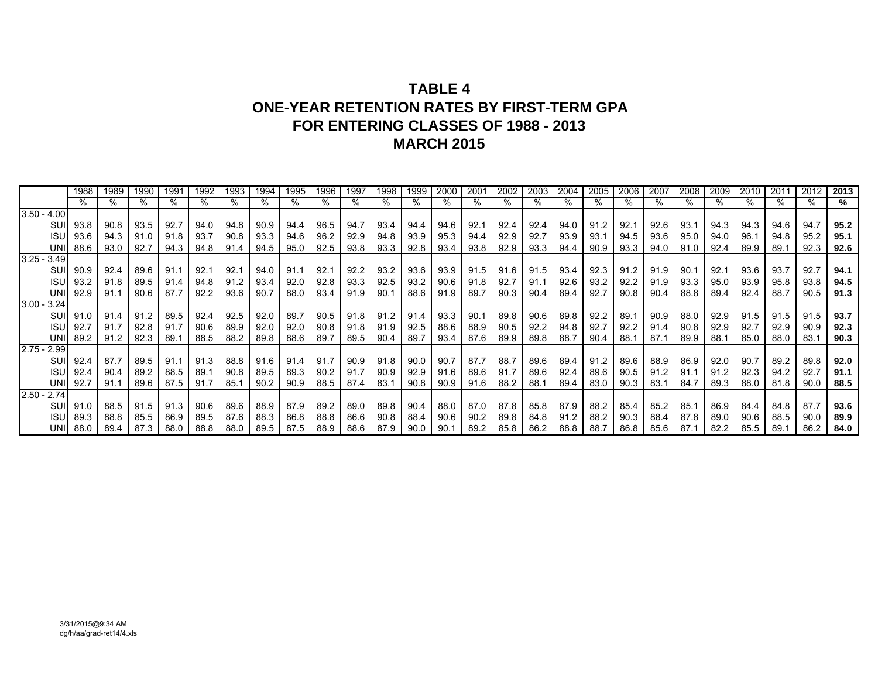# TABLE 4
# ONE-YEAR RETENTION RATES BY FIRST-TERM GPA
# FOR ENTERING CLASSES OF 1988 - 2013
# MARCH 2015

| | 1988 | 1989 | 1990 | 1991 | 1992 | 1993 | 1994 | 1995 | 1996 | 1997 | 1998 | 1999 | 2000 | 2001 | 2002 | 2003 | 2004 | 2005 | 2006 | 2007 | 2008 | 2009 | 2010 | 2011 | 2012 | **2013** |
|---|---|---|---|---|---|---|---|---|---|---|---|---|---|---|---|---|---|---|---|---|---|---|---|---|---|---|
| | % | % | % | % | % | % | % | % | % | % | % | % | % | % | % | % | % | % | % | % | % | % | % | % | % | **%** |
| 3.50 - 4.00 | | | | | | | | | | | | | | | | | | | | | | | | | | |
| SUI | 93.8 | 90.8 | 93.5 | 92.7 | 94.0 | 94.8 | 90.9 | 94.4 | 96.5 | 94.7 | 93.4 | 94.4 | 94.6 | 92.1 | 92.4 | 92.4 | 94.0 | 91.2 | 92.1 | 92.6 | 93.1 | 94.3 | 94.3 | 94.6 | 94.7 | **95.2** |
| ISU | 93.6 | 94.3 | 91.0 | 91.8 | 93.7 | 90.8 | 93.3 | 94.6 | 96.2 | 92.9 | 94.8 | 93.9 | 95.3 | 94.4 | 92.9 | 92.7 | 93.9 | 93.1 | 94.5 | 93.6 | 95.0 | 94.0 | 96.1 | 94.8 | 95.2 | **95.1** |
| UNI | 88.6 | 93.0 | 92.7 | 94.3 | 94.8 | 91.4 | 94.5 | 95.0 | 92.5 | 93.8 | 93.3 | 92.8 | 93.4 | 93.8 | 92.9 | 93.3 | 94.4 | 90.9 | 93.3 | 94.0 | 91.0 | 92.4 | 89.9 | 89.1 | 92.3 | **92.6** |
| 3.25 - 3.49 | | | | | | | | | | | | | | | | | | | | | | | | | | |
| SUI | 90.9 | 92.4 | 89.6 | 91.1 | 92.1 | 92.1 | 94.0 | 91.1 | 92.1 | 92.2 | 93.2 | 93.6 | 93.9 | 91.5 | 91.6 | 91.5 | 93.4 | 92.3 | 91.2 | 91.9 | 90.1 | 92.1 | 93.6 | 93.7 | 92.7 | **94.1** |
| ISU | 93.2 | 91.8 | 89.5 | 91.4 | 94.8 | 91.2 | 93.4 | 92.0 | 92.8 | 93.3 | 92.5 | 93.2 | 90.6 | 91.8 | 92.7 | 91.1 | 92.6 | 93.2 | 92.2 | 91.9 | 93.3 | 95.0 | 93.9 | 95.8 | 93.8 | **94.5** |
| UNI | 92.9 | 91.1 | 90.6 | 87.7 | 92.2 | 93.6 | 90.7 | 88.0 | 93.4 | 91.9 | 90.1 | 88.6 | 91.9 | 89.7 | 90.3 | 90.4 | 89.4 | 92.7 | 90.8 | 90.4 | 88.8 | 89.4 | 92.4 | 88.7 | 90.5 | **91.3** |
| 3.00 - 3.24 | | | | | | | | | | | | | | | | | | | | | | | | | | |
| SUI | 91.0 | 91.4 | 91.2 | 89.5 | 92.4 | 92.5 | 92.0 | 89.7 | 90.5 | 91.8 | 91.2 | 91.4 | 93.3 | 90.1 | 89.8 | 90.6 | 89.8 | 92.2 | 89.1 | 90.9 | 88.0 | 92.9 | 91.5 | 91.5 | 91.5 | **93.7** |
| ISU | 92.7 | 91.7 | 92.8 | 91.7 | 90.6 | 89.9 | 92.0 | 92.0 | 90.8 | 91.8 | 91.9 | 92.5 | 88.6 | 88.9 | 90.5 | 92.2 | 94.8 | 92.7 | 92.2 | 91.4 | 90.8 | 92.9 | 92.7 | 92.9 | 90.9 | **92.3** |
| UNI | 89.2 | 91.2 | 92.3 | 89.1 | 88.5 | 88.2 | 89.8 | 88.6 | 89.7 | 89.5 | 90.4 | 89.7 | 93.4 | 87.6 | 89.9 | 89.8 | 88.7 | 90.4 | 88.1 | 87.1 | 89.9 | 88.1 | 85.0 | 88.0 | 83.1 | **90.3** |
| 2.75 - 2.99 | | | | | | | | | | | | | | | | | | | | | | | | | | |
| SUI | 92.4 | 87.7 | 89.5 | 91.1 | 91.3 | 88.8 | 91.6 | 91.4 | 91.7 | 90.9 | 91.8 | 90.0 | 90.7 | 87.7 | 88.7 | 89.6 | 89.4 | 91.2 | 89.6 | 88.9 | 86.9 | 92.0 | 90.7 | 89.2 | 89.8 | **92.0** |
| ISU | 92.4 | 90.4 | 89.2 | 88.5 | 89.1 | 90.8 | 89.5 | 89.3 | 90.2 | 91.7 | 90.9 | 92.9 | 91.6 | 89.6 | 91.7 | 89.6 | 92.4 | 89.6 | 90.5 | 91.2 | 91.1 | 91.2 | 92.3 | 94.2 | 92.7 | **91.1** |
| UNI | 92.7 | 91.1 | 89.6 | 87.5 | 91.7 | 85.1 | 90.2 | 90.9 | 88.5 | 87.4 | 83.1 | 90.8 | 90.9 | 91.6 | 88.2 | 88.1 | 89.4 | 83.0 | 90.3 | 83.1 | 84.7 | 89.3 | 88.0 | 81.8 | 90.0 | **88.5** |
| 2.50 - 2.74 | | | | | | | | | | | | | | | | | | | | | | | | | | |
| SUI | 91.0 | 88.5 | 91.5 | 91.3 | 90.6 | 89.6 | 88.9 | 87.9 | 89.2 | 89.0 | 89.8 | 90.4 | 88.0 | 87.0 | 87.8 | 85.8 | 87.9 | 88.2 | 85.4 | 85.2 | 85.1 | 86.9 | 84.4 | 84.8 | 87.7 | **93.6** |
| ISU | 89.3 | 88.8 | 85.5 | 86.9 | 89.5 | 87.6 | 88.3 | 86.8 | 88.8 | 86.6 | 90.8 | 88.4 | 90.6 | 90.2 | 89.8 | 84.8 | 91.2 | 88.2 | 90.3 | 88.4 | 87.8 | 89.0 | 90.6 | 88.5 | 90.0 | **89.9** |
| UNI | 88.0 | 89.4 | 87.3 | 88.0 | 88.8 | 88.0 | 89.5 | 87.5 | 88.9 | 88.6 | 87.9 | 90.0 | 90.1 | 89.2 | 85.8 | 86.2 | 88.8 | 88.7 | 86.8 | 85.6 | 87.1 | 82.2 | 85.5 | 89.1 | 86.2 | **84.0** |

3/31/2015@9:34 AM
dg/h/aa/grad-ret14/4.xls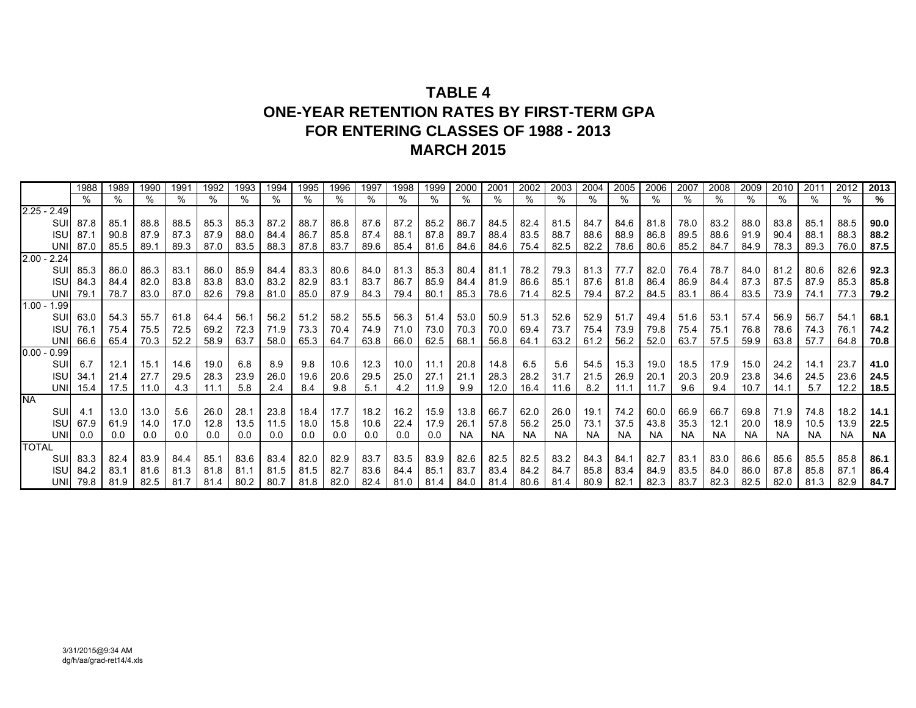# TABLE 4
# ONE-YEAR RETENTION RATES BY FIRST-TERM GPA
# FOR ENTERING CLASSES OF 1988 - 2013
# MARCH 2015

| | 1988 | 1989 | 1990 | 1991 | 1992 | 1993 | 1994 | 1995 | 1996 | 1997 | 1998 | 1999 | 2000 | 2001 | 2002 | 2003 | 2004 | 2005 | 2006 | 2007 | 2008 | 2009 | 2010 | 2011 | 2012 | **2013** |
|---|---|---|---|---|---|---|---|---|---|---|---|---|---|---|---|---|---|---|---|---|---|---|---|---|---|---|
| | % | % | % | % | % | % | % | % | % | % | % | % | % | % | % | % | % | % | % | % | % | % | % | % | % | **%** |
| 2.25 - 2.49 | | | | | | | | | | | | | | | | | | | | | | | | | | |
| SUI | 87.8 | 85.1 | 88.8 | 88.5 | 85.3 | 85.3 | 87.2 | 88.7 | 86.8 | 87.6 | 87.2 | 85.2 | 86.7 | 84.5 | 82.4 | 81.5 | 84.7 | 84.6 | 81.8 | 78.0 | 83.2 | 88.0 | 83.8 | 85.1 | 88.5 | **90.0** |
| ISU | 87.1 | 90.8 | 87.9 | 87.3 | 87.9 | 88.0 | 84.4 | 86.7 | 85.8 | 87.4 | 88.1 | 87.8 | 89.7 | 88.4 | 83.5 | 88.7 | 88.6 | 88.9 | 86.8 | 89.5 | 88.6 | 91.9 | 90.4 | 88.1 | 88.3 | **88.2** |
| UNI | 87.0 | 85.5 | 89.1 | 89.3 | 87.0 | 83.5 | 88.3 | 87.8 | 83.7 | 89.6 | 85.4 | 81.6 | 84.6 | 84.6 | 75.4 | 82.5 | 82.2 | 78.6 | 80.6 | 85.2 | 84.7 | 84.9 | 78.3 | 89.3 | 76.0 | **87.5** |
| 2.00 - 2.24 | | | | | | | | | | | | | | | | | | | | | | | | | | |
| SUI | 85.3 | 86.0 | 86.3 | 83.1 | 86.0 | 85.9 | 84.4 | 83.3 | 80.6 | 84.0 | 81.3 | 85.3 | 80.4 | 81.1 | 78.2 | 79.3 | 81.3 | 77.7 | 82.0 | 76.4 | 78.7 | 84.0 | 81.2 | 80.6 | 82.6 | **92.3** |
| ISU | 84.3 | 84.4 | 82.0 | 83.8 | 83.8 | 83.0 | 83.2 | 82.9 | 83.1 | 83.7 | 86.7 | 85.9 | 84.4 | 81.9 | 86.6 | 85.1 | 87.6 | 81.8 | 86.4 | 86.9 | 84.4 | 87.3 | 87.5 | 87.9 | 85.3 | **85.8** |
| UNI | 79.1 | 78.7 | 83.0 | 87.0 | 82.6 | 79.8 | 81.0 | 85.0 | 87.9 | 84.3 | 79.4 | 80.1 | 85.3 | 78.6 | 71.4 | 82.5 | 79.4 | 87.2 | 84.5 | 83.1 | 86.4 | 83.5 | 73.9 | 74.1 | 77.3 | **79.2** |
| 1.00 - 1.99 | | | | | | | | | | | | | | | | | | | | | | | | | | |
| SUI | 63.0 | 54.3 | 55.7 | 61.8 | 64.4 | 56.1 | 56.2 | 51.2 | 58.2 | 55.5 | 56.3 | 51.4 | 53.0 | 50.9 | 51.3 | 52.6 | 52.9 | 51.7 | 49.4 | 51.6 | 53.1 | 57.4 | 56.9 | 56.7 | 54.1 | **68.1** |
| ISU | 76.1 | 75.4 | 75.5 | 72.5 | 69.2 | 72.3 | 71.9 | 73.3 | 70.4 | 74.9 | 71.0 | 73.0 | 70.3 | 70.0 | 69.4 | 73.7 | 75.4 | 73.9 | 79.8 | 75.4 | 75.1 | 76.8 | 78.6 | 74.3 | 76.1 | **74.2** |
| UNI | 66.6 | 65.4 | 70.3 | 52.2 | 58.9 | 63.7 | 58.0 | 65.3 | 64.7 | 63.8 | 66.0 | 62.5 | 68.1 | 56.8 | 64.1 | 63.2 | 61.2 | 56.2 | 52.0 | 63.7 | 57.5 | 59.9 | 63.8 | 57.7 | 64.8 | **70.8** |
| 0.00 - 0.99 | | | | | | | | | | | | | | | | | | | | | | | | | | |
| SUI | 6.7 | 12.1 | 15.1 | 14.6 | 19.0 | 6.8 | 8.9 | 9.8 | 10.6 | 12.3 | 10.0 | 11.1 | 20.8 | 14.8 | 6.5 | 5.6 | 54.5 | 15.3 | 19.0 | 18.5 | 17.9 | 15.0 | 24.2 | 14.1 | 23.7 | **41.0** |
| ISU | 34.1 | 21.4 | 27.7 | 29.5 | 28.3 | 23.9 | 26.0 | 19.6 | 20.6 | 29.5 | 25.0 | 27.1 | 21.1 | 28.3 | 28.2 | 31.7 | 21.5 | 26.9 | 20.1 | 20.3 | 20.9 | 23.8 | 34.6 | 24.5 | 23.6 | **24.5** |
| UNI | 15.4 | 17.5 | 11.0 | 4.3 | 11.1 | 5.8 | 2.4 | 8.4 | 9.8 | 5.1 | 4.2 | 11.9 | 9.9 | 12.0 | 16.4 | 11.6 | 8.2 | 11.1 | 11.7 | 9.6 | 9.4 | 10.7 | 14.1 | 5.7 | 12.2 | **18.5** |
| NA | | | | | | | | | | | | | | | | | | | | | | | | | | |
| SUI | 4.1 | 13.0 | 13.0 | 5.6 | 26.0 | 28.1 | 23.8 | 18.4 | 17.7 | 18.2 | 16.2 | 15.9 | 13.8 | 66.7 | 62.0 | 26.0 | 19.1 | 74.2 | 60.0 | 66.9 | 66.7 | 69.8 | 71.9 | 74.8 | 18.2 | **14.1** |
| ISU | 67.9 | 61.9 | 14.0 | 17.0 | 12.8 | 13.5 | 11.5 | 18.0 | 15.8 | 10.6 | 22.4 | 17.9 | 26.1 | 57.8 | 56.2 | 25.0 | 73.1 | 37.5 | 43.8 | 35.3 | 12.1 | 20.0 | 18.9 | 10.5 | 13.9 | **22.5** |
| UNI | 0.0 | 0.0 | 0.0 | 0.0 | 0.0 | 0.0 | 0.0 | 0.0 | 0.0 | 0.0 | 0.0 | 0.0 | NA | NA | NA | NA | NA | NA | NA | NA | NA | NA | NA | NA | NA | **NA** |
| TOTAL | | | | | | | | | | | | | | | | | | | | | | | | | | |
| SUI | 83.3 | 82.4 | 83.9 | 84.4 | 85.1 | 83.6 | 83.4 | 82.0 | 82.9 | 83.7 | 83.5 | 83.9 | 82.6 | 82.5 | 82.5 | 83.2 | 84.3 | 84.1 | 82.7 | 83.1 | 83.0 | 86.6 | 85.6 | 85.5 | 85.8 | **86.1** |
| ISU | 84.2 | 83.1 | 81.6 | 81.3 | 81.8 | 81.1 | 81.5 | 81.5 | 82.7 | 83.6 | 84.4 | 85.1 | 83.7 | 83.4 | 84.2 | 84.7 | 85.8 | 83.4 | 84.9 | 83.5 | 84.0 | 86.0 | 87.8 | 85.8 | 87.1 | **86.4** |
| UNI | 79.8 | 81.9 | 82.5 | 81.7 | 81.4 | 80.2 | 80.7 | 81.8 | 82.0 | 82.4 | 81.0 | 81.4 | 84.0 | 81.4 | 80.6 | 81.4 | 80.9 | 82.1 | 82.3 | 83.7 | 82.3 | 82.5 | 82.0 | 81.3 | 82.9 | **84.7** |

3/31/2015@9:34 AM
dg/h/aa/grad-ret14/4.xls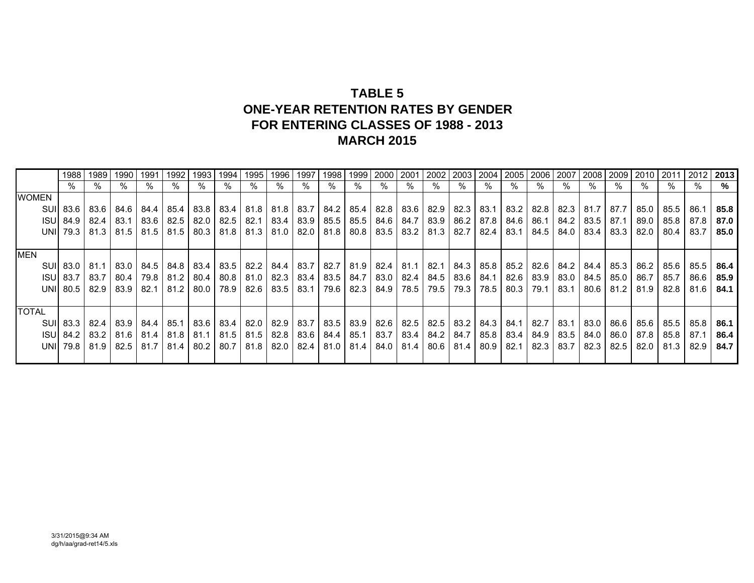**TABLE 5**
**ONE-YEAR RETENTION RATES BY GENDER**
**FOR ENTERING CLASSES OF 1988 - 2013**
**MARCH 2015**

| | 1988 | 1989 | 1990 | 1991 | 1992 | 1993 | 1994 | 1995 | 1996 | 1997 | 1998 | 1999 | 2000 | 2001 | 2002 | 2003 | 2004 | 2005 | 2006 | 2007 | 2008 | 2009 | 2010 | 2011 | 2012 | **2013** |
|---|---|---|---|---|---|---|---|---|---|---|---|---|---|---|---|---|---|---|---|---|---|---|---|---|---|---|
| | % | % | % | % | % | % | % | % | % | % | % | % | % | % | % | % | % | % | % | % | % | % | % | % | % | **%** |
| WOMEN | | | | | | | | | | | | | | | | | | | | | | | | | | |
| SUI | 83.6 | 83.6 | 84.6 | 84.4 | 85.4 | 83.8 | 83.4 | 81.8 | 81.8 | 83.7 | 84.2 | 85.4 | 82.8 | 83.6 | 82.9 | 82.3 | 83.1 | 83.2 | 82.8 | 82.3 | 81.7 | 87.7 | 85.0 | 85.5 | 86.1 | **85.8** |
| ISU | 84.9 | 82.4 | 83.1 | 83.6 | 82.5 | 82.0 | 82.5 | 82.1 | 83.4 | 83.9 | 85.5 | 85.5 | 84.6 | 84.7 | 83.9 | 86.2 | 87.8 | 84.6 | 86.1 | 84.2 | 83.5 | 87.1 | 89.0 | 85.8 | 87.8 | **87.0** |
| UNI | 79.3 | 81.3 | 81.5 | 81.5 | 81.5 | 80.3 | 81.8 | 81.3 | 81.0 | 82.0 | 81.8 | 80.8 | 83.5 | 83.2 | 81.3 | 82.7 | 82.4 | 83.1 | 84.5 | 84.0 | 83.4 | 83.3 | 82.0 | 80.4 | 83.7 | **85.0** |
| MEN | | | | | | | | | | | | | | | | | | | | | | | | | | |
| SUI | 83.0 | 81.1 | 83.0 | 84.5 | 84.8 | 83.4 | 83.5 | 82.2 | 84.4 | 83.7 | 82.7 | 81.9 | 82.4 | 81.1 | 82.1 | 84.3 | 85.8 | 85.2 | 82.6 | 84.2 | 84.4 | 85.3 | 86.2 | 85.6 | 85.5 | **86.4** |
| ISU | 83.7 | 83.7 | 80.4 | 79.8 | 81.2 | 80.4 | 80.8 | 81.0 | 82.3 | 83.4 | 83.5 | 84.7 | 83.0 | 82.4 | 84.5 | 83.6 | 84.1 | 82.6 | 83.9 | 83.0 | 84.5 | 85.0 | 86.7 | 85.7 | 86.6 | **85.9** |
| UNI | 80.5 | 82.9 | 83.9 | 82.1 | 81.2 | 80.0 | 78.9 | 82.6 | 83.5 | 83.1 | 79.6 | 82.3 | 84.9 | 78.5 | 79.5 | 79.3 | 78.5 | 80.3 | 79.1 | 83.1 | 80.6 | 81.2 | 81.9 | 82.8 | 81.6 | **84.1** |
| TOTAL | | | | | | | | | | | | | | | | | | | | | | | | | | |
| SUI | 83.3 | 82.4 | 83.9 | 84.4 | 85.1 | 83.6 | 83.4 | 82.0 | 82.9 | 83.7 | 83.5 | 83.9 | 82.6 | 82.5 | 82.5 | 83.2 | 84.3 | 84.1 | 82.7 | 83.1 | 83.0 | 86.6 | 85.6 | 85.5 | 85.8 | **86.1** |
| ISU | 84.2 | 83.2 | 81.6 | 81.4 | 81.8 | 81.1 | 81.5 | 81.5 | 82.8 | 83.6 | 84.4 | 85.1 | 83.7 | 83.4 | 84.2 | 84.7 | 85.8 | 83.4 | 84.9 | 83.5 | 84.0 | 86.0 | 87.8 | 85.8 | 87.1 | **86.4** |
| UNI | 79.8 | 81.9 | 82.5 | 81.7 | 81.4 | 80.2 | 80.7 | 81.8 | 82.0 | 82.4 | 81.0 | 81.4 | 84.0 | 81.4 | 80.6 | 81.4 | 80.9 | 82.1 | 82.3 | 83.7 | 82.3 | 82.5 | 82.0 | 81.3 | 82.9 | **84.7** |

3/31/2015@9:34 AM
dg/h/aa/grad-ret14/5.xls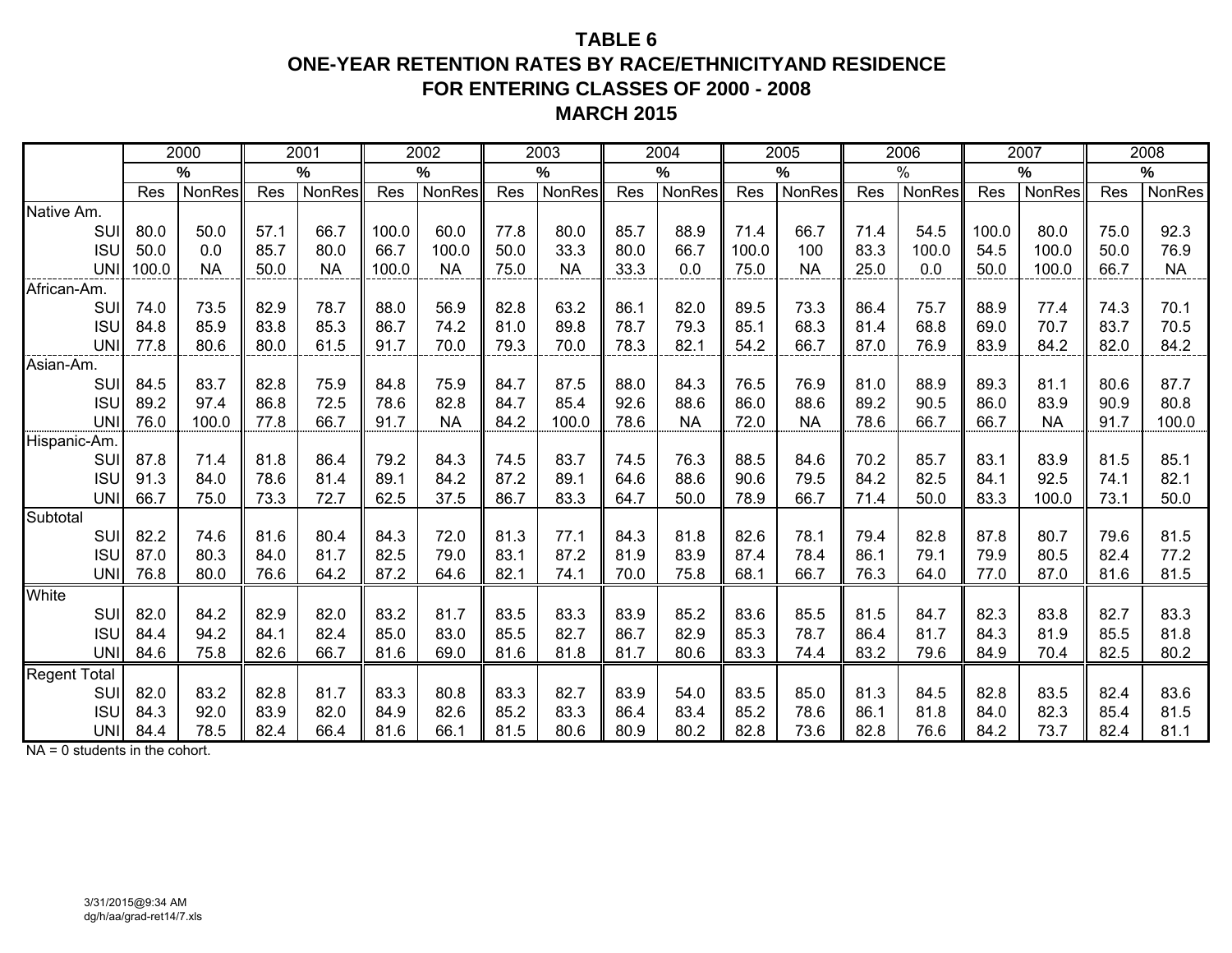# TABLE 6
# ONE-YEAR RETENTION RATES BY RACE/ETHNICITYAND RESIDENCE
# FOR ENTERING CLASSES OF 2000 - 2008
# MARCH 2015

| | 2000 | | 2001 | | 2002 | | 2003 | | 2004 | | 2005 | | 2006 | | 2007 | | 2008 | |
|---|---|---|---|---|---|---|---|---|---|---|---|---|---|---|---|---|---|---|
| | % | | % | | % | | % | | % | | % | | % | | % | | % | |
| | Res | NonRes | Res | NonRes | Res | NonRes | Res | NonRes | Res | NonRes | Res | NonRes | Res | NonRes | Res | NonRes | Res | NonRes |
| Native Am. | | | | | | | | | | | | | | | | | | |
| SUI | 80.0 | 50.0 | 57.1 | 66.7 | 100.0 | 60.0 | 77.8 | 80.0 | 85.7 | 88.9 | 71.4 | 66.7 | 71.4 | 54.5 | 100.0 | 80.0 | 75.0 | 92.3 |
| ISU | 50.0 | 0.0 | 85.7 | 80.0 | 66.7 | 100.0 | 50.0 | 33.3 | 80.0 | 66.7 | 100.0 | 100 | 83.3 | 100.0 | 54.5 | 100.0 | 50.0 | 76.9 |
| UNI | 100.0 | NA | 50.0 | NA | 100.0 | NA | 75.0 | NA | 33.3 | 0.0 | 75.0 | NA | 25.0 | 0.0 | 50.0 | 100.0 | 66.7 | NA |
| African-Am. | | | | | | | | | | | | | | | | | | |
| SUI | 74.0 | 73.5 | 82.9 | 78.7 | 88.0 | 56.9 | 82.8 | 63.2 | 86.1 | 82.0 | 89.5 | 73.3 | 86.4 | 75.7 | 88.9 | 77.4 | 74.3 | 70.1 |
| ISU | 84.8 | 85.9 | 83.8 | 85.3 | 86.7 | 74.2 | 81.0 | 89.8 | 78.7 | 79.3 | 85.1 | 68.3 | 81.4 | 68.8 | 69.0 | 70.7 | 83.7 | 70.5 |
| UNI | 77.8 | 80.6 | 80.0 | 61.5 | 91.7 | 70.0 | 79.3 | 70.0 | 78.3 | 82.1 | 54.2 | 66.7 | 87.0 | 76.9 | 83.9 | 84.2 | 82.0 | 84.2 |
| Asian-Am. | | | | | | | | | | | | | | | | | | |
| SUI | 84.5 | 83.7 | 82.8 | 75.9 | 84.8 | 75.9 | 84.7 | 87.5 | 88.0 | 84.3 | 76.5 | 76.9 | 81.0 | 88.9 | 89.3 | 81.1 | 80.6 | 87.7 |
| ISU | 89.2 | 97.4 | 86.8 | 72.5 | 78.6 | 82.8 | 84.7 | 85.4 | 92.6 | 88.6 | 86.0 | 88.6 | 89.2 | 90.5 | 86.0 | 83.9 | 90.9 | 80.8 |
| UNI | 76.0 | 100.0 | 77.8 | 66.7 | 91.7 | NA | 84.2 | 100.0 | 78.6 | NA | 72.0 | NA | 78.6 | 66.7 | 66.7 | NA | 91.7 | 100.0 |
| Hispanic-Am. | | | | | | | | | | | | | | | | | | |
| SUI | 87.8 | 71.4 | 81.8 | 86.4 | 79.2 | 84.3 | 74.5 | 83.7 | 74.5 | 76.3 | 88.5 | 84.6 | 70.2 | 85.7 | 83.1 | 83.9 | 81.5 | 85.1 |
| ISU | 91.3 | 84.0 | 78.6 | 81.4 | 89.1 | 84.2 | 87.2 | 89.1 | 64.6 | 88.6 | 90.6 | 79.5 | 84.2 | 82.5 | 84.1 | 92.5 | 74.1 | 82.1 |
| UNI | 66.7 | 75.0 | 73.3 | 72.7 | 62.5 | 37.5 | 86.7 | 83.3 | 64.7 | 50.0 | 78.9 | 66.7 | 71.4 | 50.0 | 83.3 | 100.0 | 73.1 | 50.0 |
| Subtotal | | | | | | | | | | | | | | | | | | |
| SUI | 82.2 | 74.6 | 81.6 | 80.4 | 84.3 | 72.0 | 81.3 | 77.1 | 84.3 | 81.8 | 82.6 | 78.1 | 79.4 | 82.8 | 87.8 | 80.7 | 79.6 | 81.5 |
| ISU | 87.0 | 80.3 | 84.0 | 81.7 | 82.5 | 79.0 | 83.1 | 87.2 | 81.9 | 83.9 | 87.4 | 78.4 | 86.1 | 79.1 | 79.9 | 80.5 | 82.4 | 77.2 |
| UNI | 76.8 | 80.0 | 76.6 | 64.2 | 87.2 | 64.6 | 82.1 | 74.1 | 70.0 | 75.8 | 68.1 | 66.7 | 76.3 | 64.0 | 77.0 | 87.0 | 81.6 | 81.5 |
| White | | | | | | | | | | | | | | | | | | |
| SUI | 82.0 | 84.2 | 82.9 | 82.0 | 83.2 | 81.7 | 83.5 | 83.3 | 83.9 | 85.2 | 83.6 | 85.5 | 81.5 | 84.7 | 82.3 | 83.8 | 82.7 | 83.3 |
| ISU | 84.4 | 94.2 | 84.1 | 82.4 | 85.0 | 83.0 | 85.5 | 82.7 | 86.7 | 82.9 | 85.3 | 78.7 | 86.4 | 81.7 | 84.3 | 81.9 | 85.5 | 81.8 |
| UNI | 84.6 | 75.8 | 82.6 | 66.7 | 81.6 | 69.0 | 81.6 | 81.8 | 81.7 | 80.6 | 83.3 | 74.4 | 83.2 | 79.6 | 84.9 | 70.4 | 82.5 | 80.2 |
| Regent Total | | | | | | | | | | | | | | | | | | |
| SUI | 82.0 | 83.2 | 82.8 | 81.7 | 83.3 | 80.8 | 83.3 | 82.7 | 83.9 | 54.0 | 83.5 | 85.0 | 81.3 | 84.5 | 82.8 | 83.5 | 82.4 | 83.6 |
| ISU | 84.3 | 92.0 | 83.9 | 82.0 | 84.9 | 82.6 | 85.2 | 83.3 | 86.4 | 83.4 | 85.2 | 78.6 | 86.1 | 81.8 | 84.0 | 82.3 | 85.4 | 81.5 |
| UNI | 84.4 | 78.5 | 82.4 | 66.4 | 81.6 | 66.1 | 81.5 | 80.6 | 80.9 | 80.2 | 82.8 | 73.6 | 82.8 | 76.6 | 84.2 | 73.7 | 82.4 | 81.1 |

NA = 0 students in the cohort.

3/31/2015@9:34 AM
dg/h/aa/grad-ret14/7.xls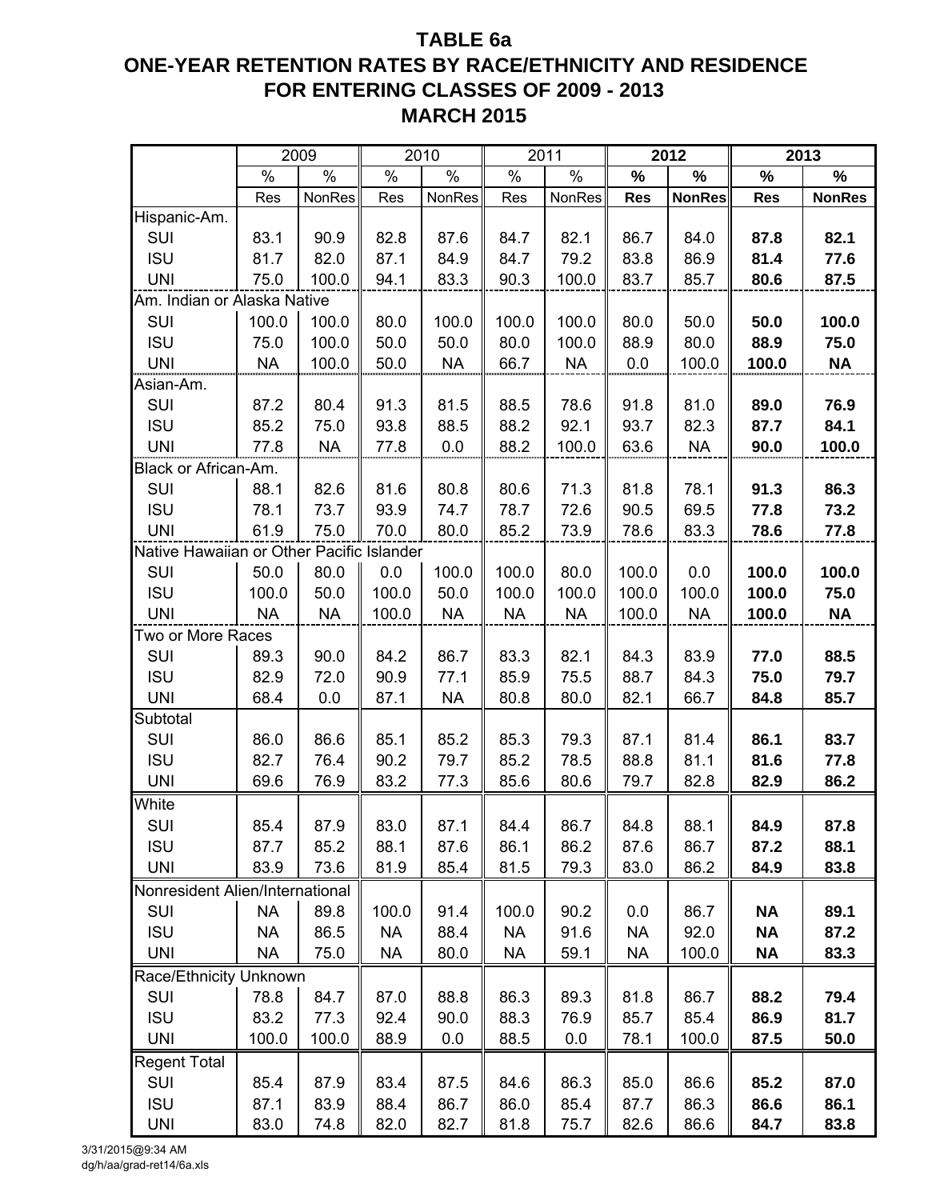# TABLE 6a
## ONE-YEAR RETENTION RATES BY RACE/ETHNICITY AND RESIDENCE FOR ENTERING CLASSES OF 2009 - 2013
## MARCH 2015

| | 2009 | | 2010 | | 2011 | | **2012** | | **2013** | |
|---|---|---|---|---|---|---|---|---|---|---|
| | % | % | % | % | % | % | **%** | **%** | **%** | **%** |
| | Res | NonRes | Res | NonRes | Res | NonRes | **Res** | **NonRes** | **Res** | **NonRes** |
| Hispanic-Am. | | | | | | | | | | |
| SUI | 83.1 | 90.9 | 82.8 | 87.6 | 84.7 | 82.1 | 86.7 | 84.0 | **87.8** | **82.1** |
| ISU | 81.7 | 82.0 | 87.1 | 84.9 | 84.7 | 79.2 | 83.8 | 86.9 | **81.4** | **77.6** |
| UNI | 75.0 | 100.0 | 94.1 | 83.3 | 90.3 | 100.0 | 83.7 | 85.7 | **80.6** | **87.5** |
| Am. Indian or Alaska Native | | | | | | | | | | |
| SUI | 100.0 | 100.0 | 80.0 | 100.0 | 100.0 | 100.0 | 80.0 | 50.0 | **50.0** | **100.0** |
| ISU | 75.0 | 100.0 | 50.0 | 50.0 | 80.0 | 100.0 | 88.9 | 80.0 | **88.9** | **75.0** |
| UNI | NA | 100.0 | 50.0 | NA | 66.7 | NA | 0.0 | 100.0 | **100.0** | **NA** |
| Asian-Am. | | | | | | | | | | |
| SUI | 87.2 | 80.4 | 91.3 | 81.5 | 88.5 | 78.6 | 91.8 | 81.0 | **89.0** | **76.9** |
| ISU | 85.2 | 75.0 | 93.8 | 88.5 | 88.2 | 92.1 | 93.7 | 82.3 | **87.7** | **84.1** |
| UNI | 77.8 | NA | 77.8 | 0.0 | 88.2 | 100.0 | 63.6 | NA | **90.0** | **100.0** |
| Black or African-Am. | | | | | | | | | | |
| SUI | 88.1 | 82.6 | 81.6 | 80.8 | 80.6 | 71.3 | 81.8 | 78.1 | **91.3** | **86.3** |
| ISU | 78.1 | 73.7 | 93.9 | 74.7 | 78.7 | 72.6 | 90.5 | 69.5 | **77.8** | **73.2** |
| UNI | 61.9 | 75.0 | 70.0 | 80.0 | 85.2 | 73.9 | 78.6 | 83.3 | **78.6** | **77.8** |
| Native Hawaiian or Other Pacific Islander | | | | | | | | | | |
| SUI | 50.0 | 80.0 | 0.0 | 100.0 | 100.0 | 80.0 | 100.0 | 0.0 | **100.0** | **100.0** |
| ISU | 100.0 | 50.0 | 100.0 | 50.0 | 100.0 | 100.0 | 100.0 | 100.0 | **100.0** | **75.0** |
| UNI | NA | NA | 100.0 | NA | NA | NA | 100.0 | NA | **100.0** | **NA** |
| Two or More Races | | | | | | | | | | |
| SUI | 89.3 | 90.0 | 84.2 | 86.7 | 83.3 | 82.1 | 84.3 | 83.9 | **77.0** | **88.5** |
| ISU | 82.9 | 72.0 | 90.9 | 77.1 | 85.9 | 75.5 | 88.7 | 84.3 | **75.0** | **79.7** |
| UNI | 68.4 | 0.0 | 87.1 | NA | 80.8 | 80.0 | 82.1 | 66.7 | **84.8** | **85.7** |
| Subtotal | | | | | | | | | | |
| SUI | 86.0 | 86.6 | 85.1 | 85.2 | 85.3 | 79.3 | 87.1 | 81.4 | **86.1** | **83.7** |
| ISU | 82.7 | 76.4 | 90.2 | 79.7 | 85.2 | 78.5 | 88.8 | 81.1 | **81.6** | **77.8** |
| UNI | 69.6 | 76.9 | 83.2 | 77.3 | 85.6 | 80.6 | 79.7 | 82.8 | **82.9** | **86.2** |
| White | | | | | | | | | | |
| SUI | 85.4 | 87.9 | 83.0 | 87.1 | 84.4 | 86.7 | 84.8 | 88.1 | **84.9** | **87.8** |
| ISU | 87.7 | 85.2 | 88.1 | 87.6 | 86.1 | 86.2 | 87.6 | 86.7 | **87.2** | **88.1** |
| UNI | 83.9 | 73.6 | 81.9 | 85.4 | 81.5 | 79.3 | 83.0 | 86.2 | **84.9** | **83.8** |
| Nonresident Alien/International | | | | | | | | | | |
| SUI | NA | 89.8 | 100.0 | 91.4 | 100.0 | 90.2 | 0.0 | 86.7 | **NA** | **89.1** |
| ISU | NA | 86.5 | NA | 88.4 | NA | 91.6 | NA | 92.0 | **NA** | **87.2** |
| UNI | NA | 75.0 | NA | 80.0 | NA | 59.1 | NA | 100.0 | **NA** | **83.3** |
| Race/Ethnicity Unknown | | | | | | | | | | |
| SUI | 78.8 | 84.7 | 87.0 | 88.8 | 86.3 | 89.3 | 81.8 | 86.7 | **88.2** | **79.4** |
| ISU | 83.2 | 77.3 | 92.4 | 90.0 | 88.3 | 76.9 | 85.7 | 85.4 | **86.9** | **81.7** |
| UNI | 100.0 | 100.0 | 88.9 | 0.0 | 88.5 | 0.0 | 78.1 | 100.0 | **87.5** | **50.0** |
| Regent Total | | | | | | | | | | |
| SUI | 85.4 | 87.9 | 83.4 | 87.5 | 84.6 | 86.3 | 85.0 | 86.6 | **85.2** | **87.0** |
| ISU | 87.1 | 83.9 | 88.4 | 86.7 | 86.0 | 85.4 | 87.7 | 86.3 | **86.6** | **86.1** |
| UNI | 83.0 | 74.8 | 82.0 | 82.7 | 81.8 | 75.7 | 82.6 | 86.6 | **84.7** | **83.8** |

3/31/2015@9:34 AM
dg/h/aa/grad-ret14/6a.xls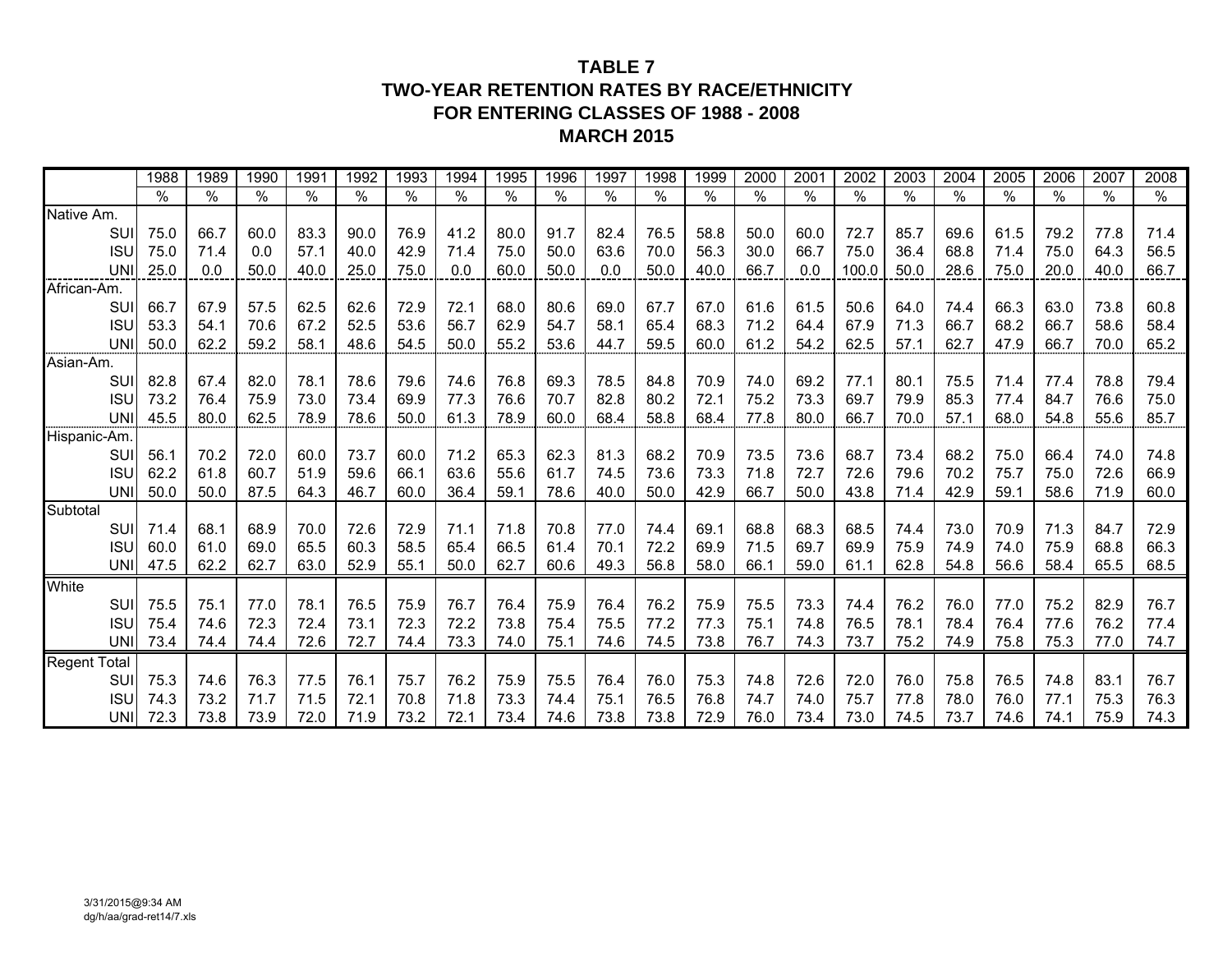# TABLE 7
# TWO-YEAR RETENTION RATES BY RACE/ETHNICITY
# FOR ENTERING CLASSES OF 1988 - 2008
# MARCH 2015

| | 1988 | 1989 | 1990 | 1991 | 1992 | 1993 | 1994 | 1995 | 1996 | 1997 | 1998 | 1999 | 2000 | 2001 | 2002 | 2003 | 2004 | 2005 | 2006 | 2007 | 2008 |
|---|---|---|---|---|---|---|---|---|---|---|---|---|---|---|---|---|---|---|---|---|---|
| | % | % | % | % | % | % | % | % | % | % | % | % | % | % | % | % | % | % | % | % | % |
| Native Am. | | | | | | | | | | | | | | | | | | | | | |
| SUI | 75.0 | 66.7 | 60.0 | 83.3 | 90.0 | 76.9 | 41.2 | 80.0 | 91.7 | 82.4 | 76.5 | 58.8 | 50.0 | 60.0 | 72.7 | 85.7 | 69.6 | 61.5 | 79.2 | 77.8 | 71.4 |
| ISU | 75.0 | 71.4 | 0.0 | 57.1 | 40.0 | 42.9 | 71.4 | 75.0 | 50.0 | 63.6 | 70.0 | 56.3 | 30.0 | 66.7 | 75.0 | 36.4 | 68.8 | 71.4 | 75.0 | 64.3 | 56.5 |
| UNI | 25.0 | 0.0 | 50.0 | 40.0 | 25.0 | 75.0 | 0.0 | 60.0 | 50.0 | 0.0 | 50.0 | 40.0 | 66.7 | 0.0 | 100.0 | 50.0 | 28.6 | 75.0 | 20.0 | 40.0 | 66.7 |
| African-Am. | | | | | | | | | | | | | | | | | | | | | |
| SUI | 66.7 | 67.9 | 57.5 | 62.5 | 62.6 | 72.9 | 72.1 | 68.0 | 80.6 | 69.0 | 67.7 | 67.0 | 61.6 | 61.5 | 50.6 | 64.0 | 74.4 | 66.3 | 63.0 | 73.8 | 60.8 |
| ISU | 53.3 | 54.1 | 70.6 | 67.2 | 52.5 | 53.6 | 56.7 | 62.9 | 54.7 | 58.1 | 65.4 | 68.3 | 71.2 | 64.4 | 67.9 | 71.3 | 66.7 | 68.2 | 66.7 | 58.6 | 58.4 |
| UNI | 50.0 | 62.2 | 59.2 | 58.1 | 48.6 | 54.5 | 50.0 | 55.2 | 53.6 | 44.7 | 59.5 | 60.0 | 61.2 | 54.2 | 62.5 | 57.1 | 62.7 | 47.9 | 66.7 | 70.0 | 65.2 |
| Asian-Am. | | | | | | | | | | | | | | | | | | | | | |
| SUI | 82.8 | 67.4 | 82.0 | 78.1 | 78.6 | 79.6 | 74.6 | 76.8 | 69.3 | 78.5 | 84.8 | 70.9 | 74.0 | 69.2 | 77.1 | 80.1 | 75.5 | 71.4 | 77.4 | 78.8 | 79.4 |
| ISU | 73.2 | 76.4 | 75.9 | 73.0 | 73.4 | 69.9 | 77.3 | 76.6 | 70.7 | 82.8 | 80.2 | 72.1 | 75.2 | 73.3 | 69.7 | 79.9 | 85.3 | 77.4 | 84.7 | 76.6 | 75.0 |
| UNI | 45.5 | 80.0 | 62.5 | 78.9 | 78.6 | 50.0 | 61.3 | 78.9 | 60.0 | 68.4 | 58.8 | 68.4 | 77.8 | 80.0 | 66.7 | 70.0 | 57.1 | 68.0 | 54.8 | 55.6 | 85.7 |
| Hispanic-Am. | | | | | | | | | | | | | | | | | | | | | |
| SUI | 56.1 | 70.2 | 72.0 | 60.0 | 73.7 | 60.0 | 71.2 | 65.3 | 62.3 | 81.3 | 68.2 | 70.9 | 73.5 | 73.6 | 68.7 | 73.4 | 68.2 | 75.0 | 66.4 | 74.0 | 74.8 |
| ISU | 62.2 | 61.8 | 60.7 | 51.9 | 59.6 | 66.1 | 63.6 | 55.6 | 61.7 | 74.5 | 73.6 | 73.3 | 71.8 | 72.7 | 72.6 | 79.6 | 70.2 | 75.7 | 75.0 | 72.6 | 66.9 |
| UNI | 50.0 | 50.0 | 87.5 | 64.3 | 46.7 | 60.0 | 36.4 | 59.1 | 78.6 | 40.0 | 50.0 | 42.9 | 66.7 | 50.0 | 43.8 | 71.4 | 42.9 | 59.1 | 58.6 | 71.9 | 60.0 |
| Subtotal | | | | | | | | | | | | | | | | | | | | | |
| SUI | 71.4 | 68.1 | 68.9 | 70.0 | 72.6 | 72.9 | 71.1 | 71.8 | 70.8 | 77.0 | 74.4 | 69.1 | 68.8 | 68.3 | 68.5 | 74.4 | 73.0 | 70.9 | 71.3 | 84.7 | 72.9 |
| ISU | 60.0 | 61.0 | 69.0 | 65.5 | 60.3 | 58.5 | 65.4 | 66.5 | 61.4 | 70.1 | 72.2 | 69.9 | 71.5 | 69.7 | 69.9 | 75.9 | 74.9 | 74.0 | 75.9 | 68.8 | 66.3 |
| UNI | 47.5 | 62.2 | 62.7 | 63.0 | 52.9 | 55.1 | 50.0 | 62.7 | 60.6 | 49.3 | 56.8 | 58.0 | 66.1 | 59.0 | 61.1 | 62.8 | 54.8 | 56.6 | 58.4 | 65.5 | 68.5 |
| White | | | | | | | | | | | | | | | | | | | | | |
| SUI | 75.5 | 75.1 | 77.0 | 78.1 | 76.5 | 75.9 | 76.7 | 76.4 | 75.9 | 76.4 | 76.2 | 75.9 | 75.5 | 73.3 | 74.4 | 76.2 | 76.0 | 77.0 | 75.2 | 82.9 | 76.7 |
| ISU | 75.4 | 74.6 | 72.3 | 72.4 | 73.1 | 72.3 | 72.2 | 73.8 | 75.4 | 75.5 | 77.2 | 77.3 | 75.1 | 74.8 | 76.5 | 78.1 | 78.4 | 76.4 | 77.6 | 76.2 | 77.4 |
| UNI | 73.4 | 74.4 | 74.4 | 72.6 | 72.7 | 74.4 | 73.3 | 74.0 | 75.1 | 74.6 | 74.5 | 73.8 | 76.7 | 74.3 | 73.7 | 75.2 | 74.9 | 75.8 | 75.3 | 77.0 | 74.7 |
| Regent Total | | | | | | | | | | | | | | | | | | | | | |
| SUI | 75.3 | 74.6 | 76.3 | 77.5 | 76.1 | 75.7 | 76.2 | 75.9 | 75.5 | 76.4 | 76.0 | 75.3 | 74.8 | 72.6 | 72.0 | 76.0 | 75.8 | 76.5 | 74.8 | 83.1 | 76.7 |
| ISU | 74.3 | 73.2 | 71.7 | 71.5 | 72.1 | 70.8 | 71.8 | 73.3 | 74.4 | 75.1 | 76.5 | 76.8 | 74.7 | 74.0 | 75.7 | 77.8 | 78.0 | 76.0 | 77.1 | 75.3 | 76.3 |
| UNI | 72.3 | 73.8 | 73.9 | 72.0 | 71.9 | 73.2 | 72.1 | 73.4 | 74.6 | 73.8 | 73.8 | 72.9 | 76.0 | 73.4 | 73.0 | 74.5 | 73.7 | 74.6 | 74.1 | 75.9 | 74.3 |

3/31/2015@9:34 AM
dg/h/aa/grad-ret14/7.xls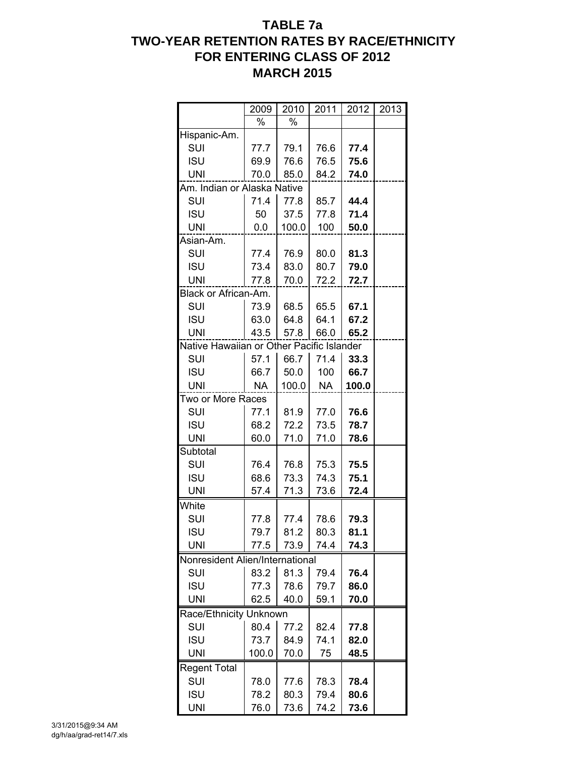# TABLE 7a
# TWO-YEAR RETENTION RATES BY RACE/ETHNICITY FOR ENTERING CLASS OF 2012
# MARCH 2015

| | 2009 | 2010 | 2011 | 2012 | 2013 |
|---|---|---|---|---|---|
| | % | % | | | |
| Hispanic-Am. | | | | | |
| SUI | 77.7 | 79.1 | 76.6 | **77.4** | |
| ISU | 69.9 | 76.6 | 76.5 | **75.6** | |
| UNI | 70.0 | 85.0 | 84.2 | **74.0** | |
| Am. Indian or Alaska Native | | | | | |
| SUI | 71.4 | 77.8 | 85.7 | **44.4** | |
| ISU | 50 | 37.5 | 77.8 | **71.4** | |
| UNI | 0.0 | 100.0 | 100 | **50.0** | |
| Asian-Am. | | | | | |
| SUI | 77.4 | 76.9 | 80.0 | **81.3** | |
| ISU | 73.4 | 83.0 | 80.7 | **79.0** | |
| UNI | 77.8 | 70.0 | 72.2 | **72.7** | |
| Black or African-Am. | | | | | |
| SUI | 73.9 | 68.5 | 65.5 | **67.1** | |
| ISU | 63.0 | 64.8 | 64.1 | **67.2** | |
| UNI | 43.5 | 57.8 | 66.0 | **65.2** | |
| Native Hawaiian or Other Pacific Islander | | | | | |
| SUI | 57.1 | 66.7 | 71.4 | **33.3** | |
| ISU | 66.7 | 50.0 | 100 | **66.7** | |
| UNI | NA | 100.0 | NA | **100.0** | |
| Two or More Races | | | | | |
| SUI | 77.1 | 81.9 | 77.0 | **76.6** | |
| ISU | 68.2 | 72.2 | 73.5 | **78.7** | |
| UNI | 60.0 | 71.0 | 71.0 | **78.6** | |
| Subtotal | | | | | |
| SUI | 76.4 | 76.8 | 75.3 | **75.5** | |
| ISU | 68.6 | 73.3 | 74.3 | **75.1** | |
| UNI | 57.4 | 71.3 | 73.6 | **72.4** | |
| White | | | | | |
| SUI | 77.8 | 77.4 | 78.6 | **79.3** | |
| ISU | 79.7 | 81.2 | 80.3 | **81.1** | |
| UNI | 77.5 | 73.9 | 74.4 | **74.3** | |
| Nonresident Alien/International | | | | | |
| SUI | 83.2 | 81.3 | 79.4 | **76.4** | |
| ISU | 77.3 | 78.6 | 79.7 | **86.0** | |
| UNI | 62.5 | 40.0 | 59.1 | **70.0** | |
| Race/Ethnicity Unknown | | | | | |
| SUI | 80.4 | 77.2 | 82.4 | **77.8** | |
| ISU | 73.7 | 84.9 | 74.1 | **82.0** | |
| UNI | 100.0 | 70.0 | 75 | **48.5** | |
| Regent Total | | | | | |
| SUI | 78.0 | 77.6 | 78.3 | **78.4** | |
| ISU | 78.2 | 80.3 | 79.4 | **80.6** | |
| UNI | 76.0 | 73.6 | 74.2 | **73.6** | |

3/31/2015@9:34 AM
dg/h/aa/grad-ret14/7.xls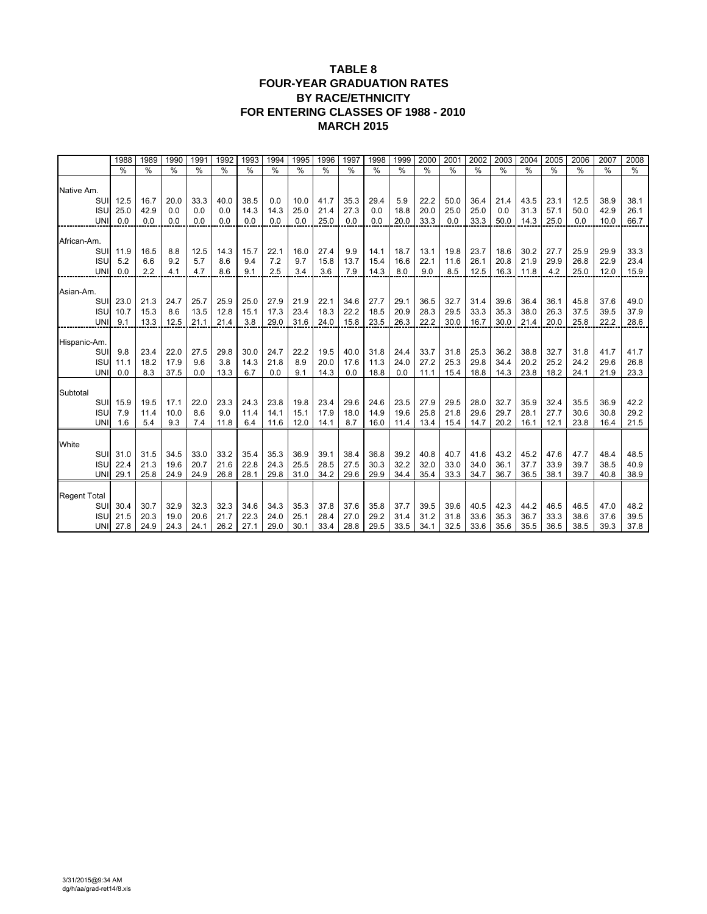# TABLE 8
## FOUR-YEAR GRADUATION RATES
## BY RACE/ETHNICITY
## FOR ENTERING CLASSES OF 1988 - 2010
## MARCH 2015

| | 1988 | 1989 | 1990 | 1991 | 1992 | 1993 | 1994 | 1995 | 1996 | 1997 | 1998 | 1999 | 2000 | 2001 | 2002 | 2003 | 2004 | 2005 | 2006 | 2007 | 2008 |
|---|---|---|---|---|---|---|---|---|---|---|---|---|---|---|---|---|---|---|---|---|---|
| | % | % | % | % | % | % | % | % | % | % | % | % | % | % | % | % | % | % | % | % | % |
| **Native Am.** | | | | | | | | | | | | | | | | | | | | | |
| SUI | 12.5 | 16.7 | 20.0 | 33.3 | 40.0 | 38.5 | 0.0 | 10.0 | 41.7 | 35.3 | 29.4 | 5.9 | 22.2 | 50.0 | 36.4 | 21.4 | 43.5 | 23.1 | 12.5 | 38.9 | 38.1 |
| ISU | 25.0 | 42.9 | 0.0 | 0.0 | 0.0 | 14.3 | 14.3 | 25.0 | 21.4 | 27.3 | 0.0 | 18.8 | 20.0 | 25.0 | 25.0 | 0.0 | 31.3 | 57.1 | 50.0 | 42.9 | 26.1 |
| UNI | 0.0 | 0.0 | 0.0 | 0.0 | 0.0 | 0.0 | 0.0 | 0.0 | 25.0 | 0.0 | 0.0 | 20.0 | 33.3 | 0.0 | 33.3 | 50.0 | 14.3 | 25.0 | 0.0 | 10.0 | 66.7 |
| **African-Am.** | | | | | | | | | | | | | | | | | | | | | |
| SUI | 11.9 | 16.5 | 8.8 | 12.5 | 14.3 | 15.7 | 22.1 | 16.0 | 27.4 | 9.9 | 14.1 | 18.7 | 13.1 | 19.8 | 23.7 | 18.6 | 30.2 | 27.7 | 25.9 | 29.9 | 33.3 |
| ISU | 5.2 | 6.6 | 9.2 | 5.7 | 8.6 | 9.4 | 7.2 | 9.7 | 15.8 | 13.7 | 15.4 | 16.6 | 22.1 | 11.6 | 26.1 | 20.8 | 21.9 | 29.9 | 26.8 | 22.9 | 23.4 |
| UNI | 0.0 | 2.2 | 4.1 | 4.7 | 8.6 | 9.1 | 2.5 | 3.4 | 3.6 | 7.9 | 14.3 | 8.0 | 9.0 | 8.5 | 12.5 | 16.3 | 11.8 | 4.2 | 25.0 | 12.0 | 15.9 |
| **Asian-Am.** | | | | | | | | | | | | | | | | | | | | | |
| SUI | 23.0 | 21.3 | 24.7 | 25.7 | 25.9 | 25.0 | 27.9 | 21.9 | 22.1 | 34.6 | 27.7 | 29.1 | 36.5 | 32.7 | 31.4 | 39.6 | 36.4 | 36.1 | 45.8 | 37.6 | 49.0 |
| ISU | 10.7 | 15.3 | 8.6 | 13.5 | 12.8 | 15.1 | 17.3 | 23.4 | 18.3 | 22.2 | 18.5 | 20.9 | 28.3 | 29.5 | 33.3 | 35.3 | 38.0 | 26.3 | 37.5 | 39.5 | 37.9 |
| UNI | 9.1 | 13.3 | 12.5 | 21.1 | 21.4 | 3.8 | 29.0 | 31.6 | 24.0 | 15.8 | 23.5 | 26.3 | 22.2 | 30.0 | 16.7 | 30.0 | 21.4 | 20.0 | 25.8 | 22.2 | 28.6 |
| **Hispanic-Am.** | | | | | | | | | | | | | | | | | | | | | |
| SUI | 9.8 | 23.4 | 22.0 | 27.5 | 29.8 | 30.0 | 24.7 | 22.2 | 19.5 | 40.0 | 31.8 | 24.4 | 33.7 | 31.8 | 25.3 | 36.2 | 38.8 | 32.7 | 31.8 | 41.7 | 41.7 |
| ISU | 11.1 | 18.2 | 17.9 | 9.6 | 3.8 | 14.3 | 21.8 | 8.9 | 20.0 | 17.6 | 11.3 | 24.0 | 27.2 | 25.3 | 29.8 | 34.4 | 20.2 | 25.2 | 24.2 | 29.6 | 26.8 |
| UNI | 0.0 | 8.3 | 37.5 | 0.0 | 13.3 | 6.7 | 0.0 | 9.1 | 14.3 | 0.0 | 18.8 | 0.0 | 11.1 | 15.4 | 18.8 | 14.3 | 23.8 | 18.2 | 24.1 | 21.9 | 23.3 |
| **Subtotal** | | | | | | | | | | | | | | | | | | | | | |
| SUI | 15.9 | 19.5 | 17.1 | 22.0 | 23.3 | 24.3 | 23.8 | 19.8 | 23.4 | 29.6 | 24.6 | 23.5 | 27.9 | 29.5 | 28.0 | 32.7 | 35.9 | 32.4 | 35.5 | 36.9 | 42.2 |
| ISU | 7.9 | 11.4 | 10.0 | 8.6 | 9.0 | 11.4 | 14.1 | 15.1 | 17.9 | 18.0 | 14.9 | 19.6 | 25.8 | 21.8 | 29.6 | 29.7 | 28.1 | 27.7 | 30.6 | 30.8 | 29.2 |
| UNI | 1.6 | 5.4 | 9.3 | 7.4 | 11.8 | 6.4 | 11.6 | 12.0 | 14.1 | 8.7 | 16.0 | 11.4 | 13.4 | 15.4 | 14.7 | 20.2 | 16.1 | 12.1 | 23.8 | 16.4 | 21.5 |
| **White** | | | | | | | | | | | | | | | | | | | | | |
| SUI | 31.0 | 31.5 | 34.5 | 33.0 | 33.2 | 35.4 | 35.3 | 36.9 | 39.1 | 38.4 | 36.8 | 39.2 | 40.8 | 40.7 | 41.6 | 43.2 | 45.2 | 47.6 | 47.7 | 48.4 | 48.5 |
| ISU | 22.4 | 21.3 | 19.6 | 20.7 | 21.6 | 22.8 | 24.3 | 25.5 | 28.5 | 27.5 | 30.3 | 32.2 | 32.0 | 33.0 | 34.0 | 36.1 | 37.7 | 33.9 | 39.7 | 38.5 | 40.9 |
| UNI | 29.1 | 25.8 | 24.9 | 24.9 | 26.8 | 28.1 | 29.8 | 31.0 | 34.2 | 29.6 | 29.9 | 34.4 | 35.4 | 33.3 | 34.7 | 36.7 | 36.5 | 38.1 | 39.7 | 40.8 | 38.9 |
| **Regent Total** | | | | | | | | | | | | | | | | | | | | | |
| SUI | 30.4 | 30.7 | 32.9 | 32.3 | 32.3 | 34.6 | 34.3 | 35.3 | 37.8 | 37.6 | 35.8 | 37.7 | 39.5 | 39.6 | 40.5 | 42.3 | 44.2 | 46.5 | 46.5 | 47.0 | 48.2 |
| ISU | 21.5 | 20.3 | 19.0 | 20.6 | 21.7 | 22.3 | 24.0 | 25.1 | 28.4 | 27.0 | 29.2 | 31.4 | 31.2 | 31.8 | 33.6 | 35.3 | 36.7 | 33.3 | 38.6 | 37.6 | 39.5 |
| UNI | 27.8 | 24.9 | 24.3 | 24.1 | 26.2 | 27.1 | 29.0 | 30.1 | 33.4 | 28.8 | 29.5 | 33.5 | 34.1 | 32.5 | 33.6 | 35.6 | 35.5 | 36.5 | 38.5 | 39.3 | 37.8 |

3/31/2015@9:34 AM
dg/h/aa/grad-ret14/8.xls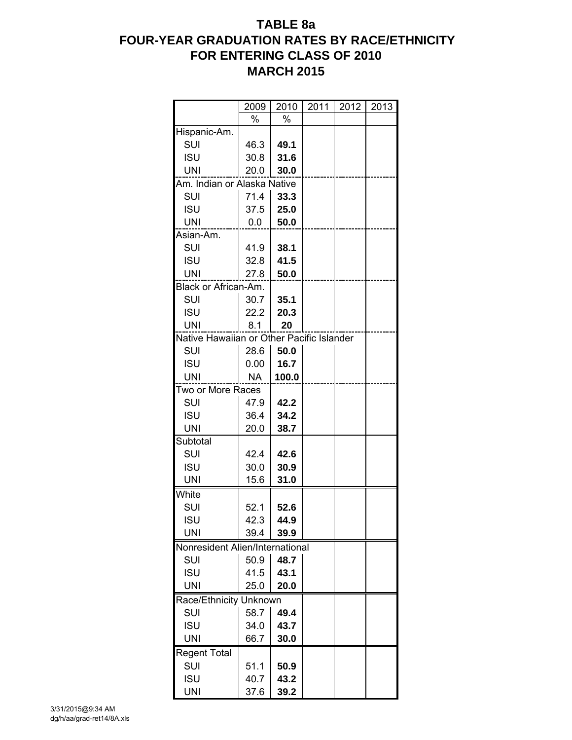# TABLE 8a
# FOUR-YEAR GRADUATION RATES BY RACE/ETHNICITY
# FOR ENTERING CLASS OF 2010
# MARCH 2015

| | 2009 | 2010 | 2011 | 2012 | 2013 |
|---|---|---|---|---|---|
| | % | % | | | |
| Hispanic-Am. | | | | | |
| SUI | 46.3 | **49.1** | | | |
| ISU | 30.8 | **31.6** | | | |
| UNI | 20.0 | **30.0** | | | |
| Am. Indian or Alaska Native | | | | | |
| SUI | 71.4 | **33.3** | | | |
| ISU | 37.5 | **25.0** | | | |
| UNI | 0.0 | **50.0** | | | |
| Asian-Am. | | | | | |
| SUI | 41.9 | **38.1** | | | |
| ISU | 32.8 | **41.5** | | | |
| UNI | 27.8 | **50.0** | | | |
| Black or African-Am. | | | | | |
| SUI | 30.7 | **35.1** | | | |
| ISU | 22.2 | **20.3** | | | |
| UNI | 8.1 | **20** | | | |
| Native Hawaiian or Other Pacific Islander | | | | | |
| SUI | 28.6 | **50.0** | | | |
| ISU | 0.00 | **16.7** | | | |
| UNI | NA | **100.0** | | | |
| Two or More Races | | | | | |
| SUI | 47.9 | **42.2** | | | |
| ISU | 36.4 | **34.2** | | | |
| UNI | 20.0 | **38.7** | | | |
| Subtotal | | | | | |
| SUI | 42.4 | **42.6** | | | |
| ISU | 30.0 | **30.9** | | | |
| UNI | 15.6 | **31.0** | | | |
| White | | | | | |
| SUI | 52.1 | **52.6** | | | |
| ISU | 42.3 | **44.9** | | | |
| UNI | 39.4 | **39.9** | | | |
| Nonresident Alien/International | | | | | |
| SUI | 50.9 | **48.7** | | | |
| ISU | 41.5 | **43.1** | | | |
| UNI | 25.0 | **20.0** | | | |
| Race/Ethnicity Unknown | | | | | |
| SUI | 58.7 | **49.4** | | | |
| ISU | 34.0 | **43.7** | | | |
| UNI | 66.7 | **30.0** | | | |
| Regent Total | | | | | |
| SUI | 51.1 | **50.9** | | | |
| ISU | 40.7 | **43.2** | | | |
| UNI | 37.6 | **39.2** | | | |

3/31/2015@9:34 AM
dg/h/aa/grad-ret14/8A.xls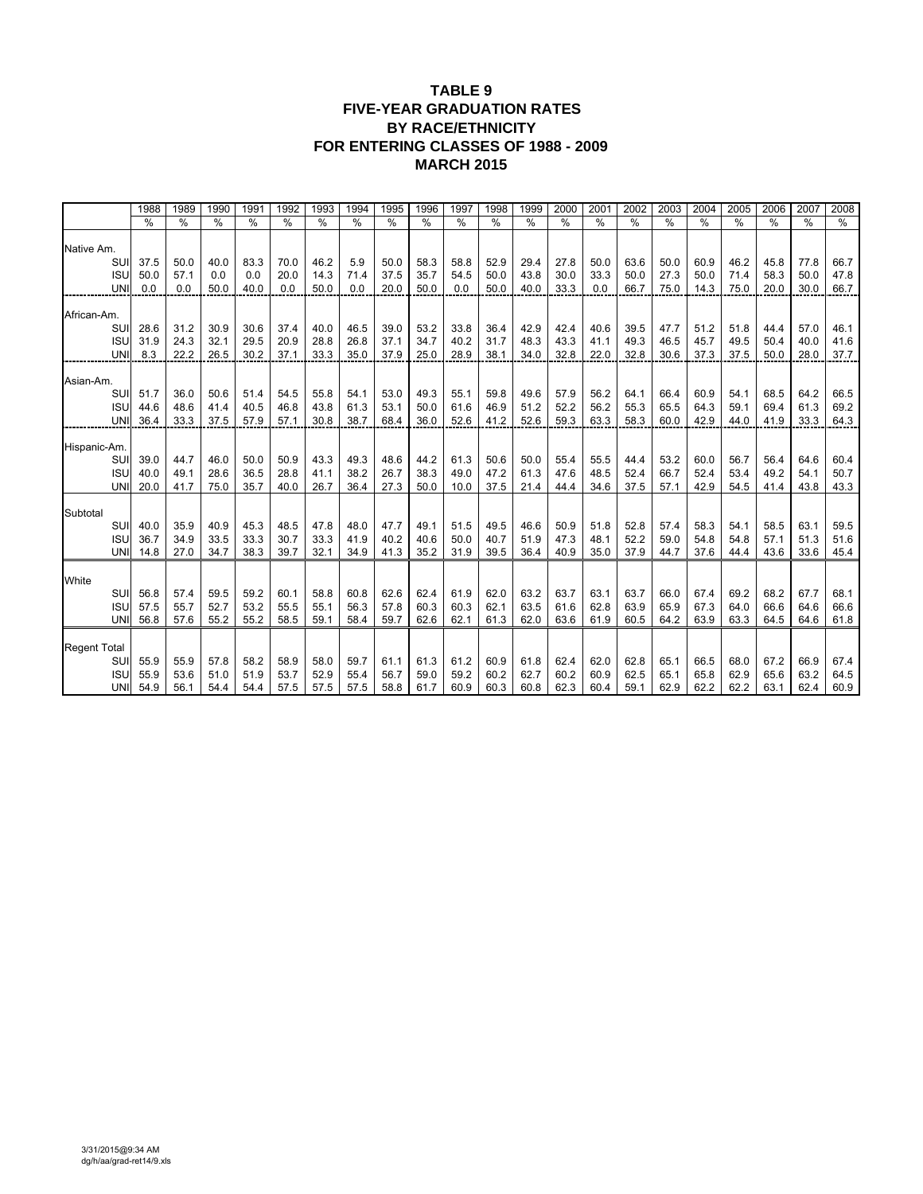# TABLE 9
## FIVE-YEAR GRADUATION RATES
## BY RACE/ETHNICITY
## FOR ENTERING CLASSES OF 1988 - 2009
## MARCH 2015

| | 1988 | 1989 | 1990 | 1991 | 1992 | 1993 | 1994 | 1995 | 1996 | 1997 | 1998 | 1999 | 2000 | 2001 | 2002 | 2003 | 2004 | 2005 | 2006 | 2007 | 2008 |
|---|---|---|---|---|---|---|---|---|---|---|---|---|---|---|---|---|---|---|---|---|---|
| | % | % | % | % | % | % | % | % | % | % | % | % | % | % | % | % | % | % | % | % | % |
| **Native Am.** | | | | | | | | | | | | | | | | | | | | | |
| SUI | 37.5 | 50.0 | 40.0 | 83.3 | 70.0 | 46.2 | 5.9 | 50.0 | 58.3 | 58.8 | 52.9 | 29.4 | 27.8 | 50.0 | 63.6 | 50.0 | 60.9 | 46.2 | 45.8 | 77.8 | 66.7 |
| ISU | 50.0 | 57.1 | 0.0 | 0.0 | 20.0 | 14.3 | 71.4 | 37.5 | 35.7 | 54.5 | 50.0 | 43.8 | 30.0 | 33.3 | 50.0 | 27.3 | 50.0 | 71.4 | 58.3 | 50.0 | 47.8 |
| UNI | 0.0 | 0.0 | 50.0 | 40.0 | 0.0 | 50.0 | 0.0 | 20.0 | 50.0 | 0.0 | 50.0 | 40.0 | 33.3 | 0.0 | 66.7 | 75.0 | 14.3 | 75.0 | 20.0 | 30.0 | 66.7 |
| **African-Am.** | | | | | | | | | | | | | | | | | | | | | |
| SUI | 28.6 | 31.2 | 30.9 | 30.6 | 37.4 | 40.0 | 46.5 | 39.0 | 53.2 | 33.8 | 36.4 | 42.9 | 42.4 | 40.6 | 39.5 | 47.7 | 51.2 | 51.8 | 44.4 | 57.0 | 46.1 |
| ISU | 31.9 | 24.3 | 32.1 | 29.5 | 20.9 | 28.8 | 26.8 | 37.1 | 34.7 | 40.2 | 31.7 | 48.3 | 43.3 | 41.1 | 49.3 | 46.5 | 45.7 | 49.5 | 50.4 | 40.0 | 41.6 |
| UNI | 8.3 | 22.2 | 26.5 | 30.2 | 37.1 | 33.3 | 35.0 | 37.9 | 25.0 | 28.9 | 38.1 | 34.0 | 32.8 | 22.0 | 32.8 | 30.6 | 37.3 | 37.5 | 50.0 | 28.0 | 37.7 |
| **Asian-Am.** | | | | | | | | | | | | | | | | | | | | | |
| SUI | 51.7 | 36.0 | 50.6 | 51.4 | 54.5 | 55.8 | 54.1 | 53.0 | 49.3 | 55.1 | 59.8 | 49.6 | 57.9 | 56.2 | 64.1 | 66.4 | 60.9 | 54.1 | 68.5 | 64.2 | 66.5 |
| ISU | 44.6 | 48.6 | 41.4 | 40.5 | 46.8 | 43.8 | 61.3 | 53.1 | 50.0 | 61.6 | 46.9 | 51.2 | 52.2 | 56.2 | 55.3 | 65.5 | 64.3 | 59.1 | 69.4 | 61.3 | 69.2 |
| UNI | 36.4 | 33.3 | 37.5 | 57.9 | 57.1 | 30.8 | 38.7 | 68.4 | 36.0 | 52.6 | 41.2 | 52.6 | 59.3 | 63.3 | 58.3 | 60.0 | 42.9 | 44.0 | 41.9 | 33.3 | 64.3 |
| **Hispanic-Am.** | | | | | | | | | | | | | | | | | | | | | |
| SUI | 39.0 | 44.7 | 46.0 | 50.0 | 50.9 | 43.3 | 49.3 | 48.6 | 44.2 | 61.3 | 50.6 | 50.0 | 55.4 | 55.5 | 44.4 | 53.2 | 60.0 | 56.7 | 56.4 | 64.6 | 60.4 |
| ISU | 40.0 | 49.1 | 28.6 | 36.5 | 28.8 | 41.1 | 38.2 | 26.7 | 38.3 | 49.0 | 47.2 | 61.3 | 47.6 | 48.5 | 52.4 | 66.7 | 52.4 | 53.4 | 49.2 | 54.1 | 50.7 |
| UNI | 20.0 | 41.7 | 75.0 | 35.7 | 40.0 | 26.7 | 36.4 | 27.3 | 50.0 | 10.0 | 37.5 | 21.4 | 44.4 | 34.6 | 37.5 | 57.1 | 42.9 | 54.5 | 41.4 | 43.8 | 43.3 |
| **Subtotal** | | | | | | | | | | | | | | | | | | | | | |
| SUI | 40.0 | 35.9 | 40.9 | 45.3 | 48.5 | 47.8 | 48.0 | 47.7 | 49.1 | 51.5 | 49.5 | 46.6 | 50.9 | 51.8 | 52.8 | 57.4 | 58.3 | 54.1 | 58.5 | 63.1 | 59.5 |
| ISU | 36.7 | 34.9 | 33.5 | 33.3 | 30.7 | 33.3 | 41.9 | 40.2 | 40.6 | 50.0 | 40.7 | 51.9 | 47.3 | 48.1 | 52.2 | 59.0 | 54.8 | 54.8 | 57.1 | 51.3 | 51.6 |
| UNI | 14.8 | 27.0 | 34.7 | 38.3 | 39.7 | 32.1 | 34.9 | 41.3 | 35.2 | 31.9 | 39.5 | 36.4 | 40.9 | 35.0 | 37.9 | 44.7 | 37.6 | 44.4 | 43.6 | 33.6 | 45.4 |
| **White** | | | | | | | | | | | | | | | | | | | | | |
| SUI | 56.8 | 57.4 | 59.5 | 59.2 | 60.1 | 58.8 | 60.8 | 62.6 | 62.4 | 61.9 | 62.0 | 63.2 | 63.7 | 63.1 | 63.7 | 66.0 | 67.4 | 69.2 | 68.2 | 67.7 | 68.1 |
| ISU | 57.5 | 55.7 | 52.7 | 53.2 | 55.5 | 55.1 | 56.3 | 57.8 | 60.3 | 60.3 | 62.1 | 63.5 | 61.6 | 62.8 | 63.9 | 65.9 | 67.3 | 64.0 | 66.6 | 64.6 | 66.6 |
| UNI | 56.8 | 57.6 | 55.2 | 55.2 | 58.5 | 59.1 | 58.4 | 59.7 | 62.6 | 62.1 | 61.3 | 62.0 | 63.6 | 61.9 | 60.5 | 64.2 | 63.9 | 63.3 | 64.5 | 64.6 | 61.8 |
| **Regent Total** | | | | | | | | | | | | | | | | | | | | | |
| SUI | 55.9 | 55.9 | 57.8 | 58.2 | 58.9 | 58.0 | 59.7 | 61.1 | 61.3 | 61.2 | 60.9 | 61.8 | 62.4 | 62.0 | 62.8 | 65.1 | 66.5 | 68.0 | 67.2 | 66.9 | 67.4 |
| ISU | 55.9 | 53.6 | 51.0 | 51.9 | 53.7 | 52.9 | 55.4 | 56.7 | 59.0 | 59.2 | 60.2 | 62.7 | 60.2 | 60.9 | 62.5 | 65.1 | 65.8 | 62.9 | 65.6 | 63.2 | 64.5 |
| UNI | 54.9 | 56.1 | 54.4 | 54.4 | 57.5 | 57.5 | 57.5 | 58.8 | 61.7 | 60.9 | 60.3 | 60.8 | 62.3 | 60.4 | 59.1 | 62.9 | 62.2 | 62.2 | 63.1 | 62.4 | 60.9 |

3/31/2015@9:34 AM
dg/h/aa/grad-ret14/9.xls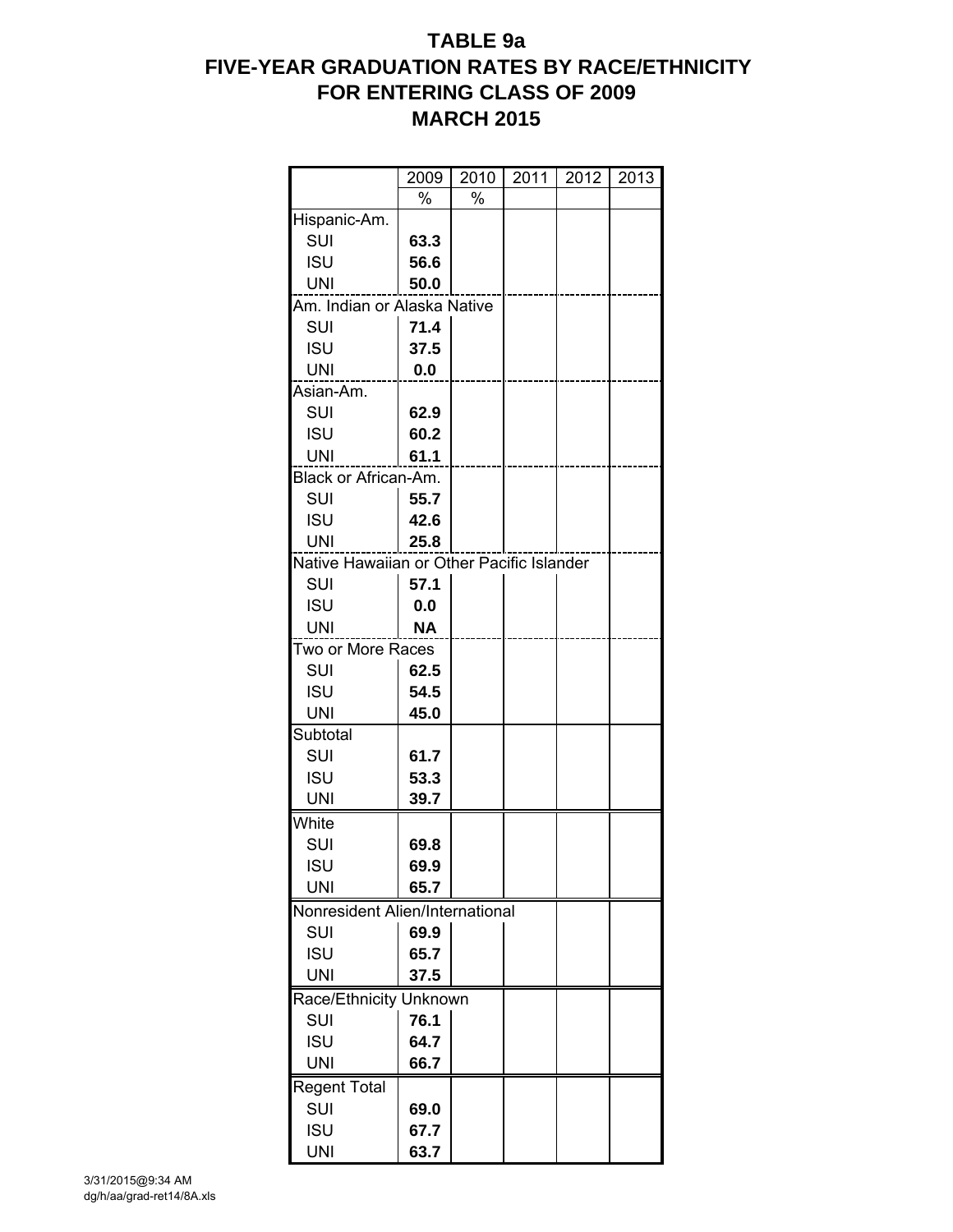# TABLE 9a
# FIVE-YEAR GRADUATION RATES BY RACE/ETHNICITY
# FOR ENTERING CLASS OF 2009
# MARCH 2015

| | 2009 | 2010 | 2011 | 2012 | 2013 |
|---|---|---|---|---|---|
| | % | % | | | |
| Hispanic-Am. | | | | | |
| SUI | **63.3** | | | | |
| ISU | **56.6** | | | | |
| UNI | **50.0** | | | | |
| Am. Indian or Alaska Native | | | | | |
| SUI | **71.4** | | | | |
| ISU | **37.5** | | | | |
| UNI | **0.0** | | | | |
| Asian-Am. | | | | | |
| SUI | **62.9** | | | | |
| ISU | **60.2** | | | | |
| UNI | **61.1** | | | | |
| Black or African-Am. | | | | | |
| SUI | **55.7** | | | | |
| ISU | **42.6** | | | | |
| UNI | **25.8** | | | | |
| Native Hawaiian or Other Pacific Islander | | | | | |
| SUI | **57.1** | | | | |
| ISU | **0.0** | | | | |
| UNI | **NA** | | | | |
| Two or More Races | | | | | |
| SUI | **62.5** | | | | |
| ISU | **54.5** | | | | |
| UNI | **45.0** | | | | |
| Subtotal | | | | | |
| SUI | **61.7** | | | | |
| ISU | **53.3** | | | | |
| UNI | **39.7** | | | | |
| White | | | | | |
| SUI | **69.8** | | | | |
| ISU | **69.9** | | | | |
| UNI | **65.7** | | | | |
| Nonresident Alien/International | | | | | |
| SUI | **69.9** | | | | |
| ISU | **65.7** | | | | |
| UNI | **37.5** | | | | |
| Race/Ethnicity Unknown | | | | | |
| SUI | **76.1** | | | | |
| ISU | **64.7** | | | | |
| UNI | **66.7** | | | | |
| Regent Total | | | | | |
| SUI | **69.0** | | | | |
| ISU | **67.7** | | | | |
| UNI | **63.7** | | | | |

3/31/2015@9:34 AM
dg/h/aa/grad-ret14/8A.xls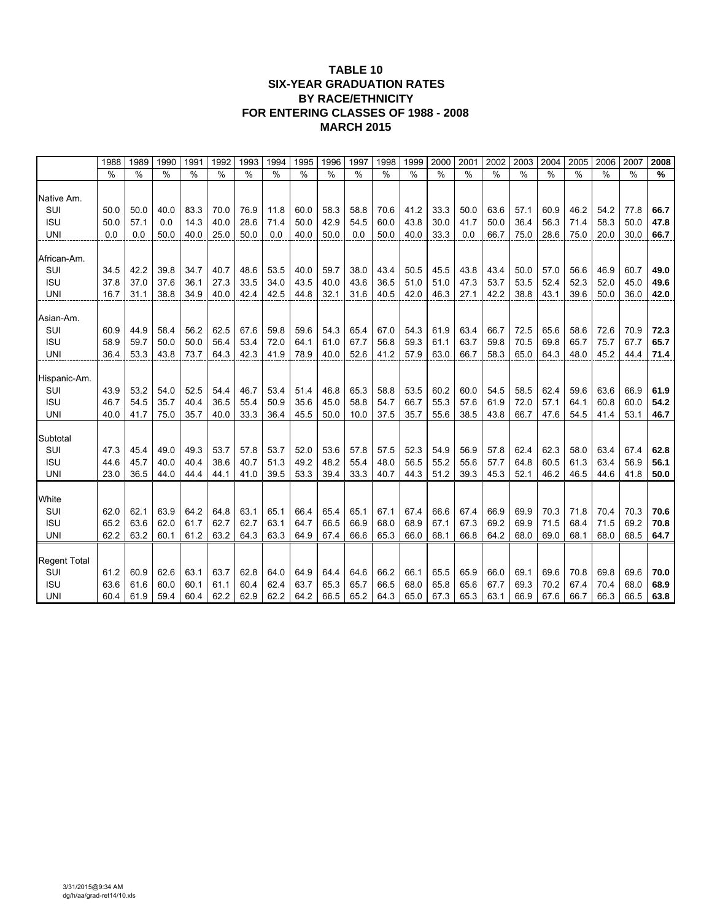# TABLE 10
## SIX-YEAR GRADUATION RATES
## BY RACE/ETHNICITY
## FOR ENTERING CLASSES OF 1988 - 2008
## MARCH 2015

| | 1988 | 1989 | 1990 | 1991 | 1992 | 1993 | 1994 | 1995 | 1996 | 1997 | 1998 | 1999 | 2000 | 2001 | 2002 | 2003 | 2004 | 2005 | 2006 | 2007 | **2008** |
|---|---|---|---|---|---|---|---|---|---|---|---|---|---|---|---|---|---|---|---|---|---|
| | % | % | % | % | % | % | % | % | % | % | % | % | % | % | % | % | % | % | % | % | **%** |
| Native Am. | | | | | | | | | | | | | | | | | | | | | |
| SUI | 50.0 | 50.0 | 40.0 | 83.3 | 70.0 | 76.9 | 11.8 | 60.0 | 58.3 | 58.8 | 70.6 | 41.2 | 33.3 | 50.0 | 63.6 | 57.1 | 60.9 | 46.2 | 54.2 | 77.8 | **66.7** |
| ISU | 50.0 | 57.1 | 0.0 | 14.3 | 40.0 | 28.6 | 71.4 | 50.0 | 42.9 | 54.5 | 60.0 | 43.8 | 30.0 | 41.7 | 50.0 | 36.4 | 56.3 | 71.4 | 58.3 | 50.0 | **47.8** |
| UNI | 0.0 | 0.0 | 50.0 | 40.0 | 25.0 | 50.0 | 0.0 | 40.0 | 50.0 | 0.0 | 50.0 | 40.0 | 33.3 | 0.0 | 66.7 | 75.0 | 28.6 | 75.0 | 20.0 | 30.0 | **66.7** |
| African-Am. | | | | | | | | | | | | | | | | | | | | | |
| SUI | 34.5 | 42.2 | 39.8 | 34.7 | 40.7 | 48.6 | 53.5 | 40.0 | 59.7 | 38.0 | 43.4 | 50.5 | 45.5 | 43.8 | 43.4 | 50.0 | 57.0 | 56.6 | 46.9 | 60.7 | **49.0** |
| ISU | 37.8 | 37.0 | 37.6 | 36.1 | 27.3 | 33.5 | 34.0 | 43.5 | 40.0 | 43.6 | 36.5 | 51.0 | 51.0 | 47.3 | 53.7 | 53.5 | 52.4 | 52.3 | 52.0 | 45.0 | **49.6** |
| UNI | 16.7 | 31.1 | 38.8 | 34.9 | 40.0 | 42.4 | 42.5 | 44.8 | 32.1 | 31.6 | 40.5 | 42.0 | 46.3 | 27.1 | 42.2 | 38.8 | 43.1 | 39.6 | 50.0 | 36.0 | **42.0** |
| Asian-Am. | | | | | | | | | | | | | | | | | | | | | |
| SUI | 60.9 | 44.9 | 58.4 | 56.2 | 62.5 | 67.6 | 59.8 | 59.6 | 54.3 | 65.4 | 67.0 | 54.3 | 61.9 | 63.4 | 66.7 | 72.5 | 65.6 | 58.6 | 72.6 | 70.9 | **72.3** |
| ISU | 58.9 | 59.7 | 50.0 | 50.0 | 56.4 | 53.4 | 72.0 | 64.1 | 61.0 | 67.7 | 56.8 | 59.3 | 61.1 | 63.7 | 59.8 | 70.5 | 69.8 | 65.7 | 75.7 | 67.7 | **65.7** |
| UNI | 36.4 | 53.3 | 43.8 | 73.7 | 64.3 | 42.3 | 41.9 | 78.9 | 40.0 | 52.6 | 41.2 | 57.9 | 63.0 | 66.7 | 58.3 | 65.0 | 64.3 | 48.0 | 45.2 | 44.4 | **71.4** |
| Hispanic-Am. | | | | | | | | | | | | | | | | | | | | | |
| SUI | 43.9 | 53.2 | 54.0 | 52.5 | 54.4 | 46.7 | 53.4 | 51.4 | 46.8 | 65.3 | 58.8 | 53.5 | 60.2 | 60.0 | 54.5 | 58.5 | 62.4 | 59.6 | 63.6 | 66.9 | **61.9** |
| ISU | 46.7 | 54.5 | 35.7 | 40.4 | 36.5 | 55.4 | 50.9 | 35.6 | 45.0 | 58.8 | 54.7 | 66.7 | 55.3 | 57.6 | 61.9 | 72.0 | 57.1 | 64.1 | 60.8 | 60.0 | **54.2** |
| UNI | 40.0 | 41.7 | 75.0 | 35.7 | 40.0 | 33.3 | 36.4 | 45.5 | 50.0 | 10.0 | 37.5 | 35.7 | 55.6 | 38.5 | 43.8 | 66.7 | 47.6 | 54.5 | 41.4 | 53.1 | **46.7** |
| Subtotal | | | | | | | | | | | | | | | | | | | | | |
| SUI | 47.3 | 45.4 | 49.0 | 49.3 | 53.7 | 57.8 | 53.7 | 52.0 | 53.6 | 57.8 | 57.5 | 52.3 | 54.9 | 56.9 | 57.8 | 62.4 | 62.3 | 58.0 | 63.4 | 67.4 | **62.8** |
| ISU | 44.6 | 45.7 | 40.0 | 40.4 | 38.6 | 40.7 | 51.3 | 49.2 | 48.2 | 55.4 | 48.0 | 56.5 | 55.2 | 55.6 | 57.7 | 64.8 | 60.5 | 61.3 | 63.4 | 56.9 | **56.1** |
| UNI | 23.0 | 36.5 | 44.0 | 44.4 | 44.1 | 41.0 | 39.5 | 53.3 | 39.4 | 33.3 | 40.7 | 44.3 | 51.2 | 39.3 | 45.3 | 52.1 | 46.2 | 46.5 | 44.6 | 41.8 | **50.0** |
| White | | | | | | | | | | | | | | | | | | | | | |
| SUI | 62.0 | 62.1 | 63.9 | 64.2 | 64.8 | 63.1 | 65.1 | 66.4 | 65.4 | 65.1 | 67.1 | 67.4 | 66.6 | 67.4 | 66.9 | 69.9 | 70.3 | 71.8 | 70.4 | 70.3 | **70.6** |
| ISU | 65.2 | 63.6 | 62.0 | 61.7 | 62.7 | 62.7 | 63.1 | 64.7 | 66.5 | 66.9 | 68.0 | 68.9 | 67.1 | 67.3 | 69.2 | 69.9 | 71.5 | 68.4 | 71.5 | 69.2 | **70.8** |
| UNI | 62.2 | 63.2 | 60.1 | 61.2 | 63.2 | 64.3 | 63.3 | 64.9 | 67.4 | 66.6 | 65.3 | 66.0 | 68.1 | 66.8 | 64.2 | 68.0 | 69.0 | 68.1 | 68.0 | 68.5 | **64.7** |
| Regent Total | | | | | | | | | | | | | | | | | | | | | |
| SUI | 61.2 | 60.9 | 62.6 | 63.1 | 63.7 | 62.8 | 64.0 | 64.9 | 64.4 | 64.6 | 66.2 | 66.1 | 65.5 | 65.9 | 66.0 | 69.1 | 69.6 | 70.8 | 69.8 | 69.6 | **70.0** |
| ISU | 63.6 | 61.6 | 60.0 | 60.1 | 61.1 | 60.4 | 62.4 | 63.7 | 65.3 | 65.7 | 66.5 | 68.0 | 65.8 | 65.6 | 67.7 | 69.3 | 70.2 | 67.4 | 70.4 | 68.0 | **68.9** |
| UNI | 60.4 | 61.9 | 59.4 | 60.4 | 62.2 | 62.9 | 62.2 | 64.2 | 66.5 | 65.2 | 64.3 | 65.0 | 67.3 | 65.3 | 63.1 | 66.9 | 67.6 | 66.7 | 66.3 | 66.5 | **63.8** |

3/31/2015@9:34 AM
dg/h/aa/grad-ret14/10.xls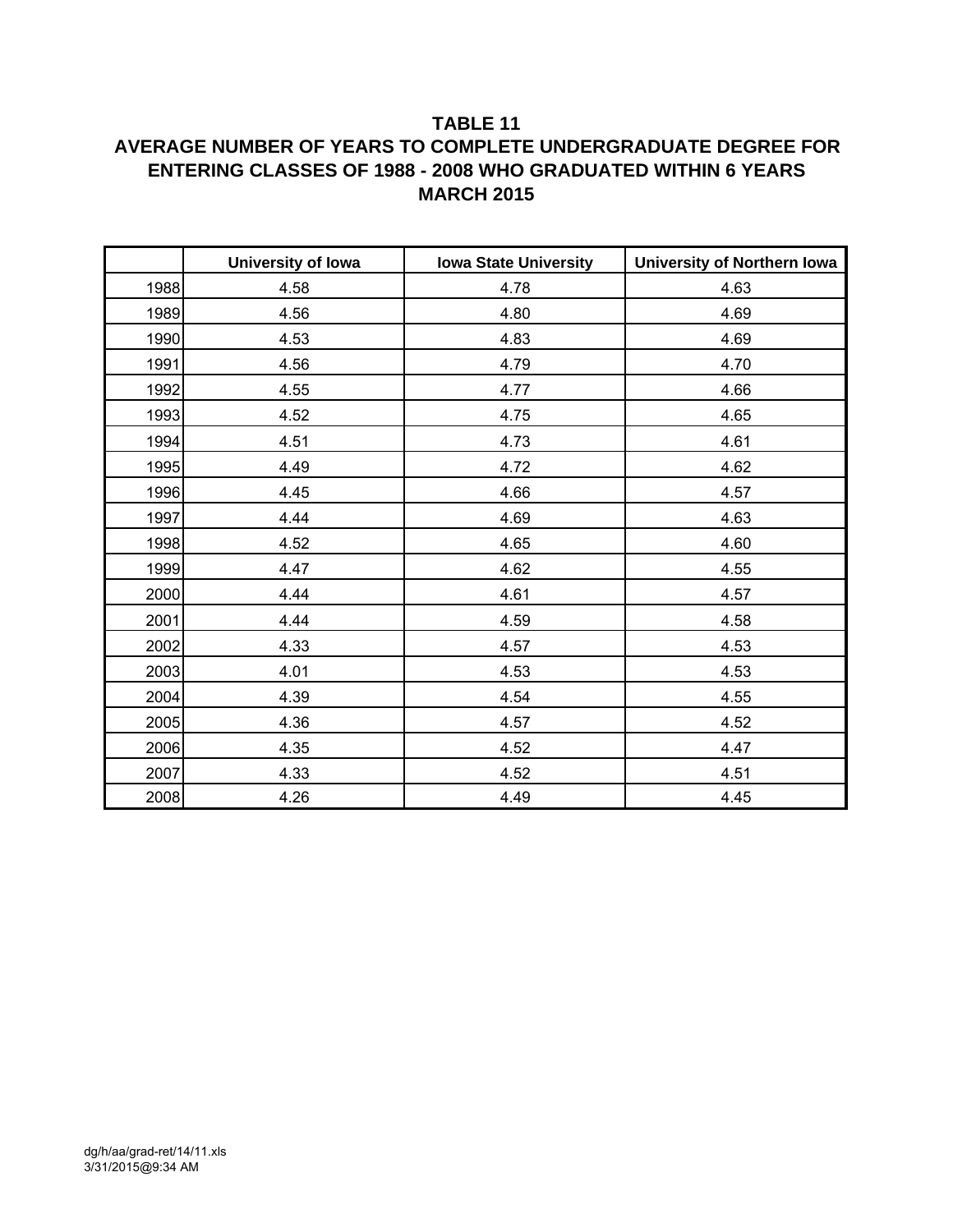# TABLE 11

## AVERAGE NUMBER OF YEARS TO COMPLETE UNDERGRADUATE DEGREE FOR ENTERING CLASSES OF 1988 - 2008 WHO GRADUATED WITHIN 6 YEARS

## MARCH 2015

| | University of Iowa | Iowa State University | University of Northern Iowa |
|---|---|---|---|
| 1988 | 4.58 | 4.78 | 4.63 |
| 1989 | 4.56 | 4.80 | 4.69 |
| 1990 | 4.53 | 4.83 | 4.69 |
| 1991 | 4.56 | 4.79 | 4.70 |
| 1992 | 4.55 | 4.77 | 4.66 |
| 1993 | 4.52 | 4.75 | 4.65 |
| 1994 | 4.51 | 4.73 | 4.61 |
| 1995 | 4.49 | 4.72 | 4.62 |
| 1996 | 4.45 | 4.66 | 4.57 |
| 1997 | 4.44 | 4.69 | 4.63 |
| 1998 | 4.52 | 4.65 | 4.60 |
| 1999 | 4.47 | 4.62 | 4.55 |
| 2000 | 4.44 | 4.61 | 4.57 |
| 2001 | 4.44 | 4.59 | 4.58 |
| 2002 | 4.33 | 4.57 | 4.53 |
| 2003 | 4.01 | 4.53 | 4.53 |
| 2004 | 4.39 | 4.54 | 4.55 |
| 2005 | 4.36 | 4.57 | 4.52 |
| 2006 | 4.35 | 4.52 | 4.47 |
| 2007 | 4.33 | 4.52 | 4.51 |
| 2008 | 4.26 | 4.49 | 4.45 |

dg/h/aa/grad-ret/14/11.xls
3/31/2015@9:34 AM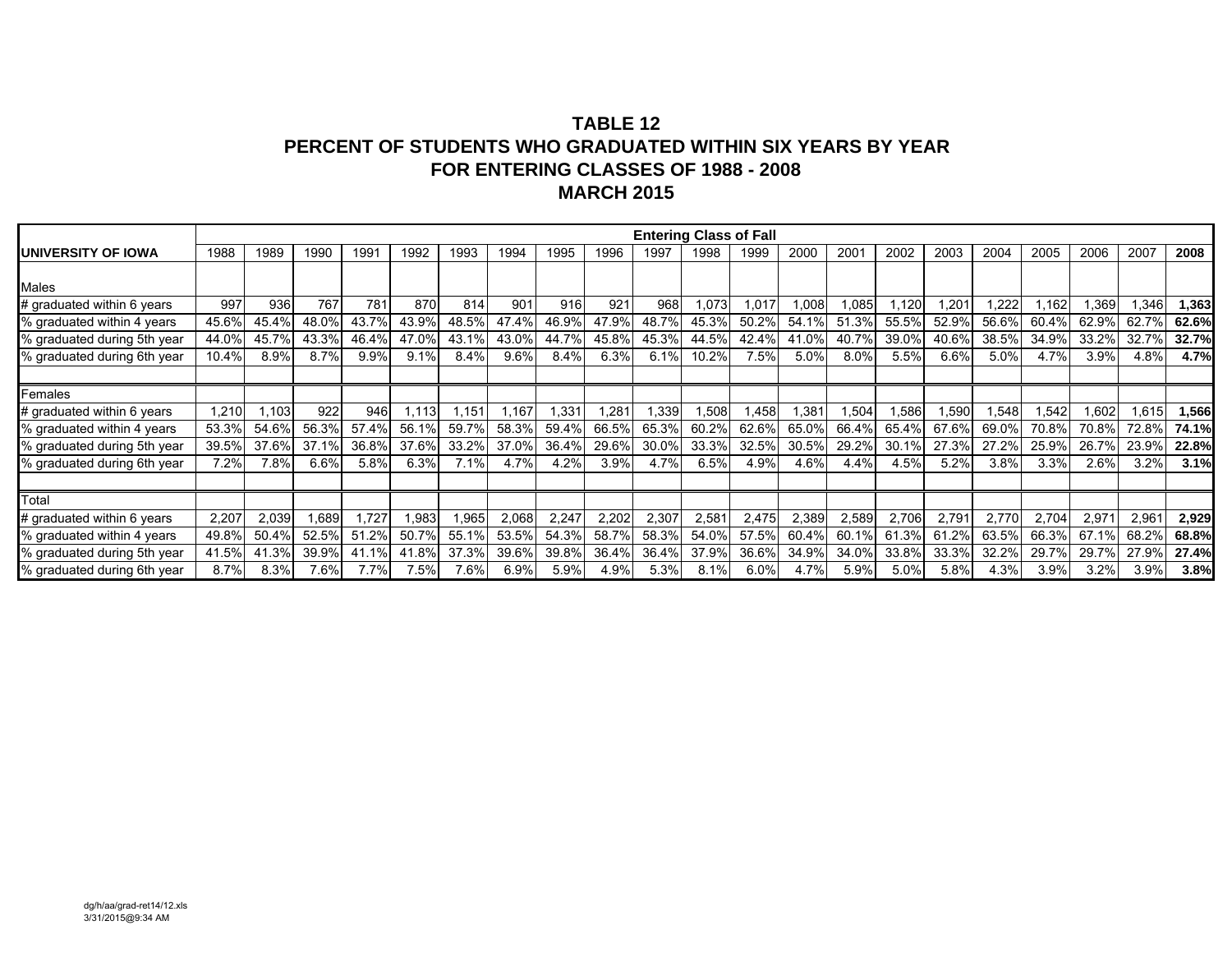# TABLE 12
# PERCENT OF STUDENTS WHO GRADUATED WITHIN SIX YEARS BY YEAR
# FOR ENTERING CLASSES OF 1988 - 2008
# MARCH 2015

| | Entering Class of Fall | | | | | | | | | | | | | | | | | | | | |
|---|---|---|---|---|---|---|---|---|---|---|---|---|---|---|---|---|---|---|---|---|---|
| **UNIVERSITY OF IOWA** | 1988 | 1989 | 1990 | 1991 | 1992 | 1993 | 1994 | 1995 | 1996 | 1997 | 1998 | 1999 | 2000 | 2001 | 2002 | 2003 | 2004 | 2005 | 2006 | 2007 | **2008** |
| Males | | | | | | | | | | | | | | | | | | | | | |
| # graduated within 6 years | 997 | 936 | 767 | 781 | 870 | 814 | 901 | 916 | 921 | 968 | 1,073 | 1,017 | 1,008 | 1,085 | 1,120 | 1,201 | 1,222 | 1,162 | 1,369 | 1,346 | **1,363** |
| % graduated within 4 years | 45.6% | 45.4% | 48.0% | 43.7% | 43.9% | 48.5% | 47.4% | 46.9% | 47.9% | 48.7% | 45.3% | 50.2% | 54.1% | 51.3% | 55.5% | 52.9% | 56.6% | 60.4% | 62.9% | 62.7% | **62.6%** |
| % graduated during 5th year | 44.0% | 45.7% | 43.3% | 46.4% | 47.0% | 43.1% | 43.0% | 44.7% | 45.8% | 45.3% | 44.5% | 42.4% | 41.0% | 40.7% | 39.0% | 40.6% | 38.5% | 34.9% | 33.2% | 32.7% | **32.7%** |
| % graduated during 6th year | 10.4% | 8.9% | 8.7% | 9.9% | 9.1% | 8.4% | 9.6% | 8.4% | 6.3% | 6.1% | 10.2% | 7.5% | 5.0% | 8.0% | 5.5% | 6.6% | 5.0% | 4.7% | 3.9% | 4.8% | **4.7%** |
| Females | | | | | | | | | | | | | | | | | | | | | |
| # graduated within 6 years | 1,210 | 1,103 | 922 | 946 | 1,113 | 1,151 | 1,167 | 1,331 | 1,281 | 1,339 | 1,508 | 1,458 | 1,381 | 1,504 | 1,586 | 1,590 | 1,548 | 1,542 | 1,602 | 1,615 | **1,566** |
| % graduated within 4 years | 53.3% | 54.6% | 56.3% | 57.4% | 56.1% | 59.7% | 58.3% | 59.4% | 66.5% | 65.3% | 60.2% | 62.6% | 65.0% | 66.4% | 65.4% | 67.6% | 69.0% | 70.8% | 70.8% | 72.8% | **74.1%** |
| % graduated during 5th year | 39.5% | 37.6% | 37.1% | 36.8% | 37.6% | 33.2% | 37.0% | 36.4% | 29.6% | 30.0% | 33.3% | 32.5% | 30.5% | 29.2% | 30.1% | 27.3% | 27.2% | 25.9% | 26.7% | 23.9% | **22.8%** |
| % graduated during 6th year | 7.2% | 7.8% | 6.6% | 5.8% | 6.3% | 7.1% | 4.7% | 4.2% | 3.9% | 4.7% | 6.5% | 4.9% | 4.6% | 4.4% | 4.5% | 5.2% | 3.8% | 3.3% | 2.6% | 3.2% | **3.1%** |
| Total | | | | | | | | | | | | | | | | | | | | | |
| # graduated within 6 years | 2,207 | 2,039 | 1,689 | 1,727 | 1,983 | 1,965 | 2,068 | 2,247 | 2,202 | 2,307 | 2,581 | 2,475 | 2,389 | 2,589 | 2,706 | 2,791 | 2,770 | 2,704 | 2,971 | 2,961 | **2,929** |
| % graduated within 4 years | 49.8% | 50.4% | 52.5% | 51.2% | 50.7% | 55.1% | 53.5% | 54.3% | 58.7% | 58.3% | 54.0% | 57.5% | 60.4% | 60.1% | 61.3% | 61.2% | 63.5% | 66.3% | 67.1% | 68.2% | **68.8%** |
| % graduated during 5th year | 41.5% | 41.3% | 39.9% | 41.1% | 41.8% | 37.3% | 39.6% | 39.8% | 36.4% | 36.4% | 37.9% | 36.6% | 34.9% | 34.0% | 33.8% | 33.3% | 32.2% | 29.7% | 29.7% | 27.9% | **27.4%** |
| % graduated during 6th year | 8.7% | 8.3% | 7.6% | 7.7% | 7.5% | 7.6% | 6.9% | 5.9% | 4.9% | 5.3% | 8.1% | 6.0% | 4.7% | 5.9% | 5.0% | 5.8% | 4.3% | 3.9% | 3.2% | 3.9% | **3.8%** |

dg/h/aa/grad-ret14/12.xls
3/31/2015@9:34 AM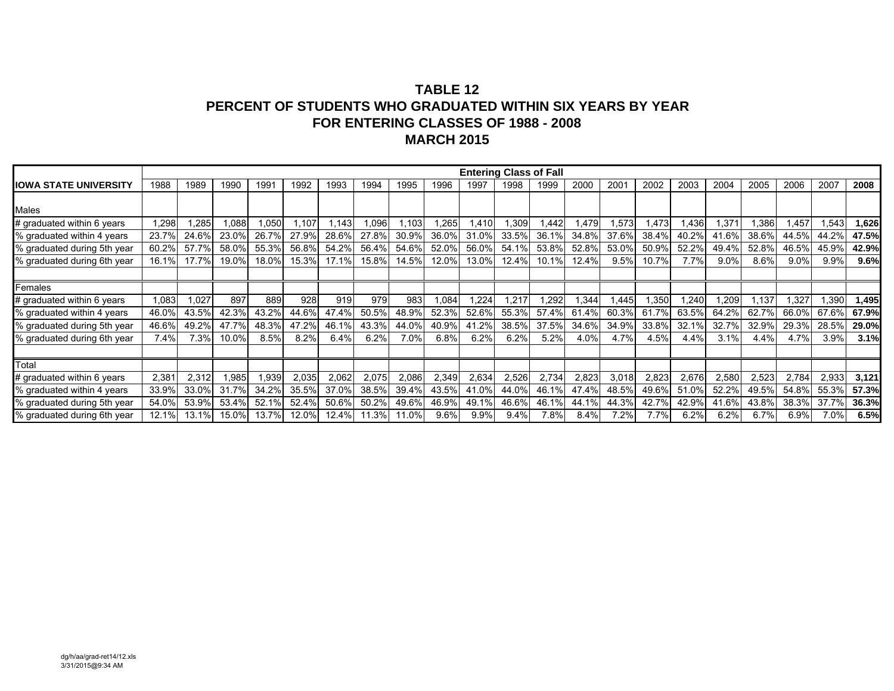# TABLE 12
## PERCENT OF STUDENTS WHO GRADUATED WITHIN SIX YEARS BY YEAR
## FOR ENTERING CLASSES OF 1988 - 2008
## MARCH 2015

| | Entering Class of Fall | | | | | | | | | | | | | | | | | | | | |
|---|---|---|---|---|---|---|---|---|---|---|---|---|---|---|---|---|---|---|---|---|---|
| **IOWA STATE UNIVERSITY** | 1988 | 1989 | 1990 | 1991 | 1992 | 1993 | 1994 | 1995 | 1996 | 1997 | 1998 | 1999 | 2000 | 2001 | 2002 | 2003 | 2004 | 2005 | 2006 | 2007 | **2008** |
| Males | | | | | | | | | | | | | | | | | | | | | |
| # graduated within 6 years | 1,298 | 1,285 | 1,088 | 1,050 | 1,107 | 1,143 | 1,096 | 1,103 | 1,265 | 1,410 | 1,309 | 1,442 | 1,479 | 1,573 | 1,473 | 1,436 | 1,371 | 1,386 | 1,457 | 1,543 | **1,626** |
| % graduated within 4 years | 23.7% | 24.6% | 23.0% | 26.7% | 27.9% | 28.6% | 27.8% | 30.9% | 36.0% | 31.0% | 33.5% | 36.1% | 34.8% | 37.6% | 38.4% | 40.2% | 41.6% | 38.6% | 44.5% | 44.2% | **47.5%** |
| % graduated during 5th year | 60.2% | 57.7% | 58.0% | 55.3% | 56.8% | 54.2% | 56.4% | 54.6% | 52.0% | 56.0% | 54.1% | 53.8% | 52.8% | 53.0% | 50.9% | 52.2% | 49.4% | 52.8% | 46.5% | 45.9% | **42.9%** |
| % graduated during 6th year | 16.1% | 17.7% | 19.0% | 18.0% | 15.3% | 17.1% | 15.8% | 14.5% | 12.0% | 13.0% | 12.4% | 10.1% | 12.4% | 9.5% | 10.7% | 7.7% | 9.0% | 8.6% | 9.0% | 9.9% | **9.6%** |
| Females | | | | | | | | | | | | | | | | | | | | | |
| # graduated within 6 years | 1,083 | 1,027 | 897 | 889 | 928 | 919 | 979 | 983 | 1,084 | 1,224 | 1,217 | 1,292 | 1,344 | 1,445 | 1,350 | 1,240 | 1,209 | 1,137 | 1,327 | 1,390 | **1,495** |
| % graduated within 4 years | 46.0% | 43.5% | 42.3% | 43.2% | 44.6% | 47.4% | 50.5% | 48.9% | 52.3% | 52.6% | 55.3% | 57.4% | 61.4% | 60.3% | 61.7% | 63.5% | 64.2% | 62.7% | 66.0% | 67.6% | **67.9%** |
| % graduated during 5th year | 46.6% | 49.2% | 47.7% | 48.3% | 47.2% | 46.1% | 43.3% | 44.0% | 40.9% | 41.2% | 38.5% | 37.5% | 34.6% | 34.9% | 33.8% | 32.1% | 32.7% | 32.9% | 29.3% | 28.5% | **29.0%** |
| % graduated during 6th year | 7.4% | 7.3% | 10.0% | 8.5% | 8.2% | 6.4% | 6.2% | 7.0% | 6.8% | 6.2% | 6.2% | 5.2% | 4.0% | 4.7% | 4.5% | 4.4% | 3.1% | 4.4% | 4.7% | 3.9% | **3.1%** |
| Total | | | | | | | | | | | | | | | | | | | | | |
| # graduated within 6 years | 2,381 | 2,312 | 1,985 | 1,939 | 2,035 | 2,062 | 2,075 | 2,086 | 2,349 | 2,634 | 2,526 | 2,734 | 2,823 | 3,018 | 2,823 | 2,676 | 2,580 | 2,523 | 2,784 | 2,933 | **3,121** |
| % graduated within 4 years | 33.9% | 33.0% | 31.7% | 34.2% | 35.5% | 37.0% | 38.5% | 39.4% | 43.5% | 41.0% | 44.0% | 46.1% | 47.4% | 48.5% | 49.6% | 51.0% | 52.2% | 49.5% | 54.8% | 55.3% | **57.3%** |
| % graduated during 5th year | 54.0% | 53.9% | 53.4% | 52.1% | 52.4% | 50.6% | 50.2% | 49.6% | 46.9% | 49.1% | 46.6% | 46.1% | 44.1% | 44.3% | 42.7% | 42.9% | 41.6% | 43.8% | 38.3% | 37.7% | **36.3%** |
| % graduated during 6th year | 12.1% | 13.1% | 15.0% | 13.7% | 12.0% | 12.4% | 11.3% | 11.0% | 9.6% | 9.9% | 9.4% | 7.8% | 8.4% | 7.2% | 7.7% | 6.2% | 6.2% | 6.7% | 6.9% | 7.0% | **6.5%** |

dg/h/aa/grad-ret14/12.xls
3/31/2015@9:34 AM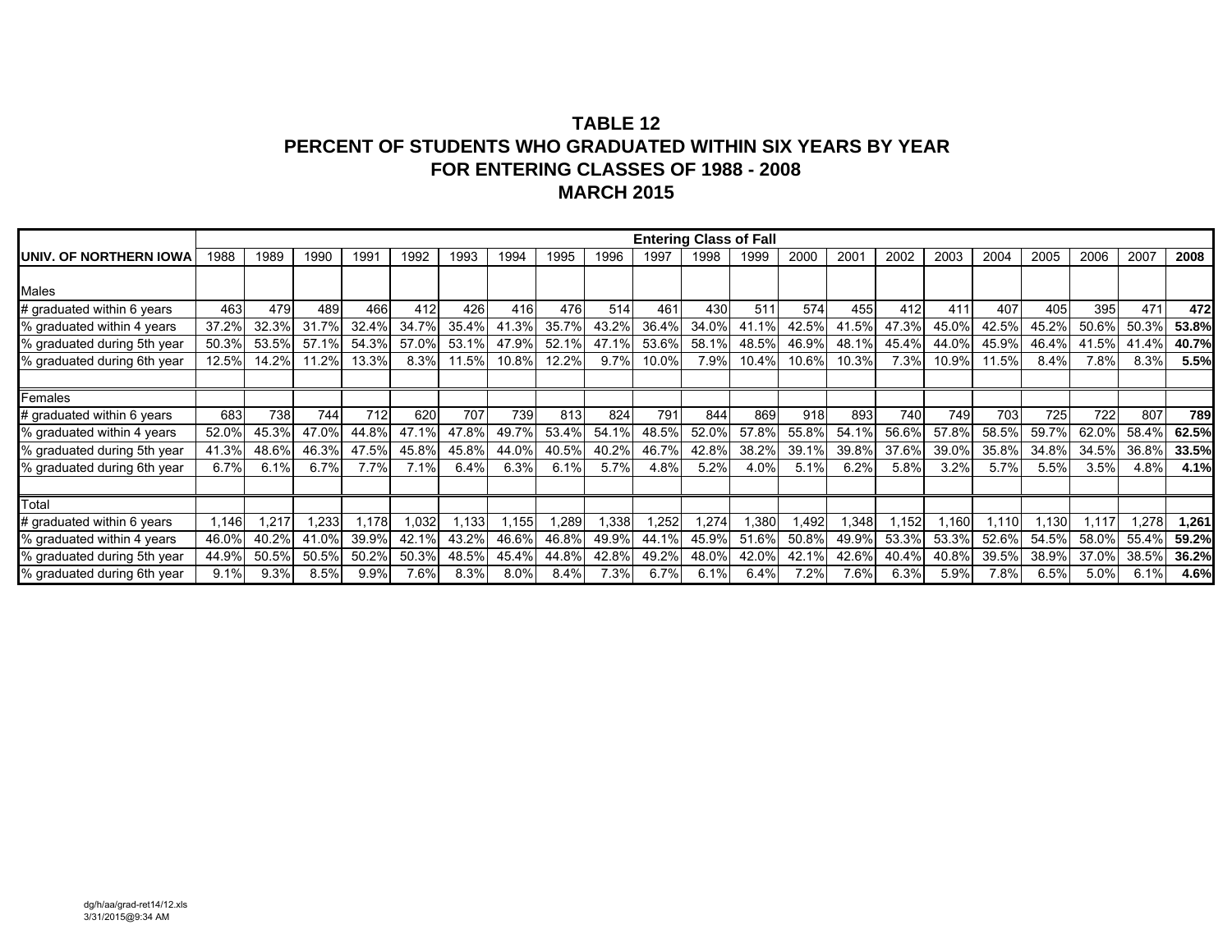# TABLE 12
# PERCENT OF STUDENTS WHO GRADUATED WITHIN SIX YEARS BY YEAR
# FOR ENTERING CLASSES OF 1988 - 2008
# MARCH 2015

| | Entering Class of Fall | | | | | | | | | | | | | | | | | | | | |
|---|---|---|---|---|---|---|---|---|---|---|---|---|---|---|---|---|---|---|---|---|---|
| **UNIV. OF NORTHERN IOWA** | 1988 | 1989 | 1990 | 1991 | 1992 | 1993 | 1994 | 1995 | 1996 | 1997 | 1998 | 1999 | 2000 | 2001 | 2002 | 2003 | 2004 | 2005 | 2006 | 2007 | **2008** |
| Males | | | | | | | | | | | | | | | | | | | | | |
| # graduated within 6 years | 463 | 479 | 489 | 466 | 412 | 426 | 416 | 476 | 514 | 461 | 430 | 511 | 574 | 455 | 412 | 411 | 407 | 405 | 395 | 471 | **472** |
| % graduated within 4 years | 37.2% | 32.3% | 31.7% | 32.4% | 34.7% | 35.4% | 41.3% | 35.7% | 43.2% | 36.4% | 34.0% | 41.1% | 42.5% | 41.5% | 47.3% | 45.0% | 42.5% | 45.2% | 50.6% | 50.3% | **53.8%** |
| % graduated during 5th year | 50.3% | 53.5% | 57.1% | 54.3% | 57.0% | 53.1% | 47.9% | 52.1% | 47.1% | 53.6% | 58.1% | 48.5% | 46.9% | 48.1% | 45.4% | 44.0% | 45.9% | 46.4% | 41.5% | 41.4% | **40.7%** |
| % graduated during 6th year | 12.5% | 14.2% | 11.2% | 13.3% | 8.3% | 11.5% | 10.8% | 12.2% | 9.7% | 10.0% | 7.9% | 10.4% | 10.6% | 10.3% | 7.3% | 10.9% | 11.5% | 8.4% | 7.8% | 8.3% | **5.5%** |
| Females | | | | | | | | | | | | | | | | | | | | | |
| # graduated within 6 years | 683 | 738 | 744 | 712 | 620 | 707 | 739 | 813 | 824 | 791 | 844 | 869 | 918 | 893 | 740 | 749 | 703 | 725 | 722 | 807 | **789** |
| % graduated within 4 years | 52.0% | 45.3% | 47.0% | 44.8% | 47.1% | 47.8% | 49.7% | 53.4% | 54.1% | 48.5% | 52.0% | 57.8% | 55.8% | 54.1% | 56.6% | 57.8% | 58.5% | 59.7% | 62.0% | 58.4% | **62.5%** |
| % graduated during 5th year | 41.3% | 48.6% | 46.3% | 47.5% | 45.8% | 45.8% | 44.0% | 40.5% | 40.2% | 46.7% | 42.8% | 38.2% | 39.1% | 39.8% | 37.6% | 39.0% | 35.8% | 34.8% | 34.5% | 36.8% | **33.5%** |
| % graduated during 6th year | 6.7% | 6.1% | 6.7% | 7.7% | 7.1% | 6.4% | 6.3% | 6.1% | 5.7% | 4.8% | 5.2% | 4.0% | 5.1% | 6.2% | 5.8% | 3.2% | 5.7% | 5.5% | 3.5% | 4.8% | **4.1%** |
| Total | | | | | | | | | | | | | | | | | | | | | |
| # graduated within 6 years | 1,146 | 1,217 | 1,233 | 1,178 | 1,032 | 1,133 | 1,155 | 1,289 | 1,338 | 1,252 | 1,274 | 1,380 | 1,492 | 1,348 | 1,152 | 1,160 | 1,110 | 1,130 | 1,117 | 1,278 | **1,261** |
| % graduated within 4 years | 46.0% | 40.2% | 41.0% | 39.9% | 42.1% | 43.2% | 46.6% | 46.8% | 49.9% | 44.1% | 45.9% | 51.6% | 50.8% | 49.9% | 53.3% | 53.3% | 52.6% | 54.5% | 58.0% | 55.4% | **59.2%** |
| % graduated during 5th year | 44.9% | 50.5% | 50.5% | 50.2% | 50.3% | 48.5% | 45.4% | 44.8% | 42.8% | 49.2% | 48.0% | 42.0% | 42.1% | 42.6% | 40.4% | 40.8% | 39.5% | 38.9% | 37.0% | 38.5% | **36.2%** |
| % graduated during 6th year | 9.1% | 9.3% | 8.5% | 9.9% | 7.6% | 8.3% | 8.0% | 8.4% | 7.3% | 6.7% | 6.1% | 6.4% | 7.2% | 7.6% | 6.3% | 5.9% | 7.8% | 6.5% | 5.0% | 6.1% | **4.6%** |

dg/h/aa/grad-ret14/12.xls
3/31/2015@9:34 AM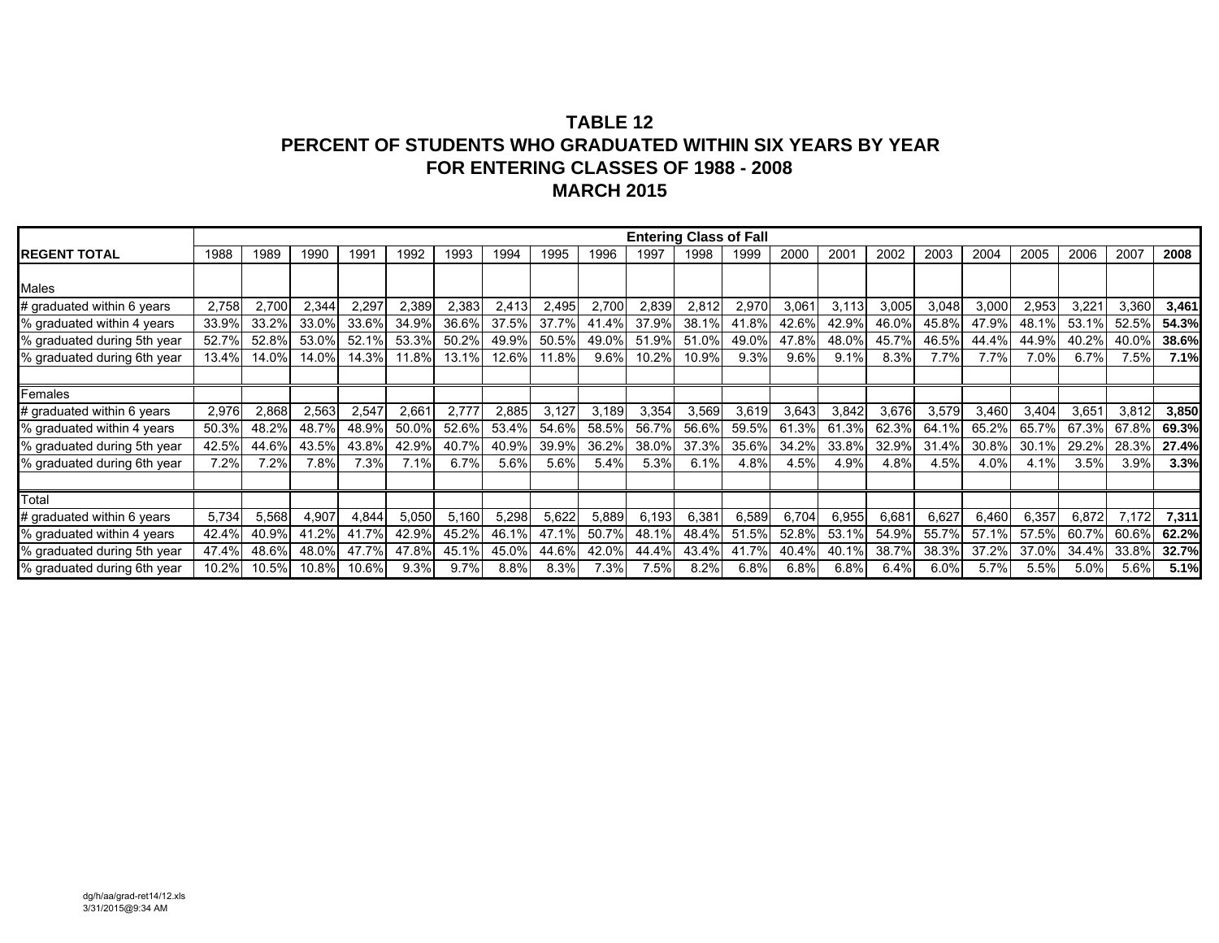# TABLE 12
# PERCENT OF STUDENTS WHO GRADUATED WITHIN SIX YEARS BY YEAR
# FOR ENTERING CLASSES OF 1988 - 2008
# MARCH 2015

| | Entering Class of Fall | | | | | | | | | | | | | | | | | | | | |
|---|---|---|---|---|---|---|---|---|---|---|---|---|---|---|---|---|---|---|---|---|---|
| **REGENT TOTAL** | 1988 | 1989 | 1990 | 1991 | 1992 | 1993 | 1994 | 1995 | 1996 | 1997 | 1998 | 1999 | 2000 | 2001 | 2002 | 2003 | 2004 | 2005 | 2006 | 2007 | **2008** |
| Males | | | | | | | | | | | | | | | | | | | | | |
| # graduated within 6 years | 2,758 | 2,700 | 2,344 | 2,297 | 2,389 | 2,383 | 2,413 | 2,495 | 2,700 | 2,839 | 2,812 | 2,970 | 3,061 | 3,113 | 3,005 | 3,048 | 3,000 | 2,953 | 3,221 | 3,360 | **3,461** |
| % graduated within 4 years | 33.9% | 33.2% | 33.0% | 33.6% | 34.9% | 36.6% | 37.5% | 37.7% | 41.4% | 37.9% | 38.1% | 41.8% | 42.6% | 42.9% | 46.0% | 45.8% | 47.9% | 48.1% | 53.1% | 52.5% | **54.3%** |
| % graduated during 5th year | 52.7% | 52.8% | 53.0% | 52.1% | 53.3% | 50.2% | 49.9% | 50.5% | 49.0% | 51.9% | 51.0% | 49.0% | 47.8% | 48.0% | 45.7% | 46.5% | 44.4% | 44.9% | 40.2% | 40.0% | **38.6%** |
| % graduated during 6th year | 13.4% | 14.0% | 14.0% | 14.3% | 11.8% | 13.1% | 12.6% | 11.8% | 9.6% | 10.2% | 10.9% | 9.3% | 9.6% | 9.1% | 8.3% | 7.7% | 7.7% | 7.0% | 6.7% | 7.5% | **7.1%** |
| Females | | | | | | | | | | | | | | | | | | | | | |
| # graduated within 6 years | 2,976 | 2,868 | 2,563 | 2,547 | 2,661 | 2,777 | 2,885 | 3,127 | 3,189 | 3,354 | 3,569 | 3,619 | 3,643 | 3,842 | 3,676 | 3,579 | 3,460 | 3,404 | 3,651 | 3,812 | **3,850** |
| % graduated within 4 years | 50.3% | 48.2% | 48.7% | 48.9% | 50.0% | 52.6% | 53.4% | 54.6% | 58.5% | 56.7% | 56.6% | 59.5% | 61.3% | 61.3% | 62.3% | 64.1% | 65.2% | 65.7% | 67.3% | 67.8% | **69.3%** |
| % graduated during 5th year | 42.5% | 44.6% | 43.5% | 43.8% | 42.9% | 40.7% | 40.9% | 39.9% | 36.2% | 38.0% | 37.3% | 35.6% | 34.2% | 33.8% | 32.9% | 31.4% | 30.8% | 30.1% | 29.2% | 28.3% | **27.4%** |
| % graduated during 6th year | 7.2% | 7.2% | 7.8% | 7.3% | 7.1% | 6.7% | 5.6% | 5.6% | 5.4% | 5.3% | 6.1% | 4.8% | 4.5% | 4.9% | 4.8% | 4.5% | 4.0% | 4.1% | 3.5% | 3.9% | **3.3%** |
| Total | | | | | | | | | | | | | | | | | | | | | |
| # graduated within 6 years | 5,734 | 5,568 | 4,907 | 4,844 | 5,050 | 5,160 | 5,298 | 5,622 | 5,889 | 6,193 | 6,381 | 6,589 | 6,704 | 6,955 | 6,681 | 6,627 | 6,460 | 6,357 | 6,872 | 7,172 | **7,311** |
| % graduated within 4 years | 42.4% | 40.9% | 41.2% | 41.7% | 42.9% | 45.2% | 46.1% | 47.1% | 50.7% | 48.1% | 48.4% | 51.5% | 52.8% | 53.1% | 54.9% | 55.7% | 57.1% | 57.5% | 60.7% | 60.6% | **62.2%** |
| % graduated during 5th year | 47.4% | 48.6% | 48.0% | 47.7% | 47.8% | 45.1% | 45.0% | 44.6% | 42.0% | 44.4% | 43.4% | 41.7% | 40.4% | 40.1% | 38.7% | 38.3% | 37.2% | 37.0% | 34.4% | 33.8% | **32.7%** |
| % graduated during 6th year | 10.2% | 10.5% | 10.8% | 10.6% | 9.3% | 9.7% | 8.8% | 8.3% | 7.3% | 7.5% | 8.2% | 6.8% | 6.8% | 6.8% | 6.4% | 6.0% | 5.7% | 5.5% | 5.0% | 5.6% | **5.1%** |

dg/h/aa/grad-ret14/12.xls
3/31/2015@9:34 AM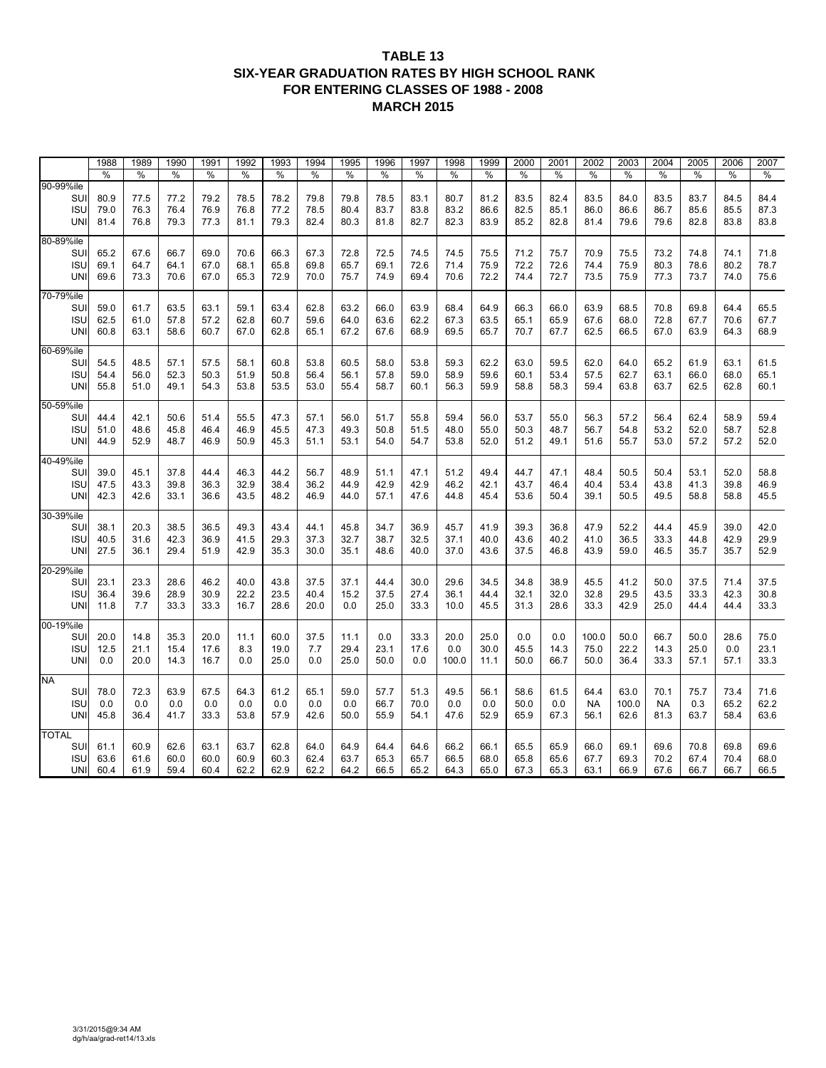# TABLE 13
## SIX-YEAR GRADUATION RATES BY HIGH SCHOOL RANK
## FOR ENTERING CLASSES OF 1988 - 2008
## MARCH 2015

| | 1988 | 1989 | 1990 | 1991 | 1992 | 1993 | 1994 | 1995 | 1996 | 1997 | 1998 | 1999 | 2000 | 2001 | 2002 | 2003 | 2004 | 2005 | 2006 | 2007 |
|---|---|---|---|---|---|---|---|---|---|---|---|---|---|---|---|---|---|---|---|---|
| | % | % | % | % | % | % | % | % | % | % | % | % | % | % | % | % | % | % | % | % |
| **90-99%ile** | | | | | | | | | | | | | | | | | | | | |
| SUI | 80.9 | 77.5 | 77.2 | 79.2 | 78.5 | 78.2 | 79.8 | 79.8 | 78.5 | 83.1 | 80.7 | 81.2 | 83.5 | 82.4 | 83.5 | 84.0 | 83.5 | 83.7 | 84.5 | 84.4 |
| ISU | 79.0 | 76.3 | 76.4 | 76.9 | 76.8 | 77.2 | 78.5 | 80.4 | 83.7 | 83.8 | 83.2 | 86.6 | 82.5 | 85.1 | 86.0 | 86.6 | 86.7 | 85.6 | 85.5 | 87.3 |
| UNI | 81.4 | 76.8 | 79.3 | 77.3 | 81.1 | 79.3 | 82.4 | 80.3 | 81.8 | 82.7 | 82.3 | 83.9 | 85.2 | 82.8 | 81.4 | 79.6 | 79.6 | 82.8 | 83.8 | 83.8 |
| **80-89%ile** | | | | | | | | | | | | | | | | | | | | |
| SUI | 65.2 | 67.6 | 66.7 | 69.0 | 70.6 | 66.3 | 67.3 | 72.8 | 72.5 | 74.5 | 74.5 | 75.5 | 71.2 | 75.7 | 70.9 | 75.5 | 73.2 | 74.8 | 74.1 | 71.8 |
| ISU | 69.1 | 64.7 | 64.1 | 67.0 | 68.1 | 65.8 | 69.8 | 65.7 | 69.1 | 72.6 | 71.4 | 75.9 | 72.2 | 72.6 | 74.4 | 75.9 | 80.3 | 78.6 | 80.2 | 78.7 |
| UNI | 69.6 | 73.3 | 70.6 | 67.0 | 65.3 | 72.9 | 70.0 | 75.7 | 74.9 | 69.4 | 70.6 | 72.2 | 74.4 | 72.7 | 73.5 | 75.9 | 77.3 | 73.7 | 74.0 | 75.6 |
| **70-79%ile** | | | | | | | | | | | | | | | | | | | | |
| SUI | 59.0 | 61.7 | 63.5 | 63.1 | 59.1 | 63.4 | 62.8 | 63.2 | 66.0 | 63.9 | 68.4 | 64.9 | 66.3 | 66.0 | 63.9 | 68.5 | 70.8 | 69.8 | 64.4 | 65.5 |
| ISU | 62.5 | 61.0 | 57.8 | 57.2 | 62.8 | 60.7 | 59.6 | 64.0 | 63.6 | 62.2 | 67.3 | 63.5 | 65.1 | 65.9 | 67.6 | 68.0 | 72.8 | 67.7 | 70.6 | 67.7 |
| UNI | 60.8 | 63.1 | 58.6 | 60.7 | 67.0 | 62.8 | 65.1 | 67.2 | 67.6 | 68.9 | 69.5 | 65.7 | 70.7 | 67.7 | 62.5 | 66.5 | 67.0 | 63.9 | 64.3 | 68.9 |
| **60-69%ile** | | | | | | | | | | | | | | | | | | | | |
| SUI | 54.5 | 48.5 | 57.1 | 57.5 | 58.1 | 60.8 | 53.8 | 60.5 | 58.0 | 53.8 | 59.3 | 62.2 | 63.0 | 59.5 | 62.0 | 64.0 | 65.2 | 61.9 | 63.1 | 61.5 |
| ISU | 54.4 | 56.0 | 52.3 | 50.3 | 51.9 | 50.8 | 56.4 | 56.1 | 57.8 | 59.0 | 58.9 | 59.6 | 60.1 | 53.4 | 57.5 | 62.7 | 63.1 | 66.0 | 68.0 | 65.1 |
| UNI | 55.8 | 51.0 | 49.1 | 54.3 | 53.8 | 53.5 | 53.0 | 55.4 | 58.7 | 60.1 | 56.3 | 59.9 | 58.8 | 58.3 | 59.4 | 63.8 | 63.7 | 62.5 | 62.8 | 60.1 |
| **50-59%ile** | | | | | | | | | | | | | | | | | | | | |
| SUI | 44.4 | 42.1 | 50.6 | 51.4 | 55.5 | 47.3 | 57.1 | 56.0 | 51.7 | 55.8 | 59.4 | 56.0 | 53.7 | 55.0 | 56.3 | 57.2 | 56.4 | 62.4 | 58.9 | 59.4 |
| ISU | 51.0 | 48.6 | 45.8 | 46.4 | 46.9 | 45.5 | 47.3 | 49.3 | 50.8 | 51.5 | 48.0 | 55.0 | 50.3 | 48.7 | 56.7 | 54.8 | 53.2 | 52.0 | 58.7 | 52.8 |
| UNI | 44.9 | 52.9 | 48.7 | 46.9 | 50.9 | 45.3 | 51.1 | 53.1 | 54.0 | 54.7 | 53.8 | 52.0 | 51.2 | 49.1 | 51.6 | 55.7 | 53.0 | 57.2 | 57.2 | 52.0 |
| **40-49%ile** | | | | | | | | | | | | | | | | | | | | |
| SUI | 39.0 | 45.1 | 37.8 | 44.4 | 46.3 | 44.2 | 56.7 | 48.9 | 51.1 | 47.1 | 51.2 | 49.4 | 44.7 | 47.1 | 48.4 | 50.5 | 50.4 | 53.1 | 52.0 | 58.8 |
| ISU | 47.5 | 43.3 | 39.8 | 36.3 | 32.9 | 38.4 | 36.2 | 44.9 | 42.9 | 42.9 | 46.2 | 42.1 | 43.7 | 46.4 | 40.4 | 53.4 | 43.8 | 41.3 | 39.8 | 46.9 |
| UNI | 42.3 | 42.6 | 33.1 | 36.6 | 43.5 | 48.2 | 46.9 | 44.0 | 57.1 | 47.6 | 44.8 | 45.4 | 53.6 | 50.4 | 39.1 | 50.5 | 49.5 | 58.8 | 58.8 | 45.5 |
| **30-39%ile** | | | | | | | | | | | | | | | | | | | | |
| SUI | 38.1 | 20.3 | 38.5 | 36.5 | 49.3 | 43.4 | 44.1 | 45.8 | 34.7 | 36.9 | 45.7 | 41.9 | 39.3 | 36.8 | 47.9 | 52.2 | 44.4 | 45.9 | 39.0 | 42.0 |
| ISU | 40.5 | 31.6 | 42.3 | 36.9 | 41.5 | 29.3 | 37.3 | 32.7 | 38.7 | 32.5 | 37.1 | 40.0 | 43.6 | 40.2 | 41.0 | 36.5 | 33.3 | 44.8 | 42.9 | 29.9 |
| UNI | 27.5 | 36.1 | 29.4 | 51.9 | 42.9 | 35.3 | 30.0 | 35.1 | 48.6 | 40.0 | 37.0 | 43.6 | 37.5 | 46.8 | 43.9 | 59.0 | 46.5 | 35.7 | 35.7 | 52.9 |
| **20-29%ile** | | | | | | | | | | | | | | | | | | | | |
| SUI | 23.1 | 23.3 | 28.6 | 46.2 | 40.0 | 43.8 | 37.5 | 37.1 | 44.4 | 30.0 | 29.6 | 34.5 | 34.8 | 38.9 | 45.5 | 41.2 | 50.0 | 37.5 | 71.4 | 37.5 |
| ISU | 36.4 | 39.6 | 28.9 | 30.9 | 22.2 | 23.5 | 40.4 | 15.2 | 37.5 | 27.4 | 36.1 | 44.4 | 32.1 | 32.0 | 32.8 | 29.5 | 43.5 | 33.3 | 42.3 | 30.8 |
| UNI | 11.8 | 7.7 | 33.3 | 33.3 | 16.7 | 28.6 | 20.0 | 0.0 | 25.0 | 33.3 | 10.0 | 45.5 | 31.3 | 28.6 | 33.3 | 42.9 | 25.0 | 44.4 | 44.4 | 33.3 |
| **00-19%ile** | | | | | | | | | | | | | | | | | | | | |
| SUI | 20.0 | 14.8 | 35.3 | 20.0 | 11.1 | 60.0 | 37.5 | 11.1 | 0.0 | 33.3 | 20.0 | 25.0 | 0.0 | 0.0 | 100.0 | 50.0 | 66.7 | 50.0 | 28.6 | 75.0 |
| ISU | 12.5 | 21.1 | 15.4 | 17.6 | 8.3 | 19.0 | 7.7 | 29.4 | 23.1 | 17.6 | 0.0 | 30.0 | 45.5 | 14.3 | 75.0 | 22.2 | 14.3 | 25.0 | 0.0 | 23.1 |
| UNI | 0.0 | 20.0 | 14.3 | 16.7 | 0.0 | 25.0 | 0.0 | 25.0 | 50.0 | 0.0 | 100.0 | 11.1 | 50.0 | 66.7 | 50.0 | 36.4 | 33.3 | 57.1 | 57.1 | 33.3 |
| **NA** | | | | | | | | | | | | | | | | | | | | |
| SUI | 78.0 | 72.3 | 63.9 | 67.5 | 64.3 | 61.2 | 65.1 | 59.0 | 57.7 | 51.3 | 49.5 | 56.1 | 58.6 | 61.5 | 64.4 | 63.0 | 70.1 | 75.7 | 73.4 | 71.6 |
| ISU | 0.0 | 0.0 | 0.0 | 0.0 | 0.0 | 0.0 | 0.0 | 0.0 | 66.7 | 70.0 | 0.0 | 0.0 | 50.0 | 0.0 | NA | 100.0 | NA | 0.3 | 65.2 | 62.2 |
| UNI | 45.8 | 36.4 | 41.7 | 33.3 | 53.8 | 57.9 | 42.6 | 50.0 | 55.9 | 54.1 | 47.6 | 52.9 | 65.9 | 67.3 | 56.1 | 62.6 | 81.3 | 63.7 | 58.4 | 63.6 |
| **TOTAL** | | | | | | | | | | | | | | | | | | | | |
| SUI | 61.1 | 60.9 | 62.6 | 63.1 | 63.7 | 62.8 | 64.0 | 64.9 | 64.4 | 64.6 | 66.2 | 66.1 | 65.5 | 65.9 | 66.0 | 69.1 | 69.6 | 70.8 | 69.8 | 69.6 |
| ISU | 63.6 | 61.6 | 60.0 | 60.0 | 60.9 | 60.3 | 62.4 | 63.7 | 65.3 | 65.7 | 66.5 | 68.0 | 65.8 | 65.6 | 67.7 | 69.3 | 70.2 | 67.4 | 70.4 | 68.0 |
| UNI | 60.4 | 61.9 | 59.4 | 60.4 | 62.2 | 62.9 | 62.2 | 64.2 | 66.5 | 65.2 | 64.3 | 65.0 | 67.3 | 65.3 | 63.1 | 66.9 | 67.6 | 66.7 | 66.7 | 66.5 |

3/31/2015@9:34 AM
dg/h/aa/grad-ret14/13.xls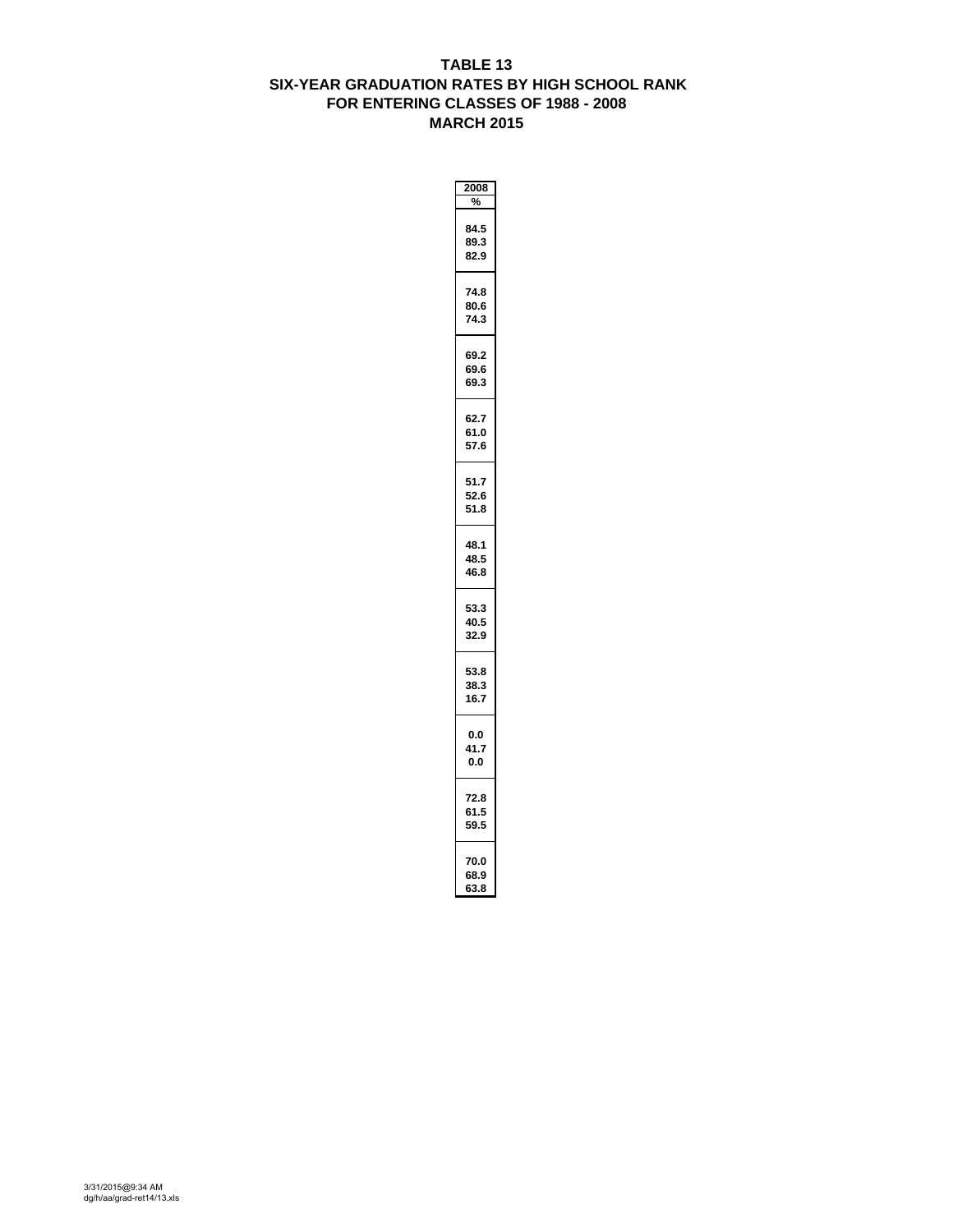# TABLE 13
## SIX-YEAR GRADUATION RATES BY HIGH SCHOOL RANK
## FOR ENTERING CLASSES OF 1988 - 2008
## MARCH 2015

| 2008 |
|---|
| % |
| 84.5 |
| 89.3 |
| 82.9 |
| |
| 74.8 |
| 80.6 |
| 74.3 |
| |
| 69.2 |
| 69.6 |
| 69.3 |
| |
| 62.7 |
| 61.0 |
| 57.6 |
| |
| 51.7 |
| 52.6 |
| 51.8 |
| |
| 48.1 |
| 48.5 |
| 46.8 |
| |
| 53.3 |
| 40.5 |
| 32.9 |
| |
| 53.8 |
| 38.3 |
| 16.7 |
| |
| 0.0 |
| 41.7 |
| 0.0 |
| |
| 72.8 |
| 61.5 |
| 59.5 |
| |
| 70.0 |
| 68.9 |
| 63.8 |

3/31/2015@9:34 AM
dg/h/aa/grad-ret14/13.xls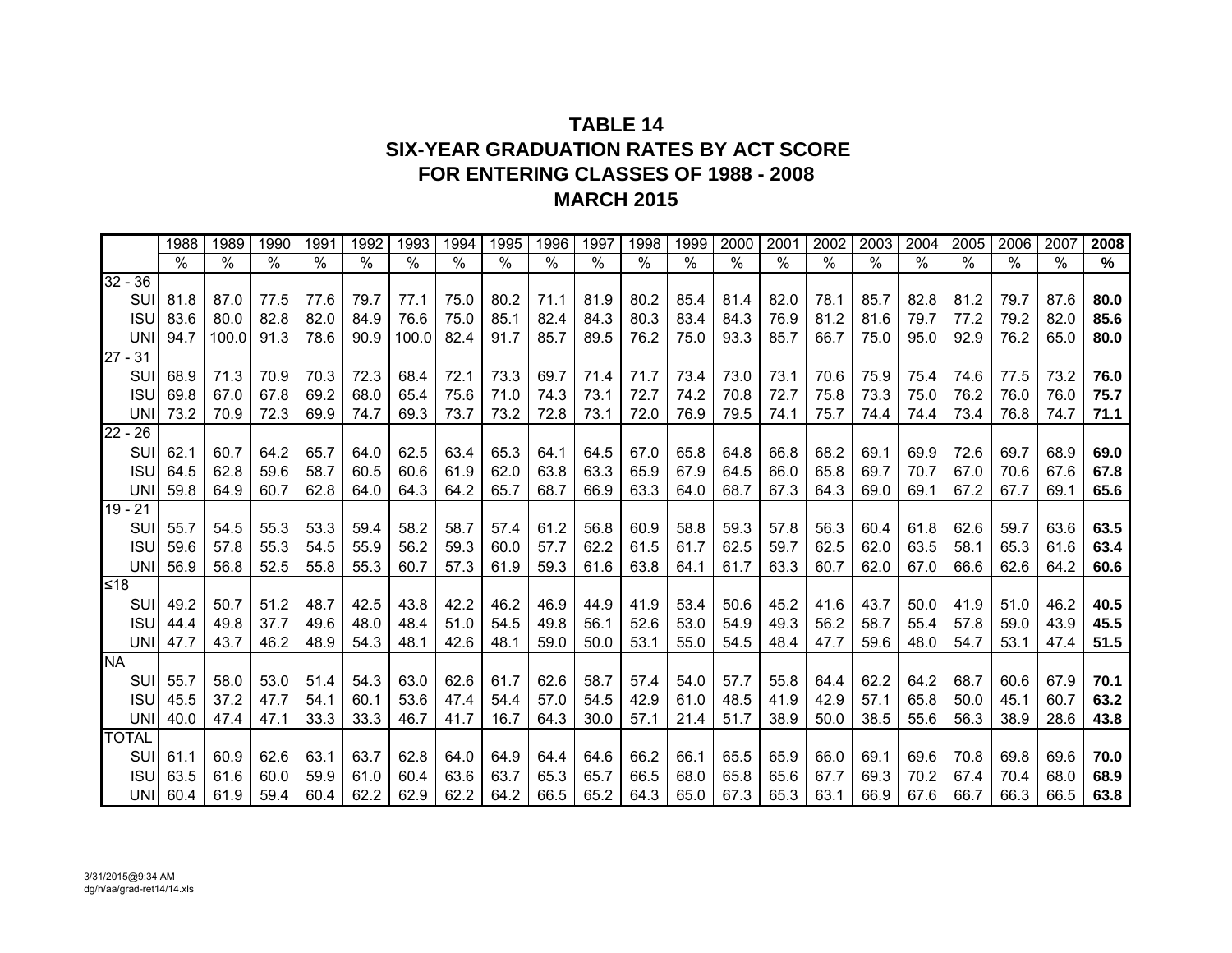# TABLE 14
# SIX-YEAR GRADUATION RATES BY ACT SCORE
# FOR ENTERING CLASSES OF 1988 - 2008
# MARCH 2015

| | 1988 | 1989 | 1990 | 1991 | 1992 | 1993 | 1994 | 1995 | 1996 | 1997 | 1998 | 1999 | 2000 | 2001 | 2002 | 2003 | 2004 | 2005 | 2006 | 2007 | **2008** |
|---|---|---|---|---|---|---|---|---|---|---|---|---|---|---|---|---|---|---|---|---|---|
| | % | % | % | % | % | % | % | % | % | % | % | % | % | % | % | % | % | % | % | % | **%** |
| 32 - 36 | | | | | | | | | | | | | | | | | | | | | |
| SUI | 81.8 | 87.0 | 77.5 | 77.6 | 79.7 | 77.1 | 75.0 | 80.2 | 71.1 | 81.9 | 80.2 | 85.4 | 81.4 | 82.0 | 78.1 | 85.7 | 82.8 | 81.2 | 79.7 | 87.6 | **80.0** |
| ISU | 83.6 | 80.0 | 82.8 | 82.0 | 84.9 | 76.6 | 75.0 | 85.1 | 82.4 | 84.3 | 80.3 | 83.4 | 84.3 | 76.9 | 81.2 | 81.6 | 79.7 | 77.2 | 79.2 | 82.0 | **85.6** |
| UNI | 94.7 | 100.0 | 91.3 | 78.6 | 90.9 | 100.0 | 82.4 | 91.7 | 85.7 | 89.5 | 76.2 | 75.0 | 93.3 | 85.7 | 66.7 | 75.0 | 95.0 | 92.9 | 76.2 | 65.0 | **80.0** |
| 27 - 31 | | | | | | | | | | | | | | | | | | | | | |
| SUI | 68.9 | 71.3 | 70.9 | 70.3 | 72.3 | 68.4 | 72.1 | 73.3 | 69.7 | 71.4 | 71.7 | 73.4 | 73.0 | 73.1 | 70.6 | 75.9 | 75.4 | 74.6 | 77.5 | 73.2 | **76.0** |
| ISU | 69.8 | 67.0 | 67.8 | 69.2 | 68.0 | 65.4 | 75.6 | 71.0 | 74.3 | 73.1 | 72.7 | 74.2 | 70.8 | 72.7 | 75.8 | 73.3 | 75.0 | 76.2 | 76.0 | 76.0 | **75.7** |
| UNI | 73.2 | 70.9 | 72.3 | 69.9 | 74.7 | 69.3 | 73.7 | 73.2 | 72.8 | 73.1 | 72.0 | 76.9 | 79.5 | 74.1 | 75.7 | 74.4 | 74.4 | 73.4 | 76.8 | 74.7 | **71.1** |
| 22 - 26 | | | | | | | | | | | | | | | | | | | | | |
| SUI | 62.1 | 60.7 | 64.2 | 65.7 | 64.0 | 62.5 | 63.4 | 65.3 | 64.1 | 64.5 | 67.0 | 65.8 | 64.8 | 66.8 | 68.2 | 69.1 | 69.9 | 72.6 | 69.7 | 68.9 | **69.0** |
| ISU | 64.5 | 62.8 | 59.6 | 58.7 | 60.5 | 60.6 | 61.9 | 62.0 | 63.8 | 63.3 | 65.9 | 67.9 | 64.5 | 66.0 | 65.8 | 69.7 | 70.7 | 67.0 | 70.6 | 67.6 | **67.8** |
| UNI | 59.8 | 64.9 | 60.7 | 62.8 | 64.0 | 64.3 | 64.2 | 65.7 | 68.7 | 66.9 | 63.3 | 64.0 | 68.7 | 67.3 | 64.3 | 69.0 | 69.1 | 67.2 | 67.7 | 69.1 | **65.6** |
| 19 - 21 | | | | | | | | | | | | | | | | | | | | | |
| SUI | 55.7 | 54.5 | 55.3 | 53.3 | 59.4 | 58.2 | 58.7 | 57.4 | 61.2 | 56.8 | 60.9 | 58.8 | 59.3 | 57.8 | 56.3 | 60.4 | 61.8 | 62.6 | 59.7 | 63.6 | **63.5** |
| ISU | 59.6 | 57.8 | 55.3 | 54.5 | 55.9 | 56.2 | 59.3 | 60.0 | 57.7 | 62.2 | 61.5 | 61.7 | 62.5 | 59.7 | 62.5 | 62.0 | 63.5 | 58.1 | 65.3 | 61.6 | **63.4** |
| UNI | 56.9 | 56.8 | 52.5 | 55.8 | 55.3 | 60.7 | 57.3 | 61.9 | 59.3 | 61.6 | 63.8 | 64.1 | 61.7 | 63.3 | 60.7 | 62.0 | 67.0 | 66.6 | 62.6 | 64.2 | **60.6** |
| ≤18 | | | | | | | | | | | | | | | | | | | | | |
| SUI | 49.2 | 50.7 | 51.2 | 48.7 | 42.5 | 43.8 | 42.2 | 46.2 | 46.9 | 44.9 | 41.9 | 53.4 | 50.6 | 45.2 | 41.6 | 43.7 | 50.0 | 41.9 | 51.0 | 46.2 | **40.5** |
| ISU | 44.4 | 49.8 | 37.7 | 49.6 | 48.0 | 48.4 | 51.0 | 54.5 | 49.8 | 56.1 | 52.6 | 53.0 | 54.9 | 49.3 | 56.2 | 58.7 | 55.4 | 57.8 | 59.0 | 43.9 | **45.5** |
| UNI | 47.7 | 43.7 | 46.2 | 48.9 | 54.3 | 48.1 | 42.6 | 48.1 | 59.0 | 50.0 | 53.1 | 55.0 | 54.5 | 48.4 | 47.7 | 59.6 | 48.0 | 54.7 | 53.1 | 47.4 | **51.5** |
| NA | | | | | | | | | | | | | | | | | | | | | |
| SUI | 55.7 | 58.0 | 53.0 | 51.4 | 54.3 | 63.0 | 62.6 | 61.7 | 62.6 | 58.7 | 57.4 | 54.0 | 57.7 | 55.8 | 64.4 | 62.2 | 64.2 | 68.7 | 60.6 | 67.9 | **70.1** |
| ISU | 45.5 | 37.2 | 47.7 | 54.1 | 60.1 | 53.6 | 47.4 | 54.4 | 57.0 | 54.5 | 42.9 | 61.0 | 48.5 | 41.9 | 42.9 | 57.1 | 65.8 | 50.0 | 45.1 | 60.7 | **63.2** |
| UNI | 40.0 | 47.4 | 47.1 | 33.3 | 33.3 | 46.7 | 41.7 | 16.7 | 64.3 | 30.0 | 57.1 | 21.4 | 51.7 | 38.9 | 50.0 | 38.5 | 55.6 | 56.3 | 38.9 | 28.6 | **43.8** |
| TOTAL | | | | | | | | | | | | | | | | | | | | | |
| SUI | 61.1 | 60.9 | 62.6 | 63.1 | 63.7 | 62.8 | 64.0 | 64.9 | 64.4 | 64.6 | 66.2 | 66.1 | 65.5 | 65.9 | 66.0 | 69.1 | 69.6 | 70.8 | 69.8 | 69.6 | **70.0** |
| ISU | 63.5 | 61.6 | 60.0 | 59.9 | 61.0 | 60.4 | 63.6 | 63.7 | 65.3 | 65.7 | 66.5 | 68.0 | 65.8 | 65.6 | 67.7 | 69.3 | 70.2 | 67.4 | 70.4 | 68.0 | **68.9** |
| UNI | 60.4 | 61.9 | 59.4 | 60.4 | 62.2 | 62.9 | 62.2 | 64.2 | 66.5 | 65.2 | 64.3 | 65.0 | 67.3 | 65.3 | 63.1 | 66.9 | 67.6 | 66.7 | 66.3 | 66.5 | **63.8** |

3/31/2015@9:34 AM
dg/h/aa/grad-ret14/14.xls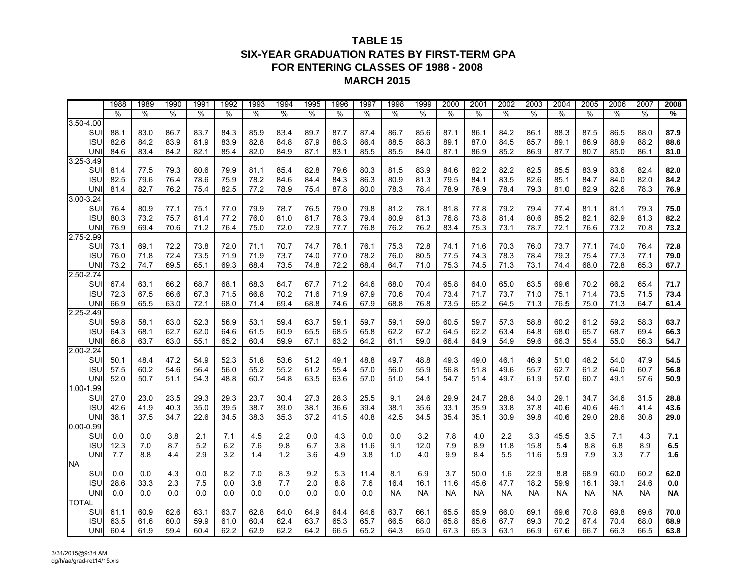# TABLE 15
## SIX-YEAR GRADUATION RATES BY FIRST-TERM GPA
## FOR ENTERING CLASSES OF 1988 - 2008
## MARCH 2015

| | 1988 | 1989 | 1990 | 1991 | 1992 | 1993 | 1994 | 1995 | 1996 | 1997 | 1998 | 1999 | 2000 | 2001 | 2002 | 2003 | 2004 | 2005 | 2006 | 2007 | **2008** |
|---|---|---|---|---|---|---|---|---|---|---|---|---|---|---|---|---|---|---|---|---|---|
| | % | % | % | % | % | % | % | % | % | % | % | % | % | % | % | % | % | % | % | % | **%** |
| 3.50-4.00 | | | | | | | | | | | | | | | | | | | | | |
| SUI | 88.1 | 83.0 | 86.7 | 83.7 | 84.3 | 85.9 | 83.4 | 89.7 | 87.7 | 87.4 | 86.7 | 85.6 | 87.1 | 86.1 | 84.2 | 86.1 | 88.3 | 87.5 | 86.5 | 88.0 | **87.9** |
| ISU | 82.6 | 84.2 | 83.9 | 81.9 | 83.9 | 82.8 | 84.8 | 87.9 | 88.3 | 86.4 | 88.5 | 88.3 | 89.1 | 87.0 | 84.5 | 85.7 | 89.1 | 86.9 | 88.9 | 88.2 | **88.6** |
| UNI | 84.6 | 83.4 | 84.2 | 82.1 | 85.4 | 82.0 | 84.9 | 87.1 | 83.1 | 85.5 | 85.5 | 84.0 | 87.1 | 86.9 | 85.2 | 86.9 | 87.7 | 80.7 | 85.0 | 86.1 | **81.0** |
| 3.25-3.49 | | | | | | | | | | | | | | | | | | | | | |
| SUI | 81.4 | 77.5 | 79.3 | 80.6 | 79.9 | 81.1 | 85.4 | 82.8 | 79.6 | 80.3 | 81.5 | 83.9 | 84.6 | 82.2 | 82.2 | 82.5 | 85.5 | 83.9 | 83.6 | 82.4 | **82.0** |
| ISU | 82.5 | 79.6 | 76.4 | 78.6 | 75.9 | 78.2 | 84.6 | 84.4 | 84.3 | 86.3 | 80.9 | 81.3 | 79.5 | 84.1 | 83.5 | 82.6 | 85.1 | 84.7 | 84.0 | 82.0 | **84.2** |
| UNI | 81.4 | 82.7 | 76.2 | 75.4 | 82.5 | 77.2 | 78.9 | 75.4 | 87.8 | 80.0 | 78.3 | 78.4 | 78.9 | 78.9 | 78.4 | 79.3 | 81.0 | 82.9 | 82.6 | 78.3 | **76.9** |
| 3.00-3.24 | | | | | | | | | | | | | | | | | | | | | |
| SUI | 76.4 | 80.9 | 77.1 | 75.1 | 77.0 | 79.9 | 78.7 | 76.5 | 79.0 | 79.8 | 81.2 | 78.1 | 81.8 | 77.8 | 79.2 | 79.4 | 77.4 | 81.1 | 81.1 | 79.3 | **75.0** |
| ISU | 80.3 | 73.2 | 75.7 | 81.4 | 77.2 | 76.0 | 81.0 | 81.7 | 78.3 | 79.4 | 80.9 | 81.3 | 76.8 | 73.8 | 81.4 | 80.6 | 85.2 | 82.1 | 82.9 | 81.3 | **82.2** |
| UNI | 76.9 | 69.4 | 70.6 | 71.2 | 76.4 | 75.0 | 72.0 | 72.9 | 77.7 | 76.8 | 76.2 | 76.2 | 83.4 | 75.3 | 73.1 | 78.7 | 72.1 | 76.6 | 73.2 | 70.8 | **73.2** |
| 2.75-2.99 | | | | | | | | | | | | | | | | | | | | | |
| SUI | 73.1 | 69.1 | 72.2 | 73.8 | 72.0 | 71.1 | 70.7 | 74.7 | 78.1 | 76.1 | 75.3 | 72.8 | 74.1 | 71.6 | 70.3 | 76.0 | 73.7 | 77.1 | 74.0 | 76.4 | **72.8** |
| ISU | 76.0 | 71.8 | 72.4 | 73.5 | 71.9 | 71.9 | 73.7 | 74.0 | 77.0 | 78.2 | 76.0 | 80.5 | 77.5 | 74.3 | 78.3 | 78.4 | 79.3 | 75.4 | 77.3 | 77.1 | **79.0** |
| UNI | 73.2 | 74.7 | 69.5 | 65.1 | 69.3 | 68.4 | 73.5 | 74.8 | 72.2 | 68.4 | 64.7 | 71.0 | 75.3 | 74.5 | 71.3 | 73.1 | 74.4 | 68.0 | 72.8 | 65.3 | **67.7** |
| 2.50-2.74 | | | | | | | | | | | | | | | | | | | | | |
| SUI | 67.4 | 63.1 | 66.2 | 68.7 | 68.1 | 68.3 | 64.7 | 67.7 | 71.2 | 64.6 | 68.0 | 70.4 | 65.8 | 64.0 | 65.0 | 63.5 | 69.6 | 70.2 | 66.2 | 65.4 | **71.7** |
| ISU | 72.3 | 67.5 | 66.6 | 67.3 | 71.5 | 66.8 | 70.2 | 71.6 | 71.9 | 67.9 | 70.6 | 70.4 | 73.4 | 71.7 | 73.7 | 71.0 | 75.1 | 71.4 | 73.5 | 71.5 | **73.4** |
| UNI | 66.9 | 65.5 | 63.0 | 72.1 | 68.0 | 71.4 | 69.4 | 68.8 | 74.6 | 67.9 | 68.8 | 76.8 | 73.5 | 65.2 | 64.5 | 71.3 | 76.5 | 75.0 | 71.3 | 64.7 | **61.4** |
| 2.25-2.49 | | | | | | | | | | | | | | | | | | | | | |
| SUI | 59.8 | 58.1 | 63.0 | 52.3 | 56.9 | 53.1 | 59.4 | 63.7 | 59.1 | 59.7 | 59.1 | 59.0 | 60.5 | 59.7 | 57.3 | 58.8 | 60.2 | 61.2 | 59.2 | 58.3 | **63.7** |
| ISU | 64.3 | 68.1 | 62.7 | 62.0 | 64.6 | 61.5 | 60.9 | 65.5 | 68.5 | 65.8 | 62.2 | 67.2 | 64.5 | 62.2 | 63.4 | 64.8 | 68.0 | 65.7 | 68.7 | 69.4 | **66.3** |
| UNI | 66.8 | 63.7 | 63.0 | 55.1 | 65.2 | 60.4 | 59.9 | 67.1 | 63.2 | 64.2 | 61.1 | 59.0 | 66.4 | 64.9 | 54.9 | 59.6 | 66.3 | 55.4 | 55.0 | 56.3 | **54.7** |
| 2.00-2.24 | | | | | | | | | | | | | | | | | | | | | |
| SUI | 50.1 | 48.4 | 47.2 | 54.9 | 52.3 | 51.8 | 53.6 | 51.2 | 49.1 | 48.8 | 49.7 | 48.8 | 49.3 | 49.0 | 46.1 | 46.9 | 51.0 | 48.2 | 54.0 | 47.9 | **54.5** |
| ISU | 57.5 | 60.2 | 54.6 | 56.4 | 56.0 | 55.2 | 55.2 | 61.2 | 55.4 | 57.0 | 56.0 | 55.9 | 56.8 | 51.8 | 49.6 | 55.7 | 62.7 | 61.2 | 64.0 | 60.7 | **56.8** |
| UNI | 52.0 | 50.7 | 51.1 | 54.3 | 48.8 | 60.7 | 54.8 | 63.5 | 63.6 | 57.0 | 51.0 | 54.1 | 54.7 | 51.4 | 49.7 | 61.9 | 57.0 | 60.7 | 49.1 | 57.6 | **50.9** |
| 1.00-1.99 | | | | | | | | | | | | | | | | | | | | | |
| SUI | 27.0 | 23.0 | 23.5 | 29.3 | 29.3 | 23.7 | 30.4 | 27.3 | 28.3 | 25.5 | 9.1 | 24.6 | 29.9 | 24.7 | 28.8 | 34.0 | 29.1 | 34.7 | 34.6 | 31.5 | **28.8** |
| ISU | 42.6 | 41.9 | 40.3 | 35.0 | 39.5 | 38.7 | 39.0 | 38.1 | 36.6 | 39.4 | 38.1 | 35.6 | 33.1 | 35.9 | 33.8 | 37.8 | 40.6 | 40.6 | 46.1 | 41.4 | **43.6** |
| UNI | 38.1 | 37.5 | 34.7 | 22.6 | 34.5 | 38.3 | 35.3 | 37.2 | 41.5 | 40.8 | 42.5 | 34.5 | 35.4 | 35.1 | 30.9 | 39.8 | 40.6 | 29.0 | 28.6 | 30.8 | **29.0** |
| 0.00-0.99 | | | | | | | | | | | | | | | | | | | | | |
| SUI | 0.0 | 0.0 | 3.8 | 2.1 | 7.1 | 4.5 | 2.2 | 0.0 | 4.3 | 0.0 | 0.0 | 3.2 | 7.8 | 4.0 | 2.2 | 3.3 | 45.5 | 3.5 | 7.1 | 4.3 | **7.1** |
| ISU | 12.3 | 7.0 | 8.7 | 5.2 | 6.2 | 7.6 | 9.8 | 6.7 | 3.8 | 11.6 | 9.1 | 12.0 | 7.9 | 8.9 | 11.8 | 15.8 | 5.4 | 8.8 | 6.8 | 8.9 | **6.5** |
| UNI | 7.7 | 8.8 | 4.4 | 2.9 | 3.2 | 1.4 | 1.2 | 3.6 | 4.9 | 3.8 | 1.0 | 4.0 | 9.9 | 8.4 | 5.5 | 11.6 | 5.9 | 7.9 | 3.3 | 7.7 | **1.6** |
| NA | | | | | | | | | | | | | | | | | | | | | |
| SUI | 0.0 | 0.0 | 4.3 | 0.0 | 8.2 | 7.0 | 8.3 | 9.2 | 5.3 | 11.4 | 8.1 | 6.9 | 3.7 | 50.0 | 1.6 | 22.9 | 8.8 | 68.9 | 60.0 | 60.2 | **62.0** |
| ISU | 28.6 | 33.3 | 2.3 | 7.5 | 0.0 | 3.8 | 7.7 | 2.0 | 8.8 | 7.6 | 16.4 | 16.1 | 11.6 | 45.6 | 47.7 | 18.2 | 59.9 | 16.1 | 39.1 | 24.6 | **0.0** |
| UNI | 0.0 | 0.0 | 0.0 | 0.0 | 0.0 | 0.0 | 0.0 | 0.0 | 0.0 | 0.0 | NA | NA | NA | NA | NA | NA | NA | NA | NA | NA | **NA** |
| TOTAL | | | | | | | | | | | | | | | | | | | | | |
| SUI | 61.1 | 60.9 | 62.6 | 63.1 | 63.7 | 62.8 | 64.0 | 64.9 | 64.4 | 64.6 | 63.7 | 66.1 | 65.5 | 65.9 | 66.0 | 69.1 | 69.6 | 70.8 | 69.8 | 69.6 | **70.0** |
| ISU | 63.5 | 61.6 | 60.0 | 59.9 | 61.0 | 60.4 | 62.4 | 63.7 | 65.3 | 65.7 | 66.5 | 68.0 | 65.8 | 65.6 | 67.7 | 69.3 | 70.2 | 67.4 | 70.4 | 68.0 | **68.9** |
| UNI | 60.4 | 61.9 | 59.4 | 60.4 | 62.2 | 62.9 | 62.2 | 64.2 | 66.5 | 65.2 | 64.3 | 65.0 | 67.3 | 65.3 | 63.1 | 66.9 | 67.6 | 66.7 | 66.3 | 66.5 | **63.8** |

3/31/2015@9:34 AM
dg/h/aa/grad-ret14/15.xls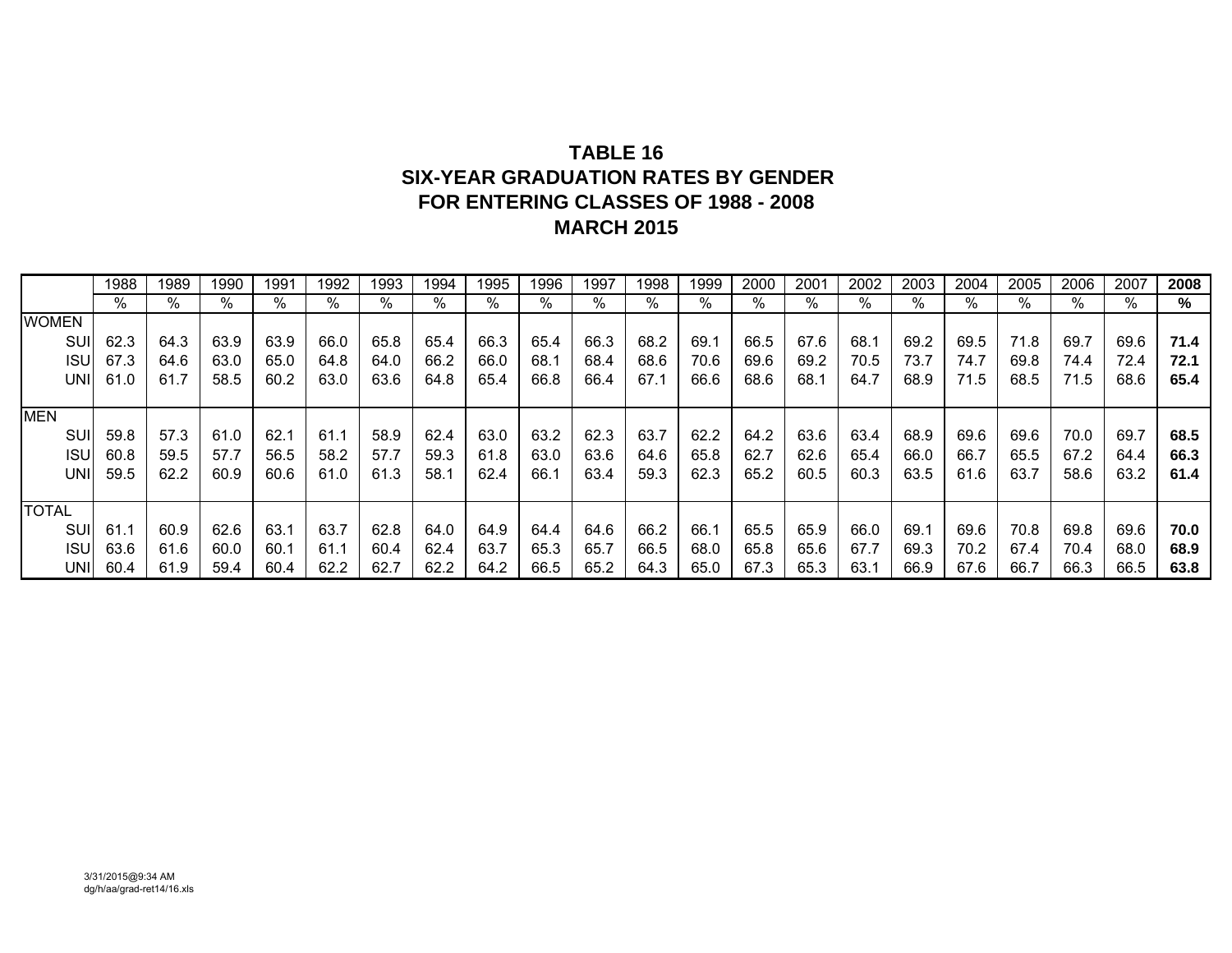# TABLE 16
## SIX-YEAR GRADUATION RATES BY GENDER
## FOR ENTERING CLASSES OF 1988 - 2008
## MARCH 2015

| | 1988 | 1989 | 1990 | 1991 | 1992 | 1993 | 1994 | 1995 | 1996 | 1997 | 1998 | 1999 | 2000 | 2001 | 2002 | 2003 | 2004 | 2005 | 2006 | 2007 | **2008** |
|---|---|---|---|---|---|---|---|---|---|---|---|---|---|---|---|---|---|---|---|---|---|
| | % | % | % | % | % | % | % | % | % | % | % | % | % | % | % | % | % | % | % | % | **%** |
| WOMEN | | | | | | | | | | | | | | | | | | | | | |
| SUI | 62.3 | 64.3 | 63.9 | 63.9 | 66.0 | 65.8 | 65.4 | 66.3 | 65.4 | 66.3 | 68.2 | 69.1 | 66.5 | 67.6 | 68.1 | 69.2 | 69.5 | 71.8 | 69.7 | 69.6 | **71.4** |
| ISU | 67.3 | 64.6 | 63.0 | 65.0 | 64.8 | 64.0 | 66.2 | 66.0 | 68.1 | 68.4 | 68.6 | 70.6 | 69.6 | 69.2 | 70.5 | 73.7 | 74.7 | 69.8 | 74.4 | 72.4 | **72.1** |
| UNI | 61.0 | 61.7 | 58.5 | 60.2 | 63.0 | 63.6 | 64.8 | 65.4 | 66.8 | 66.4 | 67.1 | 66.6 | 68.6 | 68.1 | 64.7 | 68.9 | 71.5 | 68.5 | 71.5 | 68.6 | **65.4** |
| MEN | | | | | | | | | | | | | | | | | | | | | |
| SUI | 59.8 | 57.3 | 61.0 | 62.1 | 61.1 | 58.9 | 62.4 | 63.0 | 63.2 | 62.3 | 63.7 | 62.2 | 64.2 | 63.6 | 63.4 | 68.9 | 69.6 | 69.6 | 70.0 | 69.7 | **68.5** |
| ISU | 60.8 | 59.5 | 57.7 | 56.5 | 58.2 | 57.7 | 59.3 | 61.8 | 63.0 | 63.6 | 64.6 | 65.8 | 62.7 | 62.6 | 65.4 | 66.0 | 66.7 | 65.5 | 67.2 | 64.4 | **66.3** |
| UNI | 59.5 | 62.2 | 60.9 | 60.6 | 61.0 | 61.3 | 58.1 | 62.4 | 66.1 | 63.4 | 59.3 | 62.3 | 65.2 | 60.5 | 60.3 | 63.5 | 61.6 | 63.7 | 58.6 | 63.2 | **61.4** |
| TOTAL | | | | | | | | | | | | | | | | | | | | | |
| SUI | 61.1 | 60.9 | 62.6 | 63.1 | 63.7 | 62.8 | 64.0 | 64.9 | 64.4 | 64.6 | 66.2 | 66.1 | 65.5 | 65.9 | 66.0 | 69.1 | 69.6 | 70.8 | 69.8 | 69.6 | **70.0** |
| ISU | 63.6 | 61.6 | 60.0 | 60.1 | 61.1 | 60.4 | 62.4 | 63.7 | 65.3 | 65.7 | 66.5 | 68.0 | 65.8 | 65.6 | 67.7 | 69.3 | 70.2 | 67.4 | 70.4 | 68.0 | **68.9** |
| UNI | 60.4 | 61.9 | 59.4 | 60.4 | 62.2 | 62.7 | 62.2 | 64.2 | 66.5 | 65.2 | 64.3 | 65.0 | 67.3 | 65.3 | 63.1 | 66.9 | 67.6 | 66.7 | 66.3 | 66.5 | **63.8** |

3/31/2015@9:34 AM
dg/h/aa/grad-ret14/16.xls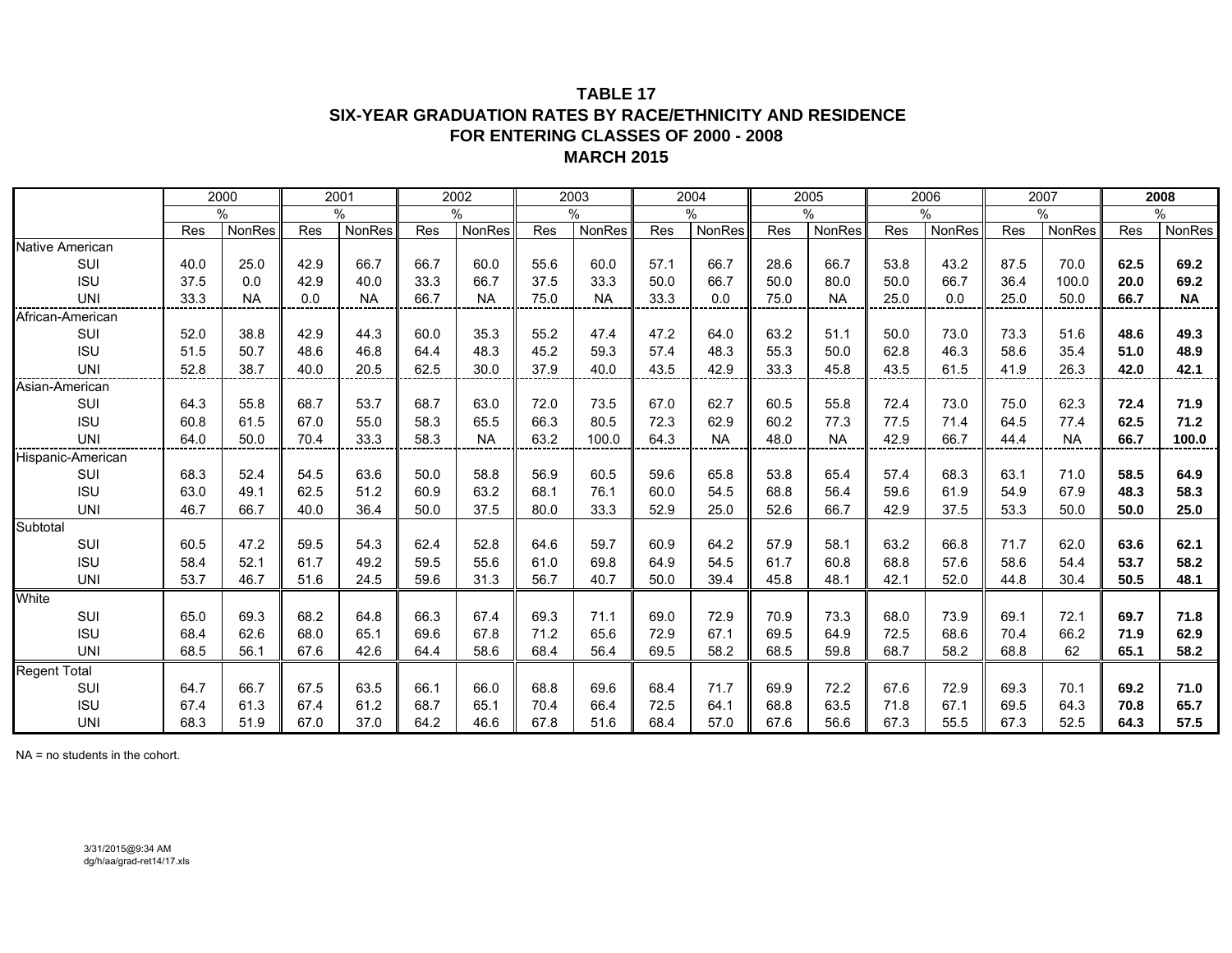# TABLE 17
## SIX-YEAR GRADUATION RATES BY RACE/ETHNICITY AND RESIDENCE
## FOR ENTERING CLASSES OF 2000 - 2008
## MARCH 2015

| | 2000 | | 2001 | | 2002 | | 2003 | | 2004 | | 2005 | | 2006 | | 2007 | | **2008** | |
|---|---|---|---|---|---|---|---|---|---|---|---|---|---|---|---|---|---|---|
| | % | | % | | % | | % | | % | | % | | % | | % | | % | |
| | Res | NonRes | Res | NonRes | Res | NonRes | Res | NonRes | Res | NonRes | Res | NonRes | Res | NonRes | Res | NonRes | Res | NonRes |
| Native American | | | | | | | | | | | | | | | | | | |
| SUI | 40.0 | 25.0 | 42.9 | 66.7 | 66.7 | 60.0 | 55.6 | 60.0 | 57.1 | 66.7 | 28.6 | 66.7 | 53.8 | 43.2 | 87.5 | 70.0 | **62.5** | **69.2** |
| ISU | 37.5 | 0.0 | 42.9 | 40.0 | 33.3 | 66.7 | 37.5 | 33.3 | 50.0 | 66.7 | 50.0 | 80.0 | 50.0 | 66.7 | 36.4 | 100.0 | **20.0** | **69.2** |
| UNI | 33.3 | NA | 0.0 | NA | 66.7 | NA | 75.0 | NA | 33.3 | 0.0 | 75.0 | NA | 25.0 | 0.0 | 25.0 | 50.0 | **66.7** | **NA** |
| African-American | | | | | | | | | | | | | | | | | | |
| SUI | 52.0 | 38.8 | 42.9 | 44.3 | 60.0 | 35.3 | 55.2 | 47.4 | 47.2 | 64.0 | 63.2 | 51.1 | 50.0 | 73.0 | 73.3 | 51.6 | **48.6** | **49.3** |
| ISU | 51.5 | 50.7 | 48.6 | 46.8 | 64.4 | 48.3 | 45.2 | 59.3 | 57.4 | 48.3 | 55.3 | 50.0 | 62.8 | 46.3 | 58.6 | 35.4 | **51.0** | **48.9** |
| UNI | 52.8 | 38.7 | 40.0 | 20.5 | 62.5 | 30.0 | 37.9 | 40.0 | 43.5 | 42.9 | 33.3 | 45.8 | 43.5 | 61.5 | 41.9 | 26.3 | **42.0** | **42.1** |
| Asian-American | | | | | | | | | | | | | | | | | | |
| SUI | 64.3 | 55.8 | 68.7 | 53.7 | 68.7 | 63.0 | 72.0 | 73.5 | 67.0 | 62.7 | 60.5 | 55.8 | 72.4 | 73.0 | 75.0 | 62.3 | **72.4** | **71.9** |
| ISU | 60.8 | 61.5 | 67.0 | 55.0 | 58.3 | 65.5 | 66.3 | 80.5 | 72.3 | 62.9 | 60.2 | 77.3 | 77.5 | 71.4 | 64.5 | 77.4 | **62.5** | **71.2** |
| UNI | 64.0 | 50.0 | 70.4 | 33.3 | 58.3 | NA | 63.2 | 100.0 | 64.3 | NA | 48.0 | NA | 42.9 | 66.7 | 44.4 | NA | **66.7** | **100.0** |
| Hispanic-American | | | | | | | | | | | | | | | | | | |
| SUI | 68.3 | 52.4 | 54.5 | 63.6 | 50.0 | 58.8 | 56.9 | 60.5 | 59.6 | 65.8 | 53.8 | 65.4 | 57.4 | 68.3 | 63.1 | 71.0 | **58.5** | **64.9** |
| ISU | 63.0 | 49.1 | 62.5 | 51.2 | 60.9 | 63.2 | 68.1 | 76.1 | 60.0 | 54.5 | 68.8 | 56.4 | 59.6 | 61.9 | 54.9 | 67.9 | **48.3** | **58.3** |
| UNI | 46.7 | 66.7 | 40.0 | 36.4 | 50.0 | 37.5 | 80.0 | 33.3 | 52.9 | 25.0 | 52.6 | 66.7 | 42.9 | 37.5 | 53.3 | 50.0 | **50.0** | **25.0** |
| Subtotal | | | | | | | | | | | | | | | | | | |
| SUI | 60.5 | 47.2 | 59.5 | 54.3 | 62.4 | 52.8 | 64.6 | 59.7 | 60.9 | 64.2 | 57.9 | 58.1 | 63.2 | 66.8 | 71.7 | 62.0 | **63.6** | **62.1** |
| ISU | 58.4 | 52.1 | 61.7 | 49.2 | 59.5 | 55.6 | 61.0 | 69.8 | 64.9 | 54.5 | 61.7 | 60.8 | 68.8 | 57.6 | 58.6 | 54.4 | **53.7** | **58.2** |
| UNI | 53.7 | 46.7 | 51.6 | 24.5 | 59.6 | 31.3 | 56.7 | 40.7 | 50.0 | 39.4 | 45.8 | 48.1 | 42.1 | 52.0 | 44.8 | 30.4 | **50.5** | **48.1** |
| White | | | | | | | | | | | | | | | | | | |
| SUI | 65.0 | 69.3 | 68.2 | 64.8 | 66.3 | 67.4 | 69.3 | 71.1 | 69.0 | 72.9 | 70.9 | 73.3 | 68.0 | 73.9 | 69.1 | 72.1 | **69.7** | **71.8** |
| ISU | 68.4 | 62.6 | 68.0 | 65.1 | 69.6 | 67.8 | 71.2 | 65.6 | 72.9 | 67.1 | 69.5 | 64.9 | 72.5 | 68.6 | 70.4 | 66.2 | **71.9** | **62.9** |
| UNI | 68.5 | 56.1 | 67.6 | 42.6 | 64.4 | 58.6 | 68.4 | 56.4 | 69.5 | 58.2 | 68.5 | 59.8 | 68.7 | 58.2 | 68.8 | 62 | **65.1** | **58.2** |
| Regent Total | | | | | | | | | | | | | | | | | | |
| SUI | 64.7 | 66.7 | 67.5 | 63.5 | 66.1 | 66.0 | 68.8 | 69.6 | 68.4 | 71.7 | 69.9 | 72.2 | 67.6 | 72.9 | 69.3 | 70.1 | **69.2** | **71.0** |
| ISU | 67.4 | 61.3 | 67.4 | 61.2 | 68.7 | 65.1 | 70.4 | 66.4 | 72.5 | 64.1 | 68.8 | 63.5 | 71.8 | 67.1 | 69.5 | 64.3 | **70.8** | **65.7** |
| UNI | 68.3 | 51.9 | 67.0 | 37.0 | 64.2 | 46.6 | 67.8 | 51.6 | 68.4 | 57.0 | 67.6 | 56.6 | 67.3 | 55.5 | 67.3 | 52.5 | **64.3** | **57.5** |

NA = no students in the cohort.

3/31/2015@9:34 AM
dg/h/aa/grad-ret14/17.xls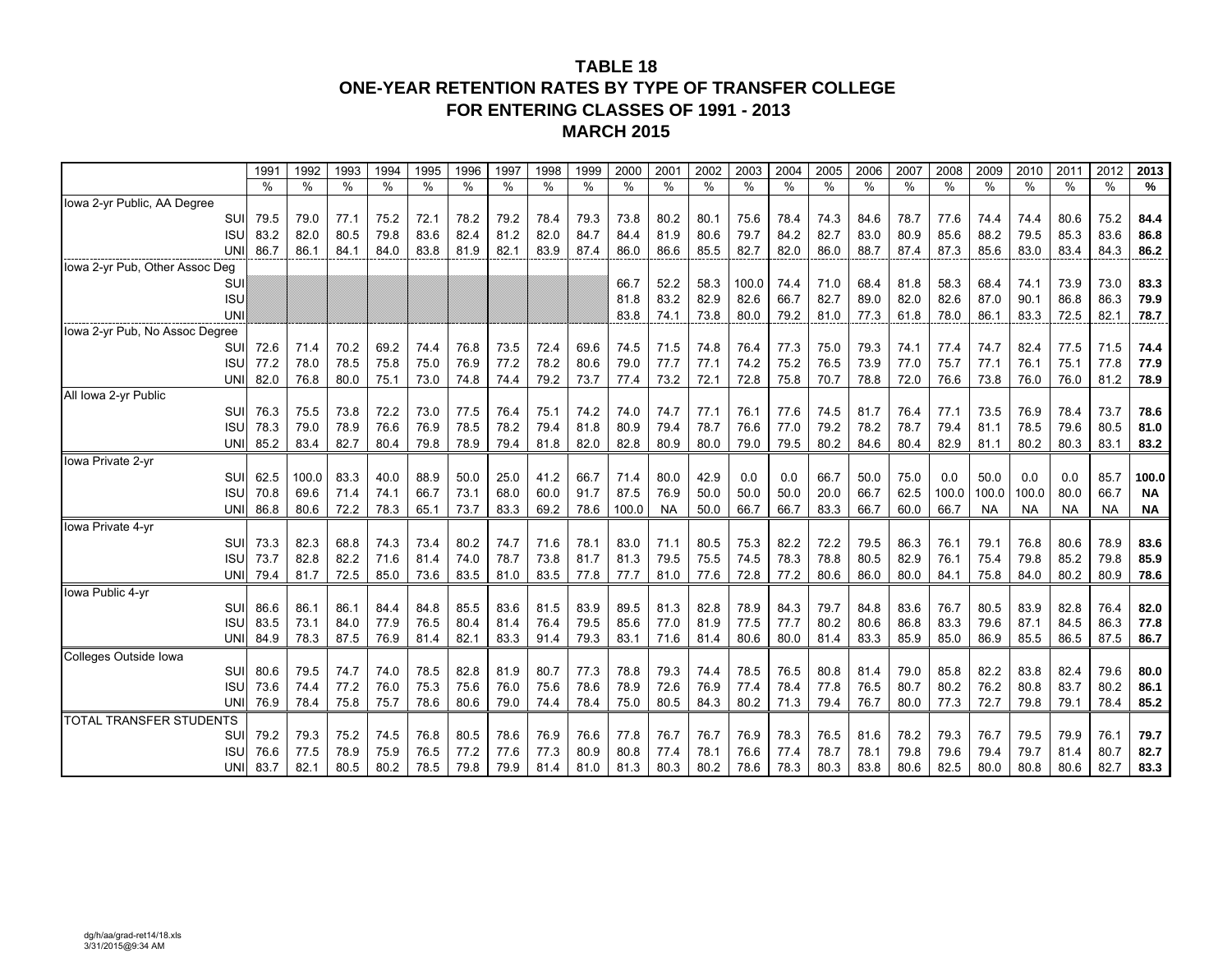# TABLE 18
## ONE-YEAR RETENTION RATES BY TYPE OF TRANSFER COLLEGE
## FOR ENTERING CLASSES OF 1991 - 2013
## MARCH 2015

| | 1991 | 1992 | 1993 | 1994 | 1995 | 1996 | 1997 | 1998 | 1999 | 2000 | 2001 | 2002 | 2003 | 2004 | 2005 | 2006 | 2007 | 2008 | 2009 | 2010 | 2011 | 2012 | **2013** |
|---|---|---|---|---|---|---|---|---|---|---|---|---|---|---|---|---|---|---|---|---|---|---|---|
| | % | % | % | % | % | % | % | % | % | % | % | % | % | % | % | % | % | % | % | % | % | % | **%** |
| Iowa 2-yr Public, AA Degree | | | | | | | | | | | | | | | | | | | | | | | |
| SUI | 79.5 | 79.0 | 77.1 | 75.2 | 72.1 | 78.2 | 79.2 | 78.4 | 79.3 | 73.8 | 80.2 | 80.1 | 75.6 | 78.4 | 74.3 | 84.6 | 78.7 | 77.6 | 74.4 | 74.4 | 80.6 | 75.2 | **84.4** |
| ISU | 83.2 | 82.0 | 80.5 | 79.8 | 83.6 | 82.4 | 81.2 | 82.0 | 84.7 | 84.4 | 81.9 | 80.6 | 79.7 | 84.2 | 82.7 | 83.0 | 80.9 | 85.6 | 88.2 | 79.5 | 85.3 | 83.6 | **86.8** |
| UNI | 86.7 | 86.1 | 84.1 | 84.0 | 83.8 | 81.9 | 82.1 | 83.9 | 87.4 | 86.0 | 86.6 | 85.5 | 82.7 | 82.0 | 86.0 | 88.7 | 87.4 | 87.3 | 85.6 | 83.0 | 83.4 | 84.3 | **86.2** |
| Iowa 2-yr Pub, Other Assoc Deg | | | | | | | | | | | | | | | | | | | | | | | |
| SUI | | | | | | | | | | 66.7 | 52.2 | 58.3 | 100.0 | 74.4 | 71.0 | 68.4 | 81.8 | 58.3 | 68.4 | 74.1 | 73.9 | 73.0 | **83.3** |
| ISU | | | | | | | | | | 81.8 | 83.2 | 82.9 | 82.6 | 66.7 | 82.7 | 89.0 | 82.0 | 82.6 | 87.0 | 90.1 | 86.8 | 86.3 | **79.9** |
| UNI | | | | | | | | | | 83.8 | 74.1 | 73.8 | 80.0 | 79.2 | 81.0 | 77.3 | 61.8 | 78.0 | 86.1 | 83.3 | 72.5 | 82.1 | **78.7** |
| Iowa 2-yr Pub, No Assoc Degree | | | | | | | | | | | | | | | | | | | | | | | |
| SUI | 72.6 | 71.4 | 70.2 | 69.2 | 74.4 | 76.8 | 73.5 | 72.4 | 69.6 | 74.5 | 71.5 | 74.8 | 76.4 | 77.3 | 75.0 | 79.3 | 74.1 | 77.4 | 74.7 | 82.4 | 77.5 | 71.5 | **74.4** |
| ISU | 77.2 | 78.0 | 78.5 | 75.8 | 75.0 | 76.9 | 77.2 | 78.2 | 80.6 | 79.0 | 77.7 | 77.1 | 74.2 | 75.2 | 76.5 | 73.9 | 77.0 | 75.7 | 77.1 | 76.1 | 75.1 | 77.8 | **77.9** |
| UNI | 82.0 | 76.8 | 80.0 | 75.1 | 73.0 | 74.8 | 74.4 | 79.2 | 73.7 | 77.4 | 73.2 | 72.1 | 72.8 | 75.8 | 70.7 | 78.8 | 72.0 | 76.6 | 73.8 | 76.0 | 76.0 | 81.2 | **78.9** |
| All Iowa 2-yr Public | | | | | | | | | | | | | | | | | | | | | | | |
| SUI | 76.3 | 75.5 | 73.8 | 72.2 | 73.0 | 77.5 | 76.4 | 75.1 | 74.2 | 74.0 | 74.7 | 77.1 | 76.1 | 77.6 | 74.5 | 81.7 | 76.4 | 77.1 | 73.5 | 76.9 | 78.4 | 73.7 | **78.6** |
| ISU | 78.3 | 79.0 | 78.9 | 76.6 | 76.9 | 78.5 | 78.2 | 79.4 | 81.8 | 80.9 | 79.4 | 78.7 | 76.6 | 77.0 | 79.2 | 78.2 | 78.7 | 79.4 | 81.1 | 78.5 | 79.6 | 80.5 | **81.0** |
| UNI | 85.2 | 83.4 | 82.7 | 80.4 | 79.8 | 78.9 | 79.4 | 81.8 | 82.0 | 82.8 | 80.9 | 80.0 | 79.0 | 79.5 | 80.2 | 84.6 | 80.4 | 82.9 | 81.1 | 80.2 | 80.3 | 83.1 | **83.2** |
| Iowa Private 2-yr | | | | | | | | | | | | | | | | | | | | | | | |
| SUI | 62.5 | 100.0 | 83.3 | 40.0 | 88.9 | 50.0 | 25.0 | 41.2 | 66.7 | 71.4 | 80.0 | 42.9 | 0.0 | 0.0 | 66.7 | 50.0 | 75.0 | 0.0 | 50.0 | 0.0 | 0.0 | 85.7 | **100.0** |
| ISU | 70.8 | 69.6 | 71.4 | 74.1 | 66.7 | 73.1 | 68.0 | 60.0 | 91.7 | 87.5 | 76.9 | 50.0 | 50.0 | 50.0 | 20.0 | 66.7 | 62.5 | 100.0 | 100.0 | 100.0 | 80.0 | 66.7 | **NA** |
| UNI | 86.8 | 80.6 | 72.2 | 78.3 | 65.1 | 73.7 | 83.3 | 69.2 | 78.6 | 100.0 | NA | 50.0 | 66.7 | 66.7 | 83.3 | 66.7 | 60.0 | 66.7 | NA | NA | NA | NA | **NA** |
| Iowa Private 4-yr | | | | | | | | | | | | | | | | | | | | | | | |
| SUI | 73.3 | 82.3 | 68.8 | 74.3 | 73.4 | 80.2 | 74.7 | 71.6 | 78.1 | 83.0 | 71.1 | 80.5 | 75.3 | 82.2 | 72.2 | 79.5 | 86.3 | 76.1 | 79.1 | 76.8 | 80.6 | 78.9 | **83.6** |
| ISU | 73.7 | 82.8 | 82.2 | 71.6 | 81.4 | 74.0 | 78.7 | 73.8 | 81.7 | 81.3 | 79.5 | 75.5 | 74.5 | 78.3 | 78.8 | 80.5 | 82.9 | 76.1 | 75.4 | 79.8 | 85.2 | 79.8 | **85.9** |
| UNI | 79.4 | 81.7 | 72.5 | 85.0 | 73.6 | 83.5 | 81.0 | 83.5 | 77.8 | 77.7 | 81.0 | 77.6 | 72.8 | 77.2 | 80.6 | 86.0 | 80.0 | 84.1 | 75.8 | 84.0 | 80.2 | 80.9 | **78.6** |
| Iowa Public 4-yr | | | | | | | | | | | | | | | | | | | | | | | |
| SUI | 86.6 | 86.1 | 86.1 | 84.4 | 84.8 | 85.5 | 83.6 | 81.5 | 83.9 | 89.5 | 81.3 | 82.8 | 78.9 | 84.3 | 79.7 | 84.8 | 83.6 | 76.7 | 80.5 | 83.9 | 82.8 | 76.4 | **82.0** |
| ISU | 83.5 | 73.1 | 84.0 | 77.9 | 76.5 | 80.4 | 81.4 | 76.4 | 79.5 | 85.6 | 77.0 | 81.9 | 77.5 | 77.7 | 80.2 | 80.6 | 86.8 | 83.3 | 79.6 | 87.1 | 84.5 | 86.3 | **77.8** |
| UNI | 84.9 | 78.3 | 87.5 | 76.9 | 81.4 | 82.1 | 83.3 | 91.4 | 79.3 | 83.1 | 71.6 | 81.4 | 80.6 | 80.0 | 81.4 | 83.3 | 85.9 | 85.0 | 86.9 | 85.5 | 86.5 | 87.5 | **86.7** |
| Colleges Outside Iowa | | | | | | | | | | | | | | | | | | | | | | | |
| SUI | 80.6 | 79.5 | 74.7 | 74.0 | 78.5 | 82.8 | 81.9 | 80.7 | 77.3 | 78.8 | 79.3 | 74.4 | 78.5 | 76.5 | 80.8 | 81.4 | 79.0 | 85.8 | 82.2 | 83.8 | 82.4 | 79.6 | **80.0** |
| ISU | 73.6 | 74.4 | 77.2 | 76.0 | 75.3 | 75.6 | 76.0 | 75.6 | 78.6 | 78.9 | 72.6 | 76.9 | 77.4 | 78.4 | 77.8 | 76.5 | 80.7 | 80.2 | 76.2 | 80.8 | 83.7 | 80.2 | **86.1** |
| UNI | 76.9 | 78.4 | 75.8 | 75.7 | 78.6 | 80.6 | 79.0 | 74.4 | 78.4 | 75.0 | 80.5 | 84.3 | 80.2 | 71.3 | 79.4 | 76.7 | 80.0 | 77.3 | 72.7 | 79.8 | 79.1 | 78.4 | **85.2** |
| TOTAL TRANSFER STUDENTS | | | | | | | | | | | | | | | | | | | | | | | |
| SUI | 79.2 | 79.3 | 75.2 | 74.5 | 76.8 | 80.5 | 78.6 | 76.9 | 76.6 | 77.8 | 76.7 | 76.7 | 76.9 | 78.3 | 76.5 | 81.6 | 78.2 | 79.3 | 76.7 | 79.5 | 79.9 | 76.1 | **79.7** |
| ISU | 76.6 | 77.5 | 78.9 | 75.9 | 76.5 | 77.2 | 77.6 | 77.3 | 80.9 | 80.8 | 77.4 | 78.1 | 76.6 | 77.4 | 78.7 | 78.1 | 79.8 | 79.6 | 79.4 | 79.7 | 81.4 | 80.7 | **82.7** |
| UNI | 83.7 | 82.1 | 80.5 | 80.2 | 78.5 | 79.8 | 79.9 | 81.4 | 81.0 | 81.3 | 80.3 | 80.2 | 78.6 | 78.3 | 80.3 | 83.8 | 80.6 | 82.5 | 80.0 | 80.8 | 80.6 | 82.7 | **83.3** |

dg/h/aa/grad-ret14/18.xls
3/31/2015@9:34 AM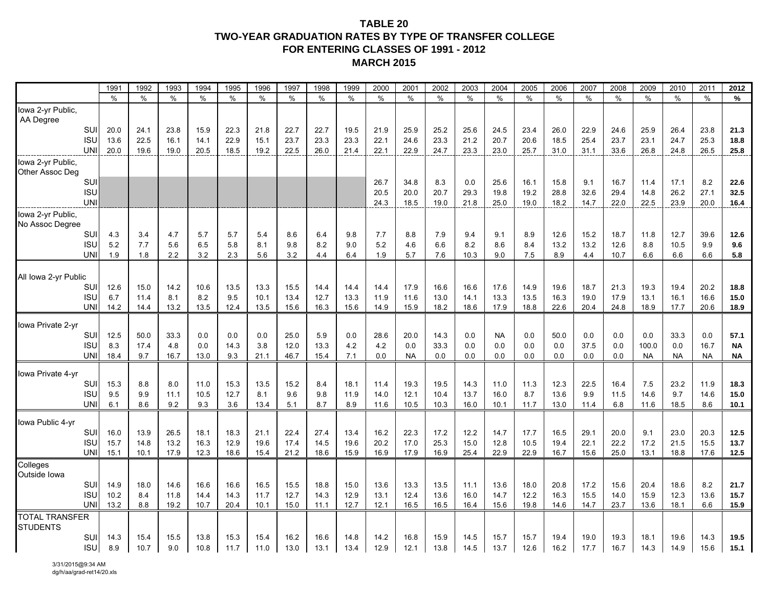**TABLE 20**
**TWO-YEAR GRADUATION RATES BY TYPE OF TRANSFER COLLEGE**
**FOR ENTERING CLASSES OF 1991 - 2012**
**MARCH 2015**

| | 1991 | 1992 | 1993 | 1994 | 1995 | 1996 | 1997 | 1998 | 1999 | 2000 | 2001 | 2002 | 2003 | 2004 | 2005 | 2006 | 2007 | 2008 | 2009 | 2010 | 2011 | **2012** |
|---|---|---|---|---|---|---|---|---|---|---|---|---|---|---|---|---|---|---|---|---|---|---|
| | % | % | % | % | % | % | % | % | % | % | % | % | % | % | % | % | % | % | % | % | % | **%** |
| Iowa 2-yr Public, AA Degree | | | | | | | | | | | | | | | | | | | | | | |
| SUI | 20.0 | 24.1 | 23.8 | 15.9 | 22.3 | 21.8 | 22.7 | 22.7 | 19.5 | 21.9 | 25.9 | 25.2 | 25.6 | 24.5 | 23.4 | 26.0 | 22.9 | 24.6 | 25.9 | 26.4 | 23.8 | **21.3** |
| ISU | 13.6 | 22.5 | 16.1 | 14.1 | 22.9 | 15.1 | 23.7 | 23.3 | 23.3 | 22.1 | 24.6 | 23.3 | 21.2 | 20.7 | 20.6 | 18.5 | 25.4 | 23.7 | 23.1 | 24.7 | 25.3 | **18.8** |
| UNI | 20.0 | 19.6 | 19.0 | 20.5 | 18.5 | 19.2 | 22.5 | 26.0 | 21.4 | 22.1 | 22.9 | 24.7 | 23.3 | 23.0 | 25.7 | 31.0 | 31.1 | 33.6 | 26.8 | 24.8 | 26.5 | **25.8** |
| Iowa 2-yr Public, Other Assoc Deg | | | | | | | | | | | | | | | | | | | | | | |
| SUI | | | | | | | | | | 26.7 | 34.8 | 8.3 | 0.0 | 25.6 | 16.1 | 15.8 | 9.1 | 16.7 | 11.4 | 17.1 | 8.2 | **22.6** |
| ISU | | | | | | | | | | 20.5 | 20.0 | 20.7 | 29.3 | 19.8 | 19.2 | 28.8 | 32.6 | 29.4 | 14.8 | 26.2 | 27.1 | **32.5** |
| UNI | | | | | | | | | | 24.3 | 18.5 | 19.0 | 21.8 | 25.0 | 19.0 | 18.2 | 14.7 | 22.0 | 22.5 | 23.9 | 20.0 | **16.4** |
| Iowa 2-yr Public, No Assoc Degree | | | | | | | | | | | | | | | | | | | | | | |
| SUI | 4.3 | 3.4 | 4.7 | 5.7 | 5.7 | 5.4 | 8.6 | 6.4 | 9.8 | 7.7 | 8.8 | 7.9 | 9.4 | 9.1 | 8.9 | 12.6 | 15.2 | 18.7 | 11.8 | 12.7 | 39.6 | **12.6** |
| ISU | 5.2 | 7.7 | 5.6 | 6.5 | 5.8 | 8.1 | 9.8 | 8.2 | 9.0 | 5.2 | 4.6 | 6.6 | 8.2 | 8.6 | 8.4 | 13.2 | 13.2 | 12.6 | 8.8 | 10.5 | 9.9 | **9.6** |
| UNI | 1.9 | 1.8 | 2.2 | 3.2 | 2.3 | 5.6 | 3.2 | 4.4 | 6.4 | 1.9 | 5.7 | 7.6 | 10.3 | 9.0 | 7.5 | 8.9 | 4.4 | 10.7 | 6.6 | 6.6 | 6.6 | **5.8** |
| All Iowa 2-yr Public | | | | | | | | | | | | | | | | | | | | | | |
| SUI | 12.6 | 15.0 | 14.2 | 10.6 | 13.5 | 13.3 | 15.5 | 14.4 | 14.4 | 14.4 | 17.9 | 16.6 | 16.6 | 17.6 | 14.9 | 19.6 | 18.7 | 21.3 | 19.3 | 19.4 | 20.2 | **18.8** |
| ISU | 6.7 | 11.4 | 8.1 | 8.2 | 9.5 | 10.1 | 13.4 | 12.7 | 13.3 | 11.9 | 11.6 | 13.0 | 14.1 | 13.3 | 13.5 | 16.3 | 19.0 | 17.9 | 13.1 | 16.1 | 16.6 | **15.0** |
| UNI | 14.2 | 14.4 | 13.2 | 13.5 | 12.4 | 13.5 | 15.6 | 16.3 | 15.6 | 14.9 | 15.9 | 18.2 | 18.6 | 17.9 | 18.8 | 22.6 | 20.4 | 24.8 | 18.9 | 17.7 | 20.6 | **18.9** |
| Iowa Private 2-yr | | | | | | | | | | | | | | | | | | | | | | |
| SUI | 12.5 | 50.0 | 33.3 | 0.0 | 0.0 | 0.0 | 25.0 | 5.9 | 0.0 | 28.6 | 20.0 | 14.3 | 0.0 | NA | 0.0 | 50.0 | 0.0 | 0.0 | 0.0 | 33.3 | 0.0 | **57.1** |
| ISU | 8.3 | 17.4 | 4.8 | 0.0 | 14.3 | 3.8 | 12.0 | 13.3 | 4.2 | 4.2 | 0.0 | 33.3 | 0.0 | 0.0 | 0.0 | 0.0 | 37.5 | 0.0 | 100.0 | 0.0 | 16.7 | **NA** |
| UNI | 18.4 | 9.7 | 16.7 | 13.0 | 9.3 | 21.1 | 46.7 | 15.4 | 7.1 | 0.0 | NA | 0.0 | 0.0 | 0.0 | 0.0 | 0.0 | 0.0 | 0.0 | NA | NA | NA | **NA** |
| Iowa Private 4-yr | | | | | | | | | | | | | | | | | | | | | | |
| SUI | 15.3 | 8.8 | 8.0 | 11.0 | 15.3 | 13.5 | 15.2 | 8.4 | 18.1 | 11.4 | 19.3 | 19.5 | 14.3 | 11.0 | 11.3 | 12.3 | 22.5 | 16.4 | 7.5 | 23.2 | 11.9 | **18.3** |
| ISU | 9.5 | 9.9 | 11.1 | 10.5 | 12.7 | 8.1 | 9.6 | 9.8 | 11.9 | 14.0 | 12.1 | 10.4 | 13.7 | 16.0 | 8.7 | 13.6 | 9.9 | 11.5 | 14.6 | 9.7 | 14.6 | **15.0** |
| UNI | 6.1 | 8.6 | 9.2 | 9.3 | 3.6 | 13.4 | 5.1 | 8.7 | 8.9 | 11.6 | 10.5 | 10.3 | 16.0 | 10.1 | 11.7 | 13.0 | 11.4 | 6.8 | 11.6 | 18.5 | 8.6 | **10.1** |
| Iowa Public 4-yr | | | | | | | | | | | | | | | | | | | | | | |
| SUI | 16.0 | 13.9 | 26.5 | 18.1 | 18.3 | 21.1 | 22.4 | 27.4 | 13.4 | 16.2 | 22.3 | 17.2 | 12.2 | 14.7 | 17.7 | 16.5 | 29.1 | 20.0 | 9.1 | 23.0 | 20.3 | **12.5** |
| ISU | 15.7 | 14.8 | 13.2 | 16.3 | 12.9 | 19.6 | 17.4 | 14.5 | 19.6 | 20.2 | 17.0 | 25.3 | 15.0 | 12.8 | 10.5 | 19.4 | 22.1 | 22.2 | 17.2 | 21.5 | 15.5 | **13.7** |
| UNI | 15.1 | 10.1 | 17.9 | 12.3 | 18.6 | 15.4 | 21.2 | 18.6 | 15.9 | 16.9 | 17.9 | 16.9 | 25.4 | 22.9 | 22.9 | 16.7 | 15.6 | 25.0 | 13.1 | 18.8 | 17.6 | **12.5** |
| Colleges Outside Iowa | | | | | | | | | | | | | | | | | | | | | | |
| SUI | 14.9 | 18.0 | 14.6 | 16.6 | 16.6 | 16.5 | 15.5 | 18.8 | 15.0 | 13.6 | 13.3 | 13.5 | 11.1 | 13.6 | 18.0 | 20.8 | 17.2 | 15.6 | 20.4 | 18.6 | 8.2 | **21.7** |
| ISU | 10.2 | 8.4 | 11.8 | 14.4 | 14.3 | 11.7 | 12.7 | 14.3 | 12.9 | 13.1 | 12.4 | 13.6 | 16.0 | 14.7 | 12.2 | 16.3 | 15.5 | 14.0 | 15.9 | 12.3 | 13.6 | **15.7** |
| UNI | 13.2 | 8.8 | 19.2 | 10.7 | 20.4 | 10.1 | 15.0 | 11.1 | 12.7 | 12.1 | 16.5 | 16.5 | 16.4 | 15.6 | 19.8 | 14.6 | 14.7 | 23.7 | 13.6 | 18.1 | 6.6 | **15.9** |
| TOTAL TRANSFER STUDENTS | | | | | | | | | | | | | | | | | | | | | | |
| SUI | 14.3 | 15.4 | 15.5 | 13.8 | 15.3 | 15.4 | 16.2 | 16.6 | 14.8 | 14.2 | 16.8 | 15.9 | 14.5 | 15.7 | 15.7 | 19.4 | 19.0 | 19.3 | 18.1 | 19.6 | 14.3 | **19.5** |
| ISU | 8.9 | 10.7 | 9.0 | 10.8 | 11.7 | 11.0 | 13.0 | 13.1 | 13.4 | 12.9 | 12.1 | 13.8 | 14.5 | 13.7 | 12.6 | 16.2 | 17.7 | 16.7 | 14.3 | 14.9 | 15.6 | **15.1** |

3/31/2015@9:34 AM
dg/h/aa/grad-ret14/20.xls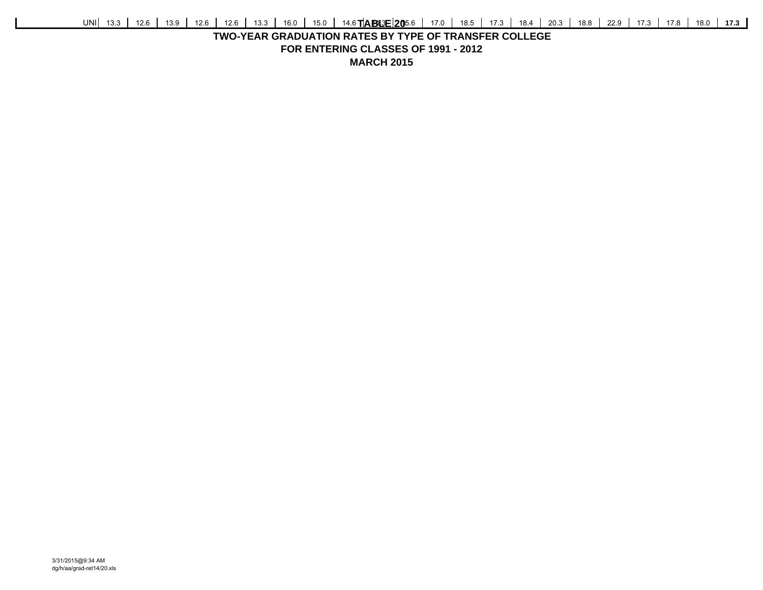| UNI | 13.3 | 12.6 | 13.9 | 12.6 | 12.6 | 13.3 | 16.0 | 15.0 | 14.6 | 14.3 | 15.6 | 17.0 | 18.5 | 17.3 | 18.4 | 20.3 | 18.8 | 22.9 | 17.3 | 17.8 | 18.0 | **17.3** |
|---|---|---|---|---|---|---|---|---|---|---|---|---|---|---|---|---|---|---|---|---|---|---|

# TABLE 20

## TWO-YEAR GRADUATION RATES BY TYPE OF TRANSFER COLLEGE

## FOR ENTERING CLASSES OF 1991 - 2012

## MARCH 2015

3/31/2015@9:34 AM
dg/h/aa/grad-ret14/20.xls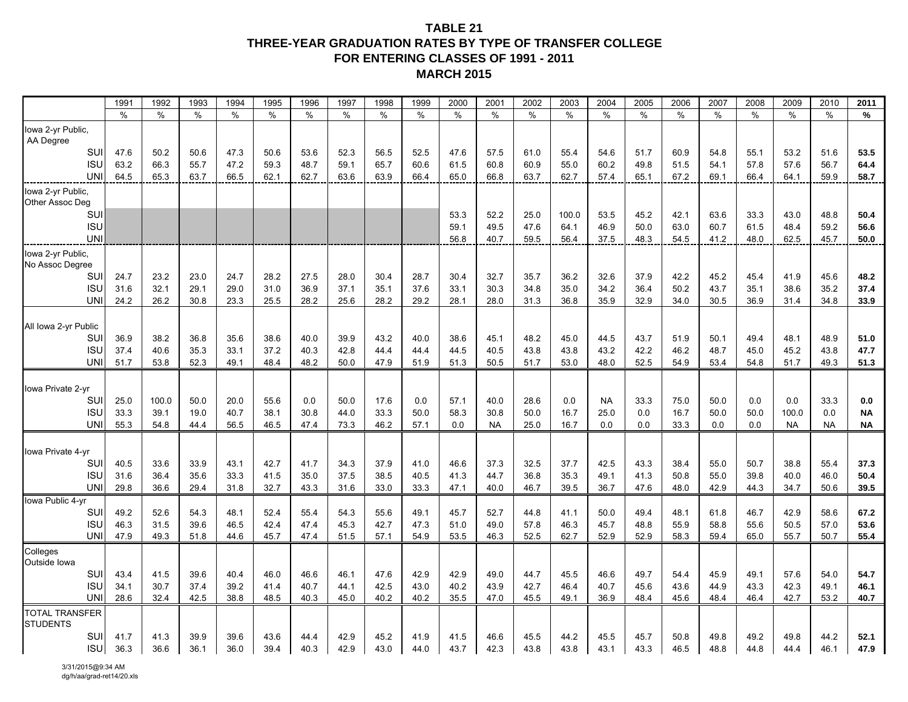# TABLE 21
## THREE-YEAR GRADUATION RATES BY TYPE OF TRANSFER COLLEGE
## FOR ENTERING CLASSES OF 1991 - 2011
## MARCH 2015

| | 1991 | 1992 | 1993 | 1994 | 1995 | 1996 | 1997 | 1998 | 1999 | 2000 | 2001 | 2002 | 2003 | 2004 | 2005 | 2006 | 2007 | 2008 | 2009 | 2010 | **2011** |
|---|---|---|---|---|---|---|---|---|---|---|---|---|---|---|---|---|---|---|---|---|---|
| | % | % | % | % | % | % | % | % | % | % | % | % | % | % | % | % | % | % | % | % | **%** |
| Iowa 2-yr Public, AA Degree | | | | | | | | | | | | | | | | | | | | | |
| SUI | 47.6 | 50.2 | 50.6 | 47.3 | 50.6 | 53.6 | 52.3 | 56.5 | 52.5 | 47.6 | 57.5 | 61.0 | 55.4 | 54.6 | 51.7 | 60.9 | 54.8 | 55.1 | 53.2 | 51.6 | **53.5** |
| ISU | 63.2 | 66.3 | 55.7 | 47.2 | 59.3 | 48.7 | 59.1 | 65.7 | 60.6 | 61.5 | 60.8 | 60.9 | 55.0 | 60.2 | 49.8 | 51.5 | 54.1 | 57.8 | 57.6 | 56.7 | **64.4** |
| UNI | 64.5 | 65.3 | 63.7 | 66.5 | 62.1 | 62.7 | 63.6 | 63.9 | 66.4 | 65.0 | 66.8 | 63.7 | 62.7 | 57.4 | 65.1 | 67.2 | 69.1 | 66.4 | 64.1 | 59.9 | **58.7** |
| Iowa 2-yr Public, Other Assoc Deg | | | | | | | | | | | | | | | | | | | | | |
| SUI | | | | | | | | | | 53.3 | 52.2 | 25.0 | 100.0 | 53.5 | 45.2 | 42.1 | 63.6 | 33.3 | 43.0 | 48.8 | **50.4** |
| ISU | | | | | | | | | | 59.1 | 49.5 | 47.6 | 64.1 | 46.9 | 50.0 | 63.0 | 60.7 | 61.5 | 48.4 | 59.2 | **56.6** |
| UNI | | | | | | | | | | 56.8 | 40.7 | 59.5 | 56.4 | 37.5 | 48.3 | 54.5 | 41.2 | 48.0 | 62.5 | 45.7 | **50.0** |
| Iowa 2-yr Public, No Assoc Degree | | | | | | | | | | | | | | | | | | | | | |
| SUI | 24.7 | 23.2 | 23.0 | 24.7 | 28.2 | 27.5 | 28.0 | 30.4 | 28.7 | 30.4 | 32.7 | 35.7 | 36.2 | 32.6 | 37.9 | 42.2 | 45.2 | 45.4 | 41.9 | 45.6 | **48.2** |
| ISU | 31.6 | 32.1 | 29.1 | 29.0 | 31.0 | 36.9 | 37.1 | 35.1 | 37.6 | 33.1 | 30.3 | 34.8 | 35.0 | 34.2 | 36.4 | 50.2 | 43.7 | 35.1 | 38.6 | 35.2 | **37.4** |
| UNI | 24.2 | 26.2 | 30.8 | 23.3 | 25.5 | 28.2 | 25.6 | 28.2 | 29.2 | 28.1 | 28.0 | 31.3 | 36.8 | 35.9 | 32.9 | 34.0 | 30.5 | 36.9 | 31.4 | 34.8 | **33.9** |
| All Iowa 2-yr Public | | | | | | | | | | | | | | | | | | | | | |
| SUI | 36.9 | 38.2 | 36.8 | 35.6 | 38.6 | 40.0 | 39.9 | 43.2 | 40.0 | 38.6 | 45.1 | 48.2 | 45.0 | 44.5 | 43.7 | 51.9 | 50.1 | 49.4 | 48.1 | 48.9 | **51.0** |
| ISU | 37.4 | 40.6 | 35.3 | 33.1 | 37.2 | 40.3 | 42.8 | 44.4 | 44.4 | 44.5 | 40.5 | 43.8 | 43.8 | 43.2 | 42.2 | 46.2 | 48.7 | 45.0 | 45.2 | 43.8 | **47.7** |
| UNI | 51.7 | 53.8 | 52.3 | 49.1 | 48.4 | 48.2 | 50.0 | 47.9 | 51.9 | 51.3 | 50.5 | 51.7 | 53.0 | 48.0 | 52.5 | 54.9 | 53.4 | 54.8 | 51.7 | 49.3 | **51.3** |
| Iowa Private 2-yr | | | | | | | | | | | | | | | | | | | | | |
| SUI | 25.0 | 100.0 | 50.0 | 20.0 | 55.6 | 0.0 | 50.0 | 17.6 | 0.0 | 57.1 | 40.0 | 28.6 | 0.0 | NA | 33.3 | 75.0 | 50.0 | 0.0 | 0.0 | 33.3 | **0.0** |
| ISU | 33.3 | 39.1 | 19.0 | 40.7 | 38.1 | 30.8 | 44.0 | 33.3 | 50.0 | 58.3 | 30.8 | 50.0 | 16.7 | 25.0 | 0.0 | 16.7 | 50.0 | 50.0 | 100.0 | 0.0 | **NA** |
| UNI | 55.3 | 54.8 | 44.4 | 56.5 | 46.5 | 47.4 | 73.3 | 46.2 | 57.1 | 0.0 | NA | 25.0 | 16.7 | 0.0 | 0.0 | 33.3 | 0.0 | 0.0 | NA | NA | **NA** |
| Iowa Private 4-yr | | | | | | | | | | | | | | | | | | | | | |
| SUI | 40.5 | 33.6 | 33.9 | 43.1 | 42.7 | 41.7 | 34.3 | 37.9 | 41.0 | 46.6 | 37.3 | 32.5 | 37.7 | 42.5 | 43.3 | 38.4 | 55.0 | 50.7 | 38.8 | 55.4 | **37.3** |
| ISU | 31.6 | 36.4 | 35.6 | 33.3 | 41.5 | 35.0 | 37.5 | 38.5 | 40.5 | 41.3 | 44.7 | 36.8 | 35.3 | 49.1 | 41.3 | 50.8 | 55.0 | 39.8 | 40.0 | 46.0 | **50.4** |
| UNI | 29.8 | 36.6 | 29.4 | 31.8 | 32.7 | 43.3 | 31.6 | 33.0 | 33.3 | 47.1 | 40.0 | 46.7 | 39.5 | 36.7 | 47.6 | 48.0 | 42.9 | 44.3 | 34.7 | 50.6 | **39.5** |
| Iowa Public 4-yr | | | | | | | | | | | | | | | | | | | | | |
| SUI | 49.2 | 52.6 | 54.3 | 48.1 | 52.4 | 55.4 | 54.3 | 55.6 | 49.1 | 45.7 | 52.7 | 44.8 | 41.1 | 50.0 | 49.4 | 48.1 | 61.8 | 46.7 | 42.9 | 58.6 | **67.2** |
| ISU | 46.3 | 31.5 | 39.6 | 46.5 | 42.4 | 47.4 | 45.3 | 42.7 | 47.3 | 51.0 | 49.0 | 57.8 | 46.3 | 45.7 | 48.8 | 55.9 | 58.8 | 55.6 | 50.5 | 57.0 | **53.6** |
| UNI | 47.9 | 49.3 | 51.8 | 44.6 | 45.7 | 47.4 | 51.5 | 57.1 | 54.9 | 53.5 | 46.3 | 52.5 | 62.7 | 52.9 | 52.9 | 58.3 | 59.4 | 65.0 | 55.7 | 50.7 | **55.4** |
| Colleges Outside Iowa | | | | | | | | | | | | | | | | | | | | | |
| SUI | 43.4 | 41.5 | 39.6 | 40.4 | 46.0 | 46.6 | 46.1 | 47.6 | 42.9 | 42.9 | 49.0 | 44.7 | 45.5 | 46.6 | 49.7 | 54.4 | 45.9 | 49.1 | 57.6 | 54.0 | **54.7** |
| ISU | 34.1 | 30.7 | 37.4 | 39.2 | 41.4 | 40.7 | 44.1 | 42.5 | 43.0 | 40.2 | 43.9 | 42.7 | 46.4 | 40.7 | 45.6 | 43.6 | 44.9 | 43.3 | 42.3 | 49.1 | **46.1** |
| UNI | 28.6 | 32.4 | 42.5 | 38.8 | 48.5 | 40.3 | 45.0 | 40.2 | 40.2 | 35.5 | 47.0 | 45.5 | 49.1 | 36.9 | 48.4 | 45.6 | 48.4 | 46.4 | 42.7 | 53.2 | **40.7** |
| TOTAL TRANSFER STUDENTS | | | | | | | | | | | | | | | | | | | | | |
| SUI | 41.7 | 41.3 | 39.9 | 39.6 | 43.6 | 44.4 | 42.9 | 45.2 | 41.9 | 41.5 | 46.6 | 45.5 | 44.2 | 45.5 | 45.7 | 50.8 | 49.8 | 49.2 | 49.8 | 44.2 | **52.1** |
| ISU | 36.3 | 36.6 | 36.1 | 36.0 | 39.4 | 40.3 | 42.9 | 43.0 | 44.0 | 43.7 | 42.3 | 43.8 | 43.8 | 43.1 | 43.3 | 46.5 | 48.8 | 44.8 | 44.4 | 46.1 | **47.9** |

3/31/2015@9:34 AM
dg/h/aa/grad-ret14/20.xls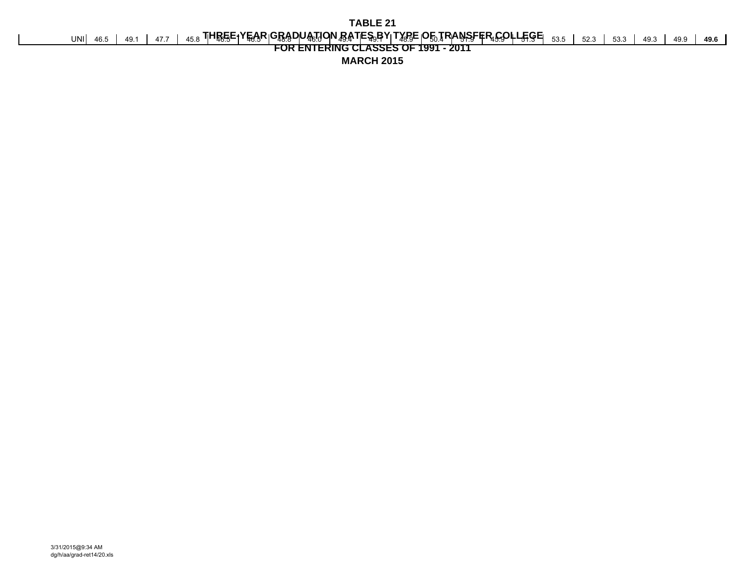**TABLE 21**

**THREE-YEAR GRADUATION RATES BY TYPE OF TRANSFER COLLEGE**

**FOR ENTERING CLASSES OF 1991 - 2011**

**MARCH 2015**

| UNI | 46.5 | 49.1 | 47.7 | 45.8 | 46.5 | 46.5 | 48.8 | 46.0 | 49.4 | 49.1 | 48.9 | 50.4 | 51.9 | 45.9 | 51.3 | 53.5 | 52.3 | 53.3 | 49.3 | 49.9 | **49.6** |
|---|---|---|---|---|---|---|---|---|---|---|---|---|---|---|---|---|---|---|---|---|---|

3/31/2015@9:34 AM
dg/h/aa/grad-ret14/20.xls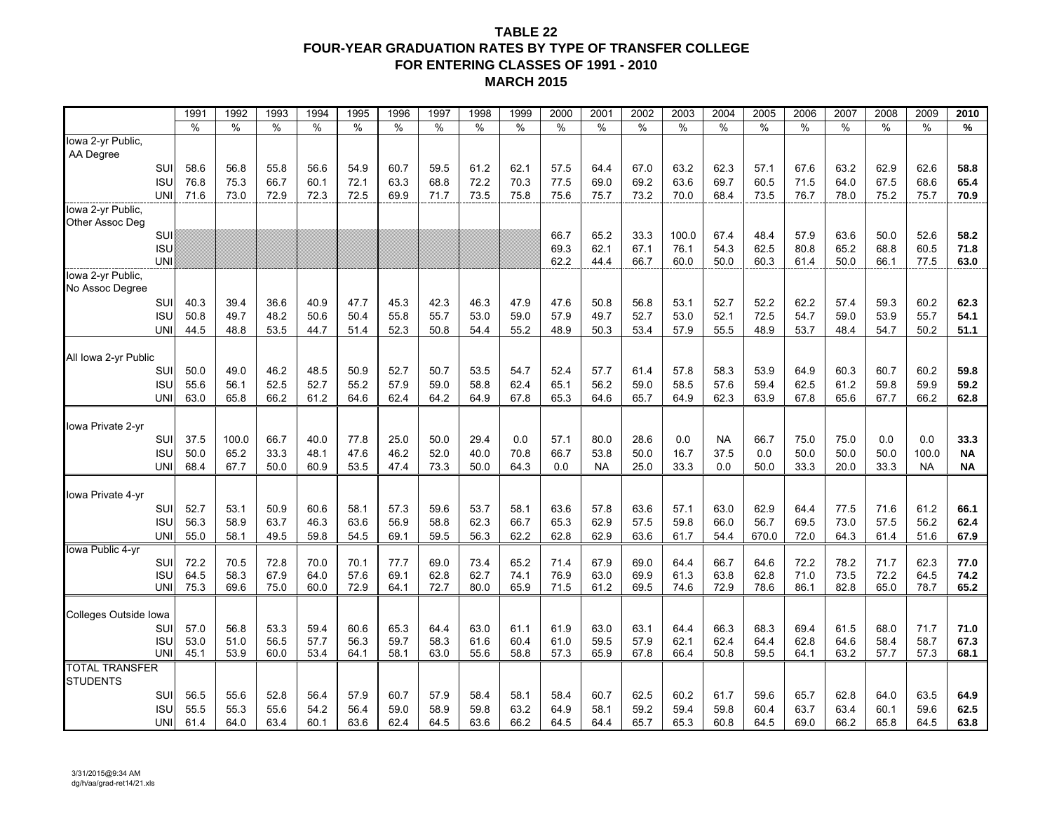# TABLE 22
## FOUR-YEAR GRADUATION RATES BY TYPE OF TRANSFER COLLEGE
## FOR ENTERING CLASSES OF 1991 - 2010
## MARCH 2015

| | 1991 | 1992 | 1993 | 1994 | 1995 | 1996 | 1997 | 1998 | 1999 | 2000 | 2001 | 2002 | 2003 | 2004 | 2005 | 2006 | 2007 | 2008 | 2009 | **2010** |
|---|---|---|---|---|---|---|---|---|---|---|---|---|---|---|---|---|---|---|---|---|
| | % | % | % | % | % | % | % | % | % | % | % | % | % | % | % | % | % | % | % | **%** |
| Iowa 2-yr Public, AA Degree | | | | | | | | | | | | | | | | | | | | |
| SUI | 58.6 | 56.8 | 55.8 | 56.6 | 54.9 | 60.7 | 59.5 | 61.2 | 62.1 | 57.5 | 64.4 | 67.0 | 63.2 | 62.3 | 57.1 | 67.6 | 63.2 | 62.9 | 62.6 | **58.8** |
| ISU | 76.8 | 75.3 | 66.7 | 60.1 | 72.1 | 63.3 | 68.8 | 72.2 | 70.3 | 77.5 | 69.0 | 69.2 | 63.6 | 69.7 | 60.5 | 71.5 | 64.0 | 67.5 | 68.6 | **65.4** |
| UNI | 71.6 | 73.0 | 72.9 | 72.3 | 72.5 | 69.9 | 71.7 | 73.5 | 75.8 | 75.6 | 75.7 | 73.2 | 70.0 | 68.4 | 73.5 | 76.7 | 78.0 | 75.2 | 75.7 | **70.9** |
| Iowa 2-yr Public, Other Assoc Deg | | | | | | | | | | | | | | | | | | | | |
| SUI | | | | | | | | | | 66.7 | 65.2 | 33.3 | 100.0 | 67.4 | 48.4 | 57.9 | 63.6 | 50.0 | 52.6 | **58.2** |
| ISU | | | | | | | | | | 69.3 | 62.1 | 67.1 | 76.1 | 54.3 | 62.5 | 80.8 | 65.2 | 68.8 | 60.5 | **71.8** |
| UNI | | | | | | | | | | 62.2 | 44.4 | 66.7 | 60.0 | 50.0 | 60.3 | 61.4 | 50.0 | 66.1 | 77.5 | **63.0** |
| Iowa 2-yr Public, No Assoc Degree | | | | | | | | | | | | | | | | | | | | |
| SUI | 40.3 | 39.4 | 36.6 | 40.9 | 47.7 | 45.3 | 42.3 | 46.3 | 47.9 | 47.6 | 50.8 | 56.8 | 53.1 | 52.7 | 52.2 | 62.2 | 57.4 | 59.3 | 60.2 | **62.3** |
| ISU | 50.8 | 49.7 | 48.2 | 50.6 | 50.4 | 55.8 | 55.7 | 53.0 | 59.0 | 57.9 | 49.7 | 52.7 | 53.0 | 52.1 | 72.5 | 54.7 | 59.0 | 53.9 | 55.7 | **54.1** |
| UNI | 44.5 | 48.8 | 53.5 | 44.7 | 51.4 | 52.3 | 50.8 | 54.4 | 55.2 | 48.9 | 50.3 | 53.4 | 57.9 | 55.5 | 48.9 | 53.7 | 48.4 | 54.7 | 50.2 | **51.1** |
| All Iowa 2-yr Public | | | | | | | | | | | | | | | | | | | | |
| SUI | 50.0 | 49.0 | 46.2 | 48.5 | 50.9 | 52.7 | 50.7 | 53.5 | 54.7 | 52.4 | 57.7 | 61.4 | 57.8 | 58.3 | 53.9 | 64.9 | 60.3 | 60.7 | 60.2 | **59.8** |
| ISU | 55.6 | 56.1 | 52.5 | 52.7 | 55.2 | 57.9 | 59.0 | 58.8 | 62.4 | 65.1 | 56.2 | 59.0 | 58.5 | 57.6 | 59.4 | 62.5 | 61.2 | 59.8 | 59.9 | **59.2** |
| UNI | 63.0 | 65.8 | 66.2 | 61.2 | 64.6 | 62.4 | 64.2 | 64.9 | 67.8 | 65.3 | 64.6 | 65.7 | 64.9 | 62.3 | 63.9 | 67.8 | 65.6 | 67.7 | 66.2 | **62.8** |
| Iowa Private 2-yr | | | | | | | | | | | | | | | | | | | | |
| SUI | 37.5 | 100.0 | 66.7 | 40.0 | 77.8 | 25.0 | 50.0 | 29.4 | 0.0 | 57.1 | 80.0 | 28.6 | 0.0 | NA | 66.7 | 75.0 | 75.0 | 0.0 | 0.0 | **33.3** |
| ISU | 50.0 | 65.2 | 33.3 | 48.1 | 47.6 | 46.2 | 52.0 | 40.0 | 70.8 | 66.7 | 53.8 | 50.0 | 16.7 | 37.5 | 0.0 | 50.0 | 50.0 | 50.0 | 100.0 | **NA** |
| UNI | 68.4 | 67.7 | 50.0 | 60.9 | 53.5 | 47.4 | 73.3 | 50.0 | 64.3 | 0.0 | NA | 25.0 | 33.3 | 0.0 | 50.0 | 33.3 | 20.0 | 33.3 | NA | **NA** |
| Iowa Private 4-yr | | | | | | | | | | | | | | | | | | | | |
| SUI | 52.7 | 53.1 | 50.9 | 60.6 | 58.1 | 57.3 | 59.6 | 53.7 | 58.1 | 63.6 | 57.8 | 63.6 | 57.1 | 63.0 | 62.9 | 64.4 | 77.5 | 71.6 | 61.2 | **66.1** |
| ISU | 56.3 | 58.9 | 63.7 | 46.3 | 63.6 | 56.9 | 58.8 | 62.3 | 66.7 | 65.3 | 62.9 | 57.5 | 59.8 | 66.0 | 56.7 | 69.5 | 73.0 | 57.5 | 56.2 | **62.4** |
| UNI | 55.0 | 58.1 | 49.5 | 59.8 | 54.5 | 69.1 | 59.5 | 56.3 | 62.2 | 62.8 | 62.9 | 63.6 | 61.7 | 54.4 | 670.0 | 72.0 | 64.3 | 61.4 | 51.6 | **67.9** |
| Iowa Public 4-yr | | | | | | | | | | | | | | | | | | | | |
| SUI | 72.2 | 70.5 | 72.8 | 70.0 | 70.1 | 77.7 | 69.0 | 73.4 | 65.2 | 71.4 | 67.9 | 69.0 | 64.4 | 66.7 | 64.6 | 72.2 | 78.2 | 71.7 | 62.3 | **77.0** |
| ISU | 64.5 | 58.3 | 67.9 | 64.0 | 57.6 | 69.1 | 62.8 | 62.7 | 74.1 | 76.9 | 63.0 | 69.9 | 61.3 | 63.8 | 62.8 | 71.0 | 73.5 | 72.2 | 64.5 | **74.2** |
| UNI | 75.3 | 69.6 | 75.0 | 60.0 | 72.9 | 64.1 | 72.7 | 80.0 | 65.9 | 71.5 | 61.2 | 69.5 | 74.6 | 72.9 | 78.6 | 86.1 | 82.8 | 65.0 | 78.7 | **65.2** |
| Colleges Outside Iowa | | | | | | | | | | | | | | | | | | | | |
| SUI | 57.0 | 56.8 | 53.3 | 59.4 | 60.6 | 65.3 | 64.4 | 63.0 | 61.1 | 61.9 | 63.0 | 63.1 | 64.4 | 66.3 | 68.3 | 69.4 | 61.5 | 68.0 | 71.7 | **71.0** |
| ISU | 53.0 | 51.0 | 56.5 | 57.7 | 56.3 | 59.7 | 58.3 | 61.6 | 60.4 | 61.0 | 59.5 | 57.9 | 62.1 | 62.4 | 64.4 | 62.8 | 64.6 | 58.4 | 58.7 | **67.3** |
| UNI | 45.1 | 53.9 | 60.0 | 53.4 | 64.1 | 58.1 | 63.0 | 55.6 | 58.8 | 57.3 | 65.9 | 67.8 | 66.4 | 50.8 | 59.5 | 64.1 | 63.2 | 57.7 | 57.3 | **68.1** |
| TOTAL TRANSFER STUDENTS | | | | | | | | | | | | | | | | | | | | |
| SUI | 56.5 | 55.6 | 52.8 | 56.4 | 57.9 | 60.7 | 57.9 | 58.4 | 58.1 | 58.4 | 60.7 | 62.5 | 60.2 | 61.7 | 59.6 | 65.7 | 62.8 | 64.0 | 63.5 | **64.9** |
| ISU | 55.5 | 55.3 | 55.6 | 54.2 | 56.4 | 59.0 | 58.9 | 59.8 | 63.2 | 64.9 | 58.1 | 59.2 | 59.4 | 59.8 | 60.4 | 63.7 | 63.4 | 60.1 | 59.6 | **62.5** |
| UNI | 61.4 | 64.0 | 63.4 | 60.1 | 63.6 | 62.4 | 64.5 | 63.6 | 66.2 | 64.5 | 64.4 | 65.7 | 65.3 | 60.8 | 64.5 | 69.0 | 66.2 | 65.8 | 64.5 | **63.8** |

3/31/2015@9:34 AM
dg/h/aa/grad-ret14/21.xls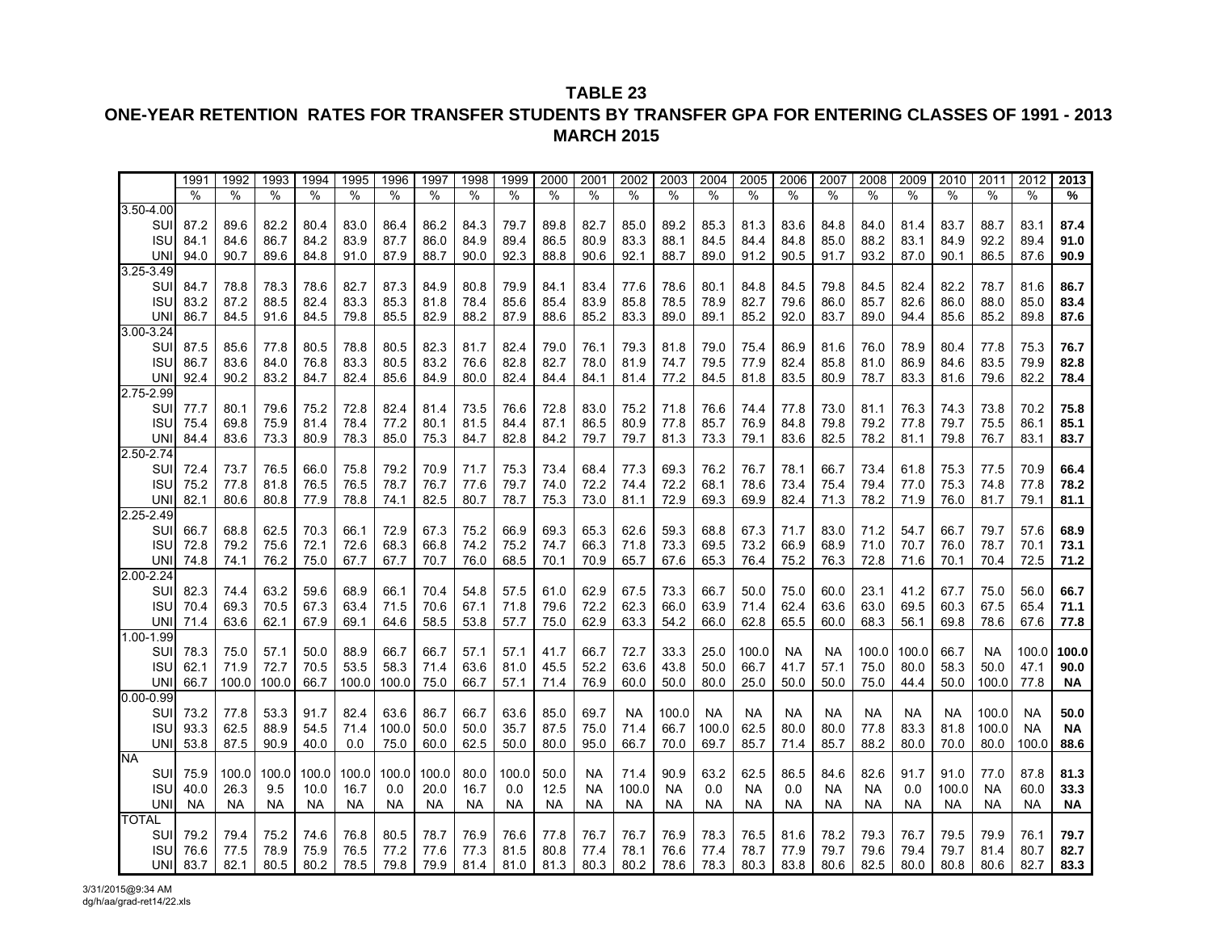**TABLE 23**

**ONE-YEAR RETENTION RATES FOR TRANSFER STUDENTS BY TRANSFER GPA FOR ENTERING CLASSES OF 1991 - 2013**

**MARCH 2015**

| | 1991 | 1992 | 1993 | 1994 | 1995 | 1996 | 1997 | 1998 | 1999 | 2000 | 2001 | 2002 | 2003 | 2004 | 2005 | 2006 | 2007 | 2008 | 2009 | 2010 | 2011 | 2012 | **2013** |
|---|---|---|---|---|---|---|---|---|---|---|---|---|---|---|---|---|---|---|---|---|---|---|---|
| | % | % | % | % | % | % | % | % | % | % | % | % | % | % | % | % | % | % | % | % | % | % | **%** |
| 3.50-4.00 | | | | | | | | | | | | | | | | | | | | | | | |
| SUI | 87.2 | 89.6 | 82.2 | 80.4 | 83.0 | 86.4 | 86.2 | 84.3 | 79.7 | 89.8 | 82.7 | 85.0 | 89.2 | 85.3 | 81.3 | 83.6 | 84.8 | 84.0 | 81.4 | 83.7 | 88.7 | 83.1 | **87.4** |
| ISU | 84.1 | 84.6 | 86.7 | 84.2 | 83.9 | 87.7 | 86.0 | 84.9 | 89.4 | 86.5 | 80.9 | 83.3 | 88.1 | 84.5 | 84.4 | 84.8 | 85.0 | 88.2 | 83.1 | 84.9 | 92.2 | 89.4 | **91.0** |
| UNI | 94.0 | 90.7 | 89.6 | 84.8 | 91.0 | 87.9 | 88.7 | 90.0 | 92.3 | 88.8 | 90.6 | 92.1 | 88.7 | 89.0 | 91.2 | 90.5 | 91.7 | 93.2 | 87.0 | 90.1 | 86.5 | 87.6 | **90.9** |
| 3.25-3.49 | | | | | | | | | | | | | | | | | | | | | | | |
| SUI | 84.7 | 78.8 | 78.3 | 78.6 | 82.7 | 87.3 | 84.9 | 80.8 | 79.9 | 84.1 | 83.4 | 77.6 | 78.6 | 80.1 | 84.8 | 84.5 | 79.8 | 84.5 | 82.4 | 82.2 | 78.7 | 81.6 | **86.7** |
| ISU | 83.2 | 87.2 | 88.5 | 82.4 | 83.3 | 85.3 | 81.8 | 78.4 | 85.6 | 85.4 | 83.9 | 85.8 | 78.5 | 78.9 | 82.7 | 79.6 | 86.0 | 85.7 | 82.6 | 86.0 | 88.0 | 85.0 | **83.4** |
| UNI | 86.7 | 84.5 | 91.6 | 84.5 | 79.8 | 85.5 | 82.9 | 88.2 | 87.9 | 88.6 | 85.2 | 83.3 | 89.0 | 89.1 | 85.2 | 92.0 | 83.7 | 89.0 | 94.4 | 85.6 | 85.2 | 89.8 | **87.6** |
| 3.00-3.24 | | | | | | | | | | | | | | | | | | | | | | | |
| SUI | 87.5 | 85.6 | 77.8 | 80.5 | 78.8 | 80.5 | 82.3 | 81.7 | 82.4 | 79.0 | 76.1 | 79.3 | 81.8 | 79.0 | 75.4 | 86.9 | 81.6 | 76.0 | 78.9 | 80.4 | 77.8 | 75.3 | **76.7** |
| ISU | 86.7 | 83.6 | 84.0 | 76.8 | 83.3 | 80.5 | 83.2 | 76.6 | 82.8 | 82.7 | 78.0 | 81.9 | 74.7 | 79.5 | 77.9 | 82.4 | 85.8 | 81.0 | 86.9 | 84.6 | 83.5 | 79.9 | **82.8** |
| UNI | 92.4 | 90.2 | 83.2 | 84.7 | 82.4 | 85.6 | 84.9 | 80.0 | 82.4 | 84.4 | 84.1 | 81.4 | 77.2 | 84.5 | 81.8 | 83.5 | 80.9 | 78.7 | 83.3 | 81.6 | 79.6 | 82.2 | **78.4** |
| 2.75-2.99 | | | | | | | | | | | | | | | | | | | | | | | |
| SUI | 77.7 | 80.1 | 79.6 | 75.2 | 72.8 | 82.4 | 81.4 | 73.5 | 76.6 | 72.8 | 83.0 | 75.2 | 71.8 | 76.6 | 74.4 | 77.8 | 73.0 | 81.1 | 76.3 | 74.3 | 73.8 | 70.2 | **75.8** |
| ISU | 75.4 | 69.8 | 75.9 | 81.4 | 78.4 | 77.2 | 80.1 | 81.5 | 84.4 | 87.1 | 86.5 | 80.9 | 77.8 | 85.7 | 76.9 | 84.8 | 79.8 | 79.2 | 77.8 | 79.7 | 75.5 | 86.1 | **85.1** |
| UNI | 84.4 | 83.6 | 73.3 | 80.9 | 78.3 | 85.0 | 75.3 | 84.7 | 82.8 | 84.2 | 79.7 | 79.7 | 81.3 | 73.3 | 79.1 | 83.6 | 82.5 | 78.2 | 81.1 | 79.8 | 76.7 | 83.1 | **83.7** |
| 2.50-2.74 | | | | | | | | | | | | | | | | | | | | | | | |
| SUI | 72.4 | 73.7 | 76.5 | 66.0 | 75.8 | 79.2 | 70.9 | 71.7 | 75.3 | 73.4 | 68.4 | 77.3 | 69.3 | 76.2 | 76.7 | 78.1 | 66.7 | 73.4 | 61.8 | 75.3 | 77.5 | 70.9 | **66.4** |
| ISU | 75.2 | 77.8 | 81.8 | 76.5 | 76.5 | 78.7 | 76.7 | 77.6 | 79.7 | 74.0 | 72.2 | 74.4 | 72.2 | 68.1 | 78.6 | 73.4 | 75.4 | 79.4 | 77.0 | 75.3 | 74.8 | 77.8 | **78.2** |
| UNI | 82.1 | 80.6 | 80.8 | 77.9 | 78.8 | 74.1 | 82.5 | 80.7 | 78.7 | 75.3 | 73.0 | 81.1 | 72.9 | 69.3 | 69.9 | 82.4 | 71.3 | 78.2 | 71.9 | 76.0 | 81.7 | 79.1 | **81.1** |
| 2.25-2.49 | | | | | | | | | | | | | | | | | | | | | | | |
| SUI | 66.7 | 68.8 | 62.5 | 70.3 | 66.1 | 72.9 | 67.3 | 75.2 | 66.9 | 69.3 | 65.3 | 62.6 | 59.3 | 68.8 | 67.3 | 71.7 | 83.0 | 71.2 | 54.7 | 66.7 | 79.7 | 57.6 | **68.9** |
| ISU | 72.8 | 79.2 | 75.6 | 72.1 | 72.6 | 68.3 | 66.8 | 74.2 | 75.2 | 74.7 | 66.3 | 71.8 | 73.3 | 69.5 | 73.2 | 66.9 | 68.9 | 71.0 | 70.7 | 76.0 | 78.7 | 70.1 | **73.1** |
| UNI | 74.8 | 74.1 | 76.2 | 75.0 | 67.7 | 67.7 | 70.7 | 76.0 | 68.5 | 70.1 | 70.9 | 65.7 | 67.6 | 65.3 | 76.4 | 75.2 | 76.3 | 72.8 | 71.6 | 70.1 | 70.4 | 72.5 | **71.2** |
| 2.00-2.24 | | | | | | | | | | | | | | | | | | | | | | | |
| SUI | 82.3 | 74.4 | 63.2 | 59.6 | 68.9 | 66.1 | 70.4 | 54.8 | 57.5 | 61.0 | 62.9 | 67.5 | 73.3 | 66.7 | 50.0 | 75.0 | 60.0 | 23.1 | 41.2 | 67.7 | 75.0 | 56.0 | **66.7** |
| ISU | 70.4 | 69.3 | 70.5 | 67.3 | 63.4 | 71.5 | 70.6 | 67.1 | 71.8 | 79.6 | 72.2 | 62.3 | 66.0 | 63.9 | 71.4 | 62.4 | 63.6 | 63.0 | 69.5 | 60.3 | 67.5 | 65.4 | **71.1** |
| UNI | 71.4 | 63.6 | 62.1 | 67.9 | 69.1 | 64.6 | 58.5 | 53.8 | 57.7 | 75.0 | 62.9 | 63.3 | 54.2 | 66.0 | 62.8 | 65.5 | 60.0 | 68.3 | 56.1 | 69.8 | 78.6 | 67.6 | **77.8** |
| 1.00-1.99 | | | | | | | | | | | | | | | | | | | | | | | |
| SUI | 78.3 | 75.0 | 57.1 | 50.0 | 88.9 | 66.7 | 66.7 | 57.1 | 57.1 | 41.7 | 66.7 | 72.7 | 33.3 | 25.0 | 100.0 | NA | NA | 100.0 | 100.0 | 66.7 | NA | 100.0 | **100.0** |
| ISU | 62.1 | 71.9 | 72.7 | 70.5 | 53.5 | 58.3 | 71.4 | 63.6 | 81.0 | 45.5 | 52.2 | 63.6 | 43.8 | 50.0 | 66.7 | 41.7 | 57.1 | 75.0 | 80.0 | 58.3 | 50.0 | 47.1 | **90.0** |
| UNI | 66.7 | 100.0 | 100.0 | 66.7 | 100.0 | 100.0 | 75.0 | 66.7 | 57.1 | 71.4 | 76.9 | 60.0 | 50.0 | 80.0 | 25.0 | 50.0 | 50.0 | 75.0 | 44.4 | 50.0 | 100.0 | 77.8 | **NA** |
| 0.00-0.99 | | | | | | | | | | | | | | | | | | | | | | | |
| SUI | 73.2 | 77.8 | 53.3 | 91.7 | 82.4 | 63.6 | 86.7 | 66.7 | 63.6 | 85.0 | 69.7 | NA | 100.0 | NA | NA | NA | NA | NA | NA | NA | 100.0 | NA | **50.0** |
| ISU | 93.3 | 62.5 | 88.9 | 54.5 | 71.4 | 100.0 | 50.0 | 50.0 | 35.7 | 87.5 | 75.0 | 71.4 | 66.7 | 100.0 | 62.5 | 80.0 | 80.0 | 77.8 | 83.3 | 81.8 | 100.0 | NA | **NA** |
| UNI | 53.8 | 87.5 | 90.9 | 40.0 | 0.0 | 75.0 | 60.0 | 62.5 | 50.0 | 80.0 | 95.0 | 66.7 | 70.0 | 69.7 | 85.7 | 71.4 | 85.7 | 88.2 | 80.0 | 70.0 | 80.0 | 100.0 | **88.6** |
| NA | | | | | | | | | | | | | | | | | | | | | | | |
| SUI | 75.9 | 100.0 | 100.0 | 100.0 | 100.0 | 100.0 | 100.0 | 80.0 | 100.0 | 50.0 | NA | 71.4 | 90.9 | 63.2 | 62.5 | 86.5 | 84.6 | 82.6 | 91.7 | 91.0 | 77.0 | 87.8 | **81.3** |
| ISU | 40.0 | 26.3 | 9.5 | 10.0 | 16.7 | 0.0 | 20.0 | 16.7 | 0.0 | 12.5 | NA | 100.0 | NA | 0.0 | NA | 0.0 | NA | NA | 0.0 | 100.0 | NA | 60.0 | **33.3** |
| UNI | NA | NA | NA | NA | NA | NA | NA | NA | NA | NA | NA | NA | NA | NA | NA | NA | NA | NA | NA | NA | NA | NA | **NA** |
| TOTAL | | | | | | | | | | | | | | | | | | | | | | | |
| SUI | 79.2 | 79.4 | 75.2 | 74.6 | 76.8 | 80.5 | 78.7 | 76.9 | 76.6 | 77.8 | 76.7 | 76.7 | 76.9 | 78.3 | 76.5 | 81.6 | 78.2 | 79.3 | 76.7 | 79.5 | 79.9 | 76.1 | **79.7** |
| ISU | 76.6 | 77.5 | 78.9 | 75.9 | 76.5 | 77.2 | 77.6 | 77.3 | 81.5 | 80.8 | 77.4 | 78.1 | 76.6 | 77.4 | 78.7 | 77.9 | 79.7 | 79.6 | 79.4 | 79.7 | 81.4 | 80.7 | **82.7** |
| UNI | 83.7 | 82.1 | 80.5 | 80.2 | 78.5 | 79.8 | 79.9 | 81.4 | 81.0 | 81.3 | 80.3 | 80.2 | 78.6 | 78.3 | 80.3 | 83.8 | 80.6 | 82.5 | 80.0 | 80.8 | 80.6 | 82.7 | **83.3** |

3/31/2015@9:34 AM
dg/h/aa/grad-ret14/22.xls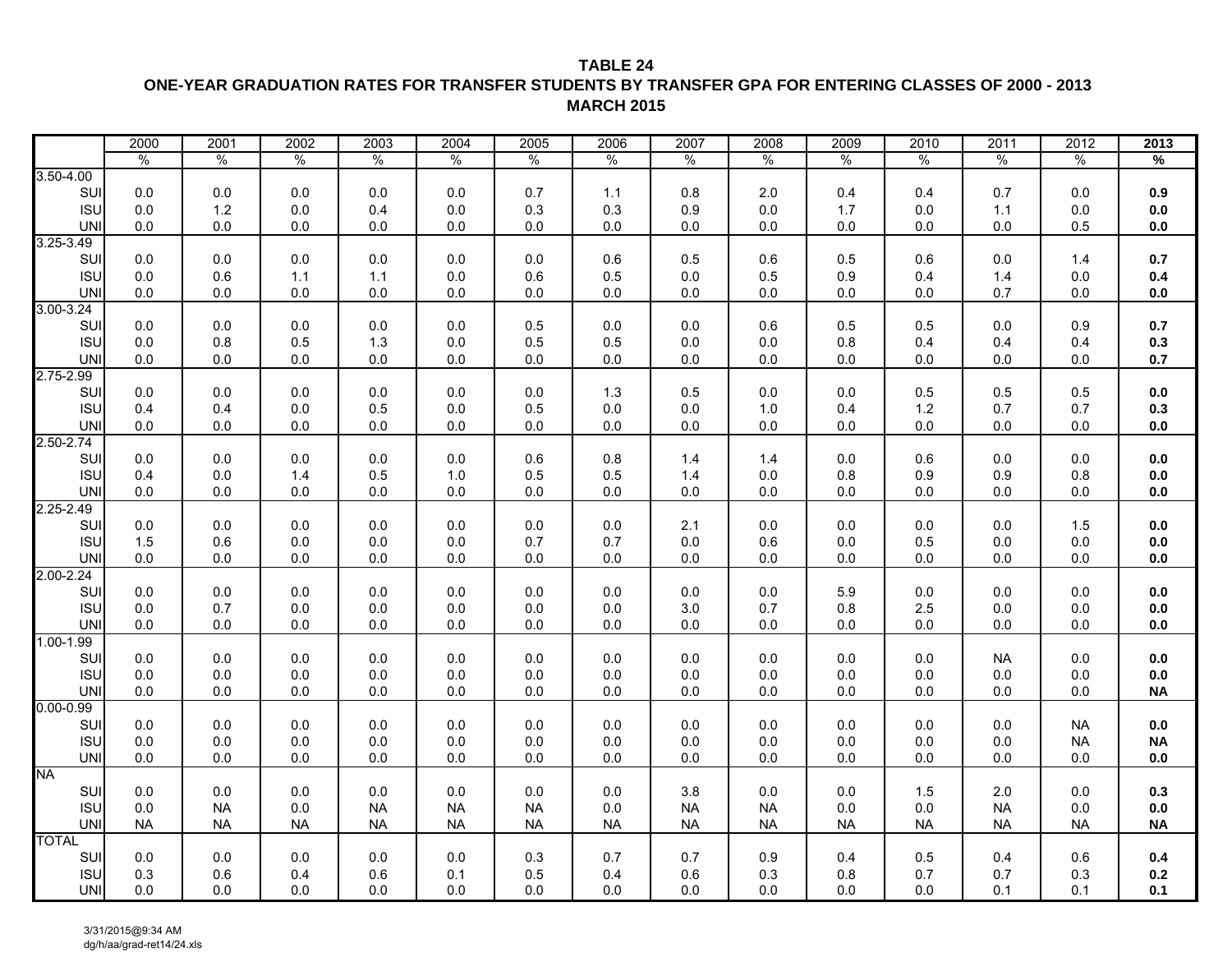**TABLE 24**

**ONE-YEAR GRADUATION RATES FOR TRANSFER STUDENTS BY TRANSFER GPA FOR ENTERING CLASSES OF 2000 - 2013**

**MARCH 2015**

| | 2000 | 2001 | 2002 | 2003 | 2004 | 2005 | 2006 | 2007 | 2008 | 2009 | 2010 | 2011 | 2012 | **2013** |
|---|---|---|---|---|---|---|---|---|---|---|---|---|---|---|
| | % | % | % | % | % | % | % | % | % | % | % | % | % | **%** |
| 3.50-4.00 | | | | | | | | | | | | | | |
| SUI | 0.0 | 0.0 | 0.0 | 0.0 | 0.0 | 0.7 | 1.1 | 0.8 | 2.0 | 0.4 | 0.4 | 0.7 | 0.0 | **0.9** |
| ISU | 0.0 | 1.2 | 0.0 | 0.4 | 0.0 | 0.3 | 0.3 | 0.9 | 0.0 | 1.7 | 0.0 | 1.1 | 0.0 | **0.0** |
| UNI | 0.0 | 0.0 | 0.0 | 0.0 | 0.0 | 0.0 | 0.0 | 0.0 | 0.0 | 0.0 | 0.0 | 0.0 | 0.5 | **0.0** |
| 3.25-3.49 | | | | | | | | | | | | | | |
| SUI | 0.0 | 0.0 | 0.0 | 0.0 | 0.0 | 0.0 | 0.6 | 0.5 | 0.6 | 0.5 | 0.6 | 0.0 | 1.4 | **0.7** |
| ISU | 0.0 | 0.6 | 1.1 | 1.1 | 0.0 | 0.6 | 0.5 | 0.0 | 0.5 | 0.9 | 0.4 | 1.4 | 0.0 | **0.4** |
| UNI | 0.0 | 0.0 | 0.0 | 0.0 | 0.0 | 0.0 | 0.0 | 0.0 | 0.0 | 0.0 | 0.0 | 0.7 | 0.0 | **0.0** |
| 3.00-3.24 | | | | | | | | | | | | | | |
| SUI | 0.0 | 0.0 | 0.0 | 0.0 | 0.0 | 0.5 | 0.0 | 0.0 | 0.6 | 0.5 | 0.5 | 0.0 | 0.9 | **0.7** |
| ISU | 0.0 | 0.8 | 0.5 | 1.3 | 0.0 | 0.5 | 0.5 | 0.0 | 0.0 | 0.8 | 0.4 | 0.4 | 0.4 | **0.3** |
| UNI | 0.0 | 0.0 | 0.0 | 0.0 | 0.0 | 0.0 | 0.0 | 0.0 | 0.0 | 0.0 | 0.0 | 0.0 | 0.0 | **0.7** |
| 2.75-2.99 | | | | | | | | | | | | | | |
| SUI | 0.0 | 0.0 | 0.0 | 0.0 | 0.0 | 0.0 | 1.3 | 0.5 | 0.0 | 0.0 | 0.5 | 0.5 | 0.5 | **0.0** |
| ISU | 0.4 | 0.4 | 0.0 | 0.5 | 0.0 | 0.5 | 0.0 | 0.0 | 1.0 | 0.4 | 1.2 | 0.7 | 0.7 | **0.3** |
| UNI | 0.0 | 0.0 | 0.0 | 0.0 | 0.0 | 0.0 | 0.0 | 0.0 | 0.0 | 0.0 | 0.0 | 0.0 | 0.0 | **0.0** |
| 2.50-2.74 | | | | | | | | | | | | | | |
| SUI | 0.0 | 0.0 | 0.0 | 0.0 | 0.0 | 0.6 | 0.8 | 1.4 | 1.4 | 0.0 | 0.6 | 0.0 | 0.0 | **0.0** |
| ISU | 0.4 | 0.0 | 1.4 | 0.5 | 1.0 | 0.5 | 0.5 | 1.4 | 0.0 | 0.8 | 0.9 | 0.9 | 0.8 | **0.0** |
| UNI | 0.0 | 0.0 | 0.0 | 0.0 | 0.0 | 0.0 | 0.0 | 0.0 | 0.0 | 0.0 | 0.0 | 0.0 | 0.0 | **0.0** |
| 2.25-2.49 | | | | | | | | | | | | | | |
| SUI | 0.0 | 0.0 | 0.0 | 0.0 | 0.0 | 0.0 | 0.0 | 2.1 | 0.0 | 0.0 | 0.0 | 0.0 | 1.5 | **0.0** |
| ISU | 1.5 | 0.6 | 0.0 | 0.0 | 0.0 | 0.7 | 0.7 | 0.0 | 0.6 | 0.0 | 0.5 | 0.0 | 0.0 | **0.0** |
| UNI | 0.0 | 0.0 | 0.0 | 0.0 | 0.0 | 0.0 | 0.0 | 0.0 | 0.0 | 0.0 | 0.0 | 0.0 | 0.0 | **0.0** |
| 2.00-2.24 | | | | | | | | | | | | | | |
| SUI | 0.0 | 0.0 | 0.0 | 0.0 | 0.0 | 0.0 | 0.0 | 0.0 | 0.0 | 5.9 | 0.0 | 0.0 | 0.0 | **0.0** |
| ISU | 0.0 | 0.7 | 0.0 | 0.0 | 0.0 | 0.0 | 0.0 | 3.0 | 0.7 | 0.8 | 2.5 | 0.0 | 0.0 | **0.0** |
| UNI | 0.0 | 0.0 | 0.0 | 0.0 | 0.0 | 0.0 | 0.0 | 0.0 | 0.0 | 0.0 | 0.0 | 0.0 | 0.0 | **0.0** |
| 1.00-1.99 | | | | | | | | | | | | | | |
| SUI | 0.0 | 0.0 | 0.0 | 0.0 | 0.0 | 0.0 | 0.0 | 0.0 | 0.0 | 0.0 | 0.0 | NA | 0.0 | **0.0** |
| ISU | 0.0 | 0.0 | 0.0 | 0.0 | 0.0 | 0.0 | 0.0 | 0.0 | 0.0 | 0.0 | 0.0 | 0.0 | 0.0 | **0.0** |
| UNI | 0.0 | 0.0 | 0.0 | 0.0 | 0.0 | 0.0 | 0.0 | 0.0 | 0.0 | 0.0 | 0.0 | 0.0 | 0.0 | **NA** |
| 0.00-0.99 | | | | | | | | | | | | | | |
| SUI | 0.0 | 0.0 | 0.0 | 0.0 | 0.0 | 0.0 | 0.0 | 0.0 | 0.0 | 0.0 | 0.0 | 0.0 | NA | **0.0** |
| ISU | 0.0 | 0.0 | 0.0 | 0.0 | 0.0 | 0.0 | 0.0 | 0.0 | 0.0 | 0.0 | 0.0 | 0.0 | NA | **NA** |
| UNI | 0.0 | 0.0 | 0.0 | 0.0 | 0.0 | 0.0 | 0.0 | 0.0 | 0.0 | 0.0 | 0.0 | 0.0 | 0.0 | **0.0** |
| NA | | | | | | | | | | | | | | |
| SUI | 0.0 | 0.0 | 0.0 | 0.0 | 0.0 | 0.0 | 0.0 | 3.8 | 0.0 | 0.0 | 1.5 | 2.0 | 0.0 | **0.3** |
| ISU | 0.0 | NA | 0.0 | NA | NA | NA | 0.0 | NA | NA | 0.0 | 0.0 | NA | 0.0 | **0.0** |
| UNI | NA | NA | NA | NA | NA | NA | NA | NA | NA | NA | NA | NA | NA | **NA** |
| TOTAL | | | | | | | | | | | | | | |
| SUI | 0.0 | 0.0 | 0.0 | 0.0 | 0.0 | 0.3 | 0.7 | 0.7 | 0.9 | 0.4 | 0.5 | 0.4 | 0.6 | **0.4** |
| ISU | 0.3 | 0.6 | 0.4 | 0.6 | 0.1 | 0.5 | 0.4 | 0.6 | 0.3 | 0.8 | 0.7 | 0.7 | 0.3 | **0.2** |
| UNI | 0.0 | 0.0 | 0.0 | 0.0 | 0.0 | 0.0 | 0.0 | 0.0 | 0.0 | 0.0 | 0.0 | 0.1 | 0.1 | **0.1** |

3/31/2015@9:34 AM
dg/h/aa/grad-ret14/24.xls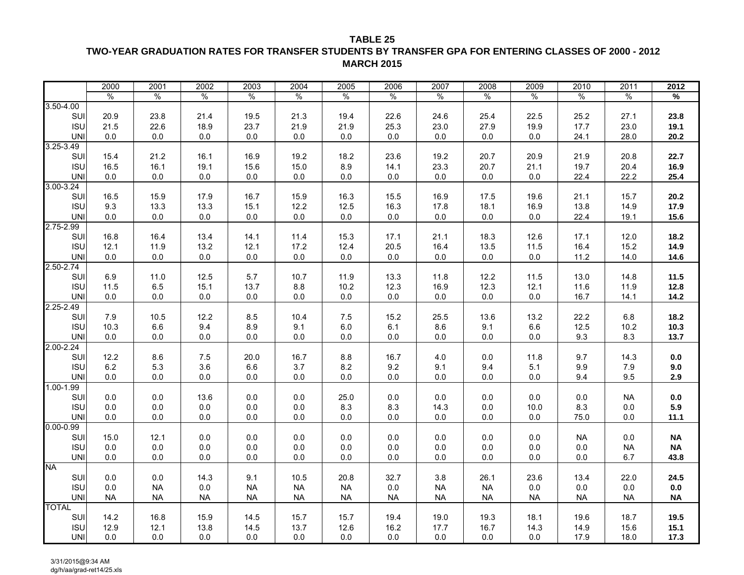**TABLE 25**

**TWO-YEAR GRADUATION RATES FOR TRANSFER STUDENTS BY TRANSFER GPA FOR ENTERING CLASSES OF 2000 - 2012**

**MARCH 2015**

| | 2000 | 2001 | 2002 | 2003 | 2004 | 2005 | 2006 | 2007 | 2008 | 2009 | 2010 | 2011 | **2012** |
|---|---|---|---|---|---|---|---|---|---|---|---|---|---|
| | % | % | % | % | % | % | % | % | % | % | % | % | **%** |
| 3.50-4.00 | | | | | | | | | | | | | |
| SUI | 20.9 | 23.8 | 21.4 | 19.5 | 21.3 | 19.4 | 22.6 | 24.6 | 25.4 | 22.5 | 25.2 | 27.1 | **23.8** |
| ISU | 21.5 | 22.6 | 18.9 | 23.7 | 21.9 | 21.9 | 25.3 | 23.0 | 27.9 | 19.9 | 17.7 | 23.0 | **19.1** |
| UNI | 0.0 | 0.0 | 0.0 | 0.0 | 0.0 | 0.0 | 0.0 | 0.0 | 0.0 | 0.0 | 24.1 | 28.0 | **20.2** |
| 3.25-3.49 | | | | | | | | | | | | | |
| SUI | 15.4 | 21.2 | 16.1 | 16.9 | 19.2 | 18.2 | 23.6 | 19.2 | 20.7 | 20.9 | 21.9 | 20.8 | **22.7** |
| ISU | 16.5 | 16.1 | 19.1 | 15.6 | 15.0 | 8.9 | 14.1 | 23.3 | 20.7 | 21.1 | 19.7 | 20.4 | **16.9** |
| UNI | 0.0 | 0.0 | 0.0 | 0.0 | 0.0 | 0.0 | 0.0 | 0.0 | 0.0 | 0.0 | 22.4 | 22.2 | **25.4** |
| 3.00-3.24 | | | | | | | | | | | | | |
| SUI | 16.5 | 15.9 | 17.9 | 16.7 | 15.9 | 16.3 | 15.5 | 16.9 | 17.5 | 19.6 | 21.1 | 15.7 | **20.2** |
| ISU | 9.3 | 13.3 | 13.3 | 15.1 | 12.2 | 12.5 | 16.3 | 17.8 | 18.1 | 16.9 | 13.8 | 14.9 | **17.9** |
| UNI | 0.0 | 0.0 | 0.0 | 0.0 | 0.0 | 0.0 | 0.0 | 0.0 | 0.0 | 0.0 | 22.4 | 19.1 | **15.6** |
| 2.75-2.99 | | | | | | | | | | | | | |
| SUI | 16.8 | 16.4 | 13.4 | 14.1 | 11.4 | 15.3 | 17.1 | 21.1 | 18.3 | 12.6 | 17.1 | 12.0 | **18.2** |
| ISU | 12.1 | 11.9 | 13.2 | 12.1 | 17.2 | 12.4 | 20.5 | 16.4 | 13.5 | 11.5 | 16.4 | 15.2 | **14.9** |
| UNI | 0.0 | 0.0 | 0.0 | 0.0 | 0.0 | 0.0 | 0.0 | 0.0 | 0.0 | 0.0 | 11.2 | 14.0 | **14.6** |
| 2.50-2.74 | | | | | | | | | | | | | |
| SUI | 6.9 | 11.0 | 12.5 | 5.7 | 10.7 | 11.9 | 13.3 | 11.8 | 12.2 | 11.5 | 13.0 | 14.8 | **11.5** |
| ISU | 11.5 | 6.5 | 15.1 | 13.7 | 8.8 | 10.2 | 12.3 | 16.9 | 12.3 | 12.1 | 11.6 | 11.9 | **12.8** |
| UNI | 0.0 | 0.0 | 0.0 | 0.0 | 0.0 | 0.0 | 0.0 | 0.0 | 0.0 | 0.0 | 16.7 | 14.1 | **14.2** |
| 2.25-2.49 | | | | | | | | | | | | | |
| SUI | 7.9 | 10.5 | 12.2 | 8.5 | 10.4 | 7.5 | 15.2 | 25.5 | 13.6 | 13.2 | 22.2 | 6.8 | **18.2** |
| ISU | 10.3 | 6.6 | 9.4 | 8.9 | 9.1 | 6.0 | 6.1 | 8.6 | 9.1 | 6.6 | 12.5 | 10.2 | **10.3** |
| UNI | 0.0 | 0.0 | 0.0 | 0.0 | 0.0 | 0.0 | 0.0 | 0.0 | 0.0 | 0.0 | 9.3 | 8.3 | **13.7** |
| 2.00-2.24 | | | | | | | | | | | | | |
| SUI | 12.2 | 8.6 | 7.5 | 20.0 | 16.7 | 8.8 | 16.7 | 4.0 | 0.0 | 11.8 | 9.7 | 14.3 | **0.0** |
| ISU | 6.2 | 5.3 | 3.6 | 6.6 | 3.7 | 8.2 | 9.2 | 9.1 | 9.4 | 5.1 | 9.9 | 7.9 | **9.0** |
| UNI | 0.0 | 0.0 | 0.0 | 0.0 | 0.0 | 0.0 | 0.0 | 0.0 | 0.0 | 0.0 | 9.4 | 9.5 | **2.9** |
| 1.00-1.99 | | | | | | | | | | | | | |
| SUI | 0.0 | 0.0 | 13.6 | 0.0 | 0.0 | 25.0 | 0.0 | 0.0 | 0.0 | 0.0 | 0.0 | NA | **0.0** |
| ISU | 0.0 | 0.0 | 0.0 | 0.0 | 0.0 | 8.3 | 8.3 | 14.3 | 0.0 | 10.0 | 8.3 | 0.0 | **5.9** |
| UNI | 0.0 | 0.0 | 0.0 | 0.0 | 0.0 | 0.0 | 0.0 | 0.0 | 0.0 | 0.0 | 75.0 | 0.0 | **11.1** |
| 0.00-0.99 | | | | | | | | | | | | | |
| SUI | 15.0 | 12.1 | 0.0 | 0.0 | 0.0 | 0.0 | 0.0 | 0.0 | 0.0 | 0.0 | NA | 0.0 | **NA** |
| ISU | 0.0 | 0.0 | 0.0 | 0.0 | 0.0 | 0.0 | 0.0 | 0.0 | 0.0 | 0.0 | 0.0 | NA | **NA** |
| UNI | 0.0 | 0.0 | 0.0 | 0.0 | 0.0 | 0.0 | 0.0 | 0.0 | 0.0 | 0.0 | 0.0 | 6.7 | **43.8** |
| NA | | | | | | | | | | | | | |
| SUI | 0.0 | 0.0 | 14.3 | 9.1 | 10.5 | 20.8 | 32.7 | 3.8 | 26.1 | 23.6 | 13.4 | 22.0 | **24.5** |
| ISU | 0.0 | NA | 0.0 | NA | NA | NA | 0.0 | NA | NA | 0.0 | 0.0 | 0.0 | **0.0** |
| UNI | NA | NA | NA | NA | NA | NA | NA | NA | NA | NA | NA | NA | **NA** |
| TOTAL | | | | | | | | | | | | | |
| SUI | 14.2 | 16.8 | 15.9 | 14.5 | 15.7 | 15.7 | 19.4 | 19.0 | 19.3 | 18.1 | 19.6 | 18.7 | **19.5** |
| ISU | 12.9 | 12.1 | 13.8 | 14.5 | 13.7 | 12.6 | 16.2 | 17.7 | 16.7 | 14.3 | 14.9 | 15.6 | **15.1** |
| UNI | 0.0 | 0.0 | 0.0 | 0.0 | 0.0 | 0.0 | 0.0 | 0.0 | 0.0 | 0.0 | 17.9 | 18.0 | **17.3** |

3/31/2015@9:34 AM
dg/h/aa/grad-ret14/25.xls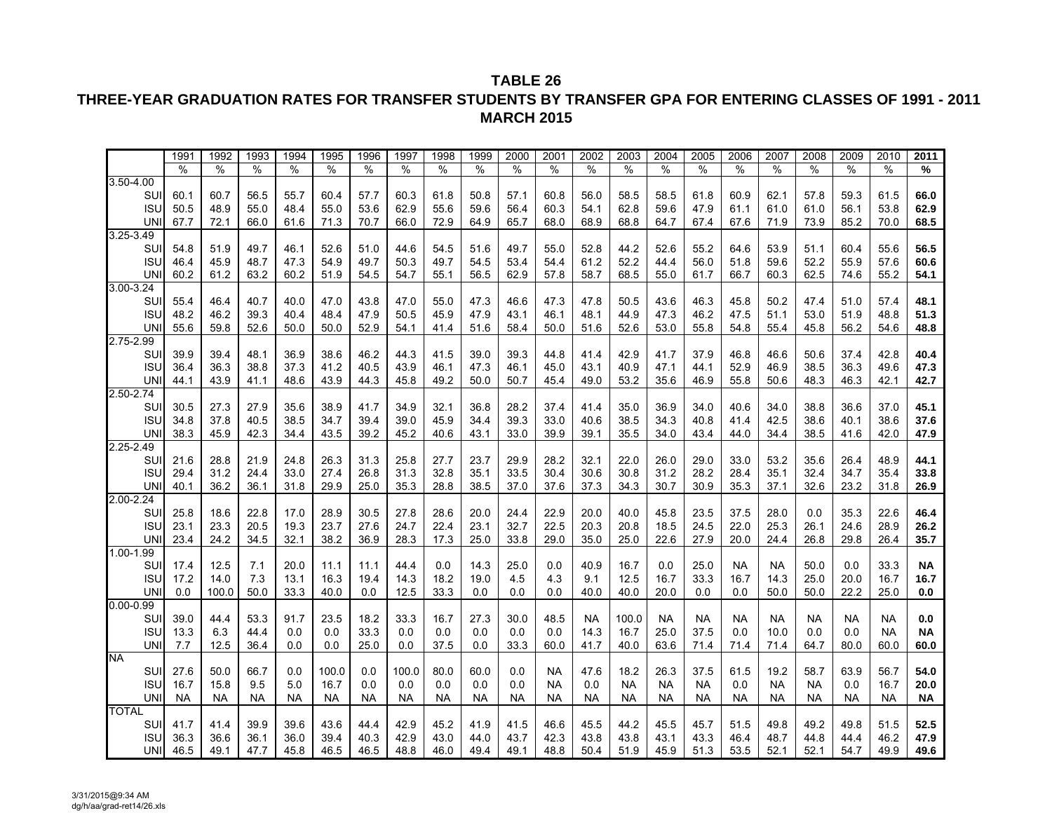**TABLE 26**

**THREE-YEAR GRADUATION RATES FOR TRANSFER STUDENTS BY TRANSFER GPA FOR ENTERING CLASSES OF 1991 - 2011**

**MARCH 2015**

| | 1991 | 1992 | 1993 | 1994 | 1995 | 1996 | 1997 | 1998 | 1999 | 2000 | 2001 | 2002 | 2003 | 2004 | 2005 | 2006 | 2007 | 2008 | 2009 | 2010 | **2011** |
|---|---|---|---|---|---|---|---|---|---|---|---|---|---|---|---|---|---|---|---|---|---|
| | % | % | % | % | % | % | % | % | % | % | % | % | % | % | % | % | % | % | % | % | **%** |
| 3.50-4.00 | | | | | | | | | | | | | | | | | | | | | |
| SUI | 60.1 | 60.7 | 56.5 | 55.7 | 60.4 | 57.7 | 60.3 | 61.8 | 50.8 | 57.1 | 60.8 | 56.0 | 58.5 | 58.5 | 61.8 | 60.9 | 62.1 | 57.8 | 59.3 | 61.5 | **66.0** |
| ISU | 50.5 | 48.9 | 55.0 | 48.4 | 55.0 | 53.6 | 62.9 | 55.6 | 59.6 | 56.4 | 60.3 | 54.1 | 62.8 | 59.6 | 47.9 | 61.1 | 61.0 | 61.0 | 56.1 | 53.8 | **62.9** |
| UNI | 67.7 | 72.1 | 66.0 | 61.6 | 71.3 | 70.7 | 66.0 | 72.9 | 64.9 | 65.7 | 68.0 | 68.9 | 68.8 | 64.7 | 67.4 | 67.6 | 71.9 | 73.9 | 85.2 | 70.0 | **68.5** |
| 3.25-3.49 | | | | | | | | | | | | | | | | | | | | | |
| SUI | 54.8 | 51.9 | 49.7 | 46.1 | 52.6 | 51.0 | 44.6 | 54.5 | 51.6 | 49.7 | 55.0 | 52.8 | 44.2 | 52.6 | 55.2 | 64.6 | 53.9 | 51.1 | 60.4 | 55.6 | **56.5** |
| ISU | 46.4 | 45.9 | 48.7 | 47.3 | 54.9 | 49.7 | 50.3 | 49.7 | 54.5 | 53.4 | 54.4 | 61.2 | 52.2 | 44.4 | 56.0 | 51.8 | 59.6 | 52.2 | 55.9 | 57.6 | **60.6** |
| UNI | 60.2 | 61.2 | 63.2 | 60.2 | 51.9 | 54.5 | 54.7 | 55.1 | 56.5 | 62.9 | 57.8 | 58.7 | 68.5 | 55.0 | 61.7 | 66.7 | 60.3 | 62.5 | 74.6 | 55.2 | **54.1** |
| 3.00-3.24 | | | | | | | | | | | | | | | | | | | | | |
| SUI | 55.4 | 46.4 | 40.7 | 40.0 | 47.0 | 43.8 | 47.0 | 55.0 | 47.3 | 46.6 | 47.3 | 47.8 | 50.5 | 43.6 | 46.3 | 45.8 | 50.2 | 47.4 | 51.0 | 57.4 | **48.1** |
| ISU | 48.2 | 46.2 | 39.3 | 40.4 | 48.4 | 47.9 | 50.5 | 45.9 | 47.9 | 43.1 | 46.1 | 48.1 | 44.9 | 47.3 | 46.2 | 47.5 | 51.1 | 53.0 | 51.9 | 48.8 | **51.3** |
| UNI | 55.6 | 59.8 | 52.6 | 50.0 | 50.0 | 52.9 | 54.1 | 41.4 | 51.6 | 58.4 | 50.0 | 51.6 | 52.6 | 53.0 | 55.8 | 54.8 | 55.4 | 45.8 | 56.2 | 54.6 | **48.8** |
| 2.75-2.99 | | | | | | | | | | | | | | | | | | | | | |
| SUI | 39.9 | 39.4 | 48.1 | 36.9 | 38.6 | 46.2 | 44.3 | 41.5 | 39.0 | 39.3 | 44.8 | 41.4 | 42.9 | 41.7 | 37.9 | 46.8 | 46.6 | 50.6 | 37.4 | 42.8 | **40.4** |
| ISU | 36.4 | 36.3 | 38.8 | 37.3 | 41.2 | 40.5 | 43.9 | 46.1 | 47.3 | 46.1 | 45.0 | 43.1 | 40.9 | 47.1 | 44.1 | 52.9 | 46.9 | 38.5 | 36.3 | 49.6 | **47.3** |
| UNI | 44.1 | 43.9 | 41.1 | 48.6 | 43.9 | 44.3 | 45.8 | 49.2 | 50.0 | 50.7 | 45.4 | 49.0 | 53.2 | 35.6 | 46.9 | 55.8 | 50.6 | 48.3 | 46.3 | 42.1 | **42.7** |
| 2.50-2.74 | | | | | | | | | | | | | | | | | | | | | |
| SUI | 30.5 | 27.3 | 27.9 | 35.6 | 38.9 | 41.7 | 34.9 | 32.1 | 36.8 | 28.2 | 37.4 | 41.4 | 35.0 | 36.9 | 34.0 | 40.6 | 34.0 | 38.8 | 36.6 | 37.0 | **45.1** |
| ISU | 34.8 | 37.8 | 40.5 | 38.5 | 34.7 | 39.4 | 39.0 | 45.9 | 34.4 | 39.3 | 33.0 | 40.6 | 38.5 | 34.3 | 40.8 | 41.4 | 42.5 | 38.6 | 40.1 | 38.6 | **37.6** |
| UNI | 38.3 | 45.9 | 42.3 | 34.4 | 43.5 | 39.2 | 45.2 | 40.6 | 43.1 | 33.0 | 39.9 | 39.1 | 35.5 | 34.0 | 43.4 | 44.0 | 34.4 | 38.5 | 41.6 | 42.0 | **47.9** |
| 2.25-2.49 | | | | | | | | | | | | | | | | | | | | | |
| SUI | 21.6 | 28.8 | 21.9 | 24.8 | 26.3 | 31.3 | 25.8 | 27.7 | 23.7 | 29.9 | 28.2 | 32.1 | 22.0 | 26.0 | 29.0 | 33.0 | 53.2 | 35.6 | 26.4 | 48.9 | **44.1** |
| ISU | 29.4 | 31.2 | 24.4 | 33.0 | 27.4 | 26.8 | 31.3 | 32.8 | 35.1 | 33.5 | 30.4 | 30.6 | 30.8 | 31.2 | 28.2 | 28.4 | 35.1 | 32.4 | 34.7 | 35.4 | **33.8** |
| UNI | 40.1 | 36.2 | 36.1 | 31.8 | 29.9 | 25.0 | 35.3 | 28.8 | 38.5 | 37.0 | 37.6 | 37.3 | 34.3 | 30.7 | 30.9 | 35.3 | 37.1 | 32.6 | 23.2 | 31.8 | **26.9** |
| 2.00-2.24 | | | | | | | | | | | | | | | | | | | | | |
| SUI | 25.8 | 18.6 | 22.8 | 17.0 | 28.9 | 30.5 | 27.8 | 28.6 | 20.0 | 24.4 | 22.9 | 20.0 | 40.0 | 45.8 | 23.5 | 37.5 | 28.0 | 0.0 | 35.3 | 22.6 | **46.4** |
| ISU | 23.1 | 23.3 | 20.5 | 19.3 | 23.7 | 27.6 | 24.7 | 22.4 | 23.1 | 32.7 | 22.5 | 20.3 | 20.8 | 18.5 | 24.5 | 22.0 | 25.3 | 26.1 | 24.6 | 28.9 | **26.2** |
| UNI | 23.4 | 24.2 | 34.5 | 32.1 | 38.2 | 36.9 | 28.3 | 17.3 | 25.0 | 33.8 | 29.0 | 35.0 | 25.0 | 22.6 | 27.9 | 20.0 | 24.4 | 26.8 | 29.8 | 26.4 | **35.7** |
| 1.00-1.99 | | | | | | | | | | | | | | | | | | | | | |
| SUI | 17.4 | 12.5 | 7.1 | 20.0 | 11.1 | 11.1 | 44.4 | 0.0 | 14.3 | 25.0 | 0.0 | 40.9 | 16.7 | 0.0 | 25.0 | NA | NA | 50.0 | 0.0 | 33.3 | **NA** |
| ISU | 17.2 | 14.0 | 7.3 | 13.1 | 16.3 | 19.4 | 14.3 | 18.2 | 19.0 | 4.5 | 4.3 | 9.1 | 12.5 | 16.7 | 33.3 | 16.7 | 14.3 | 25.0 | 20.0 | 16.7 | **16.7** |
| UNI | 0.0 | 100.0 | 50.0 | 33.3 | 40.0 | 0.0 | 12.5 | 33.3 | 0.0 | 0.0 | 0.0 | 40.0 | 40.0 | 20.0 | 0.0 | 0.0 | 50.0 | 50.0 | 22.2 | 25.0 | **0.0** |
| 0.00-0.99 | | | | | | | | | | | | | | | | | | | | | |
| SUI | 39.0 | 44.4 | 53.3 | 91.7 | 23.5 | 18.2 | 33.3 | 16.7 | 27.3 | 30.0 | 48.5 | NA | 100.0 | NA | NA | NA | NA | NA | NA | NA | **0.0** |
| ISU | 13.3 | 6.3 | 44.4 | 0.0 | 0.0 | 33.3 | 0.0 | 0.0 | 0.0 | 0.0 | 0.0 | 14.3 | 16.7 | 25.0 | 37.5 | 0.0 | 10.0 | 0.0 | 0.0 | NA | **NA** |
| UNI | 7.7 | 12.5 | 36.4 | 0.0 | 0.0 | 25.0 | 0.0 | 37.5 | 0.0 | 33.3 | 60.0 | 41.7 | 40.0 | 63.6 | 71.4 | 71.4 | 71.4 | 64.7 | 80.0 | 60.0 | **60.0** |
| NA | | | | | | | | | | | | | | | | | | | | | |
| SUI | 27.6 | 50.0 | 66.7 | 0.0 | 100.0 | 0.0 | 100.0 | 80.0 | 60.0 | 0.0 | NA | 47.6 | 18.2 | 26.3 | 37.5 | 61.5 | 19.2 | 58.7 | 63.9 | 56.7 | **54.0** |
| ISU | 16.7 | 15.8 | 9.5 | 5.0 | 16.7 | 0.0 | 0.0 | 0.0 | 0.0 | 0.0 | NA | 0.0 | NA | NA | NA | 0.0 | NA | NA | 0.0 | 16.7 | **20.0** |
| UNI | NA | NA | NA | NA | NA | NA | NA | NA | NA | NA | NA | NA | NA | NA | NA | NA | NA | NA | NA | NA | **NA** |
| TOTAL | | | | | | | | | | | | | | | | | | | | | |
| SUI | 41.7 | 41.4 | 39.9 | 39.6 | 43.6 | 44.4 | 42.9 | 45.2 | 41.9 | 41.5 | 46.6 | 45.5 | 44.2 | 45.5 | 45.7 | 51.5 | 49.8 | 49.2 | 49.8 | 51.5 | **52.5** |
| ISU | 36.3 | 36.6 | 36.1 | 36.0 | 39.4 | 40.3 | 42.9 | 43.0 | 44.0 | 43.7 | 42.3 | 43.8 | 43.8 | 43.1 | 43.3 | 46.4 | 48.7 | 44.8 | 44.4 | 46.2 | **47.9** |
| UNI | 46.5 | 49.1 | 47.7 | 45.8 | 46.5 | 46.5 | 48.8 | 46.0 | 49.4 | 49.1 | 48.8 | 50.4 | 51.9 | 45.9 | 51.3 | 53.5 | 52.1 | 52.1 | 54.7 | 49.9 | **49.6** |

3/31/2015@9:34 AM
dg/h/aa/grad-ret14/26.xls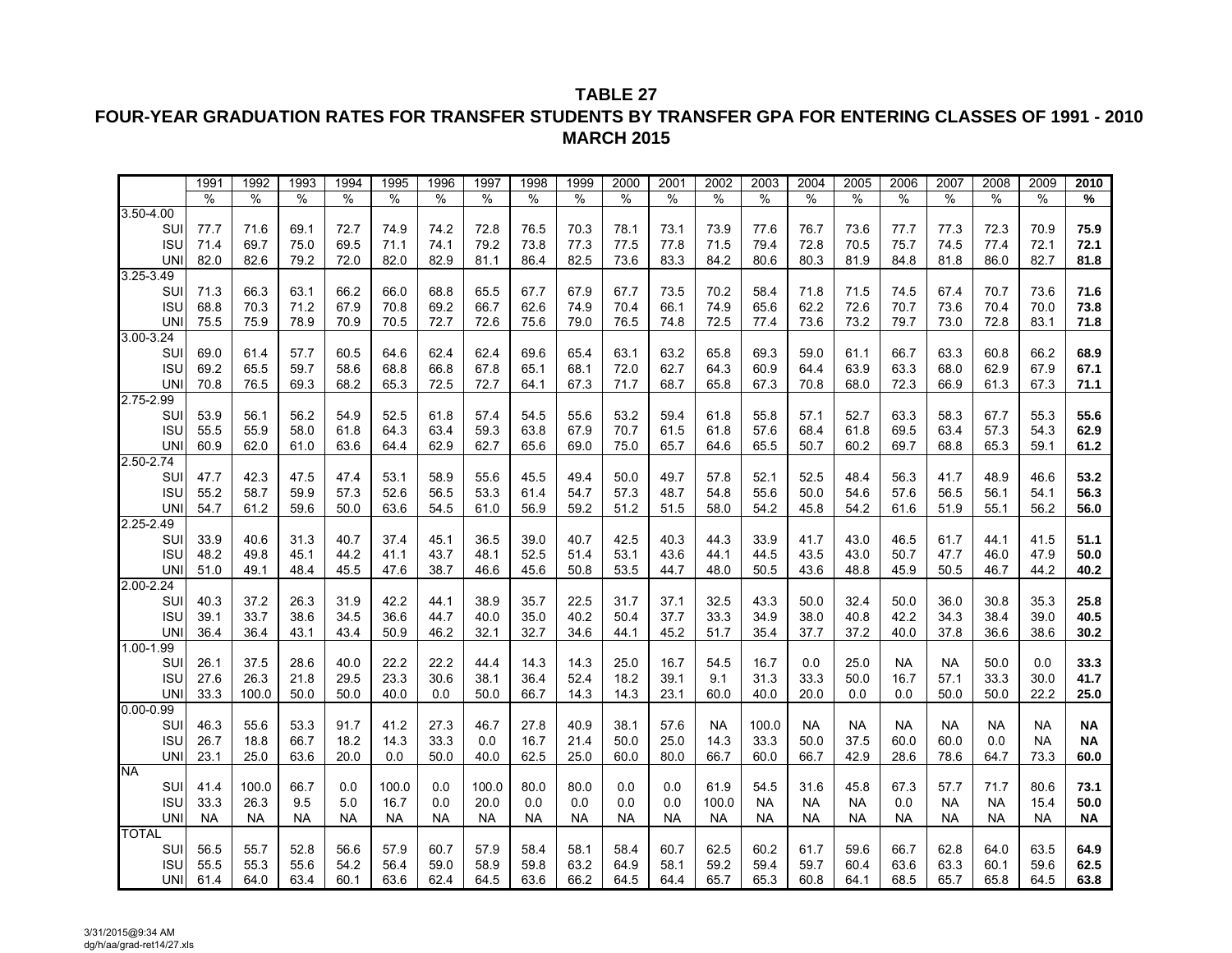**TABLE 27**

**FOUR-YEAR GRADUATION RATES FOR TRANSFER STUDENTS BY TRANSFER GPA FOR ENTERING CLASSES OF 1991 - 2010**

**MARCH 2015**

| | 1991 | 1992 | 1993 | 1994 | 1995 | 1996 | 1997 | 1998 | 1999 | 2000 | 2001 | 2002 | 2003 | 2004 | 2005 | 2006 | 2007 | 2008 | 2009 | **2010** |
|---|---|---|---|---|---|---|---|---|---|---|---|---|---|---|---|---|---|---|---|---|
| | % | % | % | % | % | % | % | % | % | % | % | % | % | % | % | % | % | % | % | **%** |
| 3.50-4.00 | | | | | | | | | | | | | | | | | | | | |
| SUI | 77.7 | 71.6 | 69.1 | 72.7 | 74.9 | 74.2 | 72.8 | 76.5 | 70.3 | 78.1 | 73.1 | 73.9 | 77.6 | 76.7 | 73.6 | 77.7 | 77.3 | 72.3 | 70.9 | **75.9** |
| ISU | 71.4 | 69.7 | 75.0 | 69.5 | 71.1 | 74.1 | 79.2 | 73.8 | 77.3 | 77.5 | 77.8 | 71.5 | 79.4 | 72.8 | 70.5 | 75.7 | 74.5 | 77.4 | 72.1 | **72.1** |
| UNI | 82.0 | 82.6 | 79.2 | 72.0 | 82.0 | 82.9 | 81.1 | 86.4 | 82.5 | 73.6 | 83.3 | 84.2 | 80.6 | 80.3 | 81.9 | 84.8 | 81.8 | 86.0 | 82.7 | **81.8** |
| 3.25-3.49 | | | | | | | | | | | | | | | | | | | | |
| SUI | 71.3 | 66.3 | 63.1 | 66.2 | 66.0 | 68.8 | 65.5 | 67.7 | 67.9 | 67.7 | 73.5 | 70.2 | 58.4 | 71.8 | 71.5 | 74.5 | 67.4 | 70.7 | 73.6 | **71.6** |
| ISU | 68.8 | 70.3 | 71.2 | 67.9 | 70.8 | 69.2 | 66.7 | 62.6 | 74.9 | 70.4 | 66.1 | 74.9 | 65.6 | 62.2 | 72.6 | 70.7 | 73.6 | 70.4 | 70.0 | **73.8** |
| UNI | 75.5 | 75.9 | 78.9 | 70.9 | 70.5 | 72.7 | 72.6 | 75.6 | 79.0 | 76.5 | 74.8 | 72.5 | 77.4 | 73.6 | 73.2 | 79.7 | 73.0 | 72.8 | 83.1 | **71.8** |
| 3.00-3.24 | | | | | | | | | | | | | | | | | | | | |
| SUI | 69.0 | 61.4 | 57.7 | 60.5 | 64.6 | 62.4 | 62.4 | 69.6 | 65.4 | 63.1 | 63.2 | 65.8 | 69.3 | 59.0 | 61.1 | 66.7 | 63.3 | 60.8 | 66.2 | **68.9** |
| ISU | 69.2 | 65.5 | 59.7 | 58.6 | 68.8 | 66.8 | 67.8 | 65.1 | 68.1 | 72.0 | 62.7 | 64.3 | 60.9 | 64.4 | 63.9 | 63.3 | 68.0 | 62.9 | 67.9 | **67.1** |
| UNI | 70.8 | 76.5 | 69.3 | 68.2 | 65.3 | 72.5 | 72.7 | 64.1 | 67.3 | 71.7 | 68.7 | 65.8 | 67.3 | 70.8 | 68.0 | 72.3 | 66.9 | 61.3 | 67.3 | **71.1** |
| 2.75-2.99 | | | | | | | | | | | | | | | | | | | | |
| SUI | 53.9 | 56.1 | 56.2 | 54.9 | 52.5 | 61.8 | 57.4 | 54.5 | 55.6 | 53.2 | 59.4 | 61.8 | 55.8 | 57.1 | 52.7 | 63.3 | 58.3 | 67.7 | 55.3 | **55.6** |
| ISU | 55.5 | 55.9 | 58.0 | 61.8 | 64.3 | 63.4 | 59.3 | 63.8 | 67.9 | 70.7 | 61.5 | 61.8 | 57.6 | 68.4 | 61.8 | 69.5 | 63.4 | 57.3 | 54.3 | **62.9** |
| UNI | 60.9 | 62.0 | 61.0 | 63.6 | 64.4 | 62.9 | 62.7 | 65.6 | 69.0 | 75.0 | 65.7 | 64.6 | 65.5 | 50.7 | 60.2 | 69.7 | 68.8 | 65.3 | 59.1 | **61.2** |
| 2.50-2.74 | | | | | | | | | | | | | | | | | | | | |
| SUI | 47.7 | 42.3 | 47.5 | 47.4 | 53.1 | 58.9 | 55.6 | 45.5 | 49.4 | 50.0 | 49.7 | 57.8 | 52.1 | 52.5 | 48.4 | 56.3 | 41.7 | 48.9 | 46.6 | **53.2** |
| ISU | 55.2 | 58.7 | 59.9 | 57.3 | 52.6 | 56.5 | 53.3 | 61.4 | 54.7 | 57.3 | 48.7 | 54.8 | 55.6 | 50.0 | 54.6 | 57.6 | 56.5 | 56.1 | 54.1 | **56.3** |
| UNI | 54.7 | 61.2 | 59.6 | 50.0 | 63.6 | 54.5 | 61.0 | 56.9 | 59.2 | 51.2 | 51.5 | 58.0 | 54.2 | 45.8 | 54.2 | 61.6 | 51.9 | 55.1 | 56.2 | **56.0** |
| 2.25-2.49 | | | | | | | | | | | | | | | | | | | | |
| SUI | 33.9 | 40.6 | 31.3 | 40.7 | 37.4 | 45.1 | 36.5 | 39.0 | 40.7 | 42.5 | 40.3 | 44.3 | 33.9 | 41.7 | 43.0 | 46.5 | 61.7 | 44.1 | 41.5 | **51.1** |
| ISU | 48.2 | 49.8 | 45.1 | 44.2 | 41.1 | 43.7 | 48.1 | 52.5 | 51.4 | 53.1 | 43.6 | 44.1 | 44.5 | 43.5 | 43.0 | 50.7 | 47.7 | 46.0 | 47.9 | **50.0** |
| UNI | 51.0 | 49.1 | 48.4 | 45.5 | 47.6 | 38.7 | 46.6 | 45.6 | 50.8 | 53.5 | 44.7 | 48.0 | 50.5 | 43.6 | 48.8 | 45.9 | 50.5 | 46.7 | 44.2 | **40.2** |
| 2.00-2.24 | | | | | | | | | | | | | | | | | | | | |
| SUI | 40.3 | 37.2 | 26.3 | 31.9 | 42.2 | 44.1 | 38.9 | 35.7 | 22.5 | 31.7 | 37.1 | 32.5 | 43.3 | 50.0 | 32.4 | 50.0 | 36.0 | 30.8 | 35.3 | **25.8** |
| ISU | 39.1 | 33.7 | 38.6 | 34.5 | 36.6 | 44.7 | 40.0 | 35.0 | 40.2 | 50.4 | 37.7 | 33.3 | 34.9 | 38.0 | 40.8 | 42.2 | 34.3 | 38.4 | 39.0 | **40.5** |
| UNI | 36.4 | 36.4 | 43.1 | 43.4 | 50.9 | 46.2 | 32.1 | 32.7 | 34.6 | 44.1 | 45.2 | 51.7 | 35.4 | 37.7 | 37.2 | 40.0 | 37.8 | 36.6 | 38.6 | **30.2** |
| 1.00-1.99 | | | | | | | | | | | | | | | | | | | | |
| SUI | 26.1 | 37.5 | 28.6 | 40.0 | 22.2 | 22.2 | 44.4 | 14.3 | 14.3 | 25.0 | 16.7 | 54.5 | 16.7 | 0.0 | 25.0 | NA | NA | 50.0 | 0.0 | **33.3** |
| ISU | 27.6 | 26.3 | 21.8 | 29.5 | 23.3 | 30.6 | 38.1 | 36.4 | 52.4 | 18.2 | 39.1 | 9.1 | 31.3 | 33.3 | 50.0 | 16.7 | 57.1 | 33.3 | 30.0 | **41.7** |
| UNI | 33.3 | 100.0 | 50.0 | 50.0 | 40.0 | 0.0 | 50.0 | 66.7 | 14.3 | 14.3 | 23.1 | 60.0 | 40.0 | 20.0 | 0.0 | 0.0 | 50.0 | 50.0 | 22.2 | **25.0** |
| 0.00-0.99 | | | | | | | | | | | | | | | | | | | | |
| SUI | 46.3 | 55.6 | 53.3 | 91.7 | 41.2 | 27.3 | 46.7 | 27.8 | 40.9 | 38.1 | 57.6 | NA | 100.0 | NA | NA | NA | NA | NA | NA | **NA** |
| ISU | 26.7 | 18.8 | 66.7 | 18.2 | 14.3 | 33.3 | 0.0 | 16.7 | 21.4 | 50.0 | 25.0 | 14.3 | 33.3 | 50.0 | 37.5 | 60.0 | 60.0 | 0.0 | NA | **NA** |
| UNI | 23.1 | 25.0 | 63.6 | 20.0 | 0.0 | 50.0 | 40.0 | 62.5 | 25.0 | 60.0 | 80.0 | 66.7 | 60.0 | 66.7 | 42.9 | 28.6 | 78.6 | 64.7 | 73.3 | **60.0** |
| NA | | | | | | | | | | | | | | | | | | | | |
| SUI | 41.4 | 100.0 | 66.7 | 0.0 | 100.0 | 0.0 | 100.0 | 80.0 | 80.0 | 0.0 | 0.0 | 61.9 | 54.5 | 31.6 | 45.8 | 67.3 | 57.7 | 71.7 | 80.6 | **73.1** |
| ISU | 33.3 | 26.3 | 9.5 | 5.0 | 16.7 | 0.0 | 20.0 | 0.0 | 0.0 | 0.0 | 0.0 | 100.0 | NA | NA | NA | 0.0 | NA | NA | 15.4 | **50.0** |
| UNI | NA | NA | NA | NA | NA | NA | NA | NA | NA | NA | NA | NA | NA | NA | NA | NA | NA | NA | NA | **NA** |
| TOTAL | | | | | | | | | | | | | | | | | | | | |
| SUI | 56.5 | 55.7 | 52.8 | 56.6 | 57.9 | 60.7 | 57.9 | 58.4 | 58.1 | 58.4 | 60.7 | 62.5 | 60.2 | 61.7 | 59.6 | 66.7 | 62.8 | 64.0 | 63.5 | **64.9** |
| ISU | 55.5 | 55.3 | 55.6 | 54.2 | 56.4 | 59.0 | 58.9 | 59.8 | 63.2 | 64.9 | 58.1 | 59.2 | 59.4 | 59.7 | 60.4 | 63.6 | 63.3 | 60.1 | 59.6 | **62.5** |
| UNI | 61.4 | 64.0 | 63.4 | 60.1 | 63.6 | 62.4 | 64.5 | 63.6 | 66.2 | 64.5 | 64.4 | 65.7 | 65.3 | 60.8 | 64.1 | 68.5 | 65.7 | 65.8 | 64.5 | **63.8** |

3/31/2015@9:34 AM
dg/h/aa/grad-ret14/27.xls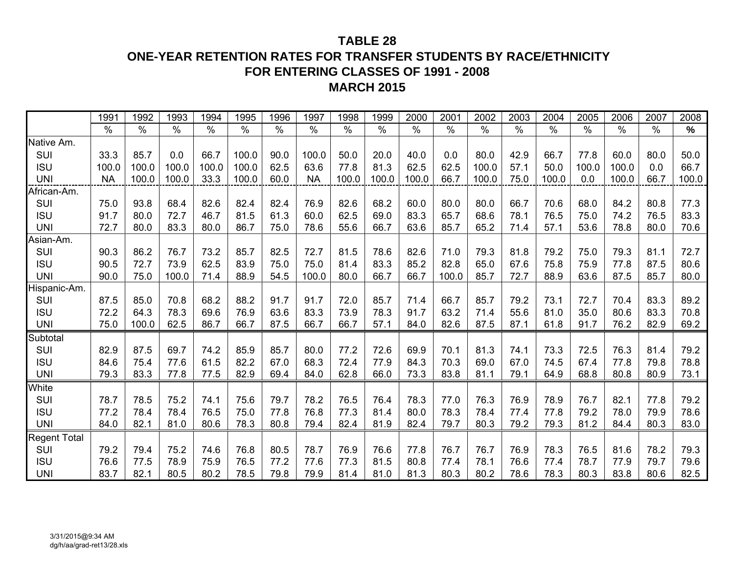# TABLE 28
## ONE-YEAR RETENTION RATES FOR TRANSFER STUDENTS BY RACE/ETHNICITY
## FOR ENTERING CLASSES OF 1991 - 2008
## MARCH 2015

| | 1991 | 1992 | 1993 | 1994 | 1995 | 1996 | 1997 | 1998 | 1999 | 2000 | 2001 | 2002 | 2003 | 2004 | 2005 | 2006 | 2007 | 2008 |
|---|---|---|---|---|---|---|---|---|---|---|---|---|---|---|---|---|---|---|
| | % | % | % | % | % | % | % | % | % | % | % | % | % | % | % | % | % | **%** |
| Native Am. | | | | | | | | | | | | | | | | | | |
| SUI | 33.3 | 85.7 | 0.0 | 66.7 | 100.0 | 90.0 | 100.0 | 50.0 | 20.0 | 40.0 | 0.0 | 80.0 | 42.9 | 66.7 | 77.8 | 60.0 | 80.0 | 50.0 |
| ISU | 100.0 | 100.0 | 100.0 | 100.0 | 100.0 | 62.5 | 63.6 | 77.8 | 81.3 | 62.5 | 62.5 | 100.0 | 57.1 | 50.0 | 100.0 | 100.0 | 0.0 | 66.7 |
| UNI | NA | 100.0 | 100.0 | 33.3 | 100.0 | 60.0 | NA | 100.0 | 100.0 | 100.0 | 66.7 | 100.0 | 75.0 | 100.0 | 0.0 | 100.0 | 66.7 | 100.0 |
| African-Am. | | | | | | | | | | | | | | | | | | |
| SUI | 75.0 | 93.8 | 68.4 | 82.6 | 82.4 | 82.4 | 76.9 | 82.6 | 68.2 | 60.0 | 80.0 | 80.0 | 66.7 | 70.6 | 68.0 | 84.2 | 80.8 | 77.3 |
| ISU | 91.7 | 80.0 | 72.7 | 46.7 | 81.5 | 61.3 | 60.0 | 62.5 | 69.0 | 83.3 | 65.7 | 68.6 | 78.1 | 76.5 | 75.0 | 74.2 | 76.5 | 83.3 |
| UNI | 72.7 | 80.0 | 83.3 | 80.0 | 86.7 | 75.0 | 78.6 | 55.6 | 66.7 | 63.6 | 85.7 | 65.2 | 71.4 | 57.1 | 53.6 | 78.8 | 80.0 | 70.6 |
| Asian-Am. | | | | | | | | | | | | | | | | | | |
| SUI | 90.3 | 86.2 | 76.7 | 73.2 | 85.7 | 82.5 | 72.7 | 81.5 | 78.6 | 82.6 | 71.0 | 79.3 | 81.8 | 79.2 | 75.0 | 79.3 | 81.1 | 72.7 |
| ISU | 90.5 | 72.7 | 73.9 | 62.5 | 83.9 | 75.0 | 75.0 | 81.4 | 83.3 | 85.2 | 82.8 | 65.0 | 67.6 | 75.8 | 75.9 | 77.8 | 87.5 | 80.6 |
| UNI | 90.0 | 75.0 | 100.0 | 71.4 | 88.9 | 54.5 | 100.0 | 80.0 | 66.7 | 66.7 | 100.0 | 85.7 | 72.7 | 88.9 | 63.6 | 87.5 | 85.7 | 80.0 |
| Hispanic-Am. | | | | | | | | | | | | | | | | | | |
| SUI | 87.5 | 85.0 | 70.8 | 68.2 | 88.2 | 91.7 | 91.7 | 72.0 | 85.7 | 71.4 | 66.7 | 85.7 | 79.2 | 73.1 | 72.7 | 70.4 | 83.3 | 89.2 |
| ISU | 72.2 | 64.3 | 78.3 | 69.6 | 76.9 | 63.6 | 83.3 | 73.9 | 78.3 | 91.7 | 63.2 | 71.4 | 55.6 | 81.0 | 35.0 | 80.6 | 83.3 | 70.8 |
| UNI | 75.0 | 100.0 | 62.5 | 86.7 | 66.7 | 87.5 | 66.7 | 66.7 | 57.1 | 84.0 | 82.6 | 87.5 | 87.1 | 61.8 | 91.7 | 76.2 | 82.9 | 69.2 |
| Subtotal | | | | | | | | | | | | | | | | | | |
| SUI | 82.9 | 87.5 | 69.7 | 74.2 | 85.9 | 85.7 | 80.0 | 77.2 | 72.6 | 69.9 | 70.1 | 81.3 | 74.1 | 73.3 | 72.5 | 76.3 | 81.4 | 79.2 |
| ISU | 84.6 | 75.4 | 77.6 | 61.5 | 82.2 | 67.0 | 68.3 | 72.4 | 77.9 | 84.3 | 70.3 | 69.0 | 67.0 | 74.5 | 67.4 | 77.8 | 79.8 | 78.8 |
| UNI | 79.3 | 83.3 | 77.8 | 77.5 | 82.9 | 69.4 | 84.0 | 62.8 | 66.0 | 73.3 | 83.8 | 81.1 | 79.1 | 64.9 | 68.8 | 80.8 | 80.9 | 73.1 |
| White | | | | | | | | | | | | | | | | | | |
| SUI | 78.7 | 78.5 | 75.2 | 74.1 | 75.6 | 79.7 | 78.2 | 76.5 | 76.4 | 78.3 | 77.0 | 76.3 | 76.9 | 78.9 | 76.7 | 82.1 | 77.8 | 79.2 |
| ISU | 77.2 | 78.4 | 78.4 | 76.5 | 75.0 | 77.8 | 76.8 | 77.3 | 81.4 | 80.0 | 78.3 | 78.4 | 77.4 | 77.8 | 79.2 | 78.0 | 79.9 | 78.6 |
| UNI | 84.0 | 82.1 | 81.0 | 80.6 | 78.3 | 80.8 | 79.4 | 82.4 | 81.9 | 82.4 | 79.7 | 80.3 | 79.2 | 79.3 | 81.2 | 84.4 | 80.3 | 83.0 |
| Regent Total | | | | | | | | | | | | | | | | | | |
| SUI | 79.2 | 79.4 | 75.2 | 74.6 | 76.8 | 80.5 | 78.7 | 76.9 | 76.6 | 77.8 | 76.7 | 76.7 | 76.9 | 78.3 | 76.5 | 81.6 | 78.2 | 79.3 |
| ISU | 76.6 | 77.5 | 78.9 | 75.9 | 76.5 | 77.2 | 77.6 | 77.3 | 81.5 | 80.8 | 77.4 | 78.1 | 76.6 | 77.4 | 78.7 | 77.9 | 79.7 | 79.6 |
| UNI | 83.7 | 82.1 | 80.5 | 80.2 | 78.5 | 79.8 | 79.9 | 81.4 | 81.0 | 81.3 | 80.3 | 80.2 | 78.6 | 78.3 | 80.3 | 83.8 | 80.6 | 82.5 |

3/31/2015@9:34 AM
dg/h/aa/grad-ret13/28.xls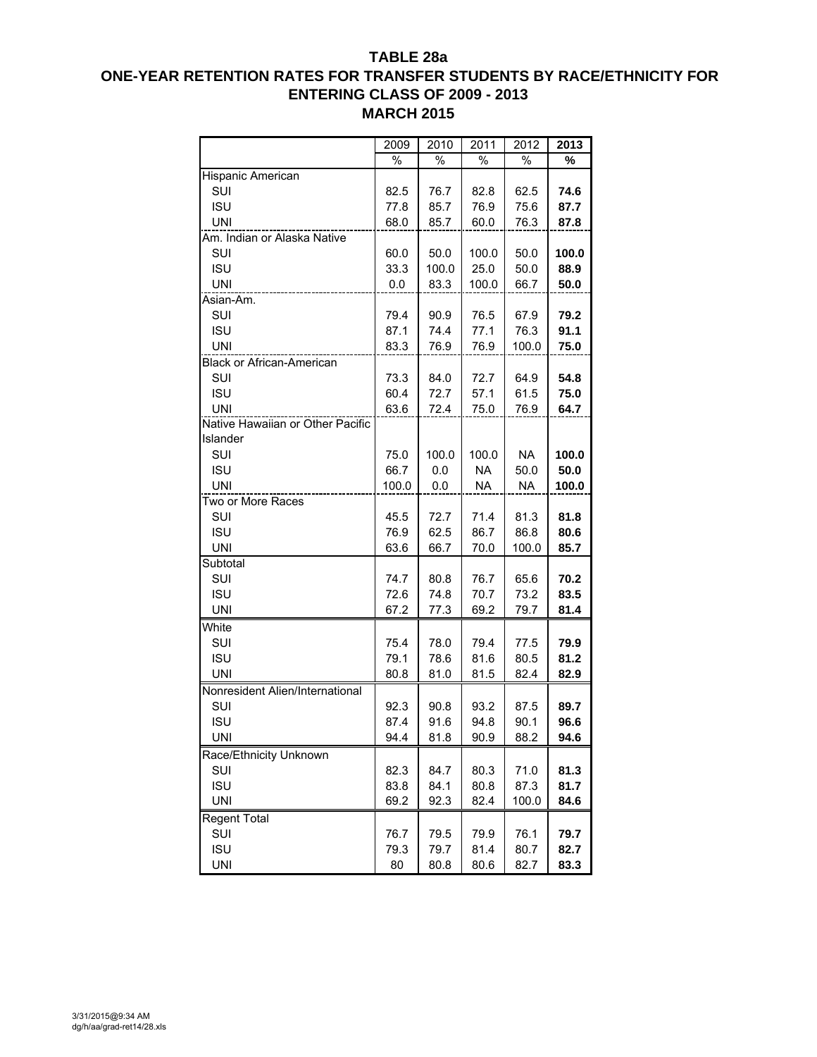# TABLE 28a
## ONE-YEAR RETENTION RATES FOR TRANSFER STUDENTS BY RACE/ETHNICITY FOR ENTERING CLASS OF 2009 - 2013
## MARCH 2015

| | 2009 | 2010 | 2011 | 2012 | **2013** |
|---|---|---|---|---|---|
| | % | % | % | % | **%** |
| Hispanic American | | | | | |
| SUI | 82.5 | 76.7 | 82.8 | 62.5 | **74.6** |
| ISU | 77.8 | 85.7 | 76.9 | 75.6 | **87.7** |
| UNI | 68.0 | 85.7 | 60.0 | 76.3 | **87.8** |
| Am. Indian or Alaska Native | | | | | |
| SUI | 60.0 | 50.0 | 100.0 | 50.0 | **100.0** |
| ISU | 33.3 | 100.0 | 25.0 | 50.0 | **88.9** |
| UNI | 0.0 | 83.3 | 100.0 | 66.7 | **50.0** |
| Asian-Am. | | | | | |
| SUI | 79.4 | 90.9 | 76.5 | 67.9 | **79.2** |
| ISU | 87.1 | 74.4 | 77.1 | 76.3 | **91.1** |
| UNI | 83.3 | 76.9 | 76.9 | 100.0 | **75.0** |
| Black or African-American | | | | | |
| SUI | 73.3 | 84.0 | 72.7 | 64.9 | **54.8** |
| ISU | 60.4 | 72.7 | 57.1 | 61.5 | **75.0** |
| UNI | 63.6 | 72.4 | 75.0 | 76.9 | **64.7** |
| Native Hawaiian or Other Pacific Islander | | | | | |
| SUI | 75.0 | 100.0 | 100.0 | NA | **100.0** |
| ISU | 66.7 | 0.0 | NA | 50.0 | **50.0** |
| UNI | 100.0 | 0.0 | NA | NA | **100.0** |
| Two or More Races | | | | | |
| SUI | 45.5 | 72.7 | 71.4 | 81.3 | **81.8** |
| ISU | 76.9 | 62.5 | 86.7 | 86.8 | **80.6** |
| UNI | 63.6 | 66.7 | 70.0 | 100.0 | **85.7** |
| Subtotal | | | | | |
| SUI | 74.7 | 80.8 | 76.7 | 65.6 | **70.2** |
| ISU | 72.6 | 74.8 | 70.7 | 73.2 | **83.5** |
| UNI | 67.2 | 77.3 | 69.2 | 79.7 | **81.4** |
| White | | | | | |
| SUI | 75.4 | 78.0 | 79.4 | 77.5 | **79.9** |
| ISU | 79.1 | 78.6 | 81.6 | 80.5 | **81.2** |
| UNI | 80.8 | 81.0 | 81.5 | 82.4 | **82.9** |
| Nonresident Alien/International | | | | | |
| SUI | 92.3 | 90.8 | 93.2 | 87.5 | **89.7** |
| ISU | 87.4 | 91.6 | 94.8 | 90.1 | **96.6** |
| UNI | 94.4 | 81.8 | 90.9 | 88.2 | **94.6** |
| Race/Ethnicity Unknown | | | | | |
| SUI | 82.3 | 84.7 | 80.3 | 71.0 | **81.3** |
| ISU | 83.8 | 84.1 | 80.8 | 87.3 | **81.7** |
| UNI | 69.2 | 92.3 | 82.4 | 100.0 | **84.6** |
| Regent Total | | | | | |
| SUI | 76.7 | 79.5 | 79.9 | 76.1 | **79.7** |
| ISU | 79.3 | 79.7 | 81.4 | 80.7 | **82.7** |
| UNI | 80 | 80.8 | 80.6 | 82.7 | **83.3** |

3/31/2015@9:34 AM
dg/h/aa/grad-ret14/28.xls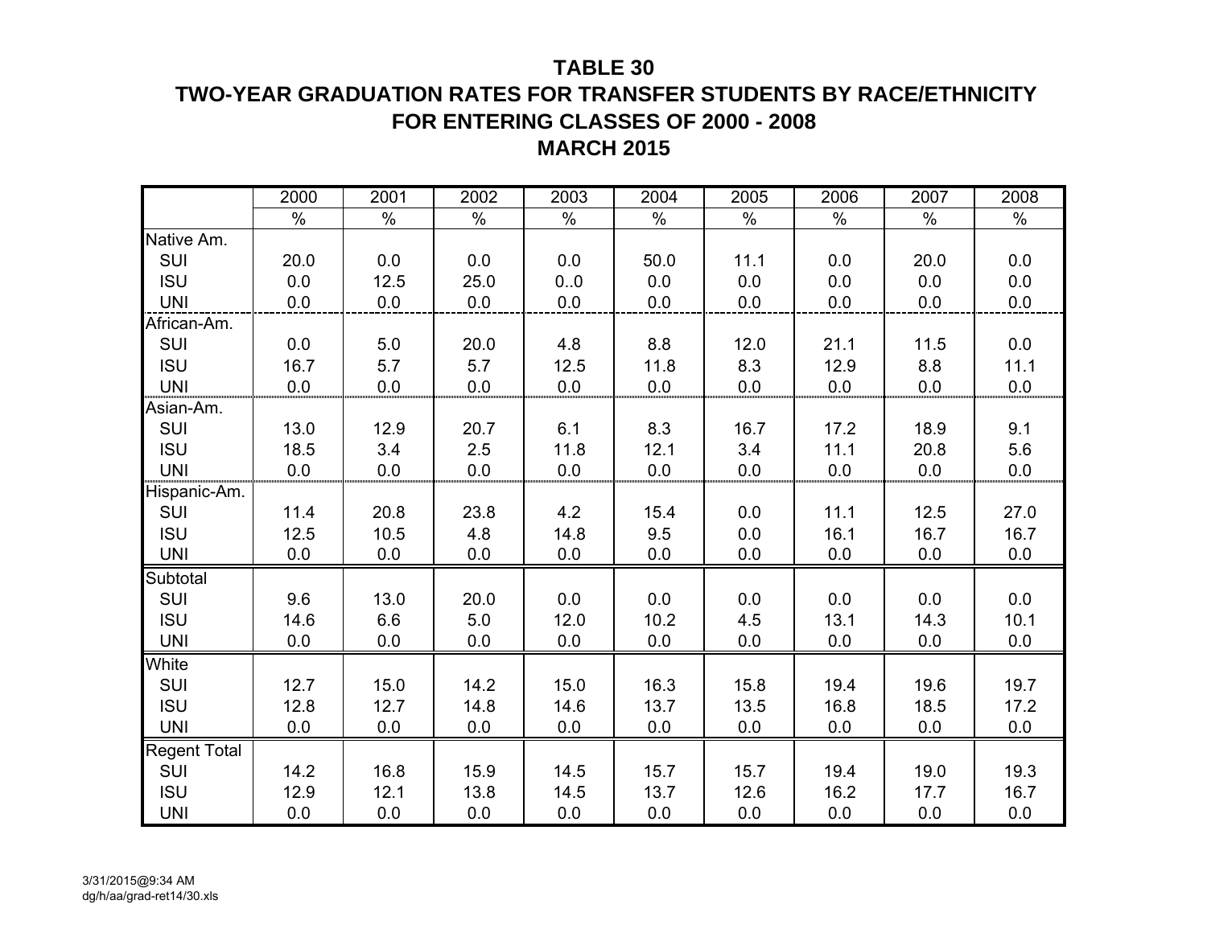# TABLE 30
## TWO-YEAR GRADUATION RATES FOR TRANSFER STUDENTS BY RACE/ETHNICITY
## FOR ENTERING CLASSES OF 2000 - 2008
## MARCH 2015

| | 2000 | 2001 | 2002 | 2003 | 2004 | 2005 | 2006 | 2007 | 2008 |
|---|---|---|---|---|---|---|---|---|---|
| | % | % | % | % | % | % | % | % | % |
| Native Am. | | | | | | | | | |
| SUI | 20.0 | 0.0 | 0.0 | 0.0 | 50.0 | 11.1 | 0.0 | 20.0 | 0.0 |
| ISU | 0.0 | 12.5 | 25.0 | 0..0 | 0.0 | 0.0 | 0.0 | 0.0 | 0.0 |
| UNI | 0.0 | 0.0 | 0.0 | 0.0 | 0.0 | 0.0 | 0.0 | 0.0 | 0.0 |
| African-Am. | | | | | | | | | |
| SUI | 0.0 | 5.0 | 20.0 | 4.8 | 8.8 | 12.0 | 21.1 | 11.5 | 0.0 |
| ISU | 16.7 | 5.7 | 5.7 | 12.5 | 11.8 | 8.3 | 12.9 | 8.8 | 11.1 |
| UNI | 0.0 | 0.0 | 0.0 | 0.0 | 0.0 | 0.0 | 0.0 | 0.0 | 0.0 |
| Asian-Am. | | | | | | | | | |
| SUI | 13.0 | 12.9 | 20.7 | 6.1 | 8.3 | 16.7 | 17.2 | 18.9 | 9.1 |
| ISU | 18.5 | 3.4 | 2.5 | 11.8 | 12.1 | 3.4 | 11.1 | 20.8 | 5.6 |
| UNI | 0.0 | 0.0 | 0.0 | 0.0 | 0.0 | 0.0 | 0.0 | 0.0 | 0.0 |
| Hispanic-Am. | | | | | | | | | |
| SUI | 11.4 | 20.8 | 23.8 | 4.2 | 15.4 | 0.0 | 11.1 | 12.5 | 27.0 |
| ISU | 12.5 | 10.5 | 4.8 | 14.8 | 9.5 | 0.0 | 16.1 | 16.7 | 16.7 |
| UNI | 0.0 | 0.0 | 0.0 | 0.0 | 0.0 | 0.0 | 0.0 | 0.0 | 0.0 |
| Subtotal | | | | | | | | | |
| SUI | 9.6 | 13.0 | 20.0 | 0.0 | 0.0 | 0.0 | 0.0 | 0.0 | 0.0 |
| ISU | 14.6 | 6.6 | 5.0 | 12.0 | 10.2 | 4.5 | 13.1 | 14.3 | 10.1 |
| UNI | 0.0 | 0.0 | 0.0 | 0.0 | 0.0 | 0.0 | 0.0 | 0.0 | 0.0 |
| White | | | | | | | | | |
| SUI | 12.7 | 15.0 | 14.2 | 15.0 | 16.3 | 15.8 | 19.4 | 19.6 | 19.7 |
| ISU | 12.8 | 12.7 | 14.8 | 14.6 | 13.7 | 13.5 | 16.8 | 18.5 | 17.2 |
| UNI | 0.0 | 0.0 | 0.0 | 0.0 | 0.0 | 0.0 | 0.0 | 0.0 | 0.0 |
| Regent Total | | | | | | | | | |
| SUI | 14.2 | 16.8 | 15.9 | 14.5 | 15.7 | 15.7 | 19.4 | 19.0 | 19.3 |
| ISU | 12.9 | 12.1 | 13.8 | 14.5 | 13.7 | 12.6 | 16.2 | 17.7 | 16.7 |
| UNI | 0.0 | 0.0 | 0.0 | 0.0 | 0.0 | 0.0 | 0.0 | 0.0 | 0.0 |

3/31/2015@9:34 AM
dg/h/aa/grad-ret14/30.xls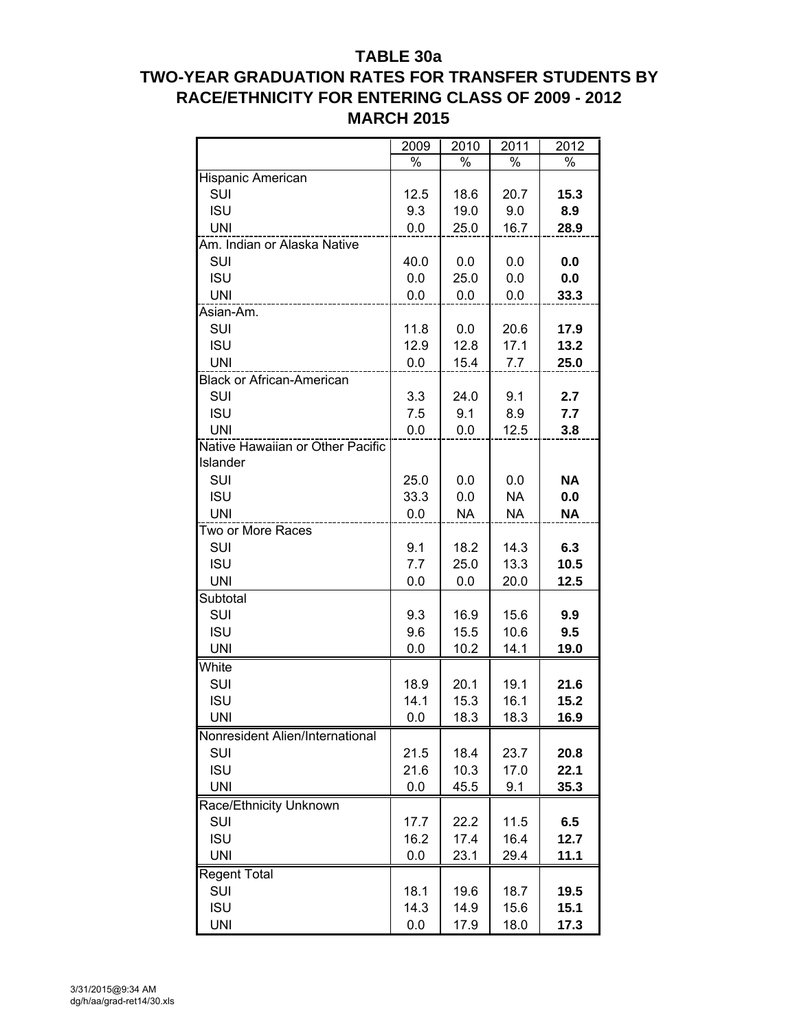# TABLE 30a

## TWO-YEAR GRADUATION RATES FOR TRANSFER STUDENTS BY RACE/ETHNICITY FOR ENTERING CLASS OF 2009 - 2012

## MARCH 2015

| | 2009 | 2010 | 2011 | 2012 |
|---|---|---|---|---|
| | % | % | % | % |
| Hispanic American | | | | |
| SUI | 12.5 | 18.6 | 20.7 | **15.3** |
| ISU | 9.3 | 19.0 | 9.0 | **8.9** |
| UNI | 0.0 | 25.0 | 16.7 | **28.9** |
| Am. Indian or Alaska Native | | | | |
| SUI | 40.0 | 0.0 | 0.0 | **0.0** |
| ISU | 0.0 | 25.0 | 0.0 | **0.0** |
| UNI | 0.0 | 0.0 | 0.0 | **33.3** |
| Asian-Am. | | | | |
| SUI | 11.8 | 0.0 | 20.6 | **17.9** |
| ISU | 12.9 | 12.8 | 17.1 | **13.2** |
| UNI | 0.0 | 15.4 | 7.7 | **25.0** |
| Black or African-American | | | | |
| SUI | 3.3 | 24.0 | 9.1 | **2.7** |
| ISU | 7.5 | 9.1 | 8.9 | **7.7** |
| UNI | 0.0 | 0.0 | 12.5 | **3.8** |
| Native Hawaiian or Other Pacific Islander | | | | |
| SUI | 25.0 | 0.0 | 0.0 | **NA** |
| ISU | 33.3 | 0.0 | NA | **0.0** |
| UNI | 0.0 | NA | NA | **NA** |
| Two or More Races | | | | |
| SUI | 9.1 | 18.2 | 14.3 | **6.3** |
| ISU | 7.7 | 25.0 | 13.3 | **10.5** |
| UNI | 0.0 | 0.0 | 20.0 | **12.5** |
| Subtotal | | | | |
| SUI | 9.3 | 16.9 | 15.6 | **9.9** |
| ISU | 9.6 | 15.5 | 10.6 | **9.5** |
| UNI | 0.0 | 10.2 | 14.1 | **19.0** |
| White | | | | |
| SUI | 18.9 | 20.1 | 19.1 | **21.6** |
| ISU | 14.1 | 15.3 | 16.1 | **15.2** |
| UNI | 0.0 | 18.3 | 18.3 | **16.9** |
| Nonresident Alien/International | | | | |
| SUI | 21.5 | 18.4 | 23.7 | **20.8** |
| ISU | 21.6 | 10.3 | 17.0 | **22.1** |
| UNI | 0.0 | 45.5 | 9.1 | **35.3** |
| Race/Ethnicity Unknown | | | | |
| SUI | 17.7 | 22.2 | 11.5 | **6.5** |
| ISU | 16.2 | 17.4 | 16.4 | **12.7** |
| UNI | 0.0 | 23.1 | 29.4 | **11.1** |
| Regent Total | | | | |
| SUI | 18.1 | 19.6 | 18.7 | **19.5** |
| ISU | 14.3 | 14.9 | 15.6 | **15.1** |
| UNI | 0.0 | 17.9 | 18.0 | **17.3** |

3/31/2015@9:34 AM
dg/h/aa/grad-ret14/30.xls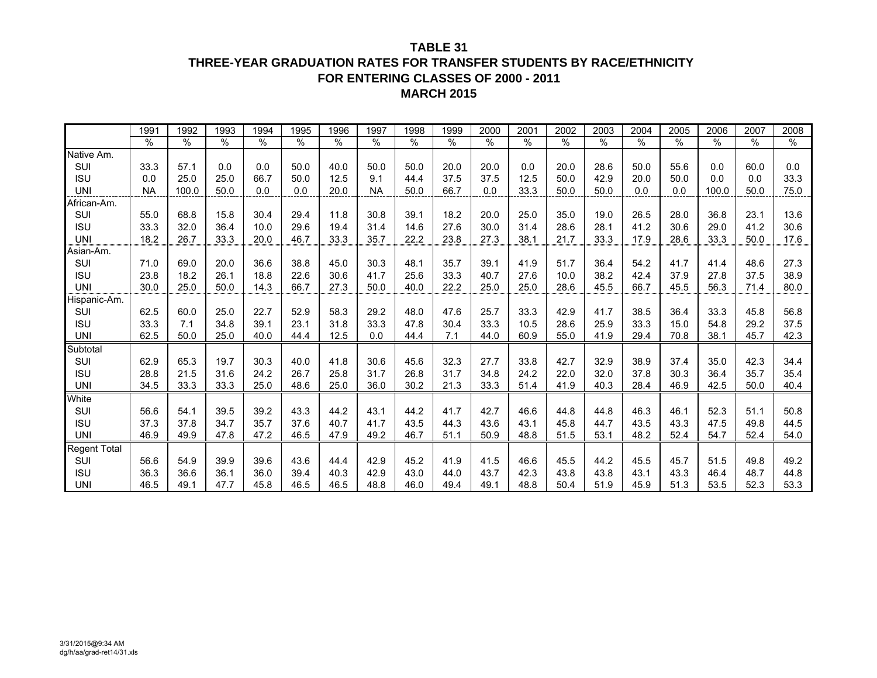**TABLE 31**
**THREE-YEAR GRADUATION RATES FOR TRANSFER STUDENTS BY RACE/ETHNICITY**
**FOR ENTERING CLASSES OF 2000 - 2011**
**MARCH 2015**

| | 1991 | 1992 | 1993 | 1994 | 1995 | 1996 | 1997 | 1998 | 1999 | 2000 | 2001 | 2002 | 2003 | 2004 | 2005 | 2006 | 2007 | 2008 |
|---|---|---|---|---|---|---|---|---|---|---|---|---|---|---|---|---|---|---|
| | % | % | % | % | % | % | % | % | % | % | % | % | % | % | % | % | % | % |
| Native Am. | | | | | | | | | | | | | | | | | | |
| SUI | 33.3 | 57.1 | 0.0 | 0.0 | 50.0 | 40.0 | 50.0 | 50.0 | 20.0 | 20.0 | 0.0 | 20.0 | 28.6 | 50.0 | 55.6 | 0.0 | 60.0 | 0.0 |
| ISU | 0.0 | 25.0 | 25.0 | 66.7 | 50.0 | 12.5 | 9.1 | 44.4 | 37.5 | 37.5 | 12.5 | 50.0 | 42.9 | 20.0 | 50.0 | 0.0 | 0.0 | 33.3 |
| UNI | NA | 100.0 | 50.0 | 0.0 | 0.0 | 20.0 | NA | 50.0 | 66.7 | 0.0 | 33.3 | 50.0 | 50.0 | 0.0 | 0.0 | 100.0 | 50.0 | 75.0 |
| African-Am. | | | | | | | | | | | | | | | | | | |
| SUI | 55.0 | 68.8 | 15.8 | 30.4 | 29.4 | 11.8 | 30.8 | 39.1 | 18.2 | 20.0 | 25.0 | 35.0 | 19.0 | 26.5 | 28.0 | 36.8 | 23.1 | 13.6 |
| ISU | 33.3 | 32.0 | 36.4 | 10.0 | 29.6 | 19.4 | 31.4 | 14.6 | 27.6 | 30.0 | 31.4 | 28.6 | 28.1 | 41.2 | 30.6 | 29.0 | 41.2 | 30.6 |
| UNI | 18.2 | 26.7 | 33.3 | 20.0 | 46.7 | 33.3 | 35.7 | 22.2 | 23.8 | 27.3 | 38.1 | 21.7 | 33.3 | 17.9 | 28.6 | 33.3 | 50.0 | 17.6 |
| Asian-Am. | | | | | | | | | | | | | | | | | | |
| SUI | 71.0 | 69.0 | 20.0 | 36.6 | 38.8 | 45.0 | 30.3 | 48.1 | 35.7 | 39.1 | 41.9 | 51.7 | 36.4 | 54.2 | 41.7 | 41.4 | 48.6 | 27.3 |
| ISU | 23.8 | 18.2 | 26.1 | 18.8 | 22.6 | 30.6 | 41.7 | 25.6 | 33.3 | 40.7 | 27.6 | 10.0 | 38.2 | 42.4 | 37.9 | 27.8 | 37.5 | 38.9 |
| UNI | 30.0 | 25.0 | 50.0 | 14.3 | 66.7 | 27.3 | 50.0 | 40.0 | 22.2 | 25.0 | 25.0 | 28.6 | 45.5 | 66.7 | 45.5 | 56.3 | 71.4 | 80.0 |
| Hispanic-Am. | | | | | | | | | | | | | | | | | | |
| SUI | 62.5 | 60.0 | 25.0 | 22.7 | 52.9 | 58.3 | 29.2 | 48.0 | 47.6 | 25.7 | 33.3 | 42.9 | 41.7 | 38.5 | 36.4 | 33.3 | 45.8 | 56.8 |
| ISU | 33.3 | 7.1 | 34.8 | 39.1 | 23.1 | 31.8 | 33.3 | 47.8 | 30.4 | 33.3 | 10.5 | 28.6 | 25.9 | 33.3 | 15.0 | 54.8 | 29.2 | 37.5 |
| UNI | 62.5 | 50.0 | 25.0 | 40.0 | 44.4 | 12.5 | 0.0 | 44.4 | 7.1 | 44.0 | 60.9 | 55.0 | 41.9 | 29.4 | 70.8 | 38.1 | 45.7 | 42.3 |
| Subtotal | | | | | | | | | | | | | | | | | | |
| SUI | 62.9 | 65.3 | 19.7 | 30.3 | 40.0 | 41.8 | 30.6 | 45.6 | 32.3 | 27.7 | 33.8 | 42.7 | 32.9 | 38.9 | 37.4 | 35.0 | 42.3 | 34.4 |
| ISU | 28.8 | 21.5 | 31.6 | 24.2 | 26.7 | 25.8 | 31.7 | 26.8 | 31.7 | 34.8 | 24.2 | 22.0 | 32.0 | 37.8 | 30.3 | 36.4 | 35.7 | 35.4 |
| UNI | 34.5 | 33.3 | 33.3 | 25.0 | 48.6 | 25.0 | 36.0 | 30.2 | 21.3 | 33.3 | 51.4 | 41.9 | 40.3 | 28.4 | 46.9 | 42.5 | 50.0 | 40.4 |
| White | | | | | | | | | | | | | | | | | | |
| SUI | 56.6 | 54.1 | 39.5 | 39.2 | 43.3 | 44.2 | 43.1 | 44.2 | 41.7 | 42.7 | 46.6 | 44.8 | 44.8 | 46.3 | 46.1 | 52.3 | 51.1 | 50.8 |
| ISU | 37.3 | 37.8 | 34.7 | 35.7 | 37.6 | 40.7 | 41.7 | 43.5 | 44.3 | 43.6 | 43.1 | 45.8 | 44.7 | 43.5 | 43.3 | 47.5 | 49.8 | 44.5 |
| UNI | 46.9 | 49.9 | 47.8 | 47.2 | 46.5 | 47.9 | 49.2 | 46.7 | 51.1 | 50.9 | 48.8 | 51.5 | 53.1 | 48.2 | 52.4 | 54.7 | 52.4 | 54.0 |
| Regent Total | | | | | | | | | | | | | | | | | | |
| SUI | 56.6 | 54.9 | 39.9 | 39.6 | 43.6 | 44.4 | 42.9 | 45.2 | 41.9 | 41.5 | 46.6 | 45.5 | 44.2 | 45.5 | 45.7 | 51.5 | 49.8 | 49.2 |
| ISU | 36.3 | 36.6 | 36.1 | 36.0 | 39.4 | 40.3 | 42.9 | 43.0 | 44.0 | 43.7 | 42.3 | 43.8 | 43.8 | 43.1 | 43.3 | 46.4 | 48.7 | 44.8 |
| UNI | 46.5 | 49.1 | 47.7 | 45.8 | 46.5 | 46.5 | 48.8 | 46.0 | 49.4 | 49.1 | 48.8 | 50.4 | 51.9 | 45.9 | 51.3 | 53.5 | 52.3 | 53.3 |

3/31/2015@9:34 AM
dg/h/aa/grad-ret14/31.xls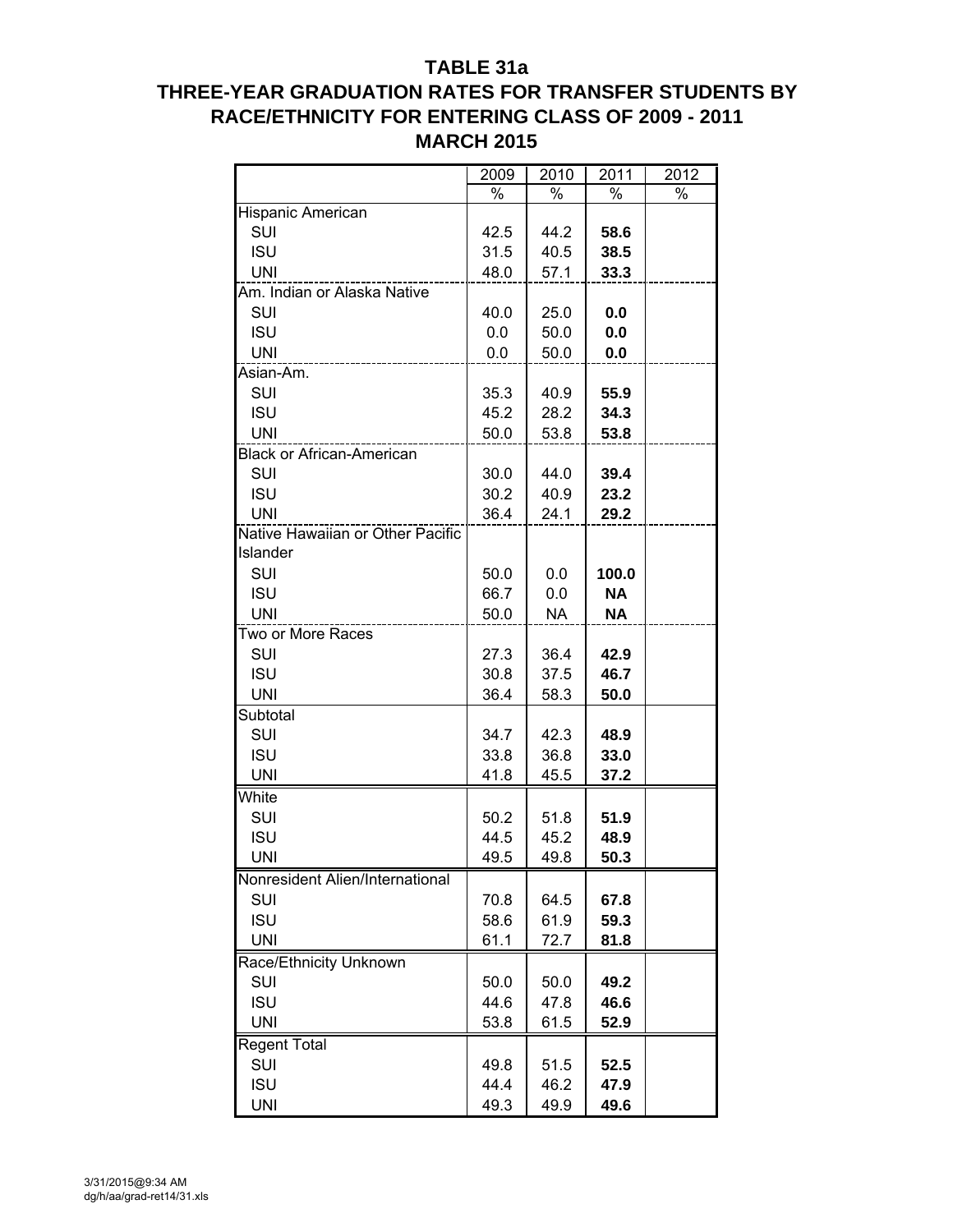# TABLE 31a

## THREE-YEAR GRADUATION RATES FOR TRANSFER STUDENTS BY RACE/ETHNICITY FOR ENTERING CLASS OF 2009 - 2011

## MARCH 2015

| | 2009 | 2010 | 2011 | 2012 |
|---|---|---|---|---|
| | % | % | % | % |
| Hispanic American | | | | |
| SUI | 42.5 | 44.2 | **58.6** | |
| ISU | 31.5 | 40.5 | **38.5** | |
| UNI | 48.0 | 57.1 | **33.3** | |
| Am. Indian or Alaska Native | | | | |
| SUI | 40.0 | 25.0 | **0.0** | |
| ISU | 0.0 | 50.0 | **0.0** | |
| UNI | 0.0 | 50.0 | **0.0** | |
| Asian-Am. | | | | |
| SUI | 35.3 | 40.9 | **55.9** | |
| ISU | 45.2 | 28.2 | **34.3** | |
| UNI | 50.0 | 53.8 | **53.8** | |
| Black or African-American | | | | |
| SUI | 30.0 | 44.0 | **39.4** | |
| ISU | 30.2 | 40.9 | **23.2** | |
| UNI | 36.4 | 24.1 | **29.2** | |
| Native Hawaiian or Other Pacific Islander | | | | |
| SUI | 50.0 | 0.0 | **100.0** | |
| ISU | 66.7 | 0.0 | **NA** | |
| UNI | 50.0 | NA | **NA** | |
| Two or More Races | | | | |
| SUI | 27.3 | 36.4 | **42.9** | |
| ISU | 30.8 | 37.5 | **46.7** | |
| UNI | 36.4 | 58.3 | **50.0** | |
| Subtotal | | | | |
| SUI | 34.7 | 42.3 | **48.9** | |
| ISU | 33.8 | 36.8 | **33.0** | |
| UNI | 41.8 | 45.5 | **37.2** | |
| White | | | | |
| SUI | 50.2 | 51.8 | **51.9** | |
| ISU | 44.5 | 45.2 | **48.9** | |
| UNI | 49.5 | 49.8 | **50.3** | |
| Nonresident Alien/International | | | | |
| SUI | 70.8 | 64.5 | **67.8** | |
| ISU | 58.6 | 61.9 | **59.3** | |
| UNI | 61.1 | 72.7 | **81.8** | |
| Race/Ethnicity Unknown | | | | |
| SUI | 50.0 | 50.0 | **49.2** | |
| ISU | 44.6 | 47.8 | **46.6** | |
| UNI | 53.8 | 61.5 | **52.9** | |
| Regent Total | | | | |
| SUI | 49.8 | 51.5 | **52.5** | |
| ISU | 44.4 | 46.2 | **47.9** | |
| UNI | 49.3 | 49.9 | **49.6** | |

3/31/2015@9:34 AM
dg/h/aa/grad-ret14/31.xls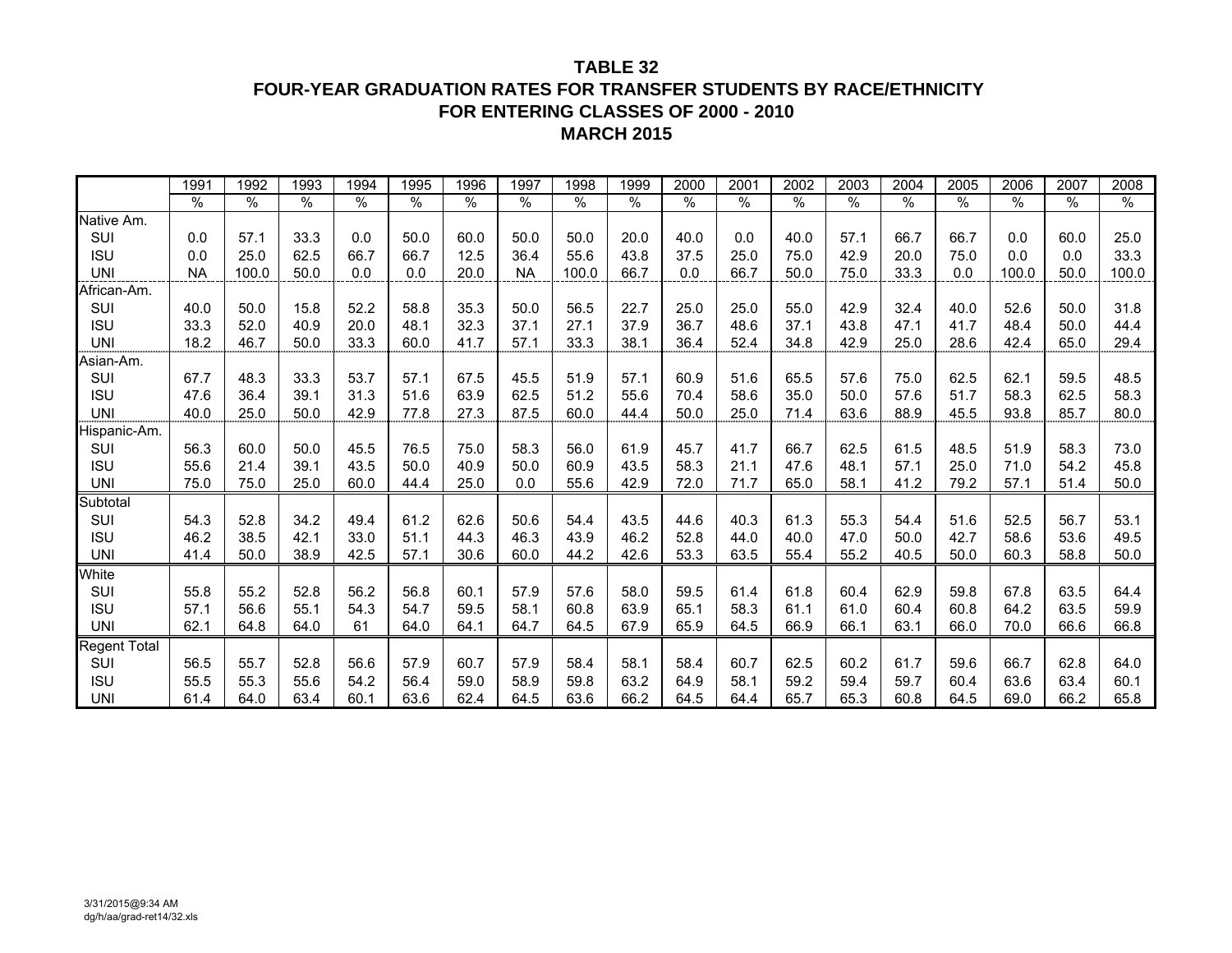# TABLE 32
## FOUR-YEAR GRADUATION RATES FOR TRANSFER STUDENTS BY RACE/ETHNICITY
## FOR ENTERING CLASSES OF 2000 - 2010
## MARCH 2015

| | 1991 | 1992 | 1993 | 1994 | 1995 | 1996 | 1997 | 1998 | 1999 | 2000 | 2001 | 2002 | 2003 | 2004 | 2005 | 2006 | 2007 | 2008 |
|---|---|---|---|---|---|---|---|---|---|---|---|---|---|---|---|---|---|---|
| | % | % | % | % | % | % | % | % | % | % | % | % | % | % | % | % | % | % |
| Native Am. | | | | | | | | | | | | | | | | | | |
| SUI | 0.0 | 57.1 | 33.3 | 0.0 | 50.0 | 60.0 | 50.0 | 50.0 | 20.0 | 40.0 | 0.0 | 40.0 | 57.1 | 66.7 | 66.7 | 0.0 | 60.0 | 25.0 |
| ISU | 0.0 | 25.0 | 62.5 | 66.7 | 66.7 | 12.5 | 36.4 | 55.6 | 43.8 | 37.5 | 25.0 | 75.0 | 42.9 | 20.0 | 75.0 | 0.0 | 0.0 | 33.3 |
| UNI | NA | 100.0 | 50.0 | 0.0 | 0.0 | 20.0 | NA | 100.0 | 66.7 | 0.0 | 66.7 | 50.0 | 75.0 | 33.3 | 0.0 | 100.0 | 50.0 | 100.0 |
| African-Am. | | | | | | | | | | | | | | | | | | |
| SUI | 40.0 | 50.0 | 15.8 | 52.2 | 58.8 | 35.3 | 50.0 | 56.5 | 22.7 | 25.0 | 25.0 | 55.0 | 42.9 | 32.4 | 40.0 | 52.6 | 50.0 | 31.8 |
| ISU | 33.3 | 52.0 | 40.9 | 20.0 | 48.1 | 32.3 | 37.1 | 27.1 | 37.9 | 36.7 | 48.6 | 37.1 | 43.8 | 47.1 | 41.7 | 48.4 | 50.0 | 44.4 |
| UNI | 18.2 | 46.7 | 50.0 | 33.3 | 60.0 | 41.7 | 57.1 | 33.3 | 38.1 | 36.4 | 52.4 | 34.8 | 42.9 | 25.0 | 28.6 | 42.4 | 65.0 | 29.4 |
| Asian-Am. | | | | | | | | | | | | | | | | | | |
| SUI | 67.7 | 48.3 | 33.3 | 53.7 | 57.1 | 67.5 | 45.5 | 51.9 | 57.1 | 60.9 | 51.6 | 65.5 | 57.6 | 75.0 | 62.5 | 62.1 | 59.5 | 48.5 |
| ISU | 47.6 | 36.4 | 39.1 | 31.3 | 51.6 | 63.9 | 62.5 | 51.2 | 55.6 | 70.4 | 58.6 | 35.0 | 50.0 | 57.6 | 51.7 | 58.3 | 62.5 | 58.3 |
| UNI | 40.0 | 25.0 | 50.0 | 42.9 | 77.8 | 27.3 | 87.5 | 60.0 | 44.4 | 50.0 | 25.0 | 71.4 | 63.6 | 88.9 | 45.5 | 93.8 | 85.7 | 80.0 |
| Hispanic-Am. | | | | | | | | | | | | | | | | | | |
| SUI | 56.3 | 60.0 | 50.0 | 45.5 | 76.5 | 75.0 | 58.3 | 56.0 | 61.9 | 45.7 | 41.7 | 66.7 | 62.5 | 61.5 | 48.5 | 51.9 | 58.3 | 73.0 |
| ISU | 55.6 | 21.4 | 39.1 | 43.5 | 50.0 | 40.9 | 50.0 | 60.9 | 43.5 | 58.3 | 21.1 | 47.6 | 48.1 | 57.1 | 25.0 | 71.0 | 54.2 | 45.8 |
| UNI | 75.0 | 75.0 | 25.0 | 60.0 | 44.4 | 25.0 | 0.0 | 55.6 | 42.9 | 72.0 | 71.7 | 65.0 | 58.1 | 41.2 | 79.2 | 57.1 | 51.4 | 50.0 |
| Subtotal | | | | | | | | | | | | | | | | | | |
| SUI | 54.3 | 52.8 | 34.2 | 49.4 | 61.2 | 62.6 | 50.6 | 54.4 | 43.5 | 44.6 | 40.3 | 61.3 | 55.3 | 54.4 | 51.6 | 52.5 | 56.7 | 53.1 |
| ISU | 46.2 | 38.5 | 42.1 | 33.0 | 51.1 | 44.3 | 46.3 | 43.9 | 46.2 | 52.8 | 44.0 | 40.0 | 47.0 | 50.0 | 42.7 | 58.6 | 53.6 | 49.5 |
| UNI | 41.4 | 50.0 | 38.9 | 42.5 | 57.1 | 30.6 | 60.0 | 44.2 | 42.6 | 53.3 | 63.5 | 55.4 | 55.2 | 40.5 | 50.0 | 60.3 | 58.8 | 50.0 |
| White | | | | | | | | | | | | | | | | | | |
| SUI | 55.8 | 55.2 | 52.8 | 56.2 | 56.8 | 60.1 | 57.9 | 57.6 | 58.0 | 59.5 | 61.4 | 61.8 | 60.4 | 62.9 | 59.8 | 67.8 | 63.5 | 64.4 |
| ISU | 57.1 | 56.6 | 55.1 | 54.3 | 54.7 | 59.5 | 58.1 | 60.8 | 63.9 | 65.1 | 58.3 | 61.1 | 61.0 | 60.4 | 60.8 | 64.2 | 63.5 | 59.9 |
| UNI | 62.1 | 64.8 | 64.0 | 61 | 64.0 | 64.1 | 64.7 | 64.5 | 67.9 | 65.9 | 64.5 | 66.9 | 66.1 | 63.1 | 66.0 | 70.0 | 66.6 | 66.8 |
| Regent Total | | | | | | | | | | | | | | | | | | |
| SUI | 56.5 | 55.7 | 52.8 | 56.6 | 57.9 | 60.7 | 57.9 | 58.4 | 58.1 | 58.4 | 60.7 | 62.5 | 60.2 | 61.7 | 59.6 | 66.7 | 62.8 | 64.0 |
| ISU | 55.5 | 55.3 | 55.6 | 54.2 | 56.4 | 59.0 | 58.9 | 59.8 | 63.2 | 64.9 | 58.1 | 59.2 | 59.4 | 59.7 | 60.4 | 63.6 | 63.4 | 60.1 |
| UNI | 61.4 | 64.0 | 63.4 | 60.1 | 63.6 | 62.4 | 64.5 | 63.6 | 66.2 | 64.5 | 64.4 | 65.7 | 65.3 | 60.8 | 64.5 | 69.0 | 66.2 | 65.8 |

3/31/2015@9:34 AM
dg/h/aa/grad-ret14/32.xls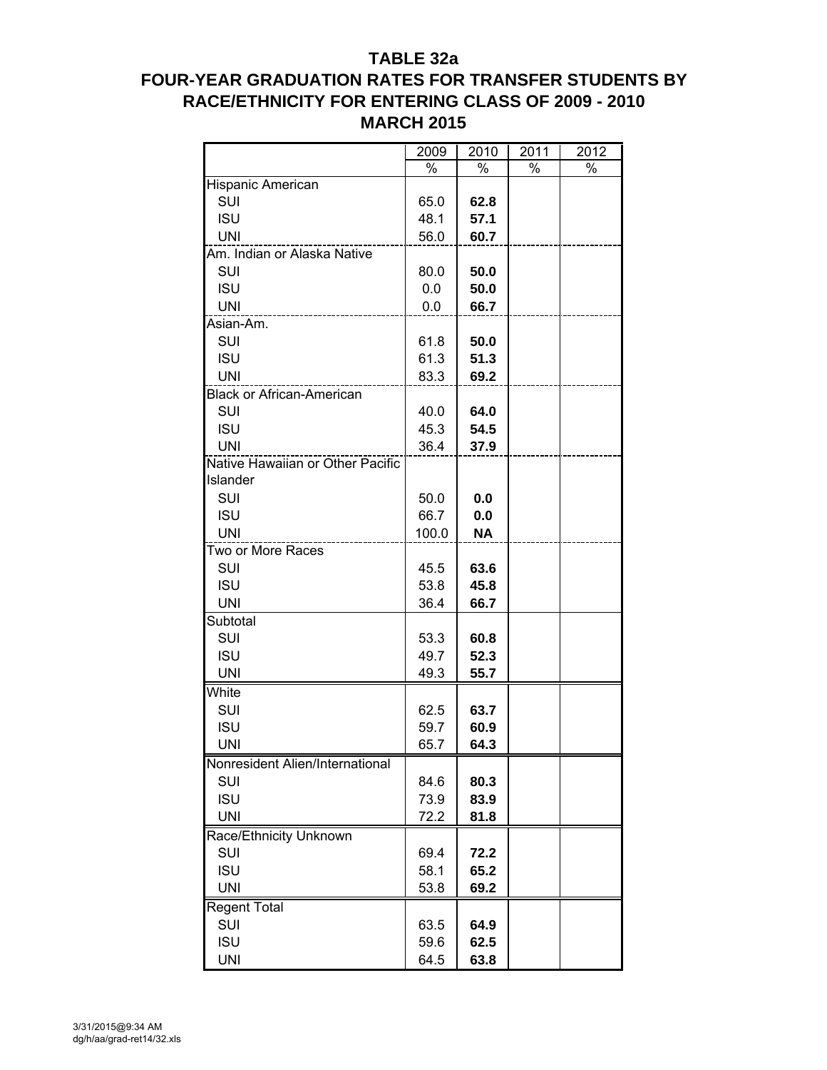# TABLE 32a
## FOUR-YEAR GRADUATION RATES FOR TRANSFER STUDENTS BY RACE/ETHNICITY FOR ENTERING CLASS OF 2009 - 2010
## MARCH 2015

| | 2009 | 2010 | 2011 | 2012 |
|---|---|---|---|---|
| | % | % | % | % |
| Hispanic American | | | | |
| SUI | 65.0 | **62.8** | | |
| ISU | 48.1 | **57.1** | | |
| UNI | 56.0 | **60.7** | | |
| Am. Indian or Alaska Native | | | | |
| SUI | 80.0 | **50.0** | | |
| ISU | 0.0 | **50.0** | | |
| UNI | 0.0 | **66.7** | | |
| Asian-Am. | | | | |
| SUI | 61.8 | **50.0** | | |
| ISU | 61.3 | **51.3** | | |
| UNI | 83.3 | **69.2** | | |
| Black or African-American | | | | |
| SUI | 40.0 | **64.0** | | |
| ISU | 45.3 | **54.5** | | |
| UNI | 36.4 | **37.9** | | |
| Native Hawaiian or Other Pacific Islander | | | | |
| SUI | 50.0 | **0.0** | | |
| ISU | 66.7 | **0.0** | | |
| UNI | 100.0 | **NA** | | |
| Two or More Races | | | | |
| SUI | 45.5 | **63.6** | | |
| ISU | 53.8 | **45.8** | | |
| UNI | 36.4 | **66.7** | | |
| Subtotal | | | | |
| SUI | 53.3 | **60.8** | | |
| ISU | 49.7 | **52.3** | | |
| UNI | 49.3 | **55.7** | | |
| White | | | | |
| SUI | 62.5 | **63.7** | | |
| ISU | 59.7 | **60.9** | | |
| UNI | 65.7 | **64.3** | | |
| Nonresident Alien/International | | | | |
| SUI | 84.6 | **80.3** | | |
| ISU | 73.9 | **83.9** | | |
| UNI | 72.2 | **81.8** | | |
| Race/Ethnicity Unknown | | | | |
| SUI | 69.4 | **72.2** | | |
| ISU | 58.1 | **65.2** | | |
| UNI | 53.8 | **69.2** | | |
| Regent Total | | | | |
| SUI | 63.5 | **64.9** | | |
| ISU | 59.6 | **62.5** | | |
| UNI | 64.5 | **63.8** | | |

3/31/2015@9:34 AM
dg/h/aa/grad-ret14/32.xls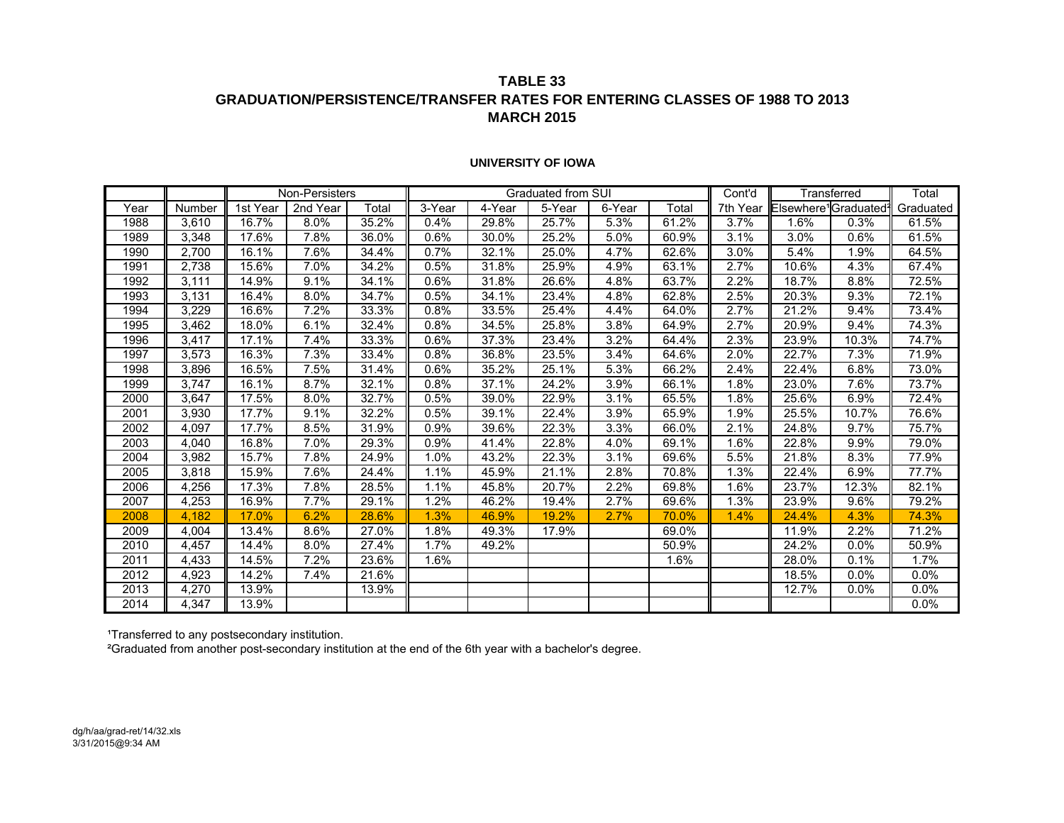# TABLE 33
## GRADUATION/PERSISTENCE/TRANSFER RATES FOR ENTERING CLASSES OF 1988 TO 2013
## MARCH 2015

### UNIVERSITY OF IOWA

| | | Non-Persisters | | | Graduated from SUI | | | | | Cont'd | Transferred | | Total |
|---|---|---|---|---|---|---|---|---|---|---|---|---|---|
| Year | Number | 1st Year | 2nd Year | Total | 3-Year | 4-Year | 5-Year | 6-Year | Total | 7th Year | Elsewhere[1] | Graduated[2] | Graduated |
| 1988 | 3,610 | 16.7% | 8.0% | 35.2% | 0.4% | 29.8% | 25.7% | 5.3% | 61.2% | 3.7% | 1.6% | 0.3% | 61.5% |
| 1989 | 3,348 | 17.6% | 7.8% | 36.0% | 0.6% | 30.0% | 25.2% | 5.0% | 60.9% | 3.1% | 3.0% | 0.6% | 61.5% |
| 1990 | 2,700 | 16.1% | 7.6% | 34.4% | 0.7% | 32.1% | 25.0% | 4.7% | 62.6% | 3.0% | 5.4% | 1.9% | 64.5% |
| 1991 | 2,738 | 15.6% | 7.0% | 34.2% | 0.5% | 31.8% | 25.9% | 4.9% | 63.1% | 2.7% | 10.6% | 4.3% | 67.4% |
| 1992 | 3,111 | 14.9% | 9.1% | 34.1% | 0.6% | 31.8% | 26.6% | 4.8% | 63.7% | 2.2% | 18.7% | 8.8% | 72.5% |
| 1993 | 3,131 | 16.4% | 8.0% | 34.7% | 0.5% | 34.1% | 23.4% | 4.8% | 62.8% | 2.5% | 20.3% | 9.3% | 72.1% |
| 1994 | 3,229 | 16.6% | 7.2% | 33.3% | 0.8% | 33.5% | 25.4% | 4.4% | 64.0% | 2.7% | 21.2% | 9.4% | 73.4% |
| 1995 | 3,462 | 18.0% | 6.1% | 32.4% | 0.8% | 34.5% | 25.8% | 3.8% | 64.9% | 2.7% | 20.9% | 9.4% | 74.3% |
| 1996 | 3,417 | 17.1% | 7.4% | 33.3% | 0.6% | 37.3% | 23.4% | 3.2% | 64.4% | 2.3% | 23.9% | 10.3% | 74.7% |
| 1997 | 3,573 | 16.3% | 7.3% | 33.4% | 0.8% | 36.8% | 23.5% | 3.4% | 64.6% | 2.0% | 22.7% | 7.3% | 71.9% |
| 1998 | 3,896 | 16.5% | 7.5% | 31.4% | 0.6% | 35.2% | 25.1% | 5.3% | 66.2% | 2.4% | 22.4% | 6.8% | 73.0% |
| 1999 | 3,747 | 16.1% | 8.7% | 32.1% | 0.8% | 37.1% | 24.2% | 3.9% | 66.1% | 1.8% | 23.0% | 7.6% | 73.7% |
| 2000 | 3,647 | 17.5% | 8.0% | 32.7% | 0.5% | 39.0% | 22.9% | 3.1% | 65.5% | 1.8% | 25.6% | 6.9% | 72.4% |
| 2001 | 3,930 | 17.7% | 9.1% | 32.2% | 0.5% | 39.1% | 22.4% | 3.9% | 65.9% | 1.9% | 25.5% | 10.7% | 76.6% |
| 2002 | 4,097 | 17.7% | 8.5% | 31.9% | 0.9% | 39.6% | 22.3% | 3.3% | 66.0% | 2.1% | 24.8% | 9.7% | 75.7% |
| 2003 | 4,040 | 16.8% | 7.0% | 29.3% | 0.9% | 41.4% | 22.8% | 4.0% | 69.1% | 1.6% | 22.8% | 9.9% | 79.0% |
| 2004 | 3,982 | 15.7% | 7.8% | 24.9% | 1.0% | 43.2% | 22.3% | 3.1% | 69.6% | 5.5% | 21.8% | 8.3% | 77.9% |
| 2005 | 3,818 | 15.9% | 7.6% | 24.4% | 1.1% | 45.9% | 21.1% | 2.8% | 70.8% | 1.3% | 22.4% | 6.9% | 77.7% |
| 2006 | 4,256 | 17.3% | 7.8% | 28.5% | 1.1% | 45.8% | 20.7% | 2.2% | 69.8% | 1.6% | 23.7% | 12.3% | 82.1% |
| 2007 | 4,253 | 16.9% | 7.7% | 29.1% | 1.2% | 46.2% | 19.4% | 2.7% | 69.6% | 1.3% | 23.9% | 9.6% | 79.2% |
| 2008 | 4,182 | 17.0% | 6.2% | 28.6% | 1.3% | 46.9% | 19.2% | 2.7% | 70.0% | 1.4% | 24.4% | 4.3% | 74.3% |
| 2009 | 4,004 | 13.4% | 8.6% | 27.0% | 1.8% | 49.3% | 17.9% | | 69.0% | | 11.9% | 2.2% | 71.2% |
| 2010 | 4,457 | 14.4% | 8.0% | 27.4% | 1.7% | 49.2% | | | 50.9% | | 24.2% | 0.0% | 50.9% |
| 2011 | 4,433 | 14.5% | 7.2% | 23.6% | 1.6% | | | | 1.6% | | 28.0% | 0.1% | 1.7% |
| 2012 | 4,923 | 14.2% | 7.4% | 21.6% | | | | | | | 18.5% | 0.0% | 0.0% |
| 2013 | 4,270 | 13.9% | | 13.9% | | | | | | | 12.7% | 0.0% | 0.0% |
| 2014 | 4,347 | 13.9% | | | | | | | | | | | 0.0% |

[1]Transferred to any postsecondary institution.
[2]Graduated from another post-secondary institution at the end of the 6th year with a bachelor's degree.

dg/h/aa/grad-ret/14/32.xls
3/31/2015@9:34 AM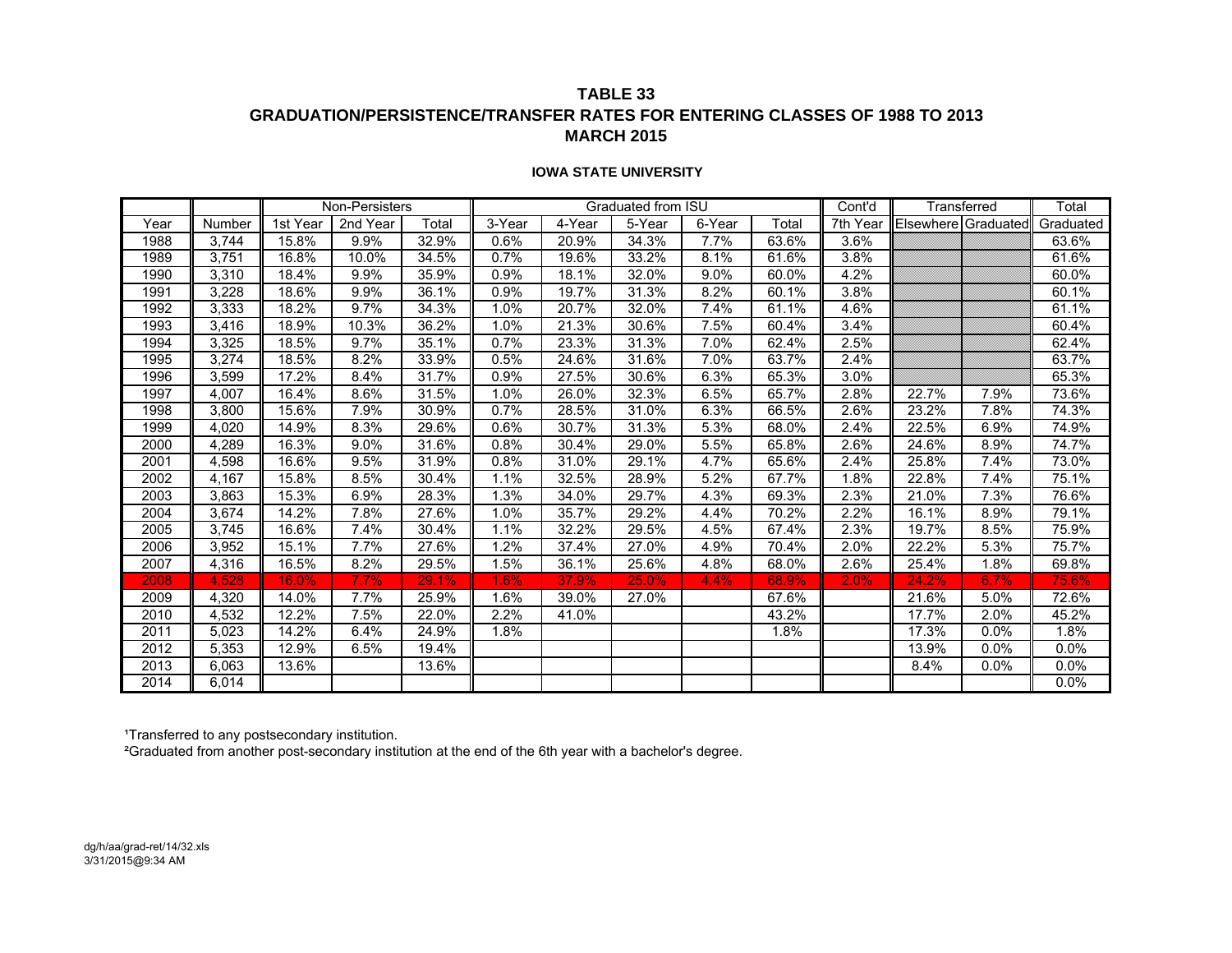# TABLE 33
## GRADUATION/PERSISTENCE/TRANSFER RATES FOR ENTERING CLASSES OF 1988 TO 2013
## MARCH 2015

### IOWA STATE UNIVERSITY

| | | Non-Persisters | | | Graduated from ISU | | | | | Cont'd | Transferred | | Total |
|---|---|---|---|---|---|---|---|---|---|---|---|---|---|
| Year | Number | 1st Year | 2nd Year | Total | 3-Year | 4-Year | 5-Year | 6-Year | Total | 7th Year | Elsewhere | Graduated | Graduated |
| 1988 | 3,744 | 15.8% | 9.9% | 32.9% | 0.6% | 20.9% | 34.3% | 7.7% | 63.6% | 3.6% | | | 63.6% |
| 1989 | 3,751 | 16.8% | 10.0% | 34.5% | 0.7% | 19.6% | 33.2% | 8.1% | 61.6% | 3.8% | | | 61.6% |
| 1990 | 3,310 | 18.4% | 9.9% | 35.9% | 0.9% | 18.1% | 32.0% | 9.0% | 60.0% | 4.2% | | | 60.0% |
| 1991 | 3,228 | 18.6% | 9.9% | 36.1% | 0.9% | 19.7% | 31.3% | 8.2% | 60.1% | 3.8% | | | 60.1% |
| 1992 | 3,333 | 18.2% | 9.7% | 34.3% | 1.0% | 20.7% | 32.0% | 7.4% | 61.1% | 4.6% | | | 61.1% |
| 1993 | 3,416 | 18.9% | 10.3% | 36.2% | 1.0% | 21.3% | 30.6% | 7.5% | 60.4% | 3.4% | | | 60.4% |
| 1994 | 3,325 | 18.5% | 9.7% | 35.1% | 0.7% | 23.3% | 31.3% | 7.0% | 62.4% | 2.5% | | | 62.4% |
| 1995 | 3,274 | 18.5% | 8.2% | 33.9% | 0.5% | 24.6% | 31.6% | 7.0% | 63.7% | 2.4% | | | 63.7% |
| 1996 | 3,599 | 17.2% | 8.4% | 31.7% | 0.9% | 27.5% | 30.6% | 6.3% | 65.3% | 3.0% | | | 65.3% |
| 1997 | 4,007 | 16.4% | 8.6% | 31.5% | 1.0% | 26.0% | 32.3% | 6.5% | 65.7% | 2.8% | 22.7% | 7.9% | 73.6% |
| 1998 | 3,800 | 15.6% | 7.9% | 30.9% | 0.7% | 28.5% | 31.0% | 6.3% | 66.5% | 2.6% | 23.2% | 7.8% | 74.3% |
| 1999 | 4,020 | 14.9% | 8.3% | 29.6% | 0.6% | 30.7% | 31.3% | 5.3% | 68.0% | 2.4% | 22.5% | 6.9% | 74.9% |
| 2000 | 4,289 | 16.3% | 9.0% | 31.6% | 0.8% | 30.4% | 29.0% | 5.5% | 65.8% | 2.6% | 24.6% | 8.9% | 74.7% |
| 2001 | 4,598 | 16.6% | 9.5% | 31.9% | 0.8% | 31.0% | 29.1% | 4.7% | 65.6% | 2.4% | 25.8% | 7.4% | 73.0% |
| 2002 | 4,167 | 15.8% | 8.5% | 30.4% | 1.1% | 32.5% | 28.9% | 5.2% | 67.7% | 1.8% | 22.8% | 7.4% | 75.1% |
| 2003 | 3,863 | 15.3% | 6.9% | 28.3% | 1.3% | 34.0% | 29.7% | 4.3% | 69.3% | 2.3% | 21.0% | 7.3% | 76.6% |
| 2004 | 3,674 | 14.2% | 7.8% | 27.6% | 1.0% | 35.7% | 29.2% | 4.4% | 70.2% | 2.2% | 16.1% | 8.9% | 79.1% |
| 2005 | 3,745 | 16.6% | 7.4% | 30.4% | 1.1% | 32.2% | 29.5% | 4.5% | 67.4% | 2.3% | 19.7% | 8.5% | 75.9% |
| 2006 | 3,952 | 15.1% | 7.7% | 27.6% | 1.2% | 37.4% | 27.0% | 4.9% | 70.4% | 2.0% | 22.2% | 5.3% | 75.7% |
| 2007 | 4,316 | 16.5% | 8.2% | 29.5% | 1.5% | 36.1% | 25.6% | 4.8% | 68.0% | 2.6% | 25.4% | 1.8% | 69.8% |
| 2008 | 4,528 | 16.0% | 7.7% | 29.1% | 1.6% | 37.9% | 25.0% | 4.4% | 68.9% | 2.0% | 24.2% | 6.7% | 75.6% |
| 2009 | 4,320 | 14.0% | 7.7% | 25.9% | 1.6% | 39.0% | 27.0% | | 67.6% | | 21.6% | 5.0% | 72.6% |
| 2010 | 4,532 | 12.2% | 7.5% | 22.0% | 2.2% | 41.0% | | | 43.2% | | 17.7% | 2.0% | 45.2% |
| 2011 | 5,023 | 14.2% | 6.4% | 24.9% | 1.8% | | | | 1.8% | | 17.3% | 0.0% | 1.8% |
| 2012 | 5,353 | 12.9% | 6.5% | 19.4% | | | | | | | 13.9% | 0.0% | 0.0% |
| 2013 | 6,063 | 13.6% | | 13.6% | | | | | | | 8.4% | 0.0% | 0.0% |
| 2014 | 6,014 | | | | | | | | | | | | 0.0% |

[1]Transferred to any postsecondary institution.

[2]Graduated from another post-secondary institution at the end of the 6th year with a bachelor's degree.

dg/h/aa/grad-ret/14/32.xls
3/31/2015@9:34 AM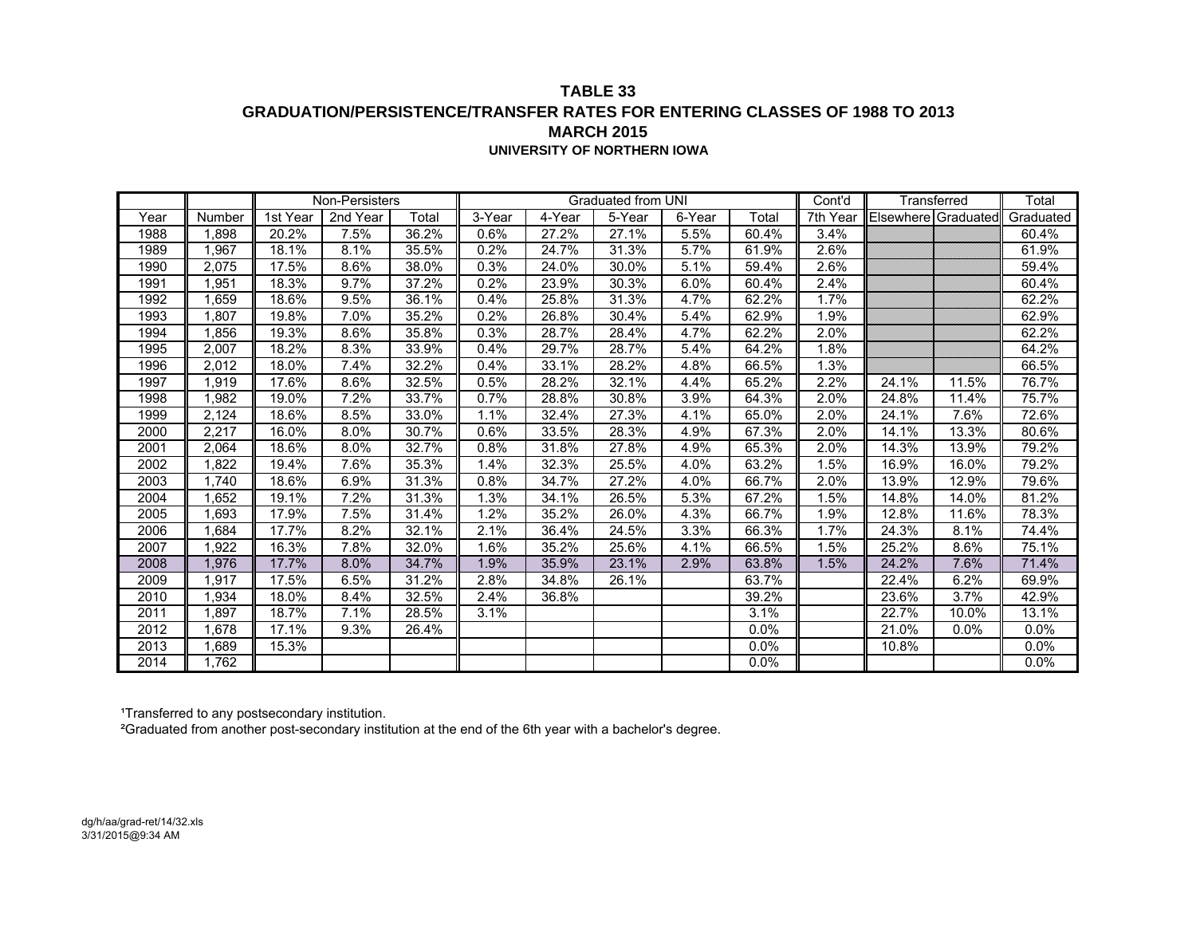**TABLE 33**

**GRADUATION/PERSISTENCE/TRANSFER RATES FOR ENTERING CLASSES OF 1988 TO 2013**

**MARCH 2015**

**UNIVERSITY OF NORTHERN IOWA**

| | | Non-Persisters | | | Graduated from UNI | | | | | Cont'd | Transferred | | Total |
|---|---|---|---|---|---|---|---|---|---|---|---|---|---|
| Year | Number | 1st Year | 2nd Year | Total | 3-Year | 4-Year | 5-Year | 6-Year | Total | 7th Year | Elsewhere | Graduated | Graduated |
| 1988 | 1,898 | 20.2% | 7.5% | 36.2% | 0.6% | 27.2% | 27.1% | 5.5% | 60.4% | 3.4% | | | 60.4% |
| 1989 | 1,967 | 18.1% | 8.1% | 35.5% | 0.2% | 24.7% | 31.3% | 5.7% | 61.9% | 2.6% | | | 61.9% |
| 1990 | 2,075 | 17.5% | 8.6% | 38.0% | 0.3% | 24.0% | 30.0% | 5.1% | 59.4% | 2.6% | | | 59.4% |
| 1991 | 1,951 | 18.3% | 9.7% | 37.2% | 0.2% | 23.9% | 30.3% | 6.0% | 60.4% | 2.4% | | | 60.4% |
| 1992 | 1,659 | 18.6% | 9.5% | 36.1% | 0.4% | 25.8% | 31.3% | 4.7% | 62.2% | 1.7% | | | 62.2% |
| 1993 | 1,807 | 19.8% | 7.0% | 35.2% | 0.2% | 26.8% | 30.4% | 5.4% | 62.9% | 1.9% | | | 62.9% |
| 1994 | 1,856 | 19.3% | 8.6% | 35.8% | 0.3% | 28.7% | 28.4% | 4.7% | 62.2% | 2.0% | | | 62.2% |
| 1995 | 2,007 | 18.2% | 8.3% | 33.9% | 0.4% | 29.7% | 28.7% | 5.4% | 64.2% | 1.8% | | | 64.2% |
| 1996 | 2,012 | 18.0% | 7.4% | 32.2% | 0.4% | 33.1% | 28.2% | 4.8% | 66.5% | 1.3% | | | 66.5% |
| 1997 | 1,919 | 17.6% | 8.6% | 32.5% | 0.5% | 28.2% | 32.1% | 4.4% | 65.2% | 2.2% | 24.1% | 11.5% | 76.7% |
| 1998 | 1,982 | 19.0% | 7.2% | 33.7% | 0.7% | 28.8% | 30.8% | 3.9% | 64.3% | 2.0% | 24.8% | 11.4% | 75.7% |
| 1999 | 2,124 | 18.6% | 8.5% | 33.0% | 1.1% | 32.4% | 27.3% | 4.1% | 65.0% | 2.0% | 24.1% | 7.6% | 72.6% |
| 2000 | 2,217 | 16.0% | 8.0% | 30.7% | 0.6% | 33.5% | 28.3% | 4.9% | 67.3% | 2.0% | 14.1% | 13.3% | 80.6% |
| 2001 | 2,064 | 18.6% | 8.0% | 32.7% | 0.8% | 31.8% | 27.8% | 4.9% | 65.3% | 2.0% | 14.3% | 13.9% | 79.2% |
| 2002 | 1,822 | 19.4% | 7.6% | 35.3% | 1.4% | 32.3% | 25.5% | 4.0% | 63.2% | 1.5% | 16.9% | 16.0% | 79.2% |
| 2003 | 1,740 | 18.6% | 6.9% | 31.3% | 0.8% | 34.7% | 27.2% | 4.0% | 66.7% | 2.0% | 13.9% | 12.9% | 79.6% |
| 2004 | 1,652 | 19.1% | 7.2% | 31.3% | 1.3% | 34.1% | 26.5% | 5.3% | 67.2% | 1.5% | 14.8% | 14.0% | 81.2% |
| 2005 | 1,693 | 17.9% | 7.5% | 31.4% | 1.2% | 35.2% | 26.0% | 4.3% | 66.7% | 1.9% | 12.8% | 11.6% | 78.3% |
| 2006 | 1,684 | 17.7% | 8.2% | 32.1% | 2.1% | 36.4% | 24.5% | 3.3% | 66.3% | 1.7% | 24.3% | 8.1% | 74.4% |
| 2007 | 1,922 | 16.3% | 7.8% | 32.0% | 1.6% | 35.2% | 25.6% | 4.1% | 66.5% | 1.5% | 25.2% | 8.6% | 75.1% |
| 2008 | 1,976 | 17.7% | 8.0% | 34.7% | 1.9% | 35.9% | 23.1% | 2.9% | 63.8% | 1.5% | 24.2% | 7.6% | 71.4% |
| 2009 | 1,917 | 17.5% | 6.5% | 31.2% | 2.8% | 34.8% | 26.1% | | 63.7% | | 22.4% | 6.2% | 69.9% |
| 2010 | 1,934 | 18.0% | 8.4% | 32.5% | 2.4% | 36.8% | | | 39.2% | | 23.6% | 3.7% | 42.9% |
| 2011 | 1,897 | 18.7% | 7.1% | 28.5% | 3.1% | | | | 3.1% | | 22.7% | 10.0% | 13.1% |
| 2012 | 1,678 | 17.1% | 9.3% | 26.4% | | | | | 0.0% | | 21.0% | 0.0% | 0.0% |
| 2013 | 1,689 | 15.3% | | | | | | | 0.0% | | 10.8% | | 0.0% |
| 2014 | 1,762 | | | | | | | | 0.0% | | | | 0.0% |

[1]Transferred to any postsecondary institution.

[2]Graduated from another post-secondary institution at the end of the 6th year with a bachelor's degree.

dg/h/aa/grad-ret/14/32.xls
3/31/2015@9:34 AM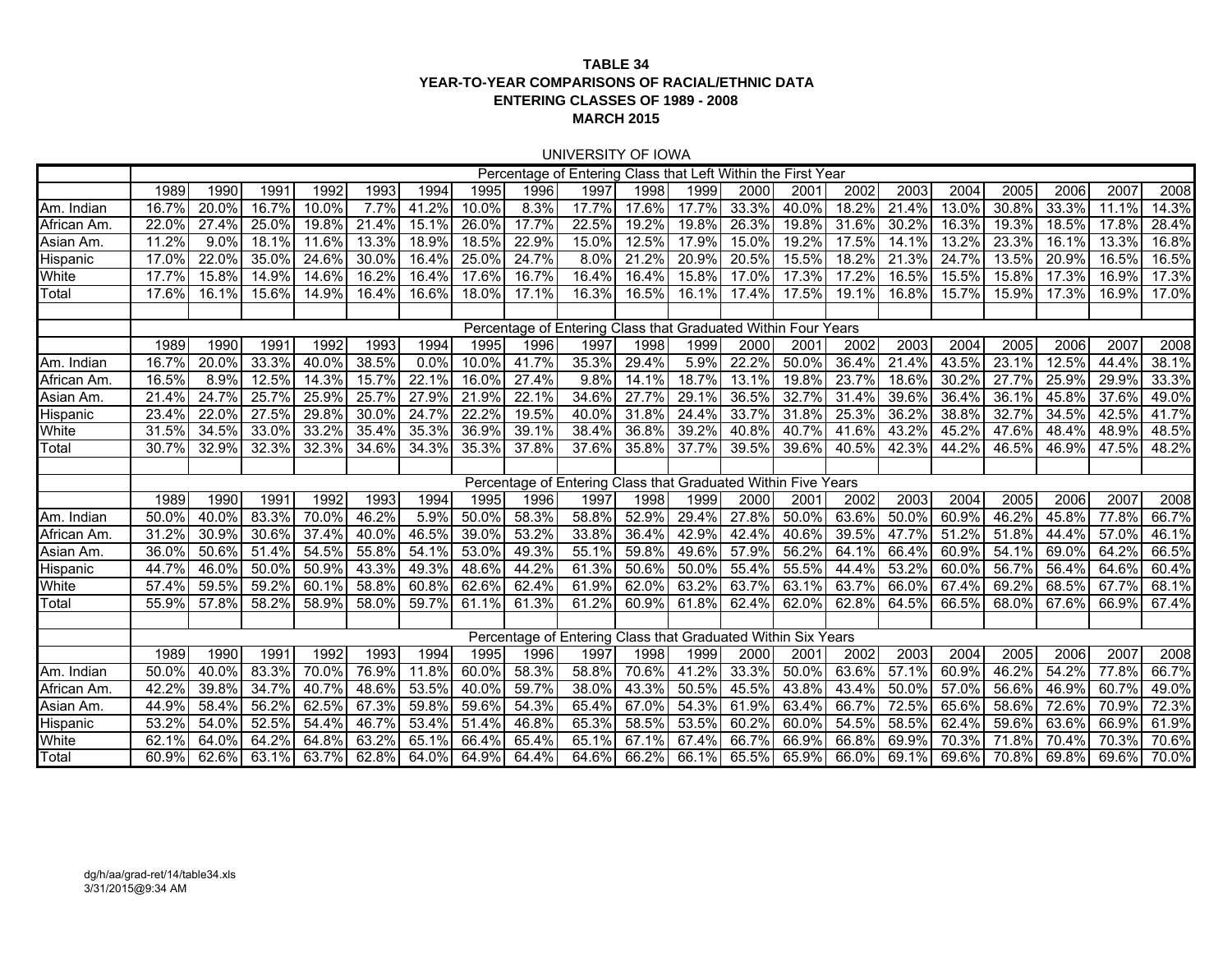**TABLE 34**
**YEAR-TO-YEAR COMPARISONS OF RACIAL/ETHNIC DATA**
**ENTERING CLASSES OF 1989 - 2008**
**MARCH 2015**

UNIVERSITY OF IOWA

| | Percentage of Entering Class that Left Within the First Year | | | | | | | | | | | | | | | | | | | |
|---|---|---|---|---|---|---|---|---|---|---|---|---|---|---|---|---|---|---|---|---|
| | 1989 | 1990 | 1991 | 1992 | 1993 | 1994 | 1995 | 1996 | 1997 | 1998 | 1999 | 2000 | 2001 | 2002 | 2003 | 2004 | 2005 | 2006 | 2007 | 2008 |
| Am. Indian | 16.7% | 20.0% | 16.7% | 10.0% | 7.7% | 41.2% | 10.0% | 8.3% | 17.7% | 17.6% | 17.7% | 33.3% | 40.0% | 18.2% | 21.4% | 13.0% | 30.8% | 33.3% | 11.1% | 14.3% |
| African Am. | 22.0% | 27.4% | 25.0% | 19.8% | 21.4% | 15.1% | 26.0% | 17.7% | 22.5% | 19.2% | 19.8% | 26.3% | 19.8% | 31.6% | 30.2% | 16.3% | 19.3% | 18.5% | 17.8% | 28.4% |
| Asian Am. | 11.2% | 9.0% | 18.1% | 11.6% | 13.3% | 18.9% | 18.5% | 22.9% | 15.0% | 12.5% | 17.9% | 15.0% | 19.2% | 17.5% | 14.1% | 13.2% | 23.3% | 16.1% | 13.3% | 16.8% |
| Hispanic | 17.0% | 22.0% | 35.0% | 24.6% | 30.0% | 16.4% | 25.0% | 24.7% | 8.0% | 21.2% | 20.9% | 20.5% | 15.5% | 18.2% | 21.3% | 24.7% | 13.5% | 20.9% | 16.5% | 16.5% |
| White | 17.7% | 15.8% | 14.9% | 14.6% | 16.2% | 16.4% | 17.6% | 16.7% | 16.4% | 16.4% | 15.8% | 17.0% | 17.3% | 17.2% | 16.5% | 15.5% | 15.8% | 17.3% | 16.9% | 17.3% |
| Total | 17.6% | 16.1% | 15.6% | 14.9% | 16.4% | 16.6% | 18.0% | 17.1% | 16.3% | 16.5% | 16.1% | 17.4% | 17.5% | 19.1% | 16.8% | 15.7% | 15.9% | 17.3% | 16.9% | 17.0% |
| | | | | | | | | | | | | | | | | | | | | |
| | Percentage of Entering Class that Graduated Within Four Years | | | | | | | | | | | | | | | | | | | |
| | 1989 | 1990 | 1991 | 1992 | 1993 | 1994 | 1995 | 1996 | 1997 | 1998 | 1999 | 2000 | 2001 | 2002 | 2003 | 2004 | 2005 | 2006 | 2007 | 2008 |
| Am. Indian | 16.7% | 20.0% | 33.3% | 40.0% | 38.5% | 0.0% | 10.0% | 41.7% | 35.3% | 29.4% | 5.9% | 22.2% | 50.0% | 36.4% | 21.4% | 43.5% | 23.1% | 12.5% | 44.4% | 38.1% |
| African Am. | 16.5% | 8.9% | 12.5% | 14.3% | 15.7% | 22.1% | 16.0% | 27.4% | 9.8% | 14.1% | 18.7% | 13.1% | 19.8% | 23.7% | 18.6% | 30.2% | 27.7% | 25.9% | 29.9% | 33.3% |
| Asian Am. | 21.4% | 24.7% | 25.7% | 25.9% | 25.7% | 27.9% | 21.9% | 22.1% | 34.6% | 27.7% | 29.1% | 36.5% | 32.7% | 31.4% | 39.6% | 36.4% | 36.1% | 45.8% | 37.6% | 49.0% |
| Hispanic | 23.4% | 22.0% | 27.5% | 29.8% | 30.0% | 24.7% | 22.2% | 19.5% | 40.0% | 31.8% | 24.4% | 33.7% | 31.8% | 25.3% | 36.2% | 38.8% | 32.7% | 34.5% | 42.5% | 41.7% |
| White | 31.5% | 34.5% | 33.0% | 33.2% | 35.4% | 35.3% | 36.9% | 39.1% | 38.4% | 36.8% | 39.2% | 40.8% | 40.7% | 41.6% | 43.2% | 45.2% | 47.6% | 48.4% | 48.9% | 48.5% |
| Total | 30.7% | 32.9% | 32.3% | 32.3% | 34.6% | 34.3% | 35.3% | 37.8% | 37.6% | 35.8% | 37.7% | 39.5% | 39.6% | 40.5% | 42.3% | 44.2% | 46.5% | 46.9% | 47.5% | 48.2% |
| | | | | | | | | | | | | | | | | | | | | |
| | Percentage of Entering Class that Graduated Within Five Years | | | | | | | | | | | | | | | | | | | |
| | 1989 | 1990 | 1991 | 1992 | 1993 | 1994 | 1995 | 1996 | 1997 | 1998 | 1999 | 2000 | 2001 | 2002 | 2003 | 2004 | 2005 | 2006 | 2007 | 2008 |
| Am. Indian | 50.0% | 40.0% | 83.3% | 70.0% | 46.2% | 5.9% | 50.0% | 58.3% | 58.8% | 52.9% | 29.4% | 27.8% | 50.0% | 63.6% | 50.0% | 60.9% | 46.2% | 45.8% | 77.8% | 66.7% |
| African Am. | 31.2% | 30.9% | 30.6% | 37.4% | 40.0% | 46.5% | 39.0% | 53.2% | 33.8% | 36.4% | 42.9% | 42.4% | 40.6% | 39.5% | 47.7% | 51.2% | 51.8% | 44.4% | 57.0% | 46.1% |
| Asian Am. | 36.0% | 50.6% | 51.4% | 54.5% | 55.8% | 54.1% | 53.0% | 49.3% | 55.1% | 59.8% | 49.6% | 57.9% | 56.2% | 64.1% | 66.4% | 60.9% | 54.1% | 69.0% | 64.2% | 66.5% |
| Hispanic | 44.7% | 46.0% | 50.0% | 50.9% | 43.3% | 49.3% | 48.6% | 44.2% | 61.3% | 50.6% | 50.0% | 55.4% | 55.5% | 44.4% | 53.2% | 60.0% | 56.7% | 56.4% | 64.6% | 60.4% |
| White | 57.4% | 59.5% | 59.2% | 60.1% | 58.8% | 60.8% | 62.6% | 62.4% | 61.9% | 62.0% | 63.2% | 63.7% | 63.1% | 63.7% | 66.0% | 67.4% | 69.2% | 68.5% | 67.7% | 68.1% |
| Total | 55.9% | 57.8% | 58.2% | 58.9% | 58.0% | 59.7% | 61.1% | 61.3% | 61.2% | 60.9% | 61.8% | 62.4% | 62.0% | 62.8% | 64.5% | 66.5% | 68.0% | 67.6% | 66.9% | 67.4% |
| | | | | | | | | | | | | | | | | | | | | |
| | Percentage of Entering Class that Graduated Within Six Years | | | | | | | | | | | | | | | | | | | |
| | 1989 | 1990 | 1991 | 1992 | 1993 | 1994 | 1995 | 1996 | 1997 | 1998 | 1999 | 2000 | 2001 | 2002 | 2003 | 2004 | 2005 | 2006 | 2007 | 2008 |
| Am. Indian | 50.0% | 40.0% | 83.3% | 70.0% | 76.9% | 11.8% | 60.0% | 58.3% | 58.8% | 70.6% | 41.2% | 33.3% | 50.0% | 63.6% | 57.1% | 60.9% | 46.2% | 54.2% | 77.8% | 66.7% |
| African Am. | 42.2% | 39.8% | 34.7% | 40.7% | 48.6% | 53.5% | 40.0% | 59.7% | 38.0% | 43.3% | 50.5% | 45.5% | 43.8% | 43.4% | 50.0% | 57.0% | 56.6% | 46.9% | 60.7% | 49.0% |
| Asian Am. | 44.9% | 58.4% | 56.2% | 62.5% | 67.3% | 59.8% | 59.6% | 54.3% | 65.4% | 67.0% | 54.3% | 61.9% | 63.4% | 66.7% | 72.5% | 65.6% | 58.6% | 72.6% | 70.9% | 72.3% |
| Hispanic | 53.2% | 54.0% | 52.5% | 54.4% | 46.7% | 53.4% | 51.4% | 46.8% | 65.3% | 58.5% | 53.5% | 60.2% | 60.0% | 54.5% | 58.5% | 62.4% | 59.6% | 63.6% | 66.9% | 61.9% |
| White | 62.1% | 64.0% | 64.2% | 64.8% | 63.2% | 65.1% | 66.4% | 65.4% | 65.1% | 67.1% | 67.4% | 66.7% | 66.9% | 66.8% | 69.9% | 70.3% | 71.8% | 70.4% | 70.3% | 70.6% |
| Total | 60.9% | 62.6% | 63.1% | 63.7% | 62.8% | 64.0% | 64.9% | 64.4% | 64.6% | 66.2% | 66.1% | 65.5% | 65.9% | 66.0% | 69.1% | 69.6% | 70.8% | 69.8% | 69.6% | 70.0% |

dg/h/aa/grad-ret/14/table34.xls
3/31/2015@9:34 AM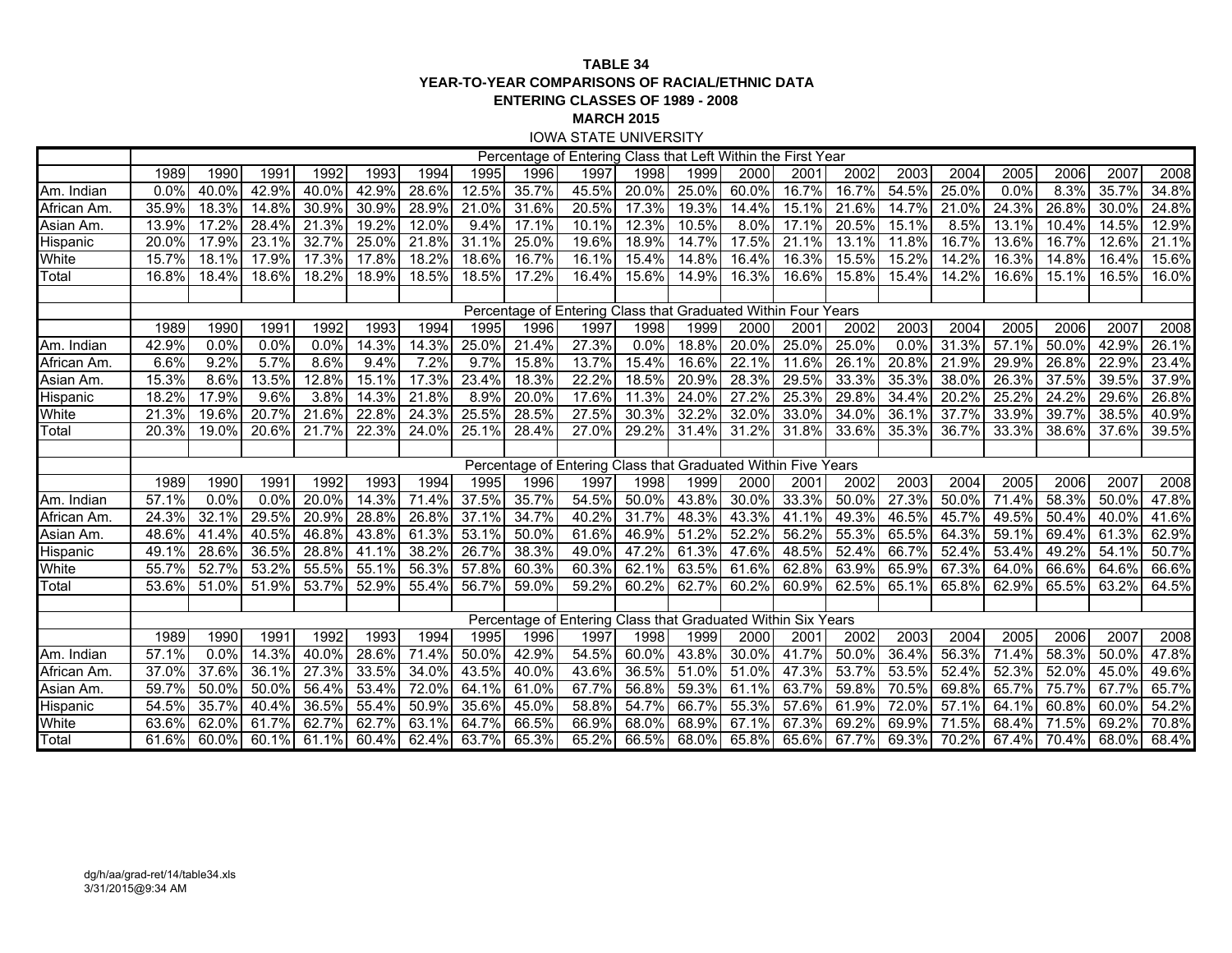# TABLE 34

## YEAR-TO-YEAR COMPARISONS OF RACIAL/ETHNIC DATA

### ENTERING CLASSES OF 1989 - 2008

### MARCH 2015

IOWA STATE UNIVERSITY

| | Percentage of Entering Class that Left Within the First Year | | | | | | | | | | | | | | | | | | | |
|---|---|---|---|---|---|---|---|---|---|---|---|---|---|---|---|---|---|---|---|---|
| | 1989 | 1990 | 1991 | 1992 | 1993 | 1994 | 1995 | 1996 | 1997 | 1998 | 1999 | 2000 | 2001 | 2002 | 2003 | 2004 | 2005 | 2006 | 2007 | 2008 |
| Am. Indian | 0.0% | 40.0% | 42.9% | 40.0% | 42.9% | 28.6% | 12.5% | 35.7% | 45.5% | 20.0% | 25.0% | 60.0% | 16.7% | 16.7% | 54.5% | 25.0% | 0.0% | 8.3% | 35.7% | 34.8% |
| African Am. | 35.9% | 18.3% | 14.8% | 30.9% | 30.9% | 28.9% | 21.0% | 31.6% | 20.5% | 17.3% | 19.3% | 14.4% | 15.1% | 21.6% | 14.7% | 21.0% | 24.3% | 26.8% | 30.0% | 24.8% |
| Asian Am. | 13.9% | 17.2% | 28.4% | 21.3% | 19.2% | 12.0% | 9.4% | 17.1% | 10.1% | 12.3% | 10.5% | 8.0% | 17.1% | 20.5% | 15.1% | 8.5% | 13.1% | 10.4% | 14.5% | 12.9% |
| Hispanic | 20.0% | 17.9% | 23.1% | 32.7% | 25.0% | 21.8% | 31.1% | 25.0% | 19.6% | 18.9% | 14.7% | 17.5% | 21.1% | 13.1% | 11.8% | 16.7% | 13.6% | 16.7% | 12.6% | 21.1% |
| White | 15.7% | 18.1% | 17.9% | 17.3% | 17.8% | 18.2% | 18.6% | 16.7% | 16.1% | 15.4% | 14.8% | 16.4% | 16.3% | 15.5% | 15.2% | 14.2% | 16.3% | 14.8% | 16.4% | 15.6% |
| Total | 16.8% | 18.4% | 18.6% | 18.2% | 18.9% | 18.5% | 18.5% | 17.2% | 16.4% | 15.6% | 14.9% | 16.3% | 16.6% | 15.8% | 15.4% | 14.2% | 16.6% | 15.1% | 16.5% | 16.0% |
| | | | | | | | | | | | | | | | | | | | | |
| | Percentage of Entering Class that Graduated Within Four Years | | | | | | | | | | | | | | | | | | | |
| | 1989 | 1990 | 1991 | 1992 | 1993 | 1994 | 1995 | 1996 | 1997 | 1998 | 1999 | 2000 | 2001 | 2002 | 2003 | 2004 | 2005 | 2006 | 2007 | 2008 |
| Am. Indian | 42.9% | 0.0% | 0.0% | 0.0% | 14.3% | 14.3% | 25.0% | 21.4% | 27.3% | 0.0% | 18.8% | 20.0% | 25.0% | 25.0% | 0.0% | 31.3% | 57.1% | 50.0% | 42.9% | 26.1% |
| African Am. | 6.6% | 9.2% | 5.7% | 8.6% | 9.4% | 7.2% | 9.7% | 15.8% | 13.7% | 15.4% | 16.6% | 22.1% | 11.6% | 26.1% | 20.8% | 21.9% | 29.9% | 26.8% | 22.9% | 23.4% |
| Asian Am. | 15.3% | 8.6% | 13.5% | 12.8% | 15.1% | 17.3% | 23.4% | 18.3% | 22.2% | 18.5% | 20.9% | 28.3% | 29.5% | 33.3% | 35.3% | 38.0% | 26.3% | 37.5% | 39.5% | 37.9% |
| Hispanic | 18.2% | 17.9% | 9.6% | 3.8% | 14.3% | 21.8% | 8.9% | 20.0% | 17.6% | 11.3% | 24.0% | 27.2% | 25.3% | 29.8% | 34.4% | 20.2% | 25.2% | 24.2% | 29.6% | 26.8% |
| White | 21.3% | 19.6% | 20.7% | 21.6% | 22.8% | 24.3% | 25.5% | 28.5% | 27.5% | 30.3% | 32.2% | 32.0% | 33.0% | 34.0% | 36.1% | 37.7% | 33.9% | 39.7% | 38.5% | 40.9% |
| Total | 20.3% | 19.0% | 20.6% | 21.7% | 22.3% | 24.0% | 25.1% | 28.4% | 27.0% | 29.2% | 31.4% | 31.2% | 31.8% | 33.6% | 35.3% | 36.7% | 33.3% | 38.6% | 37.6% | 39.5% |
| | | | | | | | | | | | | | | | | | | | | |
| | Percentage of Entering Class that Graduated Within Five Years | | | | | | | | | | | | | | | | | | | |
| | 1989 | 1990 | 1991 | 1992 | 1993 | 1994 | 1995 | 1996 | 1997 | 1998 | 1999 | 2000 | 2001 | 2002 | 2003 | 2004 | 2005 | 2006 | 2007 | 2008 |
| Am. Indian | 57.1% | 0.0% | 0.0% | 20.0% | 14.3% | 71.4% | 37.5% | 35.7% | 54.5% | 50.0% | 43.8% | 30.0% | 33.3% | 50.0% | 27.3% | 50.0% | 71.4% | 58.3% | 50.0% | 47.8% |
| African Am. | 24.3% | 32.1% | 29.5% | 20.9% | 28.8% | 26.8% | 37.1% | 34.7% | 40.2% | 31.7% | 48.3% | 43.3% | 41.1% | 49.3% | 46.5% | 45.7% | 49.5% | 50.4% | 40.0% | 41.6% |
| Asian Am. | 48.6% | 41.4% | 40.5% | 46.8% | 43.8% | 61.3% | 53.1% | 50.0% | 61.6% | 46.9% | 51.2% | 52.2% | 56.2% | 55.3% | 65.5% | 64.3% | 59.1% | 69.4% | 61.3% | 62.9% |
| Hispanic | 49.1% | 28.6% | 36.5% | 28.8% | 41.1% | 38.2% | 26.7% | 38.3% | 49.0% | 47.2% | 61.3% | 47.6% | 48.5% | 52.4% | 66.7% | 52.4% | 53.4% | 49.2% | 54.1% | 50.7% |
| White | 55.7% | 52.7% | 53.2% | 55.5% | 55.1% | 56.3% | 57.8% | 60.3% | 60.3% | 62.1% | 63.5% | 61.6% | 62.8% | 63.9% | 65.9% | 67.3% | 64.0% | 66.6% | 64.6% | 66.6% |
| Total | 53.6% | 51.0% | 51.9% | 53.7% | 52.9% | 55.4% | 56.7% | 59.0% | 59.2% | 60.2% | 62.7% | 60.2% | 60.9% | 62.5% | 65.1% | 65.8% | 62.9% | 65.5% | 63.2% | 64.5% |
| | | | | | | | | | | | | | | | | | | | | |
| | Percentage of Entering Class that Graduated Within Six Years | | | | | | | | | | | | | | | | | | | |
| | 1989 | 1990 | 1991 | 1992 | 1993 | 1994 | 1995 | 1996 | 1997 | 1998 | 1999 | 2000 | 2001 | 2002 | 2003 | 2004 | 2005 | 2006 | 2007 | 2008 |
| Am. Indian | 57.1% | 0.0% | 14.3% | 40.0% | 28.6% | 71.4% | 50.0% | 42.9% | 54.5% | 60.0% | 43.8% | 30.0% | 41.7% | 50.0% | 36.4% | 56.3% | 71.4% | 58.3% | 50.0% | 47.8% |
| African Am. | 37.0% | 37.6% | 36.1% | 27.3% | 33.5% | 34.0% | 43.5% | 40.0% | 43.6% | 36.5% | 51.0% | 51.0% | 47.3% | 53.7% | 53.5% | 52.4% | 52.3% | 52.0% | 45.0% | 49.6% |
| Asian Am. | 59.7% | 50.0% | 50.0% | 56.4% | 53.4% | 72.0% | 64.1% | 61.0% | 67.7% | 56.8% | 59.3% | 61.1% | 63.7% | 59.8% | 70.5% | 69.8% | 65.7% | 75.7% | 67.7% | 65.7% |
| Hispanic | 54.5% | 35.7% | 40.4% | 36.5% | 55.4% | 50.9% | 35.6% | 45.0% | 58.8% | 54.7% | 66.7% | 55.3% | 57.6% | 61.9% | 72.0% | 57.1% | 64.1% | 60.8% | 60.0% | 54.2% |
| White | 63.6% | 62.0% | 61.7% | 62.7% | 62.7% | 63.1% | 64.7% | 66.5% | 66.9% | 68.0% | 68.9% | 67.1% | 67.3% | 69.2% | 69.9% | 71.5% | 68.4% | 71.5% | 69.2% | 70.8% |
| Total | 61.6% | 60.0% | 60.1% | 61.1% | 60.4% | 62.4% | 63.7% | 65.3% | 65.2% | 66.5% | 68.0% | 65.8% | 65.6% | 67.7% | 69.3% | 70.2% | 67.4% | 70.4% | 68.0% | 68.4% |

dg/h/aa/grad-ret/14/table34.xls
3/31/2015@9:34 AM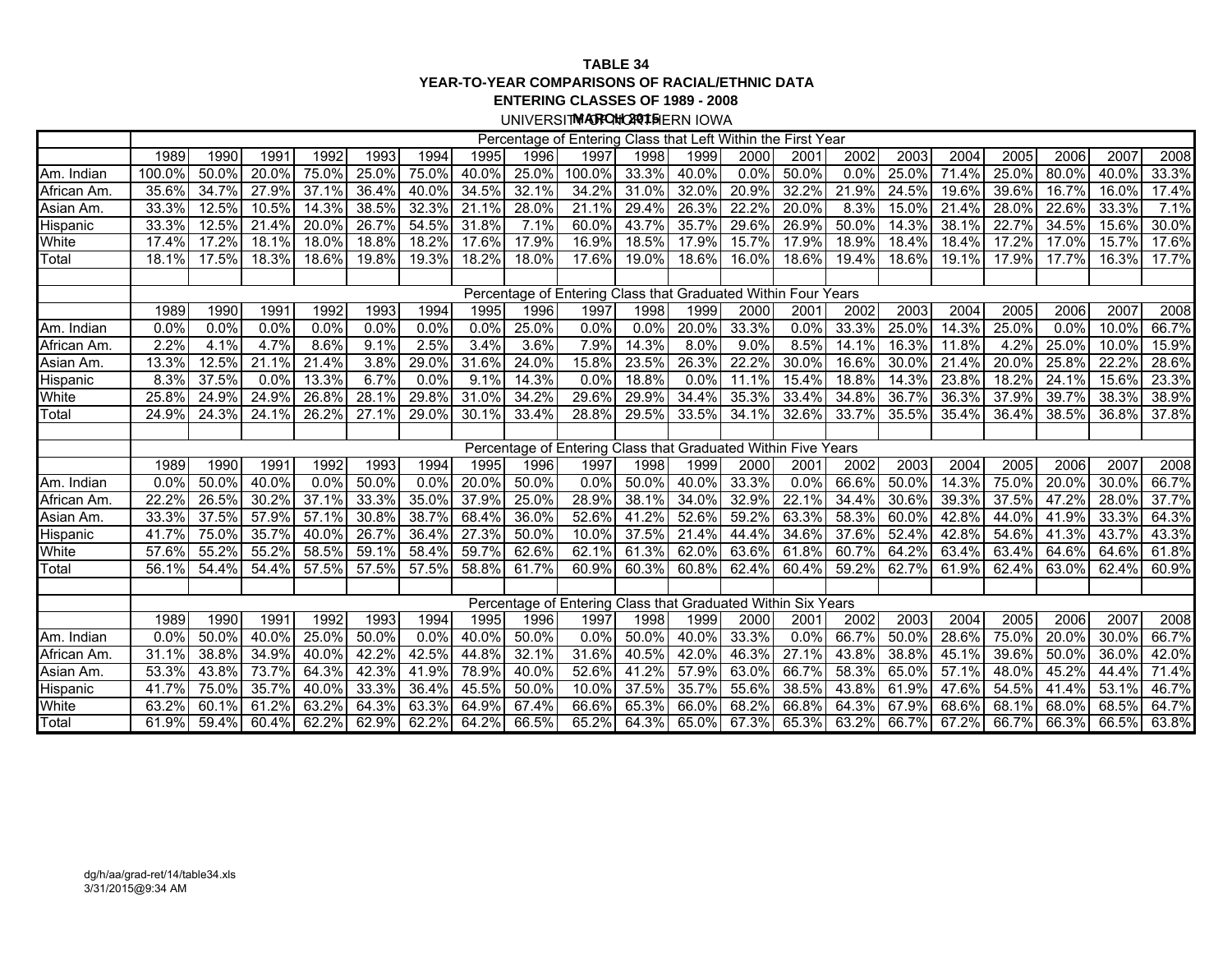**TABLE 34**

**YEAR-TO-YEAR COMPARISONS OF RACIAL/ETHNIC DATA**

**ENTERING CLASSES OF 1989 - 2008**

UNIVERSITY OF NORTHERN IOWA

**MARCH 2015**

| | Percentage of Entering Class that Left Within the First Year | | | | | | | | | | | | | | | | | | | |
|---|---|---|---|---|---|---|---|---|---|---|---|---|---|---|---|---|---|---|---|---|
| | 1989 | 1990 | 1991 | 1992 | 1993 | 1994 | 1995 | 1996 | 1997 | 1998 | 1999 | 2000 | 2001 | 2002 | 2003 | 2004 | 2005 | 2006 | 2007 | 2008 |
| Am. Indian | 100.0% | 50.0% | 20.0% | 75.0% | 25.0% | 75.0% | 40.0% | 25.0% | 100.0% | 33.3% | 40.0% | 0.0% | 50.0% | 0.0% | 25.0% | 71.4% | 25.0% | 80.0% | 40.0% | 33.3% |
| African Am. | 35.6% | 34.7% | 27.9% | 37.1% | 36.4% | 40.0% | 34.5% | 32.1% | 34.2% | 31.0% | 32.0% | 20.9% | 32.2% | 21.9% | 24.5% | 19.6% | 39.6% | 16.7% | 16.0% | 17.4% |
| Asian Am. | 33.3% | 12.5% | 10.5% | 14.3% | 38.5% | 32.3% | 21.1% | 28.0% | 21.1% | 29.4% | 26.3% | 22.2% | 20.0% | 8.3% | 15.0% | 21.4% | 28.0% | 22.6% | 33.3% | 7.1% |
| Hispanic | 33.3% | 12.5% | 21.4% | 20.0% | 26.7% | 54.5% | 31.8% | 7.1% | 60.0% | 43.7% | 35.7% | 29.6% | 26.9% | 50.0% | 14.3% | 38.1% | 22.7% | 34.5% | 15.6% | 30.0% |
| White | 17.4% | 17.2% | 18.1% | 18.0% | 18.8% | 18.2% | 17.6% | 17.9% | 16.9% | 18.5% | 17.9% | 15.7% | 17.9% | 18.9% | 18.4% | 18.4% | 17.2% | 17.0% | 15.7% | 17.6% |
| Total | 18.1% | 17.5% | 18.3% | 18.6% | 19.8% | 19.3% | 18.2% | 18.0% | 17.6% | 19.0% | 18.6% | 16.0% | 18.6% | 19.4% | 18.6% | 19.1% | 17.9% | 17.7% | 16.3% | 17.7% |
| | | | | | | | | | | | | | | | | | | | | |
| | Percentage of Entering Class that Graduated Within Four Years | | | | | | | | | | | | | | | | | | | |
| | 1989 | 1990 | 1991 | 1992 | 1993 | 1994 | 1995 | 1996 | 1997 | 1998 | 1999 | 2000 | 2001 | 2002 | 2003 | 2004 | 2005 | 2006 | 2007 | 2008 |
| Am. Indian | 0.0% | 0.0% | 0.0% | 0.0% | 0.0% | 0.0% | 0.0% | 25.0% | 0.0% | 0.0% | 20.0% | 33.3% | 0.0% | 33.3% | 25.0% | 14.3% | 25.0% | 0.0% | 10.0% | 66.7% |
| African Am. | 2.2% | 4.1% | 4.7% | 8.6% | 9.1% | 2.5% | 3.4% | 3.6% | 7.9% | 14.3% | 8.0% | 9.0% | 8.5% | 14.1% | 16.3% | 11.8% | 4.2% | 25.0% | 10.0% | 15.9% |
| Asian Am. | 13.3% | 12.5% | 21.1% | 21.4% | 3.8% | 29.0% | 31.6% | 24.0% | 15.8% | 23.5% | 26.3% | 22.2% | 30.0% | 16.6% | 30.0% | 21.4% | 20.0% | 25.8% | 22.2% | 28.6% |
| Hispanic | 8.3% | 37.5% | 0.0% | 13.3% | 6.7% | 0.0% | 9.1% | 14.3% | 0.0% | 18.8% | 0.0% | 11.1% | 15.4% | 18.8% | 14.3% | 23.8% | 18.2% | 24.1% | 15.6% | 23.3% |
| White | 25.8% | 24.9% | 24.9% | 26.8% | 28.1% | 29.8% | 31.0% | 34.2% | 29.6% | 29.9% | 34.4% | 35.3% | 33.4% | 34.8% | 36.7% | 36.3% | 37.9% | 39.7% | 38.3% | 38.9% |
| Total | 24.9% | 24.3% | 24.1% | 26.2% | 27.1% | 29.0% | 30.1% | 33.4% | 28.8% | 29.5% | 33.5% | 34.1% | 32.6% | 33.7% | 35.5% | 35.4% | 36.4% | 38.5% | 36.8% | 37.8% |
| | | | | | | | | | | | | | | | | | | | | |
| | Percentage of Entering Class that Graduated Within Five Years | | | | | | | | | | | | | | | | | | | |
| | 1989 | 1990 | 1991 | 1992 | 1993 | 1994 | 1995 | 1996 | 1997 | 1998 | 1999 | 2000 | 2001 | 2002 | 2003 | 2004 | 2005 | 2006 | 2007 | 2008 |
| Am. Indian | 0.0% | 50.0% | 40.0% | 0.0% | 50.0% | 0.0% | 20.0% | 50.0% | 0.0% | 50.0% | 40.0% | 33.3% | 0.0% | 66.6% | 50.0% | 14.3% | 75.0% | 20.0% | 30.0% | 66.7% |
| African Am. | 22.2% | 26.5% | 30.2% | 37.1% | 33.3% | 35.0% | 37.9% | 25.0% | 28.9% | 38.1% | 34.0% | 32.9% | 22.1% | 34.4% | 30.6% | 39.3% | 37.5% | 47.2% | 28.0% | 37.7% |
| Asian Am. | 33.3% | 37.5% | 57.9% | 57.1% | 30.8% | 38.7% | 68.4% | 36.0% | 52.6% | 41.2% | 52.6% | 59.2% | 63.3% | 58.3% | 60.0% | 42.8% | 44.0% | 41.9% | 33.3% | 64.3% |
| Hispanic | 41.7% | 75.0% | 35.7% | 40.0% | 26.7% | 36.4% | 27.3% | 50.0% | 10.0% | 37.5% | 21.4% | 44.4% | 34.6% | 37.6% | 52.4% | 42.8% | 54.6% | 41.3% | 43.7% | 43.3% |
| White | 57.6% | 55.2% | 55.2% | 58.5% | 59.1% | 58.4% | 59.7% | 62.6% | 62.1% | 61.3% | 62.0% | 63.6% | 61.8% | 60.7% | 64.2% | 63.4% | 63.4% | 64.6% | 64.6% | 61.8% |
| Total | 56.1% | 54.4% | 54.4% | 57.5% | 57.5% | 57.5% | 58.8% | 61.7% | 60.9% | 60.3% | 60.8% | 62.4% | 60.4% | 59.2% | 62.7% | 61.9% | 62.4% | 63.0% | 62.4% | 60.9% |
| | | | | | | | | | | | | | | | | | | | | |
| | Percentage of Entering Class that Graduated Within Six Years | | | | | | | | | | | | | | | | | | | |
| | 1989 | 1990 | 1991 | 1992 | 1993 | 1994 | 1995 | 1996 | 1997 | 1998 | 1999 | 2000 | 2001 | 2002 | 2003 | 2004 | 2005 | 2006 | 2007 | 2008 |
| Am. Indian | 0.0% | 50.0% | 40.0% | 25.0% | 50.0% | 0.0% | 40.0% | 50.0% | 0.0% | 50.0% | 40.0% | 33.3% | 0.0% | 66.7% | 50.0% | 28.6% | 75.0% | 20.0% | 30.0% | 66.7% |
| African Am. | 31.1% | 38.8% | 34.9% | 40.0% | 42.2% | 42.5% | 44.8% | 32.1% | 31.6% | 40.5% | 42.0% | 46.3% | 27.1% | 43.8% | 38.8% | 45.1% | 39.6% | 50.0% | 36.0% | 42.0% |
| Asian Am. | 53.3% | 43.8% | 73.7% | 64.3% | 42.3% | 41.9% | 78.9% | 40.0% | 52.6% | 41.2% | 57.9% | 63.0% | 66.7% | 58.3% | 65.0% | 57.1% | 48.0% | 45.2% | 44.4% | 71.4% |
| Hispanic | 41.7% | 75.0% | 35.7% | 40.0% | 33.3% | 36.4% | 45.5% | 50.0% | 10.0% | 37.5% | 35.7% | 55.6% | 38.5% | 43.8% | 61.9% | 47.6% | 54.5% | 41.4% | 53.1% | 46.7% |
| White | 63.2% | 60.1% | 61.2% | 63.2% | 64.3% | 63.3% | 64.9% | 67.4% | 66.6% | 65.3% | 66.0% | 68.2% | 66.8% | 64.3% | 67.9% | 68.6% | 68.1% | 68.0% | 68.5% | 64.7% |
| Total | 61.9% | 59.4% | 60.4% | 62.2% | 62.9% | 62.2% | 64.2% | 66.5% | 65.2% | 64.3% | 65.0% | 67.3% | 65.3% | 63.2% | 66.7% | 67.2% | 66.7% | 66.3% | 66.5% | 63.8% |

dg/h/aa/grad-ret/14/table34.xls
3/31/2015@9:34 AM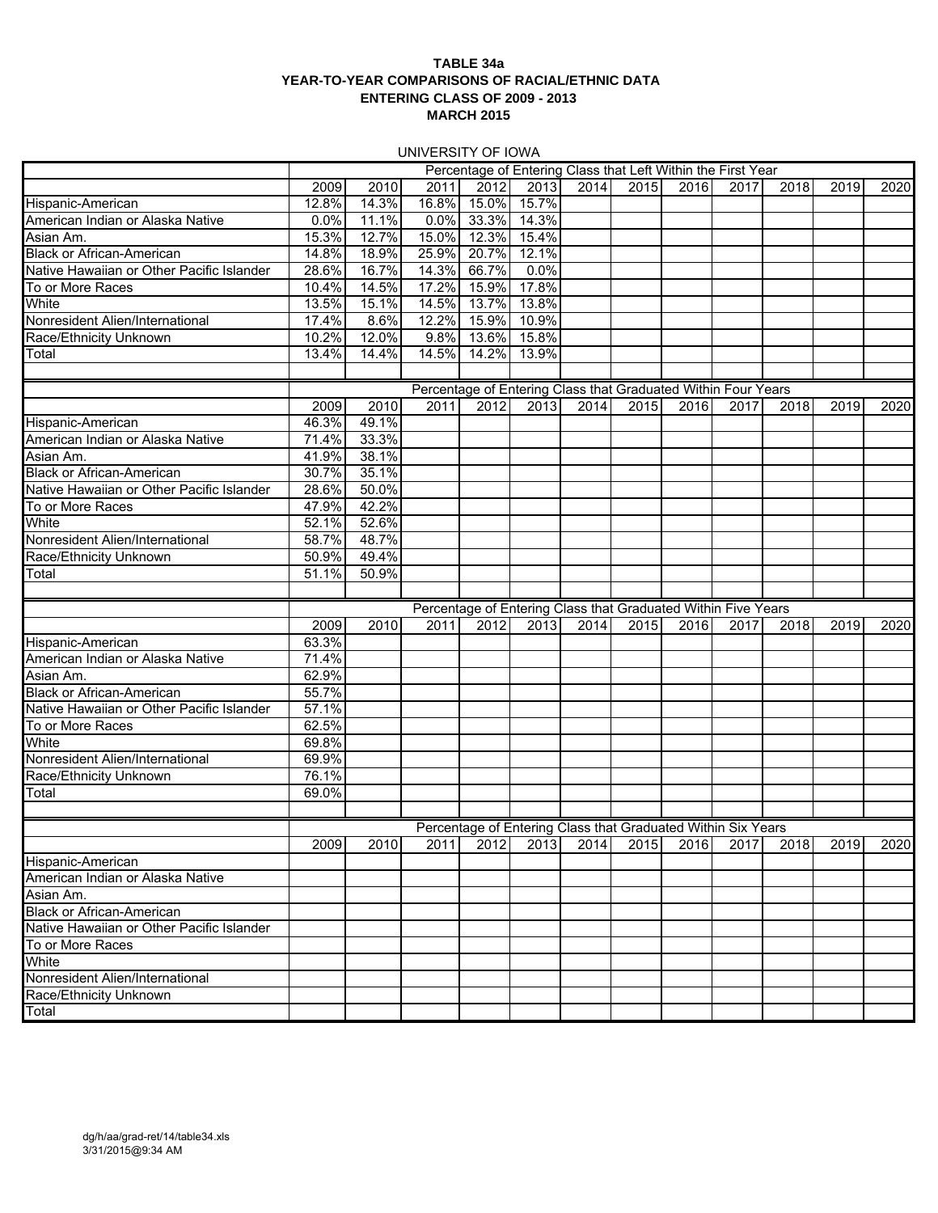**TABLE 34a**
**YEAR-TO-YEAR COMPARISONS OF RACIAL/ETHNIC DATA**
**ENTERING CLASS OF 2009 - 2013**
**MARCH 2015**

UNIVERSITY OF IOWA

| | Percentage of Entering Class that Left Within the First Year | | | | | | | | | | | |
|---|---|---|---|---|---|---|---|---|---|---|---|---|
| | 2009 | 2010 | 2011 | 2012 | 2013 | 2014 | 2015 | 2016 | 2017 | 2018 | 2019 | 2020 |
| Hispanic-American | 12.8% | 14.3% | 16.8% | 15.0% | 15.7% | | | | | | | |
| American Indian or Alaska Native | 0.0% | 11.1% | 0.0% | 33.3% | 14.3% | | | | | | | |
| Asian Am. | 15.3% | 12.7% | 15.0% | 12.3% | 15.4% | | | | | | | |
| Black or African-American | 14.8% | 18.9% | 25.9% | 20.7% | 12.1% | | | | | | | |
| Native Hawaiian or Other Pacific Islander | 28.6% | 16.7% | 14.3% | 66.7% | 0.0% | | | | | | | |
| To or More Races | 10.4% | 14.5% | 17.2% | 15.9% | 17.8% | | | | | | | |
| White | 13.5% | 15.1% | 14.5% | 13.7% | 13.8% | | | | | | | |
| Nonresident Alien/International | 17.4% | 8.6% | 12.2% | 15.9% | 10.9% | | | | | | | |
| Race/Ethnicity Unknown | 10.2% | 12.0% | 9.8% | 13.6% | 15.8% | | | | | | | |
| Total | 13.4% | 14.4% | 14.5% | 14.2% | 13.9% | | | | | | | |

| | Percentage of Entering Class that Graduated Within Four Years | | | | | | | | | | | |
|---|---|---|---|---|---|---|---|---|---|---|---|---|
| | 2009 | 2010 | 2011 | 2012 | 2013 | 2014 | 2015 | 2016 | 2017 | 2018 | 2019 | 2020 |
| Hispanic-American | 46.3% | 49.1% | | | | | | | | | | |
| American Indian or Alaska Native | 71.4% | 33.3% | | | | | | | | | | |
| Asian Am. | 41.9% | 38.1% | | | | | | | | | | |
| Black or African-American | 30.7% | 35.1% | | | | | | | | | | |
| Native Hawaiian or Other Pacific Islander | 28.6% | 50.0% | | | | | | | | | | |
| To or More Races | 47.9% | 42.2% | | | | | | | | | | |
| White | 52.1% | 52.6% | | | | | | | | | | |
| Nonresident Alien/International | 58.7% | 48.7% | | | | | | | | | | |
| Race/Ethnicity Unknown | 50.9% | 49.4% | | | | | | | | | | |
| Total | 51.1% | 50.9% | | | | | | | | | | |

| | Percentage of Entering Class that Graduated Within Five Years | | | | | | | | | | | |
|---|---|---|---|---|---|---|---|---|---|---|---|---|
| | 2009 | 2010 | 2011 | 2012 | 2013 | 2014 | 2015 | 2016 | 2017 | 2018 | 2019 | 2020 |
| Hispanic-American | 63.3% | | | | | | | | | | | |
| American Indian or Alaska Native | 71.4% | | | | | | | | | | | |
| Asian Am. | 62.9% | | | | | | | | | | | |
| Black or African-American | 55.7% | | | | | | | | | | | |
| Native Hawaiian or Other Pacific Islander | 57.1% | | | | | | | | | | | |
| To or More Races | 62.5% | | | | | | | | | | | |
| White | 69.8% | | | | | | | | | | | |
| Nonresident Alien/International | 69.9% | | | | | | | | | | | |
| Race/Ethnicity Unknown | 76.1% | | | | | | | | | | | |
| Total | 69.0% | | | | | | | | | | | |

| | Percentage of Entering Class that Graduated Within Six Years | | | | | | | | | | | |
|---|---|---|---|---|---|---|---|---|---|---|---|---|
| | 2009 | 2010 | 2011 | 2012 | 2013 | 2014 | 2015 | 2016 | 2017 | 2018 | 2019 | 2020 |
| Hispanic-American | | | | | | | | | | | | |
| American Indian or Alaska Native | | | | | | | | | | | | |
| Asian Am. | | | | | | | | | | | | |
| Black or African-American | | | | | | | | | | | | |
| Native Hawaiian or Other Pacific Islander | | | | | | | | | | | | |
| To or More Races | | | | | | | | | | | | |
| White | | | | | | | | | | | | |
| Nonresident Alien/International | | | | | | | | | | | | |
| Race/Ethnicity Unknown | | | | | | | | | | | | |
| Total | | | | | | | | | | | | |

dg/h/aa/grad-ret/14/table34.xls
3/31/2015@9:34 AM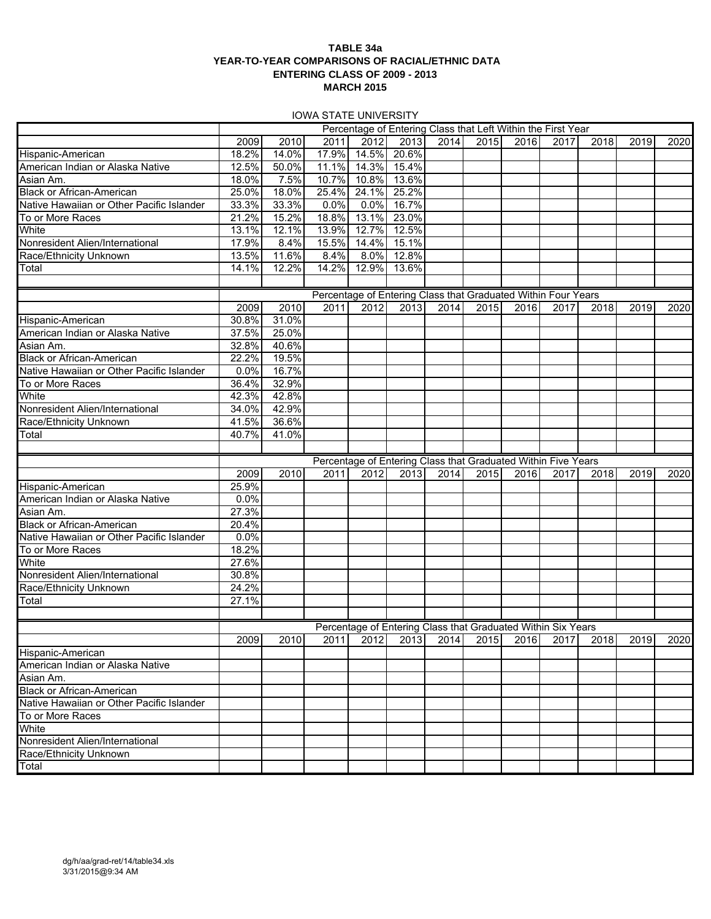**TABLE 34a**
**YEAR-TO-YEAR COMPARISONS OF RACIAL/ETHNIC DATA**
**ENTERING CLASS OF 2009 - 2013**
**MARCH 2015**

IOWA STATE UNIVERSITY

| | Percentage of Entering Class that Left Within the First Year | | | | | | | | | | | |
|---|---|---|---|---|---|---|---|---|---|---|---|---|
| | 2009 | 2010 | 2011 | 2012 | 2013 | 2014 | 2015 | 2016 | 2017 | 2018 | 2019 | 2020 |
| Hispanic-American | 18.2% | 14.0% | 17.9% | 14.5% | 20.6% | | | | | | | |
| American Indian or Alaska Native | 12.5% | 50.0% | 11.1% | 14.3% | 15.4% | | | | | | | |
| Asian Am. | 18.0% | 7.5% | 10.7% | 10.8% | 13.6% | | | | | | | |
| Black or African-American | 25.0% | 18.0% | 25.4% | 24.1% | 25.2% | | | | | | | |
| Native Hawaiian or Other Pacific Islander | 33.3% | 33.3% | 0.0% | 0.0% | 16.7% | | | | | | | |
| To or More Races | 21.2% | 15.2% | 18.8% | 13.1% | 23.0% | | | | | | | |
| White | 13.1% | 12.1% | 13.9% | 12.7% | 12.5% | | | | | | | |
| Nonresident Alien/International | 17.9% | 8.4% | 15.5% | 14.4% | 15.1% | | | | | | | |
| Race/Ethnicity Unknown | 13.5% | 11.6% | 8.4% | 8.0% | 12.8% | | | | | | | |
| Total | 14.1% | 12.2% | 14.2% | 12.9% | 13.6% | | | | | | | |
| | Percentage of Entering Class that Graduated Within Four Years | | | | | | | | | | | |
| | 2009 | 2010 | 2011 | 2012 | 2013 | 2014 | 2015 | 2016 | 2017 | 2018 | 2019 | 2020 |
| Hispanic-American | 30.8% | 31.0% | | | | | | | | | | |
| American Indian or Alaska Native | 37.5% | 25.0% | | | | | | | | | | |
| Asian Am. | 32.8% | 40.6% | | | | | | | | | | |
| Black or African-American | 22.2% | 19.5% | | | | | | | | | | |
| Native Hawaiian or Other Pacific Islander | 0.0% | 16.7% | | | | | | | | | | |
| To or More Races | 36.4% | 32.9% | | | | | | | | | | |
| White | 42.3% | 42.8% | | | | | | | | | | |
| Nonresident Alien/International | 34.0% | 42.9% | | | | | | | | | | |
| Race/Ethnicity Unknown | 41.5% | 36.6% | | | | | | | | | | |
| Total | 40.7% | 41.0% | | | | | | | | | | |
| | Percentage of Entering Class that Graduated Within Five Years | | | | | | | | | | | |
| | 2009 | 2010 | 2011 | 2012 | 2013 | 2014 | 2015 | 2016 | 2017 | 2018 | 2019 | 2020 |
| Hispanic-American | 25.9% | | | | | | | | | | | |
| American Indian or Alaska Native | 0.0% | | | | | | | | | | | |
| Asian Am. | 27.3% | | | | | | | | | | | |
| Black or African-American | 20.4% | | | | | | | | | | | |
| Native Hawaiian or Other Pacific Islander | 0.0% | | | | | | | | | | | |
| To or More Races | 18.2% | | | | | | | | | | | |
| White | 27.6% | | | | | | | | | | | |
| Nonresident Alien/International | 30.8% | | | | | | | | | | | |
| Race/Ethnicity Unknown | 24.2% | | | | | | | | | | | |
| Total | 27.1% | | | | | | | | | | | |
| | Percentage of Entering Class that Graduated Within Six Years | | | | | | | | | | | |
| | 2009 | 2010 | 2011 | 2012 | 2013 | 2014 | 2015 | 2016 | 2017 | 2018 | 2019 | 2020 |
| Hispanic-American | | | | | | | | | | | | |
| American Indian or Alaska Native | | | | | | | | | | | | |
| Asian Am. | | | | | | | | | | | | |
| Black or African-American | | | | | | | | | | | | |
| Native Hawaiian or Other Pacific Islander | | | | | | | | | | | | |
| To or More Races | | | | | | | | | | | | |
| White | | | | | | | | | | | | |
| Nonresident Alien/International | | | | | | | | | | | | |
| Race/Ethnicity Unknown | | | | | | | | | | | | |
| Total | | | | | | | | | | | | |

dg/h/aa/grad-ret/14/table34.xls
3/31/2015@9:34 AM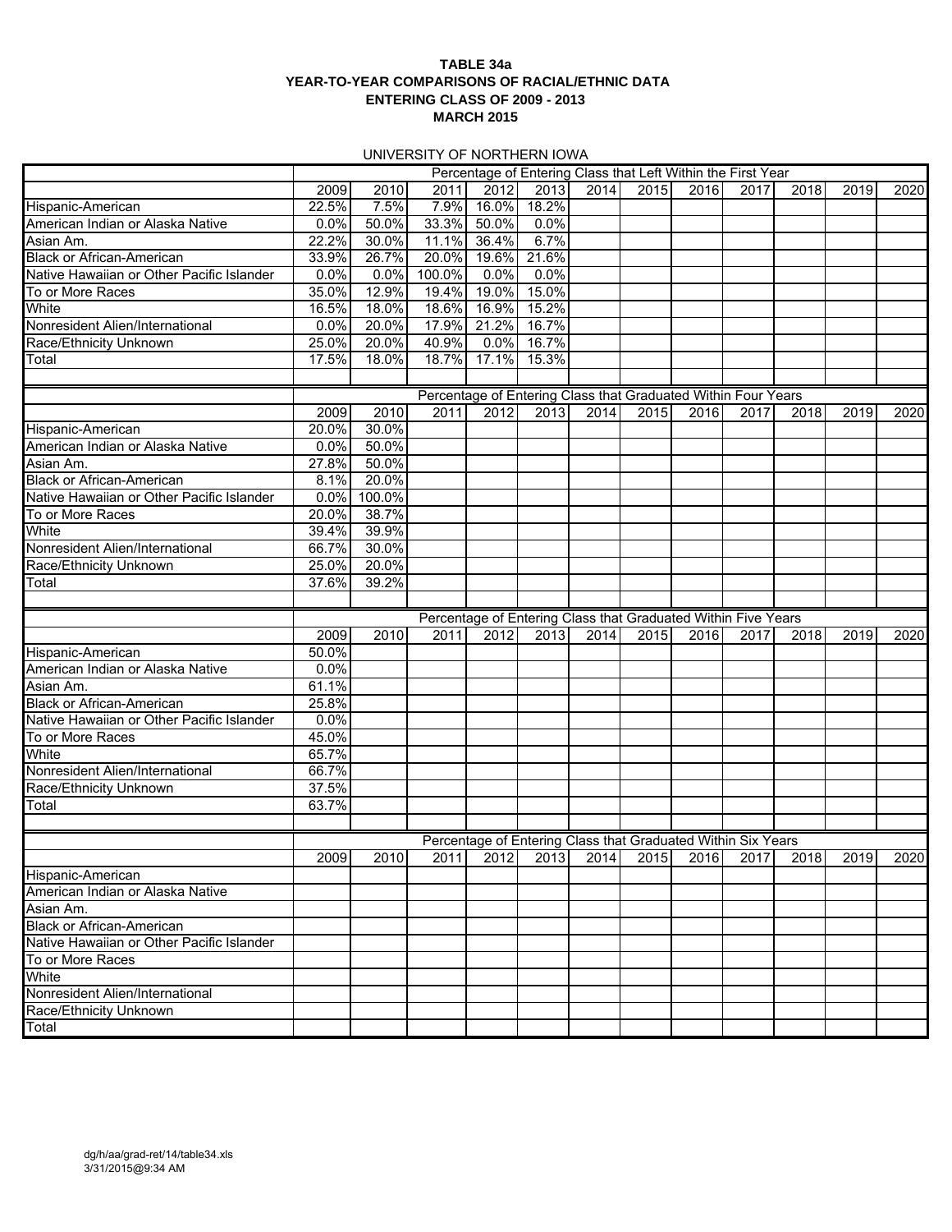**TABLE 34a**
**YEAR-TO-YEAR COMPARISONS OF RACIAL/ETHNIC DATA**
**ENTERING CLASS OF 2009 - 2013**
**MARCH 2015**

UNIVERSITY OF NORTHERN IOWA

| | Percentage of Entering Class that Left Within the First Year | | | | | | | | | | | |
|---|---|---|---|---|---|---|---|---|---|---|---|---|
| | 2009 | 2010 | 2011 | 2012 | 2013 | 2014 | 2015 | 2016 | 2017 | 2018 | 2019 | 2020 |
| Hispanic-American | 22.5% | 7.5% | 7.9% | 16.0% | 18.2% | | | | | | | |
| American Indian or Alaska Native | 0.0% | 50.0% | 33.3% | 50.0% | 0.0% | | | | | | | |
| Asian Am. | 22.2% | 30.0% | 11.1% | 36.4% | 6.7% | | | | | | | |
| Black or African-American | 33.9% | 26.7% | 20.0% | 19.6% | 21.6% | | | | | | | |
| Native Hawaiian or Other Pacific Islander | 0.0% | 0.0% | 100.0% | 0.0% | 0.0% | | | | | | | |
| To or More Races | 35.0% | 12.9% | 19.4% | 19.0% | 15.0% | | | | | | | |
| White | 16.5% | 18.0% | 18.6% | 16.9% | 15.2% | | | | | | | |
| Nonresident Alien/International | 0.0% | 20.0% | 17.9% | 21.2% | 16.7% | | | | | | | |
| Race/Ethnicity Unknown | 25.0% | 20.0% | 40.9% | 0.0% | 16.7% | | | | | | | |
| Total | 17.5% | 18.0% | 18.7% | 17.1% | 15.3% | | | | | | | |

| | Percentage of Entering Class that Graduated Within Four Years | | | | | | | | | | | |
|---|---|---|---|---|---|---|---|---|---|---|---|---|
| | 2009 | 2010 | 2011 | 2012 | 2013 | 2014 | 2015 | 2016 | 2017 | 2018 | 2019 | 2020 |
| Hispanic-American | 20.0% | 30.0% | | | | | | | | | | |
| American Indian or Alaska Native | 0.0% | 50.0% | | | | | | | | | | |
| Asian Am. | 27.8% | 50.0% | | | | | | | | | | |
| Black or African-American | 8.1% | 20.0% | | | | | | | | | | |
| Native Hawaiian or Other Pacific Islander | 0.0% | 100.0% | | | | | | | | | | |
| To or More Races | 20.0% | 38.7% | | | | | | | | | | |
| White | 39.4% | 39.9% | | | | | | | | | | |
| Nonresident Alien/International | 66.7% | 30.0% | | | | | | | | | | |
| Race/Ethnicity Unknown | 25.0% | 20.0% | | | | | | | | | | |
| Total | 37.6% | 39.2% | | | | | | | | | | |

| | Percentage of Entering Class that Graduated Within Five Years | | | | | | | | | | | |
|---|---|---|---|---|---|---|---|---|---|---|---|---|
| | 2009 | 2010 | 2011 | 2012 | 2013 | 2014 | 2015 | 2016 | 2017 | 2018 | 2019 | 2020 |
| Hispanic-American | 50.0% | | | | | | | | | | | |
| American Indian or Alaska Native | 0.0% | | | | | | | | | | | |
| Asian Am. | 61.1% | | | | | | | | | | | |
| Black or African-American | 25.8% | | | | | | | | | | | |
| Native Hawaiian or Other Pacific Islander | 0.0% | | | | | | | | | | | |
| To or More Races | 45.0% | | | | | | | | | | | |
| White | 65.7% | | | | | | | | | | | |
| Nonresident Alien/International | 66.7% | | | | | | | | | | | |
| Race/Ethnicity Unknown | 37.5% | | | | | | | | | | | |
| Total | 63.7% | | | | | | | | | | | |

| | Percentage of Entering Class that Graduated Within Six Years | | | | | | | | | | | |
|---|---|---|---|---|---|---|---|---|---|---|---|---|
| | 2009 | 2010 | 2011 | 2012 | 2013 | 2014 | 2015 | 2016 | 2017 | 2018 | 2019 | 2020 |
| Hispanic-American | | | | | | | | | | | | |
| American Indian or Alaska Native | | | | | | | | | | | | |
| Asian Am. | | | | | | | | | | | | |
| Black or African-American | | | | | | | | | | | | |
| Native Hawaiian or Other Pacific Islander | | | | | | | | | | | | |
| To or More Races | | | | | | | | | | | | |
| White | | | | | | | | | | | | |
| Nonresident Alien/International | | | | | | | | | | | | |
| Race/Ethnicity Unknown | | | | | | | | | | | | |
| Total | | | | | | | | | | | | |

dg/h/aa/grad-ret/14/table34.xls
3/31/2015@9:34 AM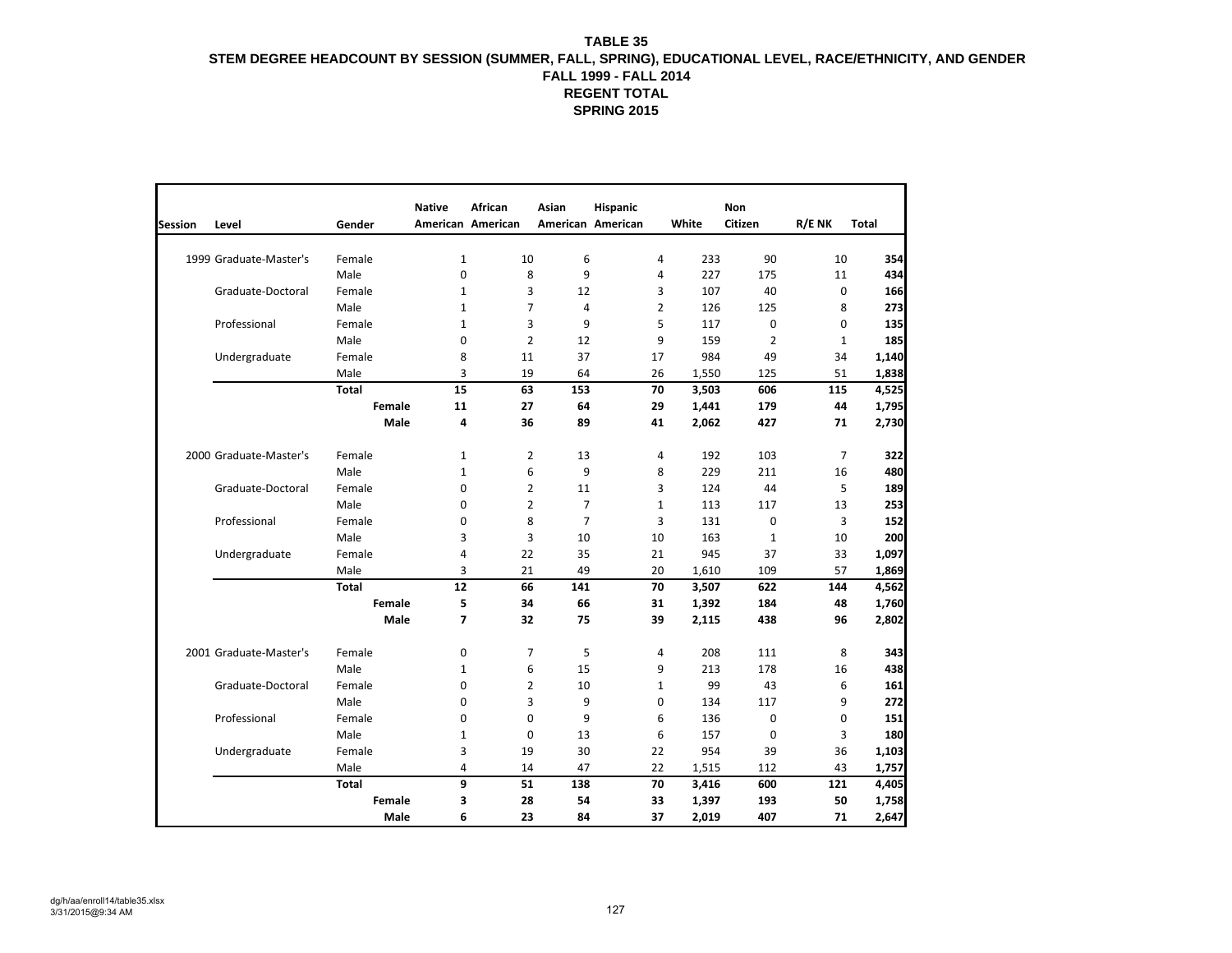**TABLE 35**
**STEM DEGREE HEADCOUNT BY SESSION (SUMMER, FALL, SPRING), EDUCATIONAL LEVEL, RACE/ETHNICITY, AND GENDER**
**FALL 1999 - FALL 2014**
**REGENT TOTAL**
**SPRING 2015**

| Session | Level | Gender | Native American | African American | Asian American | Hispanic American | White | Non Citizen | R/E NK | Total |
|---|---|---|---|---|---|---|---|---|---|---|
| 1999 | Graduate-Master's | Female | 1 | 10 | 6 | 4 | 233 | 90 | 10 | **354** |
| | | Male | 0 | 8 | 9 | 4 | 227 | 175 | 11 | **434** |
| | Graduate-Doctoral | Female | 1 | 3 | 12 | 3 | 107 | 40 | 0 | **166** |
| | | Male | 1 | 7 | 4 | 2 | 126 | 125 | 8 | **273** |
| | Professional | Female | 1 | 3 | 9 | 5 | 117 | 0 | 0 | **135** |
| | | Male | 0 | 2 | 12 | 9 | 159 | 2 | 1 | **185** |
| | Undergraduate | Female | 8 | 11 | 37 | 17 | 984 | 49 | 34 | **1,140** |
| | | Male | 3 | 19 | 64 | 26 | 1,550 | 125 | 51 | **1,838** |
| | | **Total** | **15** | **63** | **153** | **70** | **3,503** | **606** | **115** | **4,525** |
| | | **Female** | **11** | **27** | **64** | **29** | **1,441** | **179** | **44** | **1,795** |
| | | **Male** | **4** | **36** | **89** | **41** | **2,062** | **427** | **71** | **2,730** |
| 2000 | Graduate-Master's | Female | 1 | 2 | 13 | 4 | 192 | 103 | 7 | **322** |
| | | Male | 1 | 6 | 9 | 8 | 229 | 211 | 16 | **480** |
| | Graduate-Doctoral | Female | 0 | 2 | 11 | 3 | 124 | 44 | 5 | **189** |
| | | Male | 0 | 2 | 7 | 1 | 113 | 117 | 13 | **253** |
| | Professional | Female | 0 | 8 | 7 | 3 | 131 | 0 | 3 | **152** |
| | | Male | 3 | 3 | 10 | 10 | 163 | 1 | 10 | **200** |
| | Undergraduate | Female | 4 | 22 | 35 | 21 | 945 | 37 | 33 | **1,097** |
| | | Male | 3 | 21 | 49 | 20 | 1,610 | 109 | 57 | **1,869** |
| | | **Total** | **12** | **66** | **141** | **70** | **3,507** | **622** | **144** | **4,562** |
| | | **Female** | **5** | **34** | **66** | **31** | **1,392** | **184** | **48** | **1,760** |
| | | **Male** | **7** | **32** | **75** | **39** | **2,115** | **438** | **96** | **2,802** |
| 2001 | Graduate-Master's | Female | 0 | 7 | 5 | 4 | 208 | 111 | 8 | **343** |
| | | Male | 1 | 6 | 15 | 9 | 213 | 178 | 16 | **438** |
| | Graduate-Doctoral | Female | 0 | 2 | 10 | 1 | 99 | 43 | 6 | **161** |
| | | Male | 0 | 3 | 9 | 0 | 134 | 117 | 9 | **272** |
| | Professional | Female | 0 | 0 | 9 | 6 | 136 | 0 | 0 | **151** |
| | | Male | 1 | 0 | 13 | 6 | 157 | 0 | 3 | **180** |
| | Undergraduate | Female | 3 | 19 | 30 | 22 | 954 | 39 | 36 | **1,103** |
| | | Male | 4 | 14 | 47 | 22 | 1,515 | 112 | 43 | **1,757** |
| | | **Total** | **9** | **51** | **138** | **70** | **3,416** | **600** | **121** | **4,405** |
| | | **Female** | **3** | **28** | **54** | **33** | **1,397** | **193** | **50** | **1,758** |
| | | **Male** | **6** | **23** | **84** | **37** | **2,019** | **407** | **71** | **2,647** |

dg/h/aa/enroll14/table35.xlsx
3/31/2015@9:34 AM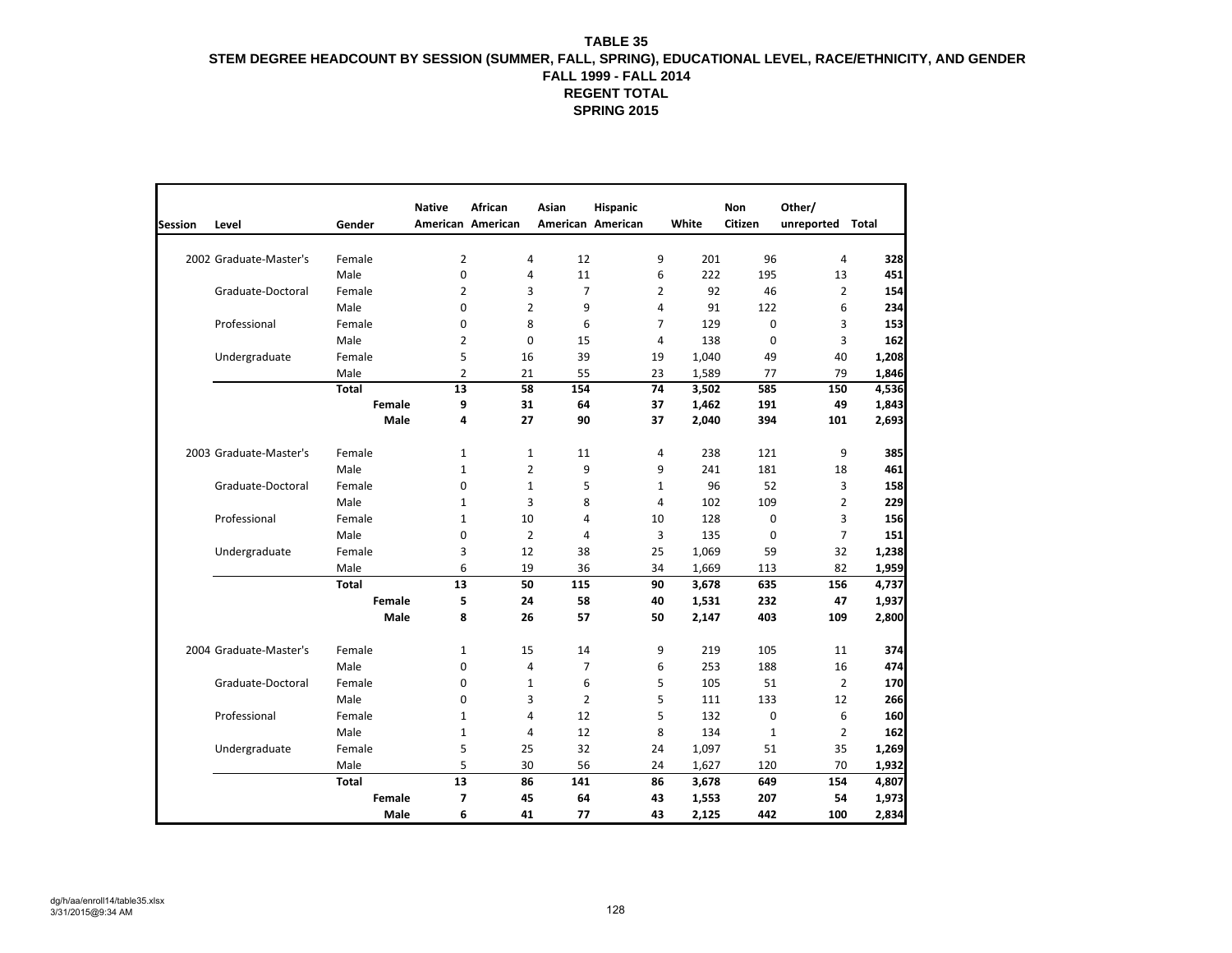**TABLE 35**
**STEM DEGREE HEADCOUNT BY SESSION (SUMMER, FALL, SPRING), EDUCATIONAL LEVEL, RACE/ETHNICITY, AND GENDER**
**FALL 1999 - FALL 2014**
**REGENT TOTAL**
**SPRING 2015**

| Session | Level | Gender | Native American | African American | Asian American | Hispanic American | White | Non Citizen | Other/ unreported | Total |
|---|---|---|---|---|---|---|---|---|---|---|
| 2002 | Graduate-Master's | Female | 2 | 4 | 12 | 9 | 201 | 96 | 4 | **328** |
| | | Male | 0 | 4 | 11 | 6 | 222 | 195 | 13 | **451** |
| | Graduate-Doctoral | Female | 2 | 3 | 7 | 2 | 92 | 46 | 2 | **154** |
| | | Male | 0 | 2 | 9 | 4 | 91 | 122 | 6 | **234** |
| | Professional | Female | 0 | 8 | 6 | 7 | 129 | 0 | 3 | **153** |
| | | Male | 2 | 0 | 15 | 4 | 138 | 0 | 3 | **162** |
| | Undergraduate | Female | 5 | 16 | 39 | 19 | 1,040 | 49 | 40 | **1,208** |
| | | Male | 2 | 21 | 55 | 23 | 1,589 | 77 | 79 | **1,846** |
| | | **Total** | **13** | **58** | **154** | **74** | **3,502** | **585** | **150** | **4,536** |
| | | **Female** | **9** | **31** | **64** | **37** | **1,462** | **191** | **49** | **1,843** |
| | | **Male** | **4** | **27** | **90** | **37** | **2,040** | **394** | **101** | **2,693** |
| 2003 | Graduate-Master's | Female | 1 | 1 | 11 | 4 | 238 | 121 | 9 | **385** |
| | | Male | 1 | 2 | 9 | 9 | 241 | 181 | 18 | **461** |
| | Graduate-Doctoral | Female | 0 | 1 | 5 | 1 | 96 | 52 | 3 | **158** |
| | | Male | 1 | 3 | 8 | 4 | 102 | 109 | 2 | **229** |
| | Professional | Female | 1 | 10 | 4 | 10 | 128 | 0 | 3 | **156** |
| | | Male | 0 | 2 | 4 | 3 | 135 | 0 | 7 | **151** |
| | Undergraduate | Female | 3 | 12 | 38 | 25 | 1,069 | 59 | 32 | **1,238** |
| | | Male | 6 | 19 | 36 | 34 | 1,669 | 113 | 82 | **1,959** |
| | | **Total** | **13** | **50** | **115** | **90** | **3,678** | **635** | **156** | **4,737** |
| | | **Female** | **5** | **24** | **58** | **40** | **1,531** | **232** | **47** | **1,937** |
| | | **Male** | **8** | **26** | **57** | **50** | **2,147** | **403** | **109** | **2,800** |
| 2004 | Graduate-Master's | Female | 1 | 15 | 14 | 9 | 219 | 105 | 11 | **374** |
| | | Male | 0 | 4 | 7 | 6 | 253 | 188 | 16 | **474** |
| | Graduate-Doctoral | Female | 0 | 1 | 6 | 5 | 105 | 51 | 2 | **170** |
| | | Male | 0 | 3 | 2 | 5 | 111 | 133 | 12 | **266** |
| | Professional | Female | 1 | 4 | 12 | 5 | 132 | 0 | 6 | **160** |
| | | Male | 1 | 4 | 12 | 8 | 134 | 1 | 2 | **162** |
| | Undergraduate | Female | 5 | 25 | 32 | 24 | 1,097 | 51 | 35 | **1,269** |
| | | Male | 5 | 30 | 56 | 24 | 1,627 | 120 | 70 | **1,932** |
| | | **Total** | **13** | **86** | **141** | **86** | **3,678** | **649** | **154** | **4,807** |
| | | **Female** | **7** | **45** | **64** | **43** | **1,553** | **207** | **54** | **1,973** |
| | | **Male** | **6** | **41** | **77** | **43** | **2,125** | **442** | **100** | **2,834** |

dg/h/aa/enroll14/table35.xlsx
3/31/2015@9:34 AM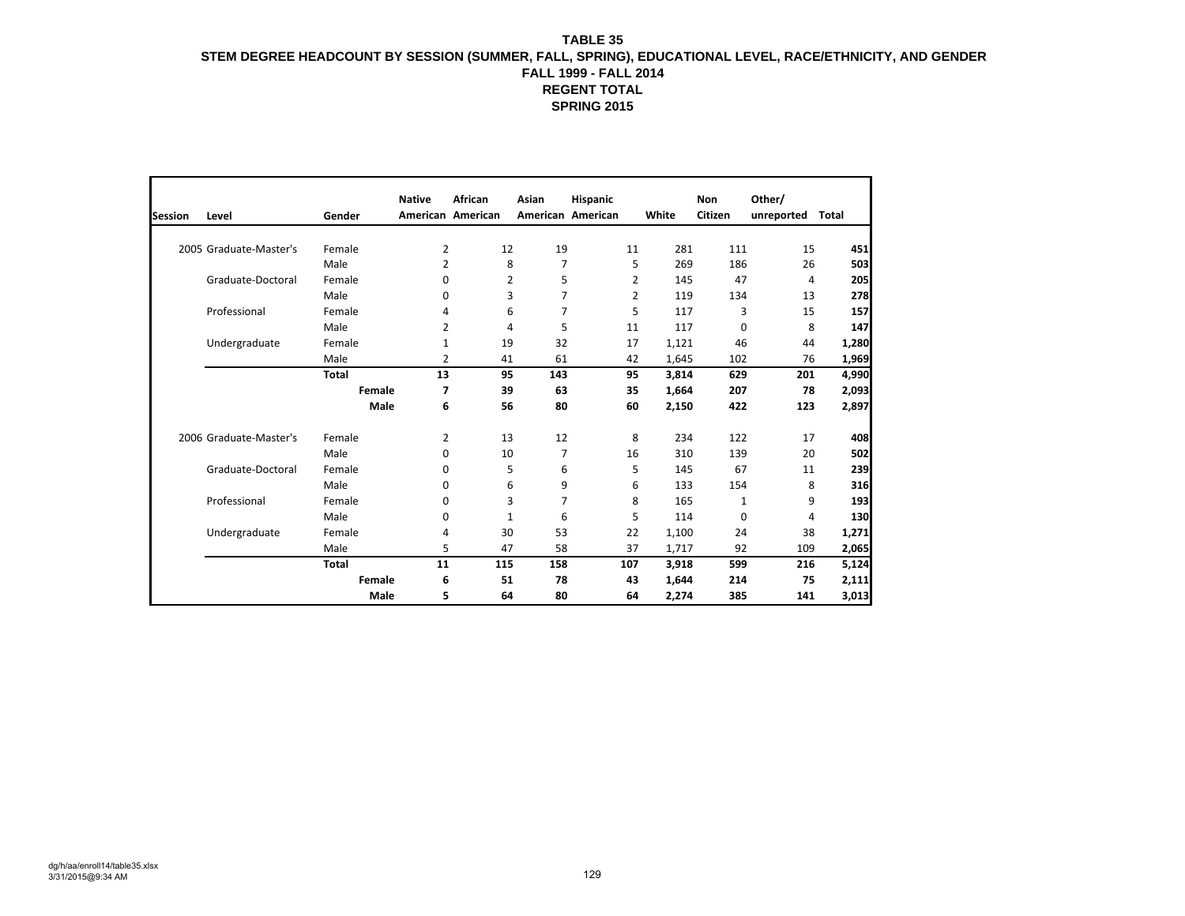**TABLE 35**
**STEM DEGREE HEADCOUNT BY SESSION (SUMMER, FALL, SPRING), EDUCATIONAL LEVEL, RACE/ETHNICITY, AND GENDER**
**FALL 1999 - FALL 2014**
**REGENT TOTAL**
**SPRING 2015**

| Session | Level | Gender | Native American | African American | Asian American | Hispanic American | White | Non Citizen | Other/ unreported | Total |
|---|---|---|---|---|---|---|---|---|---|---|
| 2005 | Graduate-Master's | Female | 2 | 12 | 19 | 11 | 281 | 111 | 15 | **451** |
| | | Male | 2 | 8 | 7 | 5 | 269 | 186 | 26 | **503** |
| | Graduate-Doctoral | Female | 0 | 2 | 5 | 2 | 145 | 47 | 4 | **205** |
| | | Male | 0 | 3 | 7 | 2 | 119 | 134 | 13 | **278** |
| | Professional | Female | 4 | 6 | 7 | 5 | 117 | 3 | 15 | **157** |
| | | Male | 2 | 4 | 5 | 11 | 117 | 0 | 8 | **147** |
| | Undergraduate | Female | 1 | 19 | 32 | 17 | 1,121 | 46 | 44 | **1,280** |
| | | Male | 2 | 41 | 61 | 42 | 1,645 | 102 | 76 | **1,969** |
| | | **Total** | **13** | **95** | **143** | **95** | **3,814** | **629** | **201** | **4,990** |
| | | **Female** | **7** | **39** | **63** | **35** | **1,664** | **207** | **78** | **2,093** |
| | | **Male** | **6** | **56** | **80** | **60** | **2,150** | **422** | **123** | **2,897** |
| 2006 | Graduate-Master's | Female | 2 | 13 | 12 | 8 | 234 | 122 | 17 | **408** |
| | | Male | 0 | 10 | 7 | 16 | 310 | 139 | 20 | **502** |
| | Graduate-Doctoral | Female | 0 | 5 | 6 | 5 | 145 | 67 | 11 | **239** |
| | | Male | 0 | 6 | 9 | 6 | 133 | 154 | 8 | **316** |
| | Professional | Female | 0 | 3 | 7 | 8 | 165 | 1 | 9 | **193** |
| | | Male | 0 | 1 | 6 | 5 | 114 | 0 | 4 | **130** |
| | Undergraduate | Female | 4 | 30 | 53 | 22 | 1,100 | 24 | 38 | **1,271** |
| | | Male | 5 | 47 | 58 | 37 | 1,717 | 92 | 109 | **2,065** |
| | | **Total** | **11** | **115** | **158** | **107** | **3,918** | **599** | **216** | **5,124** |
| | | **Female** | **6** | **51** | **78** | **43** | **1,644** | **214** | **75** | **2,111** |
| | | **Male** | **5** | **64** | **80** | **64** | **2,274** | **385** | **141** | **3,013** |

dg/h/aa/enroll14/table35.xlsx
3/31/2015@9:34 AM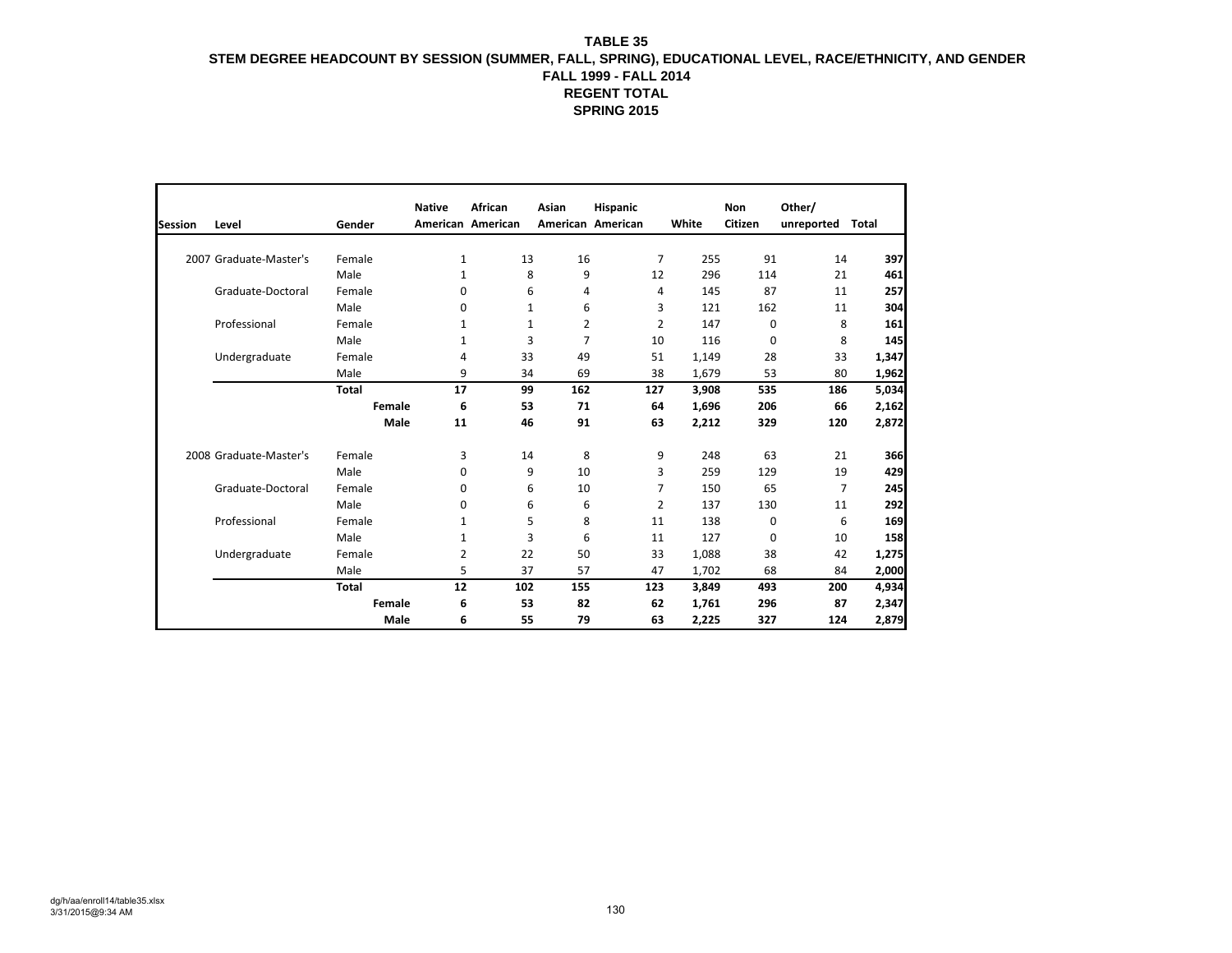**TABLE 35**
**STEM DEGREE HEADCOUNT BY SESSION (SUMMER, FALL, SPRING), EDUCATIONAL LEVEL, RACE/ETHNICITY, AND GENDER**
**FALL 1999 - FALL 2014**
**REGENT TOTAL**
**SPRING 2015**

| Session | Level | Gender | Native American | African American | Asian American | Hispanic American | White | Non Citizen | Other/ unreported | Total |
|---|---|---|---|---|---|---|---|---|---|---|
| 2007 | Graduate-Master's | Female | 1 | 13 | 16 | 7 | 255 | 91 | 14 | **397** |
| | | Male | 1 | 8 | 9 | 12 | 296 | 114 | 21 | **461** |
| | Graduate-Doctoral | Female | 0 | 6 | 4 | 4 | 145 | 87 | 11 | **257** |
| | | Male | 0 | 1 | 6 | 3 | 121 | 162 | 11 | **304** |
| | Professional | Female | 1 | 1 | 2 | 2 | 147 | 0 | 8 | **161** |
| | | Male | 1 | 3 | 7 | 10 | 116 | 0 | 8 | **145** |
| | Undergraduate | Female | 4 | 33 | 49 | 51 | 1,149 | 28 | 33 | **1,347** |
| | | Male | 9 | 34 | 69 | 38 | 1,679 | 53 | 80 | **1,962** |
| | | **Total** | **17** | **99** | **162** | **127** | **3,908** | **535** | **186** | **5,034** |
| | | **Female** | **6** | **53** | **71** | **64** | **1,696** | **206** | **66** | **2,162** |
| | | **Male** | **11** | **46** | **91** | **63** | **2,212** | **329** | **120** | **2,872** |
| 2008 | Graduate-Master's | Female | 3 | 14 | 8 | 9 | 248 | 63 | 21 | **366** |
| | | Male | 0 | 9 | 10 | 3 | 259 | 129 | 19 | **429** |
| | Graduate-Doctoral | Female | 0 | 6 | 10 | 7 | 150 | 65 | 7 | **245** |
| | | Male | 0 | 6 | 6 | 2 | 137 | 130 | 11 | **292** |
| | Professional | Female | 1 | 5 | 8 | 11 | 138 | 0 | 6 | **169** |
| | | Male | 1 | 3 | 6 | 11 | 127 | 0 | 10 | **158** |
| | Undergraduate | Female | 2 | 22 | 50 | 33 | 1,088 | 38 | 42 | **1,275** |
| | | Male | 5 | 37 | 57 | 47 | 1,702 | 68 | 84 | **2,000** |
| | | **Total** | **12** | **102** | **155** | **123** | **3,849** | **493** | **200** | **4,934** |
| | | **Female** | **6** | **53** | **82** | **62** | **1,761** | **296** | **87** | **2,347** |
| | | **Male** | **6** | **55** | **79** | **63** | **2,225** | **327** | **124** | **2,879** |

dg/h/aa/enroll14/table35.xlsx
3/31/2015@9:34 AM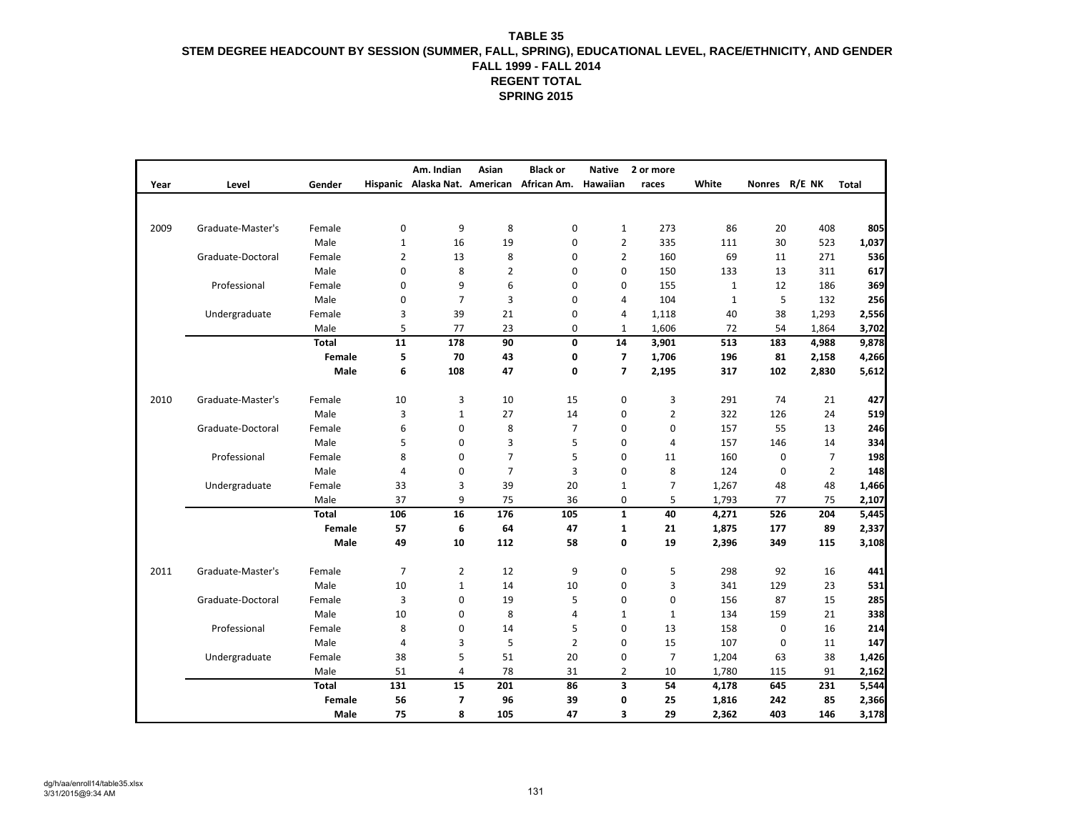# TABLE 35
## STEM DEGREE HEADCOUNT BY SESSION (SUMMER, FALL, SPRING), EDUCATIONAL LEVEL, RACE/ETHNICITY, AND GENDER
### FALL 1999 - FALL 2014
### REGENT TOTAL
### SPRING 2015

| Year | Level | Gender | Hispanic | Am. Indian Alaska Nat. | Asian American | Black or African Am. | Native Hawaiian | 2 or more races | White | Nonres | R/E NK | Total |
|---|---|---|---|---|---|---|---|---|---|---|---|---|
| 2009 | Graduate-Master's | Female | 0 | 9 | 8 | 0 | 1 | 273 | 86 | 20 | 408 | **805** |
| | | Male | 1 | 16 | 19 | 0 | 2 | 335 | 111 | 30 | 523 | **1,037** |
| | Graduate-Doctoral | Female | 2 | 13 | 8 | 0 | 2 | 160 | 69 | 11 | 271 | **536** |
| | | Male | 0 | 8 | 2 | 0 | 0 | 150 | 133 | 13 | 311 | **617** |
| | Professional | Female | 0 | 9 | 6 | 0 | 0 | 155 | 1 | 12 | 186 | **369** |
| | | Male | 0 | 7 | 3 | 0 | 4 | 104 | 1 | 5 | 132 | **256** |
| | Undergraduate | Female | 3 | 39 | 21 | 0 | 4 | 1,118 | 40 | 38 | 1,293 | **2,556** |
| | | Male | 5 | 77 | 23 | 0 | 1 | 1,606 | 72 | 54 | 1,864 | **3,702** |
| | | **Total** | **11** | **178** | **90** | **0** | **14** | **3,901** | **513** | **183** | **4,988** | **9,878** |
| | | **Female** | **5** | **70** | **43** | **0** | **7** | **1,706** | **196** | **81** | **2,158** | **4,266** |
| | | **Male** | **6** | **108** | **47** | **0** | **7** | **2,195** | **317** | **102** | **2,830** | **5,612** |
| 2010 | Graduate-Master's | Female | 10 | 3 | 10 | 15 | 0 | 3 | 291 | 74 | 21 | **427** |
| | | Male | 3 | 1 | 27 | 14 | 0 | 2 | 322 | 126 | 24 | **519** |
| | Graduate-Doctoral | Female | 6 | 0 | 8 | 7 | 0 | 0 | 157 | 55 | 13 | **246** |
| | | Male | 5 | 0 | 3 | 5 | 0 | 4 | 157 | 146 | 14 | **334** |
| | Professional | Female | 8 | 0 | 7 | 5 | 0 | 11 | 160 | 0 | 7 | **198** |
| | | Male | 4 | 0 | 7 | 3 | 0 | 8 | 124 | 0 | 2 | **148** |
| | Undergraduate | Female | 33 | 3 | 39 | 20 | 1 | 7 | 1,267 | 48 | 48 | **1,466** |
| | | Male | 37 | 9 | 75 | 36 | 0 | 5 | 1,793 | 77 | 75 | **2,107** |
| | | **Total** | **106** | **16** | **176** | **105** | **1** | **40** | **4,271** | **526** | **204** | **5,445** |
| | | **Female** | **57** | **6** | **64** | **47** | **1** | **21** | **1,875** | **177** | **89** | **2,337** |
| | | **Male** | **49** | **10** | **112** | **58** | **0** | **19** | **2,396** | **349** | **115** | **3,108** |
| 2011 | Graduate-Master's | Female | 7 | 2 | 12 | 9 | 0 | 5 | 298 | 92 | 16 | **441** |
| | | Male | 10 | 1 | 14 | 10 | 0 | 3 | 341 | 129 | 23 | **531** |
| | Graduate-Doctoral | Female | 3 | 0 | 19 | 5 | 0 | 0 | 156 | 87 | 15 | **285** |
| | | Male | 10 | 0 | 8 | 4 | 1 | 1 | 134 | 159 | 21 | **338** |
| | Professional | Female | 8 | 0 | 14 | 5 | 0 | 13 | 158 | 0 | 16 | **214** |
| | | Male | 4 | 3 | 5 | 2 | 0 | 15 | 107 | 0 | 11 | **147** |
| | Undergraduate | Female | 38 | 5 | 51 | 20 | 0 | 7 | 1,204 | 63 | 38 | **1,426** |
| | | Male | 51 | 4 | 78 | 31 | 2 | 10 | 1,780 | 115 | 91 | **2,162** |
| | | **Total** | **131** | **15** | **201** | **86** | **3** | **54** | **4,178** | **645** | **231** | **5,544** |
| | | **Female** | **56** | **7** | **96** | **39** | **0** | **25** | **1,816** | **242** | **85** | **2,366** |
| | | **Male** | **75** | **8** | **105** | **47** | **3** | **29** | **2,362** | **403** | **146** | **3,178** |

dg/h/aa/enroll14/table35.xlsx
3/31/2015@9:34 AM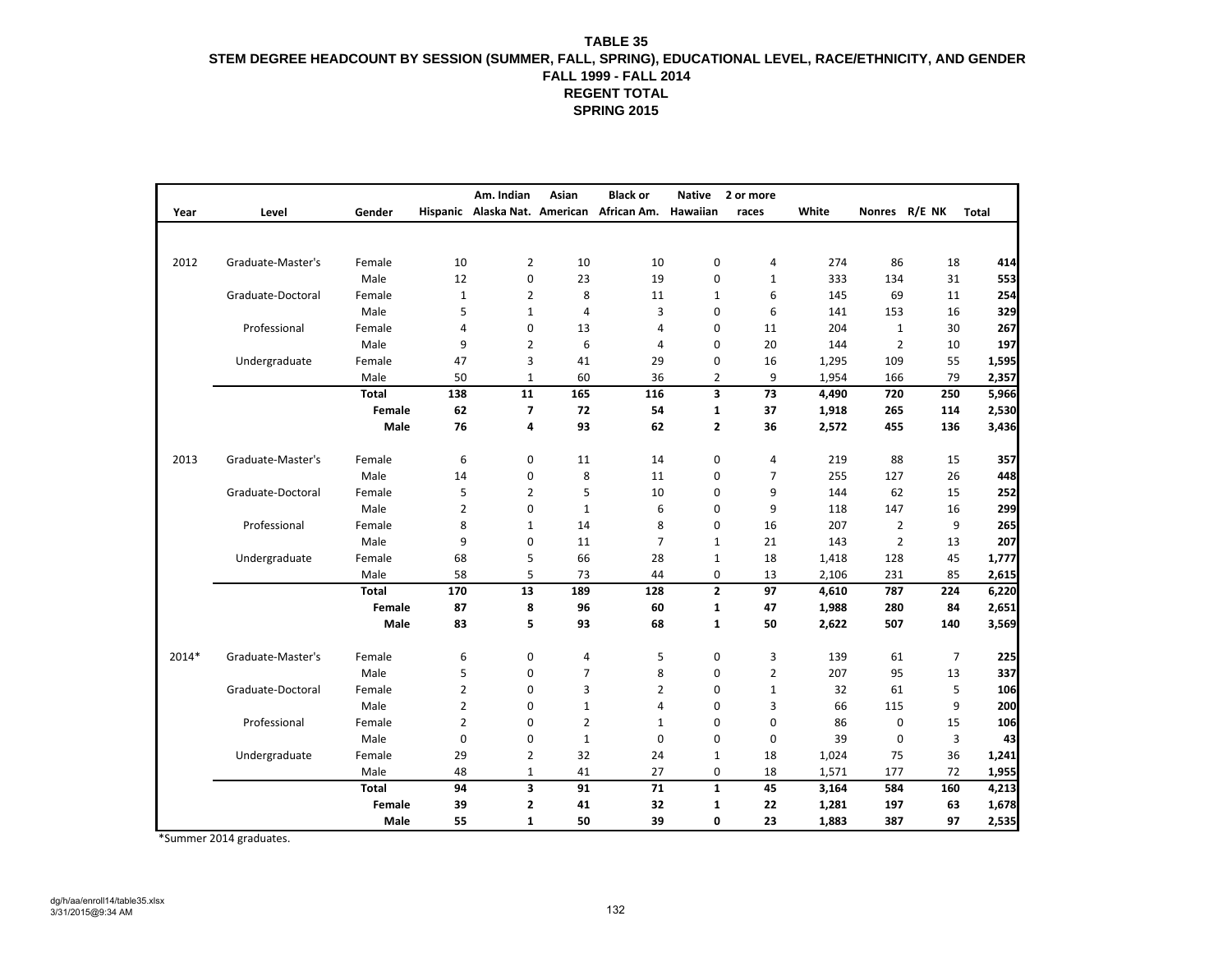# TABLE 35
## STEM DEGREE HEADCOUNT BY SESSION (SUMMER, FALL, SPRING), EDUCATIONAL LEVEL, RACE/ETHNICITY, AND GENDER
### FALL 1999 - FALL 2014
### REGENT TOTAL
### SPRING 2015

| Year | Level | Gender | Hispanic | Am. Indian Alaska Nat. | Asian American | Black or African Am. | Native Hawaiian | 2 or more races | White | Nonres | R/E NK | Total |
|---|---|---|---|---|---|---|---|---|---|---|---|---|
| 2012 | Graduate-Master's | Female | 10 | 2 | 10 | 10 | 0 | 4 | 274 | 86 | 18 | **414** |
| | | Male | 12 | 0 | 23 | 19 | 0 | 1 | 333 | 134 | 31 | **553** |
| | Graduate-Doctoral | Female | 1 | 2 | 8 | 11 | 1 | 6 | 145 | 69 | 11 | **254** |
| | | Male | 5 | 1 | 4 | 3 | 0 | 6 | 141 | 153 | 16 | **329** |
| | Professional | Female | 4 | 0 | 13 | 4 | 0 | 11 | 204 | 1 | 30 | **267** |
| | | Male | 9 | 2 | 6 | 4 | 0 | 20 | 144 | 2 | 10 | **197** |
| | Undergraduate | Female | 47 | 3 | 41 | 29 | 0 | 16 | 1,295 | 109 | 55 | **1,595** |
| | | Male | 50 | 1 | 60 | 36 | 2 | 9 | 1,954 | 166 | 79 | **2,357** |
| | | **Total** | **138** | **11** | **165** | **116** | **3** | **73** | **4,490** | **720** | **250** | **5,966** |
| | | **Female** | **62** | **7** | **72** | **54** | **1** | **37** | **1,918** | **265** | **114** | **2,530** |
| | | **Male** | **76** | **4** | **93** | **62** | **2** | **36** | **2,572** | **455** | **136** | **3,436** |
| 2013 | Graduate-Master's | Female | 6 | 0 | 11 | 14 | 0 | 4 | 219 | 88 | 15 | **357** |
| | | Male | 14 | 0 | 8 | 11 | 0 | 7 | 255 | 127 | 26 | **448** |
| | Graduate-Doctoral | Female | 5 | 2 | 5 | 10 | 0 | 9 | 144 | 62 | 15 | **252** |
| | | Male | 2 | 0 | 1 | 6 | 0 | 9 | 118 | 147 | 16 | **299** |
| | Professional | Female | 8 | 1 | 14 | 8 | 0 | 16 | 207 | 2 | 9 | **265** |
| | | Male | 9 | 0 | 11 | 7 | 1 | 21 | 143 | 2 | 13 | **207** |
| | Undergraduate | Female | 68 | 5 | 66 | 28 | 1 | 18 | 1,418 | 128 | 45 | **1,777** |
| | | Male | 58 | 5 | 73 | 44 | 0 | 13 | 2,106 | 231 | 85 | **2,615** |
| | | **Total** | **170** | **13** | **189** | **128** | **2** | **97** | **4,610** | **787** | **224** | **6,220** |
| | | **Female** | **87** | **8** | **96** | **60** | **1** | **47** | **1,988** | **280** | **84** | **2,651** |
| | | **Male** | **83** | **5** | **93** | **68** | **1** | **50** | **2,622** | **507** | **140** | **3,569** |
| 2014* | Graduate-Master's | Female | 6 | 0 | 4 | 5 | 0 | 3 | 139 | 61 | 7 | **225** |
| | | Male | 5 | 0 | 7 | 8 | 0 | 2 | 207 | 95 | 13 | **337** |
| | Graduate-Doctoral | Female | 2 | 0 | 3 | 2 | 0 | 1 | 32 | 61 | 5 | **106** |
| | | Male | 2 | 0 | 1 | 4 | 0 | 3 | 66 | 115 | 9 | **200** |
| | Professional | Female | 2 | 0 | 2 | 1 | 0 | 0 | 86 | 0 | 15 | **106** |
| | | Male | 0 | 0 | 1 | 0 | 0 | 0 | 39 | 0 | 3 | **43** |
| | Undergraduate | Female | 29 | 2 | 32 | 24 | 1 | 18 | 1,024 | 75 | 36 | **1,241** |
| | | Male | 48 | 1 | 41 | 27 | 0 | 18 | 1,571 | 177 | 72 | **1,955** |
| | | **Total** | **94** | **3** | **91** | **71** | **1** | **45** | **3,164** | **584** | **160** | **4,213** |
| | | **Female** | **39** | **2** | **41** | **32** | **1** | **22** | **1,281** | **197** | **63** | **1,678** |
| | | **Male** | **55** | **1** | **50** | **39** | **0** | **23** | **1,883** | **387** | **97** | **2,535** |

*Summer 2014 graduates.

dg/h/aa/enroll14/table35.xlsx
3/31/2015@9:34 AM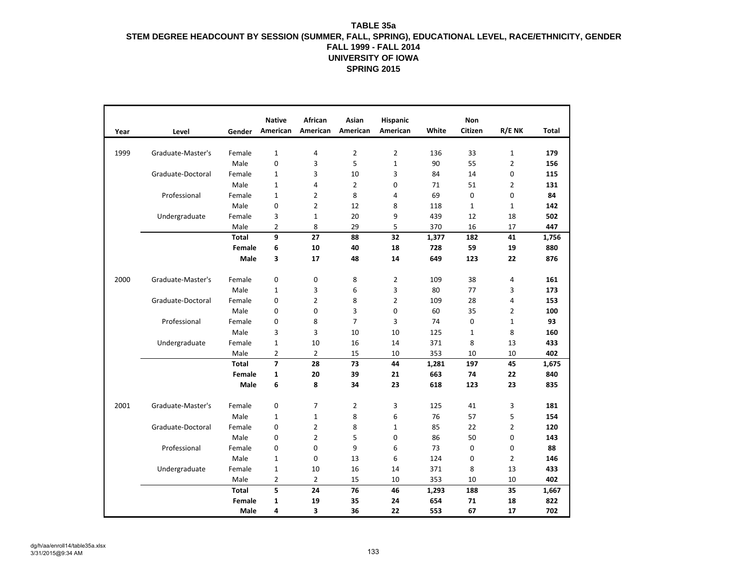**TABLE 35a**
**STEM DEGREE HEADCOUNT BY SESSION (SUMMER, FALL, SPRING), EDUCATIONAL LEVEL, RACE/ETHNICITY, GENDER**
**FALL 1999 - FALL 2014**
**UNIVERSITY OF IOWA**
**SPRING 2015**

| Year | Level | Gender | Native American | African American | Asian American | Hispanic American | White | Non Citizen | R/E NK | Total |
|---|---|---|---|---|---|---|---|---|---|---|
| 1999 | Graduate-Master's | Female | 1 | 4 | 2 | 2 | 136 | 33 | 1 | **179** |
| | | Male | 0 | 3 | 5 | 1 | 90 | 55 | 2 | **156** |
| | Graduate-Doctoral | Female | 1 | 3 | 10 | 3 | 84 | 14 | 0 | **115** |
| | | Male | 1 | 4 | 2 | 0 | 71 | 51 | 2 | **131** |
| | Professional | Female | 1 | 2 | 8 | 4 | 69 | 0 | 0 | **84** |
| | | Male | 0 | 2 | 12 | 8 | 118 | 1 | 1 | **142** |
| | Undergraduate | Female | 3 | 1 | 20 | 9 | 439 | 12 | 18 | **502** |
| | | Male | 2 | 8 | 29 | 5 | 370 | 16 | 17 | **447** |
| | | **Total** | **9** | **27** | **88** | **32** | **1,377** | **182** | **41** | **1,756** |
| | | **Female** | **6** | **10** | **40** | **18** | **728** | **59** | **19** | **880** |
| | | **Male** | **3** | **17** | **48** | **14** | **649** | **123** | **22** | **876** |
| 2000 | Graduate-Master's | Female | 0 | 0 | 8 | 2 | 109 | 38 | 4 | **161** |
| | | Male | 1 | 3 | 6 | 3 | 80 | 77 | 3 | **173** |
| | Graduate-Doctoral | Female | 0 | 2 | 8 | 2 | 109 | 28 | 4 | **153** |
| | | Male | 0 | 0 | 3 | 0 | 60 | 35 | 2 | **100** |
| | Professional | Female | 0 | 8 | 7 | 3 | 74 | 0 | 1 | **93** |
| | | Male | 3 | 3 | 10 | 10 | 125 | 1 | 8 | **160** |
| | Undergraduate | Female | 1 | 10 | 16 | 14 | 371 | 8 | 13 | **433** |
| | | Male | 2 | 2 | 15 | 10 | 353 | 10 | 10 | **402** |
| | | **Total** | **7** | **28** | **73** | **44** | **1,281** | **197** | **45** | **1,675** |
| | | **Female** | **1** | **20** | **39** | **21** | **663** | **74** | **22** | **840** |
| | | **Male** | **6** | **8** | **34** | **23** | **618** | **123** | **23** | **835** |
| 2001 | Graduate-Master's | Female | 0 | 7 | 2 | 3 | 125 | 41 | 3 | **181** |
| | | Male | 1 | 1 | 8 | 6 | 76 | 57 | 5 | **154** |
| | Graduate-Doctoral | Female | 0 | 2 | 8 | 1 | 85 | 22 | 2 | **120** |
| | | Male | 0 | 2 | 5 | 0 | 86 | 50 | 0 | **143** |
| | Professional | Female | 0 | 0 | 9 | 6 | 73 | 0 | 0 | **88** |
| | | Male | 1 | 0 | 13 | 6 | 124 | 0 | 2 | **146** |
| | Undergraduate | Female | 1 | 10 | 16 | 14 | 371 | 8 | 13 | **433** |
| | | Male | 2 | 2 | 15 | 10 | 353 | 10 | 10 | **402** |
| | | **Total** | **5** | **24** | **76** | **46** | **1,293** | **188** | **35** | **1,667** |
| | | **Female** | **1** | **19** | **35** | **24** | **654** | **71** | **18** | **822** |
| | | **Male** | **4** | **3** | **36** | **22** | **553** | **67** | **17** | **702** |

dg/h/aa/enroll14/table35a.xlsx
3/31/2015@9:34 AM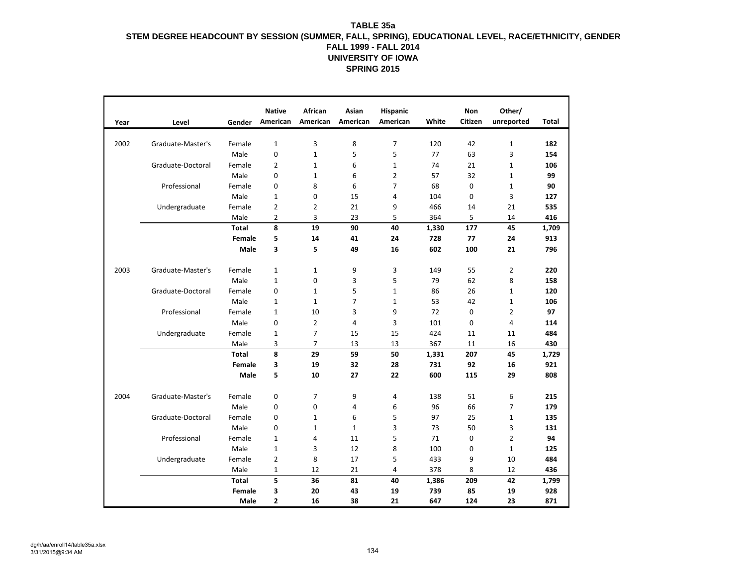**TABLE 35a**
**STEM DEGREE HEADCOUNT BY SESSION (SUMMER, FALL, SPRING), EDUCATIONAL LEVEL, RACE/ETHNICITY, GENDER**
**FALL 1999 - FALL 2014**
**UNIVERSITY OF IOWA**
**SPRING 2015**

| Year | Level | Gender | Native American | African American | Asian American | Hispanic American | White | Non Citizen | Other/ unreported | Total |
|---|---|---|---|---|---|---|---|---|---|---|
| 2002 | Graduate-Master's | Female | 1 | 3 | 8 | 7 | 120 | 42 | 1 | **182** |
| | | Male | 0 | 1 | 5 | 5 | 77 | 63 | 3 | **154** |
| | Graduate-Doctoral | Female | 2 | 1 | 6 | 1 | 74 | 21 | 1 | **106** |
| | | Male | 0 | 1 | 6 | 2 | 57 | 32 | 1 | **99** |
| | Professional | Female | 0 | 8 | 6 | 7 | 68 | 0 | 1 | **90** |
| | | Male | 1 | 0 | 15 | 4 | 104 | 0 | 3 | **127** |
| | Undergraduate | Female | 2 | 2 | 21 | 9 | 466 | 14 | 21 | **535** |
| | | Male | 2 | 3 | 23 | 5 | 364 | 5 | 14 | **416** |
| | | **Total** | **8** | **19** | **90** | **40** | **1,330** | **177** | **45** | **1,709** |
| | | **Female** | **5** | **14** | **41** | **24** | **728** | **77** | **24** | **913** |
| | | **Male** | **3** | **5** | **49** | **16** | **602** | **100** | **21** | **796** |
| 2003 | Graduate-Master's | Female | 1 | 1 | 9 | 3 | 149 | 55 | 2 | **220** |
| | | Male | 1 | 0 | 3 | 5 | 79 | 62 | 8 | **158** |
| | Graduate-Doctoral | Female | 0 | 1 | 5 | 1 | 86 | 26 | 1 | **120** |
| | | Male | 1 | 1 | 7 | 1 | 53 | 42 | 1 | **106** |
| | Professional | Female | 1 | 10 | 3 | 9 | 72 | 0 | 2 | **97** |
| | | Male | 0 | 2 | 4 | 3 | 101 | 0 | 4 | **114** |
| | Undergraduate | Female | 1 | 7 | 15 | 15 | 424 | 11 | 11 | **484** |
| | | Male | 3 | 7 | 13 | 13 | 367 | 11 | 16 | **430** |
| | | **Total** | **8** | **29** | **59** | **50** | **1,331** | **207** | **45** | **1,729** |
| | | **Female** | **3** | **19** | **32** | **28** | **731** | **92** | **16** | **921** |
| | | **Male** | **5** | **10** | **27** | **22** | **600** | **115** | **29** | **808** |
| 2004 | Graduate-Master's | Female | 0 | 7 | 9 | 4 | 138 | 51 | 6 | **215** |
| | | Male | 0 | 0 | 4 | 6 | 96 | 66 | 7 | **179** |
| | Graduate-Doctoral | Female | 0 | 1 | 6 | 5 | 97 | 25 | 1 | **135** |
| | | Male | 0 | 1 | 1 | 3 | 73 | 50 | 3 | **131** |
| | Professional | Female | 1 | 4 | 11 | 5 | 71 | 0 | 2 | **94** |
| | | Male | 1 | 3 | 12 | 8 | 100 | 0 | 1 | **125** |
| | Undergraduate | Female | 2 | 8 | 17 | 5 | 433 | 9 | 10 | **484** |
| | | Male | 1 | 12 | 21 | 4 | 378 | 8 | 12 | **436** |
| | | **Total** | **5** | **36** | **81** | **40** | **1,386** | **209** | **42** | **1,799** |
| | | **Female** | **3** | **20** | **43** | **19** | **739** | **85** | **19** | **928** |
| | | **Male** | **2** | **16** | **38** | **21** | **647** | **124** | **23** | **871** |

dg/h/aa/enroll14/table35a.xlsx
3/31/2015@9:34 AM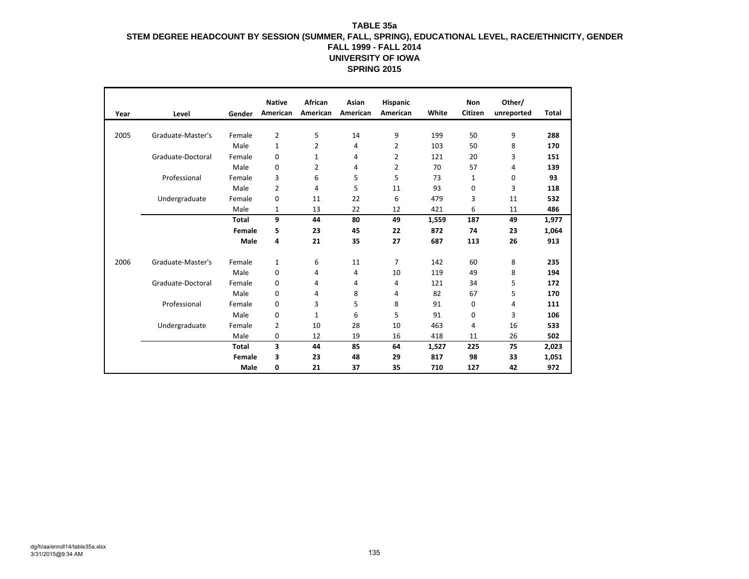**TABLE 35a**
**STEM DEGREE HEADCOUNT BY SESSION (SUMMER, FALL, SPRING), EDUCATIONAL LEVEL, RACE/ETHNICITY, GENDER**
**FALL 1999 - FALL 2014**
**UNIVERSITY OF IOWA**
**SPRING 2015**

| Year | Level | Gender | Native American | African American | Asian American | Hispanic American | White | Non Citizen | Other/ unreported | Total |
|---|---|---|---|---|---|---|---|---|---|---|
| 2005 | Graduate-Master's | Female | 2 | 5 | 14 | 9 | 199 | 50 | 9 | **288** |
| | | Male | 1 | 2 | 4 | 2 | 103 | 50 | 8 | **170** |
| | Graduate-Doctoral | Female | 0 | 1 | 4 | 2 | 121 | 20 | 3 | **151** |
| | | Male | 0 | 2 | 4 | 2 | 70 | 57 | 4 | **139** |
| | Professional | Female | 3 | 6 | 5 | 5 | 73 | 1 | 0 | **93** |
| | | Male | 2 | 4 | 5 | 11 | 93 | 0 | 3 | **118** |
| | Undergraduate | Female | 0 | 11 | 22 | 6 | 479 | 3 | 11 | **532** |
| | | Male | 1 | 13 | 22 | 12 | 421 | 6 | 11 | **486** |
| | | **Total** | **9** | **44** | **80** | **49** | **1,559** | **187** | **49** | **1,977** |
| | | **Female** | **5** | **23** | **45** | **22** | **872** | **74** | **23** | **1,064** |
| | | **Male** | **4** | **21** | **35** | **27** | **687** | **113** | **26** | **913** |
| 2006 | Graduate-Master's | Female | 1 | 6 | 11 | 7 | 142 | 60 | 8 | **235** |
| | | Male | 0 | 4 | 4 | 10 | 119 | 49 | 8 | **194** |
| | Graduate-Doctoral | Female | 0 | 4 | 4 | 4 | 121 | 34 | 5 | **172** |
| | | Male | 0 | 4 | 8 | 4 | 82 | 67 | 5 | **170** |
| | Professional | Female | 0 | 3 | 5 | 8 | 91 | 0 | 4 | **111** |
| | | Male | 0 | 1 | 6 | 5 | 91 | 0 | 3 | **106** |
| | Undergraduate | Female | 2 | 10 | 28 | 10 | 463 | 4 | 16 | **533** |
| | | Male | 0 | 12 | 19 | 16 | 418 | 11 | 26 | **502** |
| | | **Total** | **3** | **44** | **85** | **64** | **1,527** | **225** | **75** | **2,023** |
| | | **Female** | **3** | **23** | **48** | **29** | **817** | **98** | **33** | **1,051** |
| | | **Male** | **0** | **21** | **37** | **35** | **710** | **127** | **42** | **972** |

dg/h/aa/enroll14/table35a.xlsx
3/31/2015@9:34 AM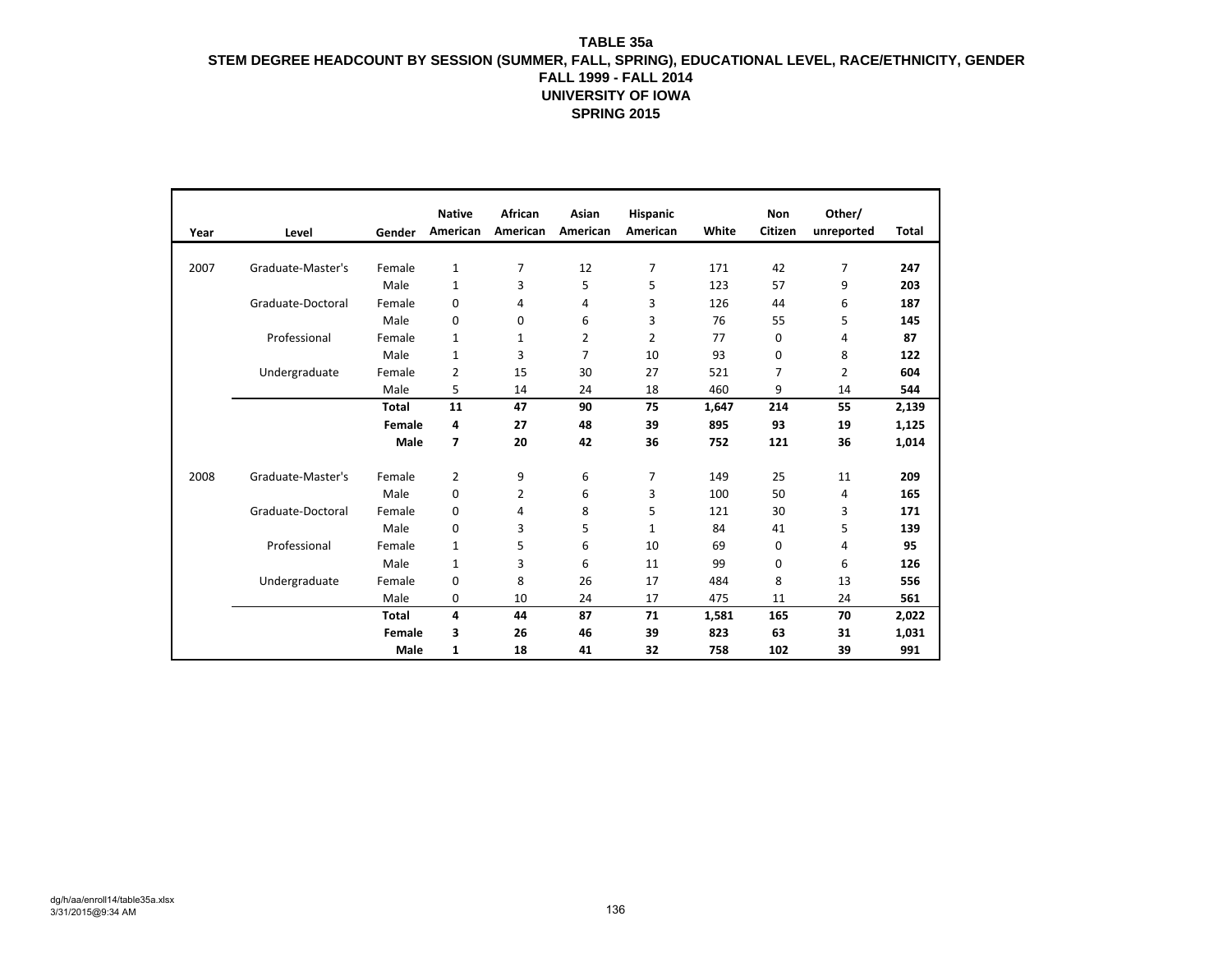**TABLE 35a**
**STEM DEGREE HEADCOUNT BY SESSION (SUMMER, FALL, SPRING), EDUCATIONAL LEVEL, RACE/ETHNICITY, GENDER**
**FALL 1999 - FALL 2014**
**UNIVERSITY OF IOWA**
**SPRING 2015**

| Year | Level | Gender | Native American | African American | Asian American | Hispanic American | White | Non Citizen | Other/ unreported | Total |
|---|---|---|---|---|---|---|---|---|---|---|
| 2007 | Graduate-Master's | Female | 1 | 7 | 12 | 7 | 171 | 42 | 7 | **247** |
| | | Male | 1 | 3 | 5 | 5 | 123 | 57 | 9 | **203** |
| | Graduate-Doctoral | Female | 0 | 4 | 4 | 3 | 126 | 44 | 6 | **187** |
| | | Male | 0 | 0 | 6 | 3 | 76 | 55 | 5 | **145** |
| | Professional | Female | 1 | 1 | 2 | 2 | 77 | 0 | 4 | **87** |
| | | Male | 1 | 3 | 7 | 10 | 93 | 0 | 8 | **122** |
| | Undergraduate | Female | 2 | 15 | 30 | 27 | 521 | 7 | 2 | **604** |
| | | Male | 5 | 14 | 24 | 18 | 460 | 9 | 14 | **544** |
| | | **Total** | **11** | **47** | **90** | **75** | **1,647** | **214** | **55** | **2,139** |
| | | **Female** | **4** | **27** | **48** | **39** | **895** | **93** | **19** | **1,125** |
| | | **Male** | **7** | **20** | **42** | **36** | **752** | **121** | **36** | **1,014** |
| 2008 | Graduate-Master's | Female | 2 | 9 | 6 | 7 | 149 | 25 | 11 | **209** |
| | | Male | 0 | 2 | 6 | 3 | 100 | 50 | 4 | **165** |
| | Graduate-Doctoral | Female | 0 | 4 | 8 | 5 | 121 | 30 | 3 | **171** |
| | | Male | 0 | 3 | 5 | 1 | 84 | 41 | 5 | **139** |
| | Professional | Female | 1 | 5 | 6 | 10 | 69 | 0 | 4 | **95** |
| | | Male | 1 | 3 | 6 | 11 | 99 | 0 | 6 | **126** |
| | Undergraduate | Female | 0 | 8 | 26 | 17 | 484 | 8 | 13 | **556** |
| | | Male | 0 | 10 | 24 | 17 | 475 | 11 | 24 | **561** |
| | | **Total** | **4** | **44** | **87** | **71** | **1,581** | **165** | **70** | **2,022** |
| | | **Female** | **3** | **26** | **46** | **39** | **823** | **63** | **31** | **1,031** |
| | | **Male** | **1** | **18** | **41** | **32** | **758** | **102** | **39** | **991** |

dg/h/aa/enroll14/table35a.xlsx
3/31/2015@9:34 AM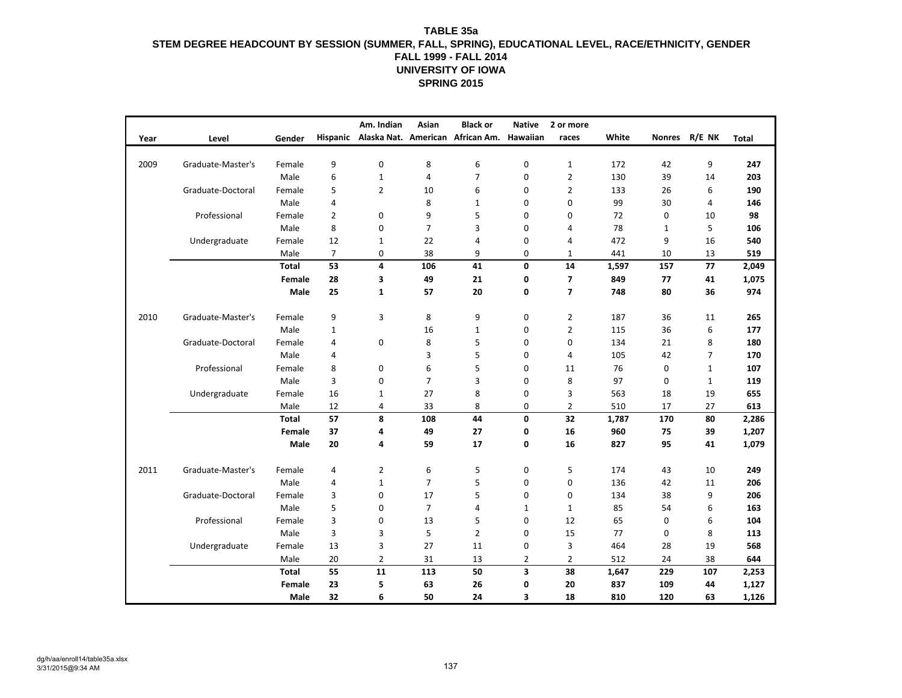# TABLE 35a

## STEM DEGREE HEADCOUNT BY SESSION (SUMMER, FALL, SPRING), EDUCATIONAL LEVEL, RACE/ETHNICITY, GENDER

## FALL 1999 - FALL 2014

## UNIVERSITY OF IOWA

## SPRING 2015

| Year | Level | Gender | Hispanic | Am. Indian Alaska Nat. | Asian American | Black or African Am. | Native Hawaiian | 2 or more races | White | Nonres | R/E NK | Total |
|---|---|---|---|---|---|---|---|---|---|---|---|---|
| 2009 | Graduate-Master's | Female | 9 | 0 | 8 | 6 | 0 | 1 | 172 | 42 | 9 | **247** |
| | | Male | 6 | 1 | 4 | 7 | 0 | 2 | 130 | 39 | 14 | **203** |
| | Graduate-Doctoral | Female | 5 | 2 | 10 | 6 | 0 | 2 | 133 | 26 | 6 | **190** |
| | | Male | 4 | | 8 | 1 | 0 | 0 | 99 | 30 | 4 | **146** |
| | Professional | Female | 2 | 0 | 9 | 5 | 0 | 0 | 72 | 0 | 10 | **98** |
| | | Male | 8 | 0 | 7 | 3 | 0 | 4 | 78 | 1 | 5 | **106** |
| | Undergraduate | Female | 12 | 1 | 22 | 4 | 0 | 4 | 472 | 9 | 16 | **540** |
| | | Male | 7 | 0 | 38 | 9 | 0 | 1 | 441 | 10 | 13 | **519** |
| | | **Total** | **53** | **4** | **106** | **41** | **0** | **14** | **1,597** | **157** | **77** | **2,049** |
| | | **Female** | **28** | **3** | **49** | **21** | **0** | **7** | **849** | **77** | **41** | **1,075** |
| | | **Male** | **25** | **1** | **57** | **20** | **0** | **7** | **748** | **80** | **36** | **974** |
| 2010 | Graduate-Master's | Female | 9 | 3 | 8 | 9 | 0 | 2 | 187 | 36 | 11 | **265** |
| | | Male | 1 | | 16 | 1 | 0 | 2 | 115 | 36 | 6 | **177** |
| | Graduate-Doctoral | Female | 4 | 0 | 8 | 5 | 0 | 0 | 134 | 21 | 8 | **180** |
| | | Male | 4 | | 3 | 5 | 0 | 4 | 105 | 42 | 7 | **170** |
| | Professional | Female | 8 | 0 | 6 | 5 | 0 | 11 | 76 | 0 | 1 | **107** |
| | | Male | 3 | 0 | 7 | 3 | 0 | 8 | 97 | 0 | 1 | **119** |
| | Undergraduate | Female | 16 | 1 | 27 | 8 | 0 | 3 | 563 | 18 | 19 | **655** |
| | | Male | 12 | 4 | 33 | 8 | 0 | 2 | 510 | 17 | 27 | **613** |
| | | **Total** | **57** | **8** | **108** | **44** | **0** | **32** | **1,787** | **170** | **80** | **2,286** |
| | | **Female** | **37** | **4** | **49** | **27** | **0** | **16** | **960** | **75** | **39** | **1,207** |
| | | **Male** | **20** | **4** | **59** | **17** | **0** | **16** | **827** | **95** | **41** | **1,079** |
| 2011 | Graduate-Master's | Female | 4 | 2 | 6 | 5 | 0 | 5 | 174 | 43 | 10 | **249** |
| | | Male | 4 | 1 | 7 | 5 | 0 | 0 | 136 | 42 | 11 | **206** |
| | Graduate-Doctoral | Female | 3 | 0 | 17 | 5 | 0 | 0 | 134 | 38 | 9 | **206** |
| | | Male | 5 | 0 | 7 | 4 | 1 | 1 | 85 | 54 | 6 | **163** |
| | Professional | Female | 3 | 0 | 13 | 5 | 0 | 12 | 65 | 0 | 6 | **104** |
| | | Male | 3 | 3 | 5 | 2 | 0 | 15 | 77 | 0 | 8 | **113** |
| | Undergraduate | Female | 13 | 3 | 27 | 11 | 0 | 3 | 464 | 28 | 19 | **568** |
| | | Male | 20 | 2 | 31 | 13 | 2 | 2 | 512 | 24 | 38 | **644** |
| | | **Total** | **55** | **11** | **113** | **50** | **3** | **38** | **1,647** | **229** | **107** | **2,253** |
| | | **Female** | **23** | **5** | **63** | **26** | **0** | **20** | **837** | **109** | **44** | **1,127** |
| | | **Male** | **32** | **6** | **50** | **24** | **3** | **18** | **810** | **120** | **63** | **1,126** |

dg/h/aa/enroll14/table35a.xlsx
3/31/2015@9:34 AM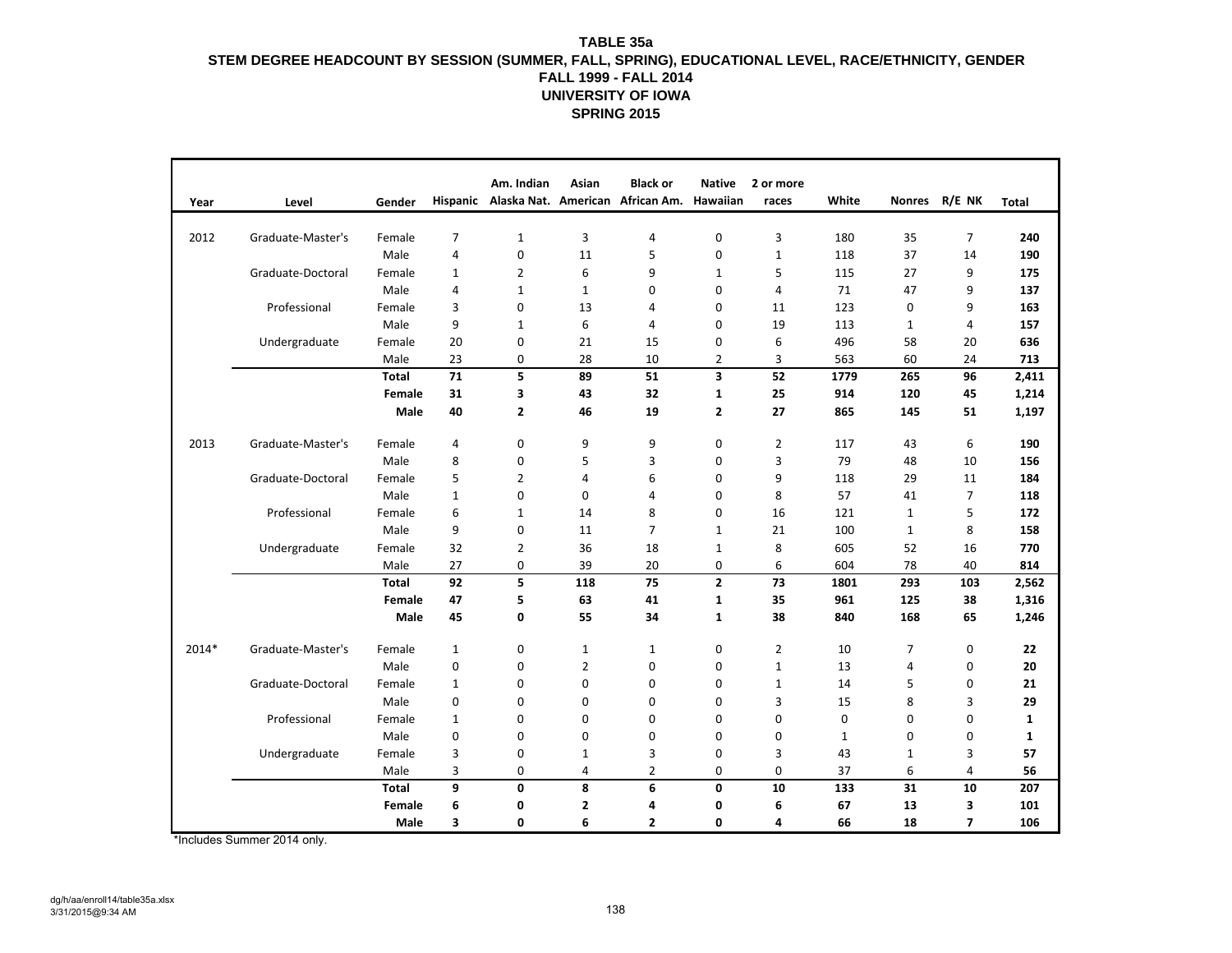# TABLE 35a
## STEM DEGREE HEADCOUNT BY SESSION (SUMMER, FALL, SPRING), EDUCATIONAL LEVEL, RACE/ETHNICITY, GENDER
## FALL 1999 - FALL 2014
## UNIVERSITY OF IOWA
## SPRING 2015

| Year | Level | Gender | Hispanic | Am. Indian Alaska Nat. | Asian American | Black or African Am. | Native Hawaiian | 2 or more races | White | Nonres | R/E NK | Total |
|---|---|---|---|---|---|---|---|---|---|---|---|---|
| 2012 | Graduate-Master's | Female | 7 | 1 | 3 | 4 | 0 | 3 | 180 | 35 | 7 | **240** |
| | | Male | 4 | 0 | 11 | 5 | 0 | 1 | 118 | 37 | 14 | **190** |
| | Graduate-Doctoral | Female | 1 | 2 | 6 | 9 | 1 | 5 | 115 | 27 | 9 | **175** |
| | | Male | 4 | 1 | 1 | 0 | 0 | 4 | 71 | 47 | 9 | **137** |
| | Professional | Female | 3 | 0 | 13 | 4 | 0 | 11 | 123 | 0 | 9 | **163** |
| | | Male | 9 | 1 | 6 | 4 | 0 | 19 | 113 | 1 | 4 | **157** |
| | Undergraduate | Female | 20 | 0 | 21 | 15 | 0 | 6 | 496 | 58 | 20 | **636** |
| | | Male | 23 | 0 | 28 | 10 | 2 | 3 | 563 | 60 | 24 | **713** |
| | | **Total** | **71** | **5** | **89** | **51** | **3** | **52** | **1779** | **265** | **96** | **2,411** |
| | | **Female** | **31** | **3** | **43** | **32** | **1** | **25** | **914** | **120** | **45** | **1,214** |
| | | **Male** | **40** | **2** | **46** | **19** | **2** | **27** | **865** | **145** | **51** | **1,197** |
| 2013 | Graduate-Master's | Female | 4 | 0 | 9 | 9 | 0 | 2 | 117 | 43 | 6 | **190** |
| | | Male | 8 | 0 | 5 | 3 | 0 | 3 | 79 | 48 | 10 | **156** |
| | Graduate-Doctoral | Female | 5 | 2 | 4 | 6 | 0 | 9 | 118 | 29 | 11 | **184** |
| | | Male | 1 | 0 | 0 | 4 | 0 | 8 | 57 | 41 | 7 | **118** |
| | Professional | Female | 6 | 1 | 14 | 8 | 0 | 16 | 121 | 1 | 5 | **172** |
| | | Male | 9 | 0 | 11 | 7 | 1 | 21 | 100 | 1 | 8 | **158** |
| | Undergraduate | Female | 32 | 2 | 36 | 18 | 1 | 8 | 605 | 52 | 16 | **770** |
| | | Male | 27 | 0 | 39 | 20 | 0 | 6 | 604 | 78 | 40 | **814** |
| | | **Total** | **92** | **5** | **118** | **75** | **2** | **73** | **1801** | **293** | **103** | **2,562** |
| | | **Female** | **47** | **5** | **63** | **41** | **1** | **35** | **961** | **125** | **38** | **1,316** |
| | | **Male** | **45** | **0** | **55** | **34** | **1** | **38** | **840** | **168** | **65** | **1,246** |
| 2014* | Graduate-Master's | Female | 1 | 0 | 1 | 1 | 0 | 2 | 10 | 7 | 0 | **22** |
| | | Male | 0 | 0 | 2 | 0 | 0 | 1 | 13 | 4 | 0 | **20** |
| | Graduate-Doctoral | Female | 1 | 0 | 0 | 0 | 0 | 1 | 14 | 5 | 0 | **21** |
| | | Male | 0 | 0 | 0 | 0 | 0 | 3 | 15 | 8 | 3 | **29** |
| | Professional | Female | 1 | 0 | 0 | 0 | 0 | 0 | 0 | 0 | 0 | **1** |
| | | Male | 0 | 0 | 0 | 0 | 0 | 0 | 1 | 0 | 0 | **1** |
| | Undergraduate | Female | 3 | 0 | 1 | 3 | 0 | 3 | 43 | 1 | 3 | **57** |
| | | Male | 3 | 0 | 4 | 2 | 0 | 0 | 37 | 6 | 4 | **56** |
| | | **Total** | **9** | **0** | **8** | **6** | **0** | **10** | **133** | **31** | **10** | **207** |
| | | **Female** | **6** | **0** | **2** | **4** | **0** | **6** | **67** | **13** | **3** | **101** |
| | | **Male** | **3** | **0** | **6** | **2** | **0** | **4** | **66** | **18** | **7** | **106** |

*Includes Summer 2014 only.

dg/h/aa/enroll14/table35a.xlsx
3/31/2015@9:34 AM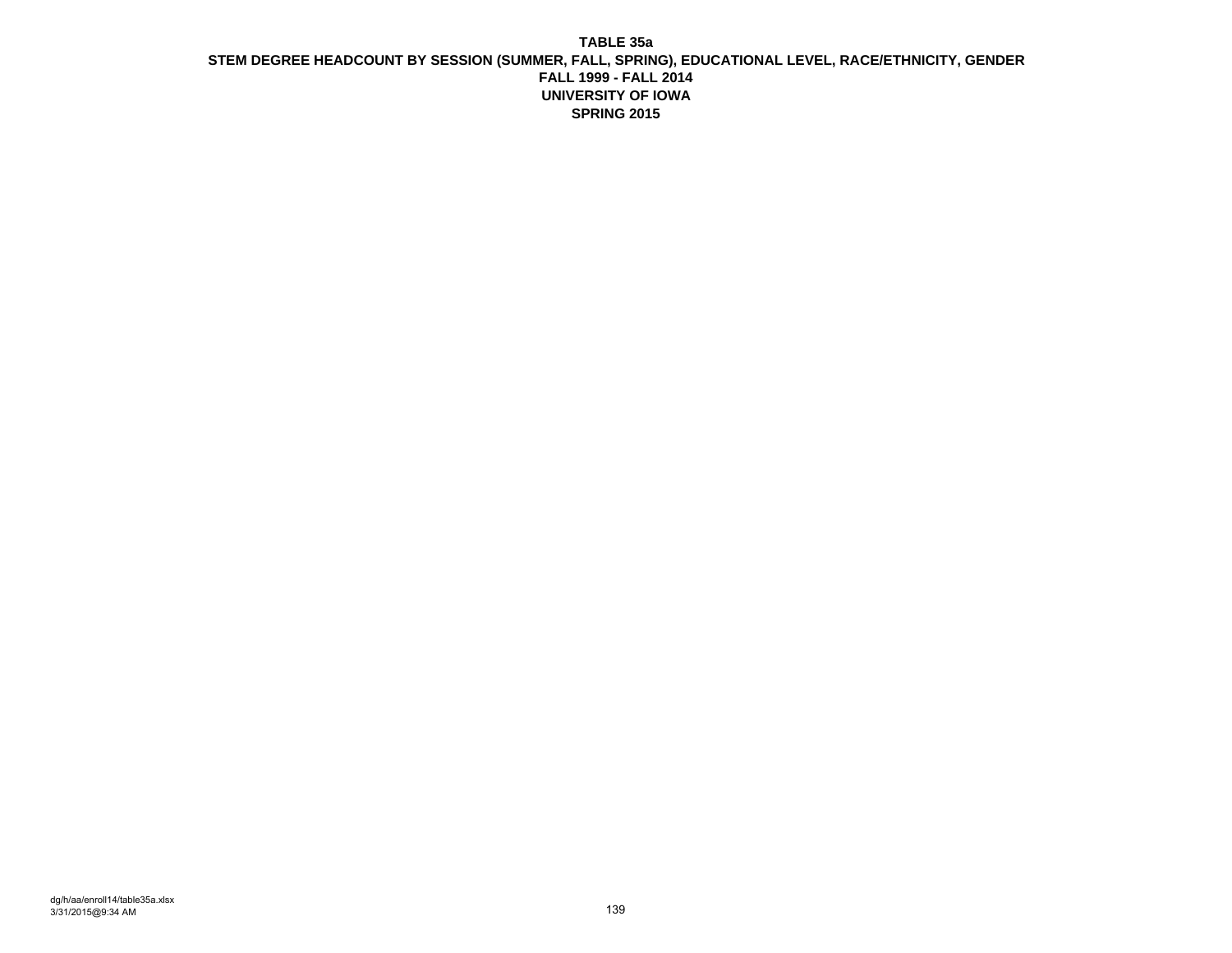**TABLE 35a**

**STEM DEGREE HEADCOUNT BY SESSION (SUMMER, FALL, SPRING), EDUCATIONAL LEVEL, RACE/ETHNICITY, GENDER**

**FALL 1999 - FALL 2014**

**UNIVERSITY OF IOWA**

**SPRING 2015**

dg/h/aa/enroll14/table35a.xlsx
3/31/2015@9:34 AM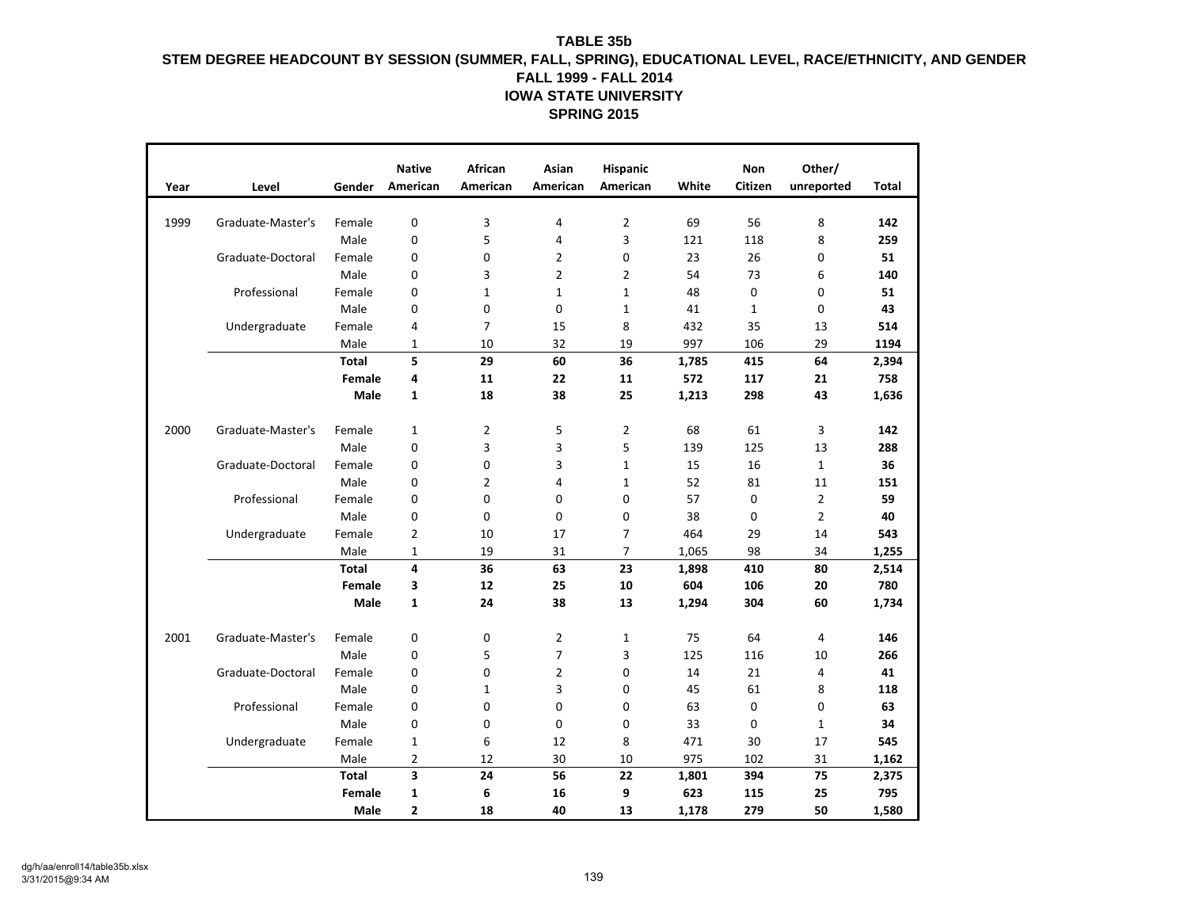# TABLE 35b

## STEM DEGREE HEADCOUNT BY SESSION (SUMMER, FALL, SPRING), EDUCATIONAL LEVEL, RACE/ETHNICITY, AND GENDER

### FALL 1999 - FALL 2014

### IOWA STATE UNIVERSITY

### SPRING 2015

| Year | Level | Gender | Native American | African American | Asian American | Hispanic American | White | Non Citizen | Other/ unreported | Total |
|---|---|---|---|---|---|---|---|---|---|---|
| 1999 | Graduate-Master's | Female | 0 | 3 | 4 | 2 | 69 | 56 | 8 | **142** |
| | | Male | 0 | 5 | 4 | 3 | 121 | 118 | 8 | **259** |
| | Graduate-Doctoral | Female | 0 | 0 | 2 | 0 | 23 | 26 | 0 | **51** |
| | | Male | 0 | 3 | 2 | 2 | 54 | 73 | 6 | **140** |
| | Professional | Female | 0 | 1 | 1 | 1 | 48 | 0 | 0 | **51** |
| | | Male | 0 | 0 | 0 | 1 | 41 | 1 | 0 | **43** |
| | Undergraduate | Female | 4 | 7 | 15 | 8 | 432 | 35 | 13 | **514** |
| | | Male | 1 | 10 | 32 | 19 | 997 | 106 | 29 | **1194** |
| | | **Total** | **5** | **29** | **60** | **36** | **1,785** | **415** | **64** | **2,394** |
| | | **Female** | **4** | **11** | **22** | **11** | **572** | **117** | **21** | **758** |
| | | **Male** | **1** | **18** | **38** | **25** | **1,213** | **298** | **43** | **1,636** |
| 2000 | Graduate-Master's | Female | 1 | 2 | 5 | 2 | 68 | 61 | 3 | **142** |
| | | Male | 0 | 3 | 3 | 5 | 139 | 125 | 13 | **288** |
| | Graduate-Doctoral | Female | 0 | 0 | 3 | 1 | 15 | 16 | 1 | **36** |
| | | Male | 0 | 2 | 4 | 1 | 52 | 81 | 11 | **151** |
| | Professional | Female | 0 | 0 | 0 | 0 | 57 | 0 | 2 | **59** |
| | | Male | 0 | 0 | 0 | 0 | 38 | 0 | 2 | **40** |
| | Undergraduate | Female | 2 | 10 | 17 | 7 | 464 | 29 | 14 | **543** |
| | | Male | 1 | 19 | 31 | 7 | 1,065 | 98 | 34 | **1,255** |
| | | **Total** | **4** | **36** | **63** | **23** | **1,898** | **410** | **80** | **2,514** |
| | | **Female** | **3** | **12** | **25** | **10** | **604** | **106** | **20** | **780** |
| | | **Male** | **1** | **24** | **38** | **13** | **1,294** | **304** | **60** | **1,734** |
| 2001 | Graduate-Master's | Female | 0 | 0 | 2 | 1 | 75 | 64 | 4 | **146** |
| | | Male | 0 | 5 | 7 | 3 | 125 | 116 | 10 | **266** |
| | Graduate-Doctoral | Female | 0 | 0 | 2 | 0 | 14 | 21 | 4 | **41** |
| | | Male | 0 | 1 | 3 | 0 | 45 | 61 | 8 | **118** |
| | Professional | Female | 0 | 0 | 0 | 0 | 63 | 0 | 0 | **63** |
| | | Male | 0 | 0 | 0 | 0 | 33 | 0 | 1 | **34** |
| | Undergraduate | Female | 1 | 6 | 12 | 8 | 471 | 30 | 17 | **545** |
| | | Male | 2 | 12 | 30 | 10 | 975 | 102 | 31 | **1,162** |
| | | **Total** | **3** | **24** | **56** | **22** | **1,801** | **394** | **75** | **2,375** |
| | | **Female** | **1** | **6** | **16** | **9** | **623** | **115** | **25** | **795** |
| | | **Male** | **2** | **18** | **40** | **13** | **1,178** | **279** | **50** | **1,580** |

dg/h/aa/enroll14/table35b.xlsx
3/31/2015@9:34 AM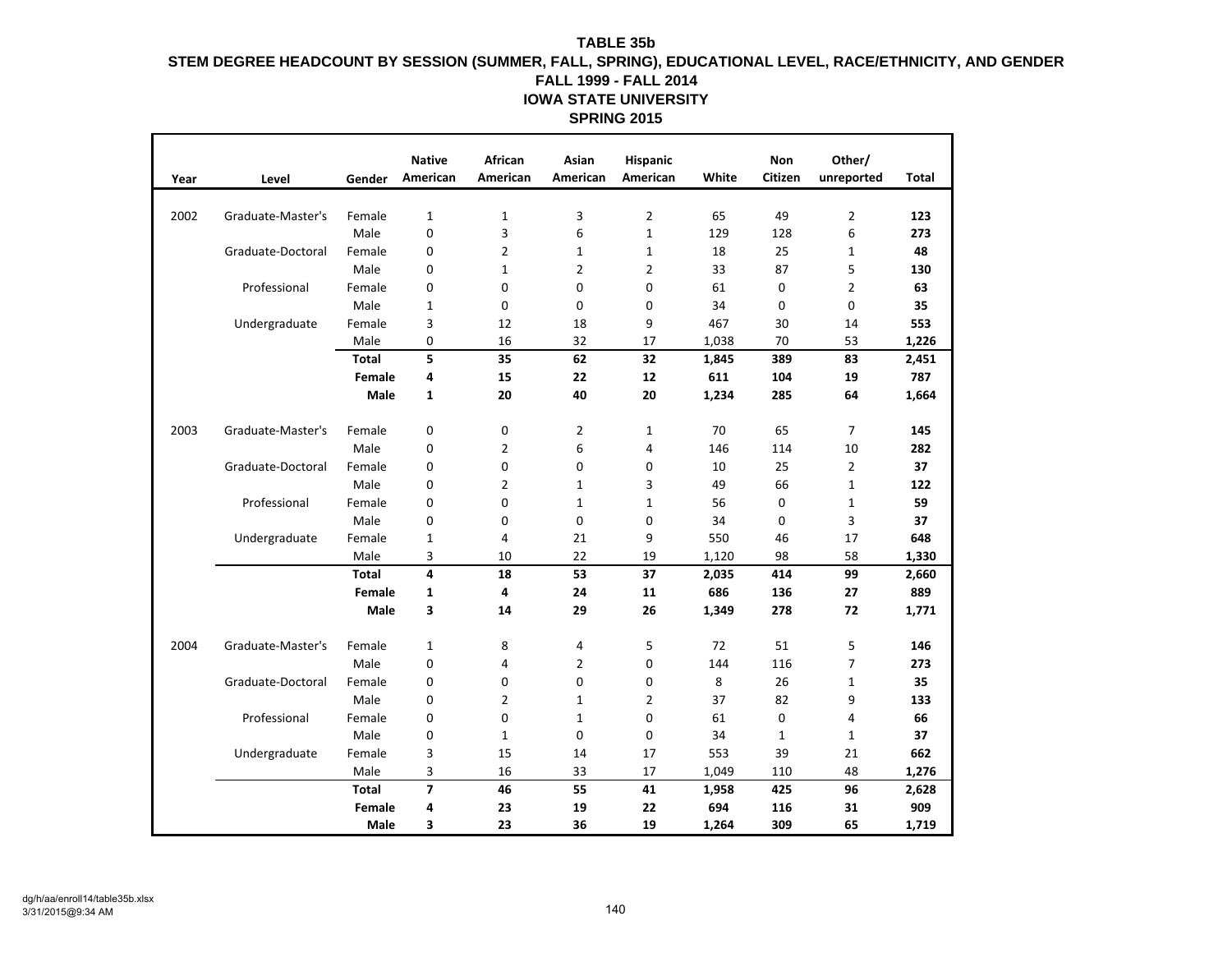# TABLE 35b
## STEM DEGREE HEADCOUNT BY SESSION (SUMMER, FALL, SPRING), EDUCATIONAL LEVEL, RACE/ETHNICITY, AND GENDER
## FALL 1999 - FALL 2014
## IOWA STATE UNIVERSITY
## SPRING 2015

| Year | Level | Gender | Native American | African American | Asian American | Hispanic American | White | Non Citizen | Other/ unreported | Total |
|---|---|---|---|---|---|---|---|---|---|---|
| 2002 | Graduate-Master's | Female | 1 | 1 | 3 | 2 | 65 | 49 | 2 | **123** |
| | | Male | 0 | 3 | 6 | 1 | 129 | 128 | 6 | **273** |
| | Graduate-Doctoral | Female | 0 | 2 | 1 | 1 | 18 | 25 | 1 | **48** |
| | | Male | 0 | 1 | 2 | 2 | 33 | 87 | 5 | **130** |
| | Professional | Female | 0 | 0 | 0 | 0 | 61 | 0 | 2 | **63** |
| | | Male | 1 | 0 | 0 | 0 | 34 | 0 | 0 | **35** |
| | Undergraduate | Female | 3 | 12 | 18 | 9 | 467 | 30 | 14 | **553** |
| | | Male | 0 | 16 | 32 | 17 | 1,038 | 70 | 53 | **1,226** |
| | | **Total** | **5** | **35** | **62** | **32** | **1,845** | **389** | **83** | **2,451** |
| | | **Female** | **4** | **15** | **22** | **12** | **611** | **104** | **19** | **787** |
| | | **Male** | **1** | **20** | **40** | **20** | **1,234** | **285** | **64** | **1,664** |
| 2003 | Graduate-Master's | Female | 0 | 0 | 2 | 1 | 70 | 65 | 7 | **145** |
| | | Male | 0 | 2 | 6 | 4 | 146 | 114 | 10 | **282** |
| | Graduate-Doctoral | Female | 0 | 0 | 0 | 0 | 10 | 25 | 2 | **37** |
| | | Male | 0 | 2 | 1 | 3 | 49 | 66 | 1 | **122** |
| | Professional | Female | 0 | 0 | 1 | 1 | 56 | 0 | 1 | **59** |
| | | Male | 0 | 0 | 0 | 0 | 34 | 0 | 3 | **37** |
| | Undergraduate | Female | 1 | 4 | 21 | 9 | 550 | 46 | 17 | **648** |
| | | Male | 3 | 10 | 22 | 19 | 1,120 | 98 | 58 | **1,330** |
| | | **Total** | **4** | **18** | **53** | **37** | **2,035** | **414** | **99** | **2,660** |
| | | **Female** | **1** | **4** | **24** | **11** | **686** | **136** | **27** | **889** |
| | | **Male** | **3** | **14** | **29** | **26** | **1,349** | **278** | **72** | **1,771** |
| 2004 | Graduate-Master's | Female | 1 | 8 | 4 | 5 | 72 | 51 | 5 | **146** |
| | | Male | 0 | 4 | 2 | 0 | 144 | 116 | 7 | **273** |
| | Graduate-Doctoral | Female | 0 | 0 | 0 | 0 | 8 | 26 | 1 | **35** |
| | | Male | 0 | 2 | 1 | 2 | 37 | 82 | 9 | **133** |
| | Professional | Female | 0 | 0 | 1 | 0 | 61 | 0 | 4 | **66** |
| | | Male | 0 | 1 | 0 | 0 | 34 | 1 | 1 | **37** |
| | Undergraduate | Female | 3 | 15 | 14 | 17 | 553 | 39 | 21 | **662** |
| | | Male | 3 | 16 | 33 | 17 | 1,049 | 110 | 48 | **1,276** |
| | | **Total** | **7** | **46** | **55** | **41** | **1,958** | **425** | **96** | **2,628** |
| | | **Female** | **4** | **23** | **19** | **22** | **694** | **116** | **31** | **909** |
| | | **Male** | **3** | **23** | **36** | **19** | **1,264** | **309** | **65** | **1,719** |

dg/h/aa/enroll14/table35b.xlsx
3/31/2015@9:34 AM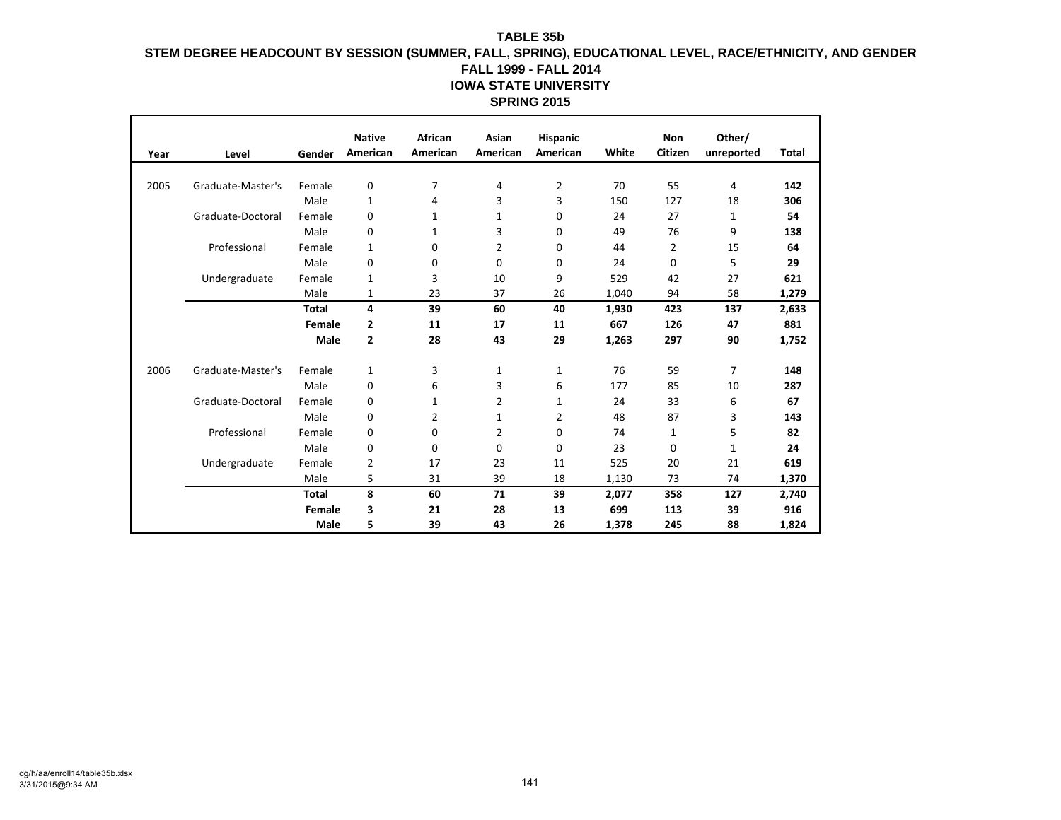**TABLE 35b**

**STEM DEGREE HEADCOUNT BY SESSION (SUMMER, FALL, SPRING), EDUCATIONAL LEVEL, RACE/ETHNICITY, AND GENDER**

**FALL 1999 - FALL 2014**

**IOWA STATE UNIVERSITY**

**SPRING 2015**

| Year | Level | Gender | Native American | African American | Asian American | Hispanic American | White | Non Citizen | Other/ unreported | Total |
|---|---|---|---|---|---|---|---|---|---|---|
| 2005 | Graduate-Master's | Female | 0 | 7 | 4 | 2 | 70 | 55 | 4 | **142** |
| | | Male | 1 | 4 | 3 | 3 | 150 | 127 | 18 | **306** |
| | Graduate-Doctoral | Female | 0 | 1 | 1 | 0 | 24 | 27 | 1 | **54** |
| | | Male | 0 | 1 | 3 | 0 | 49 | 76 | 9 | **138** |
| | Professional | Female | 1 | 0 | 2 | 0 | 44 | 2 | 15 | **64** |
| | | Male | 0 | 0 | 0 | 0 | 24 | 0 | 5 | **29** |
| | Undergraduate | Female | 1 | 3 | 10 | 9 | 529 | 42 | 27 | **621** |
| | | Male | 1 | 23 | 37 | 26 | 1,040 | 94 | 58 | **1,279** |
| | | **Total** | **4** | **39** | **60** | **40** | **1,930** | **423** | **137** | **2,633** |
| | | **Female** | **2** | **11** | **17** | **11** | **667** | **126** | **47** | **881** |
| | | **Male** | **2** | **28** | **43** | **29** | **1,263** | **297** | **90** | **1,752** |
| 2006 | Graduate-Master's | Female | 1 | 3 | 1 | 1 | 76 | 59 | 7 | **148** |
| | | Male | 0 | 6 | 3 | 6 | 177 | 85 | 10 | **287** |
| | Graduate-Doctoral | Female | 0 | 1 | 2 | 1 | 24 | 33 | 6 | **67** |
| | | Male | 0 | 2 | 1 | 2 | 48 | 87 | 3 | **143** |
| | Professional | Female | 0 | 0 | 2 | 0 | 74 | 1 | 5 | **82** |
| | | Male | 0 | 0 | 0 | 0 | 23 | 0 | 1 | **24** |
| | Undergraduate | Female | 2 | 17 | 23 | 11 | 525 | 20 | 21 | **619** |
| | | Male | 5 | 31 | 39 | 18 | 1,130 | 73 | 74 | **1,370** |
| | | **Total** | **8** | **60** | **71** | **39** | **2,077** | **358** | **127** | **2,740** |
| | | **Female** | **3** | **21** | **28** | **13** | **699** | **113** | **39** | **916** |
| | | **Male** | **5** | **39** | **43** | **26** | **1,378** | **245** | **88** | **1,824** |

dg/h/aa/enroll14/table35b.xlsx
3/31/2015@9:34 AM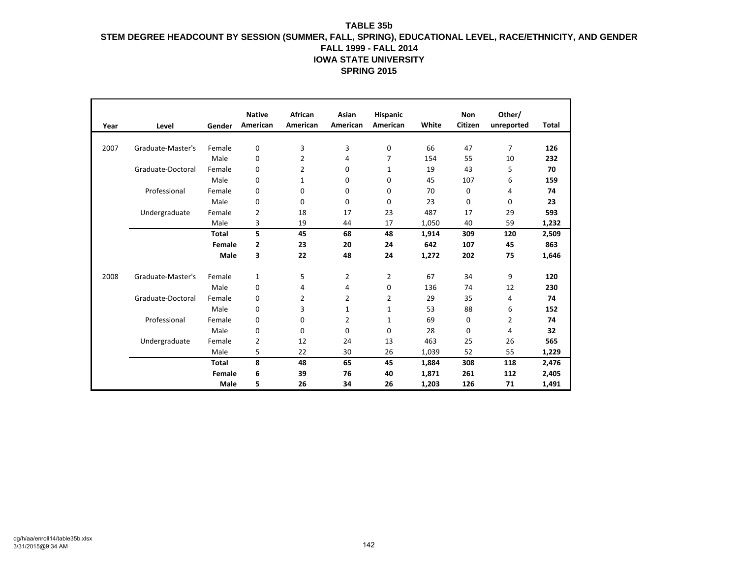# TABLE 35b

## STEM DEGREE HEADCOUNT BY SESSION (SUMMER, FALL, SPRING), EDUCATIONAL LEVEL, RACE/ETHNICITY, AND GENDER

### FALL 1999 - FALL 2014

### IOWA STATE UNIVERSITY

### SPRING 2015

| Year | Level | Gender | Native American | African American | Asian American | Hispanic American | White | Non Citizen | Other/ unreported | Total |
|---|---|---|---|---|---|---|---|---|---|---|
| 2007 | Graduate-Master's | Female | 0 | 3 | 3 | 0 | 66 | 47 | 7 | **126** |
| | | Male | 0 | 2 | 4 | 7 | 154 | 55 | 10 | **232** |
| | Graduate-Doctoral | Female | 0 | 2 | 0 | 1 | 19 | 43 | 5 | **70** |
| | | Male | 0 | 1 | 0 | 0 | 45 | 107 | 6 | **159** |
| | Professional | Female | 0 | 0 | 0 | 0 | 70 | 0 | 4 | **74** |
| | | Male | 0 | 0 | 0 | 0 | 23 | 0 | 0 | **23** |
| | Undergraduate | Female | 2 | 18 | 17 | 23 | 487 | 17 | 29 | **593** |
| | | Male | 3 | 19 | 44 | 17 | 1,050 | 40 | 59 | **1,232** |
| | | **Total** | **5** | **45** | **68** | **48** | **1,914** | **309** | **120** | **2,509** |
| | | **Female** | **2** | **23** | **20** | **24** | **642** | **107** | **45** | **863** |
| | | **Male** | **3** | **22** | **48** | **24** | **1,272** | **202** | **75** | **1,646** |
| 2008 | Graduate-Master's | Female | 1 | 5 | 2 | 2 | 67 | 34 | 9 | **120** |
| | | Male | 0 | 4 | 4 | 0 | 136 | 74 | 12 | **230** |
| | Graduate-Doctoral | Female | 0 | 2 | 2 | 2 | 29 | 35 | 4 | **74** |
| | | Male | 0 | 3 | 1 | 1 | 53 | 88 | 6 | **152** |
| | Professional | Female | 0 | 0 | 2 | 1 | 69 | 0 | 2 | **74** |
| | | Male | 0 | 0 | 0 | 0 | 28 | 0 | 4 | **32** |
| | Undergraduate | Female | 2 | 12 | 24 | 13 | 463 | 25 | 26 | **565** |
| | | Male | 5 | 22 | 30 | 26 | 1,039 | 52 | 55 | **1,229** |
| | | **Total** | **8** | **48** | **65** | **45** | **1,884** | **308** | **118** | **2,476** |
| | | **Female** | **6** | **39** | **76** | **40** | **1,871** | **261** | **112** | **2,405** |
| | | **Male** | **5** | **26** | **34** | **26** | **1,203** | **126** | **71** | **1,491** |

dg/h/aa/enroll14/table35b.xlsx
3/31/2015@9:34 AM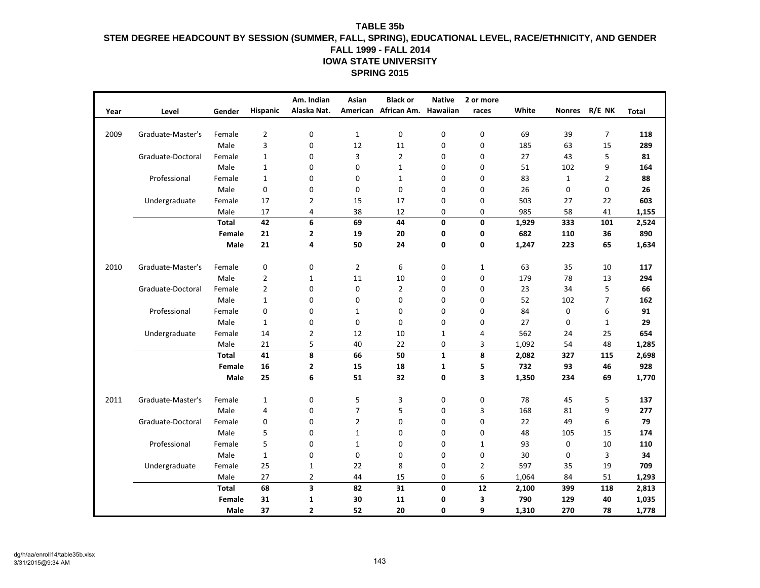# TABLE 35b
## STEM DEGREE HEADCOUNT BY SESSION (SUMMER, FALL, SPRING), EDUCATIONAL LEVEL, RACE/ETHNICITY, AND GENDER
## FALL 1999 - FALL 2014
## IOWA STATE UNIVERSITY
## SPRING 2015

| Year | Level | Gender | Hispanic | Am. Indian Alaska Nat. | Asian American | Black or African Am. | Native Hawaiian | 2 or more races | White | Nonres | R/E NK | Total |
|---|---|---|---|---|---|---|---|---|---|---|---|---|
| 2009 | Graduate-Master's | Female | 2 | 0 | 1 | 0 | 0 | 0 | 69 | 39 | 7 | **118** |
| | | Male | 3 | 0 | 12 | 11 | 0 | 0 | 185 | 63 | 15 | **289** |
| | Graduate-Doctoral | Female | 1 | 0 | 3 | 2 | 0 | 0 | 27 | 43 | 5 | **81** |
| | | Male | 1 | 0 | 0 | 1 | 0 | 0 | 51 | 102 | 9 | **164** |
| | Professional | Female | 1 | 0 | 0 | 1 | 0 | 0 | 83 | 1 | 2 | **88** |
| | | Male | 0 | 0 | 0 | 0 | 0 | 0 | 26 | 0 | 0 | **26** |
| | Undergraduate | Female | 17 | 2 | 15 | 17 | 0 | 0 | 503 | 27 | 22 | **603** |
| | | Male | 17 | 4 | 38 | 12 | 0 | 0 | 985 | 58 | 41 | **1,155** |
| | | **Total** | **42** | **6** | **69** | **44** | **0** | **0** | **1,929** | **333** | **101** | **2,524** |
| | | **Female** | **21** | **2** | **19** | **20** | **0** | **0** | **682** | **110** | **36** | **890** |
| | | **Male** | **21** | **4** | **50** | **24** | **0** | **0** | **1,247** | **223** | **65** | **1,634** |
| 2010 | Graduate-Master's | Female | 0 | 0 | 2 | 6 | 0 | 1 | 63 | 35 | 10 | **117** |
| | | Male | 2 | 1 | 11 | 10 | 0 | 0 | 179 | 78 | 13 | **294** |
| | Graduate-Doctoral | Female | 2 | 0 | 0 | 2 | 0 | 0 | 23 | 34 | 5 | **66** |
| | | Male | 1 | 0 | 0 | 0 | 0 | 0 | 52 | 102 | 7 | **162** |
| | Professional | Female | 0 | 0 | 1 | 0 | 0 | 0 | 84 | 0 | 6 | **91** |
| | | Male | 1 | 0 | 0 | 0 | 0 | 0 | 27 | 0 | 1 | **29** |
| | Undergraduate | Female | 14 | 2 | 12 | 10 | 1 | 4 | 562 | 24 | 25 | **654** |
| | | Male | 21 | 5 | 40 | 22 | 0 | 3 | 1,092 | 54 | 48 | **1,285** |
| | | **Total** | **41** | **8** | **66** | **50** | **1** | **8** | **2,082** | **327** | **115** | **2,698** |
| | | **Female** | **16** | **2** | **15** | **18** | **1** | **5** | **732** | **93** | **46** | **928** |
| | | **Male** | **25** | **6** | **51** | **32** | **0** | **3** | **1,350** | **234** | **69** | **1,770** |
| 2011 | Graduate-Master's | Female | 1 | 0 | 5 | 3 | 0 | 0 | 78 | 45 | 5 | **137** |
| | | Male | 4 | 0 | 7 | 5 | 0 | 3 | 168 | 81 | 9 | **277** |
| | Graduate-Doctoral | Female | 0 | 0 | 2 | 0 | 0 | 0 | 22 | 49 | 6 | **79** |
| | | Male | 5 | 0 | 1 | 0 | 0 | 0 | 48 | 105 | 15 | **174** |
| | Professional | Female | 5 | 0 | 1 | 0 | 0 | 1 | 93 | 0 | 10 | **110** |
| | | Male | 1 | 0 | 0 | 0 | 0 | 0 | 30 | 0 | 3 | **34** |
| | Undergraduate | Female | 25 | 1 | 22 | 8 | 0 | 2 | 597 | 35 | 19 | **709** |
| | | Male | 27 | 2 | 44 | 15 | 0 | 6 | 1,064 | 84 | 51 | **1,293** |
| | | **Total** | **68** | **3** | **82** | **31** | **0** | **12** | **2,100** | **399** | **118** | **2,813** |
| | | **Female** | **31** | **1** | **30** | **11** | **0** | **3** | **790** | **129** | **40** | **1,035** |
| | | **Male** | **37** | **2** | **52** | **20** | **0** | **9** | **1,310** | **270** | **78** | **1,778** |

dg/h/aa/enroll14/table35b.xlsx
3/31/2015@9:34 AM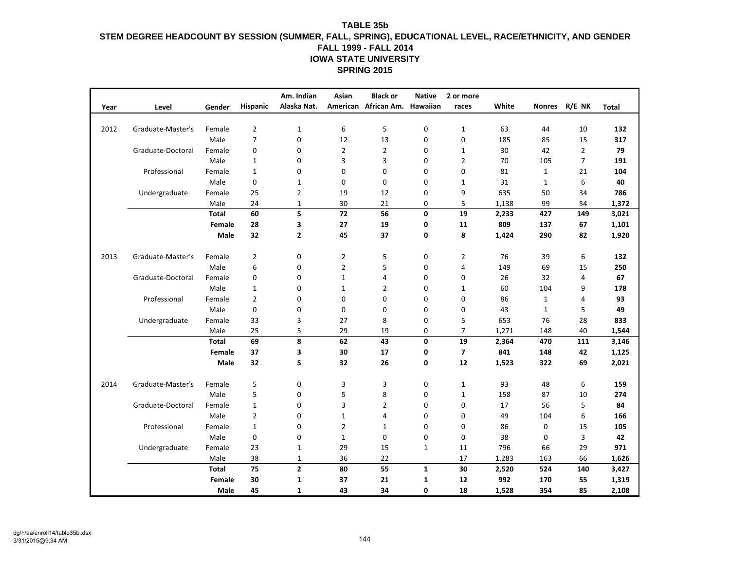# TABLE 35b

## STEM DEGREE HEADCOUNT BY SESSION (SUMMER, FALL, SPRING), EDUCATIONAL LEVEL, RACE/ETHNICITY, AND GENDER
## FALL 1999 - FALL 2014
## IOWA STATE UNIVERSITY
## SPRING 2015

| Year | Level | Gender | Hispanic | Am. Indian Alaska Nat. | Asian American | Black or African Am. | Native Hawaiian | 2 or more races | White | Nonres | R/E NK | Total |
|---|---|---|---|---|---|---|---|---|---|---|---|---|
| 2012 | Graduate-Master's | Female | 2 | 1 | 6 | 5 | 0 | 1 | 63 | 44 | 10 | **132** |
| | | Male | 7 | 0 | 12 | 13 | 0 | 0 | 185 | 85 | 15 | **317** |
| | Graduate-Doctoral | Female | 0 | 0 | 2 | 2 | 0 | 1 | 30 | 42 | 2 | **79** |
| | | Male | 1 | 0 | 3 | 3 | 0 | 2 | 70 | 105 | 7 | **191** |
| | Professional | Female | 1 | 0 | 0 | 0 | 0 | 0 | 81 | 1 | 21 | **104** |
| | | Male | 0 | 1 | 0 | 0 | 0 | 1 | 31 | 1 | 6 | **40** |
| | Undergraduate | Female | 25 | 2 | 19 | 12 | 0 | 9 | 635 | 50 | 34 | **786** |
| | | Male | 24 | 1 | 30 | 21 | 0 | 5 | 1,138 | 99 | 54 | **1,372** |
| | | **Total** | **60** | **5** | **72** | **56** | **0** | **19** | **2,233** | **427** | **149** | **3,021** |
| | | **Female** | **28** | **3** | **27** | **19** | **0** | **11** | **809** | **137** | **67** | **1,101** |
| | | **Male** | **32** | **2** | **45** | **37** | **0** | **8** | **1,424** | **290** | **82** | **1,920** |
| 2013 | Graduate-Master's | Female | 2 | 0 | 2 | 5 | 0 | 2 | 76 | 39 | 6 | **132** |
| | | Male | 6 | 0 | 2 | 5 | 0 | 4 | 149 | 69 | 15 | **250** |
| | Graduate-Doctoral | Female | 0 | 0 | 1 | 4 | 0 | 0 | 26 | 32 | 4 | **67** |
| | | Male | 1 | 0 | 1 | 2 | 0 | 1 | 60 | 104 | 9 | **178** |
| | Professional | Female | 2 | 0 | 0 | 0 | 0 | 0 | 86 | 1 | 4 | **93** |
| | | Male | 0 | 0 | 0 | 0 | 0 | 0 | 43 | 1 | 5 | **49** |
| | Undergraduate | Female | 33 | 3 | 27 | 8 | 0 | 5 | 653 | 76 | 28 | **833** |
| | | Male | 25 | 5 | 29 | 19 | 0 | 7 | 1,271 | 148 | 40 | **1,544** |
| | | **Total** | **69** | **8** | **62** | **43** | **0** | **19** | **2,364** | **470** | **111** | **3,146** |
| | | **Female** | **37** | **3** | **30** | **17** | **0** | **7** | **841** | **148** | **42** | **1,125** |
| | | **Male** | **32** | **5** | **32** | **26** | **0** | **12** | **1,523** | **322** | **69** | **2,021** |
| 2014 | Graduate-Master's | Female | 5 | 0 | 3 | 3 | 0 | 1 | 93 | 48 | 6 | **159** |
| | | Male | 5 | 0 | 5 | 8 | 0 | 1 | 158 | 87 | 10 | **274** |
| | Graduate-Doctoral | Female | 1 | 0 | 3 | 2 | 0 | 0 | 17 | 56 | 5 | **84** |
| | | Male | 2 | 0 | 1 | 4 | 0 | 0 | 49 | 104 | 6 | **166** |
| | Professional | Female | 1 | 0 | 2 | 1 | 0 | 0 | 86 | 0 | 15 | **105** |
| | | Male | 0 | 0 | 1 | 0 | 0 | 0 | 38 | 0 | 3 | **42** |
| | Undergraduate | Female | 23 | 1 | 29 | 15 | 1 | 11 | 796 | 66 | 29 | **971** |
| | | Male | 38 | 1 | 36 | 22 | | 17 | 1,283 | 163 | 66 | **1,626** |
| | | **Total** | **75** | **2** | **80** | **55** | **1** | **30** | **2,520** | **524** | **140** | **3,427** |
| | | **Female** | **30** | **1** | **37** | **21** | **1** | **12** | **992** | **170** | **55** | **1,319** |
| | | **Male** | **45** | **1** | **43** | **34** | **0** | **18** | **1,528** | **354** | **85** | **2,108** |

dg/h/aa/enroll14/table35b.xlsx
3/31/2015@9:34 AM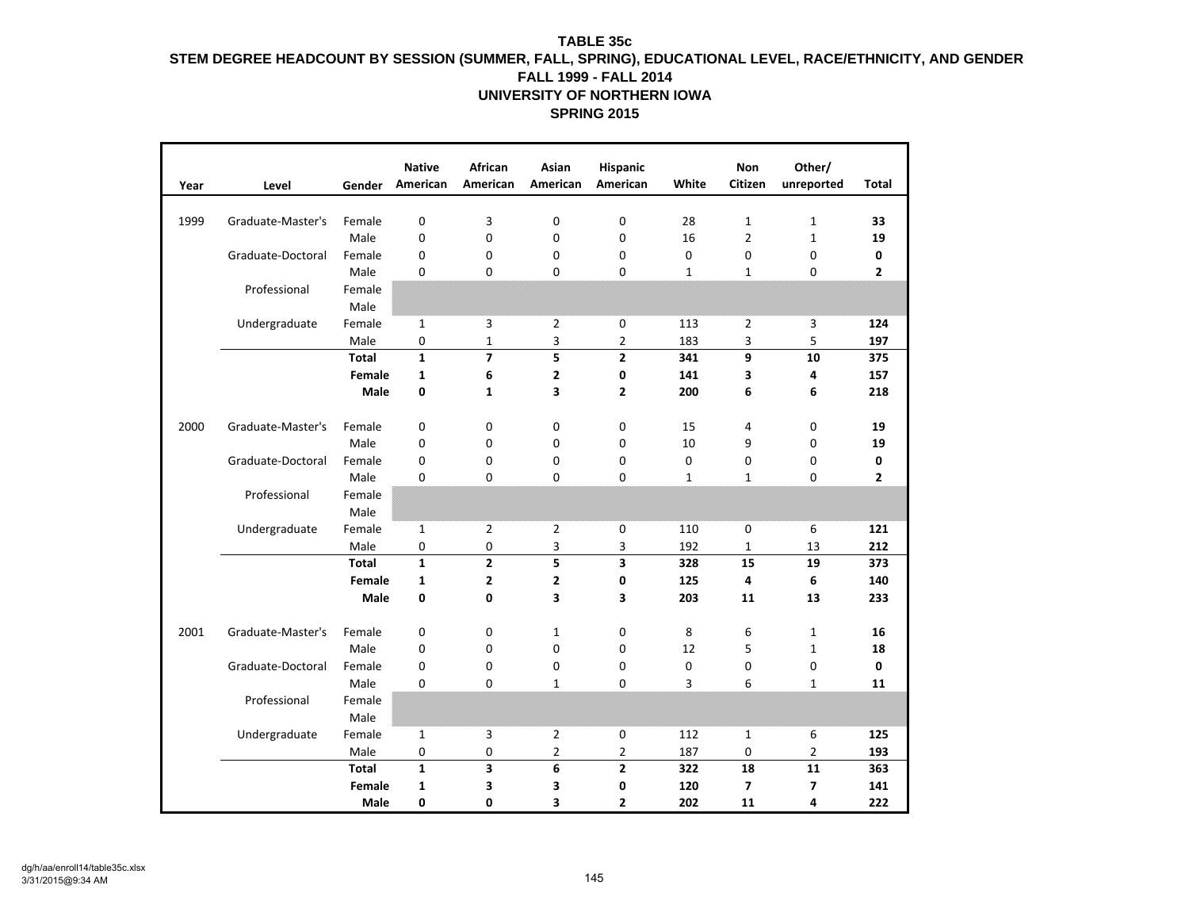**TABLE 35c**

**STEM DEGREE HEADCOUNT BY SESSION (SUMMER, FALL, SPRING), EDUCATIONAL LEVEL, RACE/ETHNICITY, AND GENDER**

**FALL 1999 - FALL 2014**

**UNIVERSITY OF NORTHERN IOWA**

**SPRING 2015**

| Year | Level | Gender | Native American | African American | Asian American | Hispanic American | White | Non Citizen | Other/ unreported | Total |
|---|---|---|---|---|---|---|---|---|---|---|
| 1999 | Graduate-Master's | Female | 0 | 3 | 0 | 0 | 28 | 1 | 1 | **33** |
| | | Male | 0 | 0 | 0 | 0 | 16 | 2 | 1 | **19** |
| | Graduate-Doctoral | Female | 0 | 0 | 0 | 0 | 0 | 0 | 0 | **0** |
| | | Male | 0 | 0 | 0 | 0 | 1 | 1 | 0 | **2** |
| | Professional | Female | | | | | | | | |
| | | Male | | | | | | | | |
| | Undergraduate | Female | 1 | 3 | 2 | 0 | 113 | 2 | 3 | **124** |
| | | Male | 0 | 1 | 3 | 2 | 183 | 3 | 5 | **197** |
| | | **Total** | **1** | **7** | **5** | **2** | **341** | **9** | **10** | **375** |
| | | **Female** | **1** | **6** | **2** | **0** | **141** | **3** | **4** | **157** |
| | | **Male** | **0** | **1** | **3** | **2** | **200** | **6** | **6** | **218** |
| 2000 | Graduate-Master's | Female | 0 | 0 | 0 | 0 | 15 | 4 | 0 | **19** |
| | | Male | 0 | 0 | 0 | 0 | 10 | 9 | 0 | **19** |
| | Graduate-Doctoral | Female | 0 | 0 | 0 | 0 | 0 | 0 | 0 | **0** |
| | | Male | 0 | 0 | 0 | 0 | 1 | 1 | 0 | **2** |
| | Professional | Female | | | | | | | | |
| | | Male | | | | | | | | |
| | Undergraduate | Female | 1 | 2 | 2 | 0 | 110 | 0 | 6 | **121** |
| | | Male | 0 | 0 | 3 | 3 | 192 | 1 | 13 | **212** |
| | | **Total** | **1** | **2** | **5** | **3** | **328** | **15** | **19** | **373** |
| | | **Female** | **1** | **2** | **2** | **0** | **125** | **4** | **6** | **140** |
| | | **Male** | **0** | **0** | **3** | **3** | **203** | **11** | **13** | **233** |
| 2001 | Graduate-Master's | Female | 0 | 0 | 1 | 0 | 8 | 6 | 1 | **16** |
| | | Male | 0 | 0 | 0 | 0 | 12 | 5 | 1 | **18** |
| | Graduate-Doctoral | Female | 0 | 0 | 0 | 0 | 0 | 0 | 0 | **0** |
| | | Male | 0 | 0 | 1 | 0 | 3 | 6 | 1 | **11** |
| | Professional | Female | | | | | | | | |
| | | Male | | | | | | | | |
| | Undergraduate | Female | 1 | 3 | 2 | 0 | 112 | 1 | 6 | **125** |
| | | Male | 0 | 0 | 2 | 2 | 187 | 0 | 2 | **193** |
| | | **Total** | **1** | **3** | **6** | **2** | **322** | **18** | **11** | **363** |
| | | **Female** | **1** | **3** | **3** | **0** | **120** | **7** | **7** | **141** |
| | | **Male** | **0** | **0** | **3** | **2** | **202** | **11** | **4** | **222** |

dg/h/aa/enroll14/table35c.xlsx
3/31/2015@9:34 AM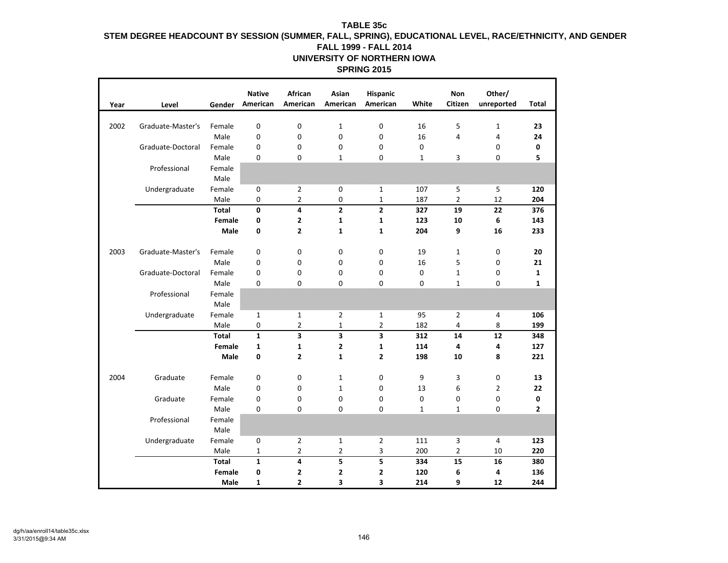**TABLE 35c**

**STEM DEGREE HEADCOUNT BY SESSION (SUMMER, FALL, SPRING), EDUCATIONAL LEVEL, RACE/ETHNICITY, AND GENDER**

**FALL 1999 - FALL 2014**

**UNIVERSITY OF NORTHERN IOWA**

**SPRING 2015**

| Year | Level | Gender | Native American | African American | Asian American | Hispanic American | White | Non Citizen | Other/ unreported | Total |
|---|---|---|---|---|---|---|---|---|---|---|
| 2002 | Graduate-Master's | Female | 0 | 0 | 1 | 0 | 16 | 5 | 1 | **23** |
| | | Male | 0 | 0 | 0 | 0 | 16 | 4 | 4 | **24** |
| | Graduate-Doctoral | Female | 0 | 0 | 0 | 0 | 0 | | 0 | **0** |
| | | Male | 0 | 0 | 1 | 0 | 1 | 3 | 0 | **5** |
| | Professional | Female | | | | | | | | |
| | | Male | | | | | | | | |
| | Undergraduate | Female | 0 | 2 | 0 | 1 | 107 | 5 | 5 | **120** |
| | | Male | 0 | 2 | 0 | 1 | 187 | 2 | 12 | **204** |
| | | **Total** | **0** | **4** | **2** | **2** | **327** | **19** | **22** | **376** |
| | | **Female** | **0** | **2** | **1** | **1** | **123** | **10** | **6** | **143** |
| | | **Male** | **0** | **2** | **1** | **1** | **204** | **9** | **16** | **233** |
| 2003 | Graduate-Master's | Female | 0 | 0 | 0 | 0 | 19 | 1 | 0 | **20** |
| | | Male | 0 | 0 | 0 | 0 | 16 | 5 | 0 | **21** |
| | Graduate-Doctoral | Female | 0 | 0 | 0 | 0 | 0 | 1 | 0 | **1** |
| | | Male | 0 | 0 | 0 | 0 | 0 | 1 | 0 | **1** |
| | Professional | Female | | | | | | | | |
| | | Male | | | | | | | | |
| | Undergraduate | Female | 1 | 1 | 2 | 1 | 95 | 2 | 4 | **106** |
| | | Male | 0 | 2 | 1 | 2 | 182 | 4 | 8 | **199** |
| | | **Total** | **1** | **3** | **3** | **3** | **312** | **14** | **12** | **348** |
| | | **Female** | **1** | **1** | **2** | **1** | **114** | **4** | **4** | **127** |
| | | **Male** | **0** | **2** | **1** | **2** | **198** | **10** | **8** | **221** |
| 2004 | Graduate | Female | 0 | 0 | 1 | 0 | 9 | 3 | 0 | **13** |
| | | Male | 0 | 0 | 1 | 0 | 13 | 6 | 2 | **22** |
| | Graduate | Female | 0 | 0 | 0 | 0 | 0 | 0 | 0 | **0** |
| | | Male | 0 | 0 | 0 | 0 | 1 | 1 | 0 | **2** |
| | Professional | Female | | | | | | | | |
| | | Male | | | | | | | | |
| | Undergraduate | Female | 0 | 2 | 1 | 2 | 111 | 3 | 4 | **123** |
| | | Male | 1 | 2 | 2 | 3 | 200 | 2 | 10 | **220** |
| | | **Total** | **1** | **4** | **5** | **5** | **334** | **15** | **16** | **380** |
| | | **Female** | **0** | **2** | **2** | **2** | **120** | **6** | **4** | **136** |
| | | **Male** | **1** | **2** | **3** | **3** | **214** | **9** | **12** | **244** |

dg/h/aa/enroll14/table35c.xlsx
3/31/2015@9:34 AM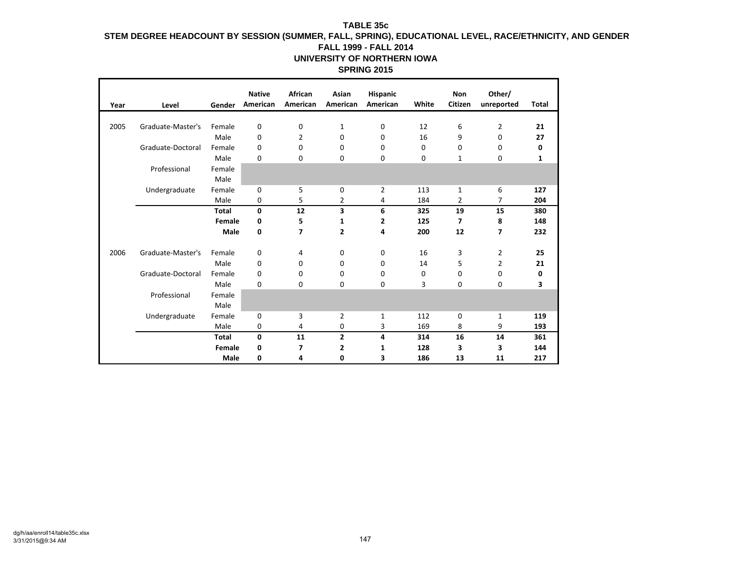**TABLE 35c**
**STEM DEGREE HEADCOUNT BY SESSION (SUMMER, FALL, SPRING), EDUCATIONAL LEVEL, RACE/ETHNICITY, AND GENDER**
**FALL 1999 - FALL 2014**
**UNIVERSITY OF NORTHERN IOWA**
**SPRING 2015**

| Year | Level | Gender | Native American | African American | Asian American | Hispanic American | White | Non Citizen | Other/ unreported | Total |
|---|---|---|---|---|---|---|---|---|---|---|
| 2005 | Graduate-Master's | Female | 0 | 0 | 1 | 0 | 12 | 6 | 2 | **21** |
| | | Male | 0 | 2 | 0 | 0 | 16 | 9 | 0 | **27** |
| | Graduate-Doctoral | Female | 0 | 0 | 0 | 0 | 0 | 0 | 0 | **0** |
| | | Male | 0 | 0 | 0 | 0 | 0 | 1 | 0 | **1** |
| | Professional | Female | | | | | | | | |
| | | Male | | | | | | | | |
| | Undergraduate | Female | 0 | 5 | 0 | 2 | 113 | 1 | 6 | **127** |
| | | Male | 0 | 5 | 2 | 4 | 184 | 2 | 7 | **204** |
| | | **Total** | **0** | **12** | **3** | **6** | **325** | **19** | **15** | **380** |
| | | **Female** | **0** | **5** | **1** | **2** | **125** | **7** | **8** | **148** |
| | | **Male** | **0** | **7** | **2** | **4** | **200** | **12** | **7** | **232** |
| 2006 | Graduate-Master's | Female | 0 | 4 | 0 | 0 | 16 | 3 | 2 | **25** |
| | | Male | 0 | 0 | 0 | 0 | 14 | 5 | 2 | **21** |
| | Graduate-Doctoral | Female | 0 | 0 | 0 | 0 | 0 | 0 | 0 | **0** |
| | | Male | 0 | 0 | 0 | 0 | 3 | 0 | 0 | **3** |
| | Professional | Female | | | | | | | | |
| | | Male | | | | | | | | |
| | Undergraduate | Female | 0 | 3 | 2 | 1 | 112 | 0 | 1 | **119** |
| | | Male | 0 | 4 | 0 | 3 | 169 | 8 | 9 | **193** |
| | | **Total** | **0** | **11** | **2** | **4** | **314** | **16** | **14** | **361** |
| | | **Female** | **0** | **7** | **2** | **1** | **128** | **3** | **3** | **144** |
| | | **Male** | **0** | **4** | **0** | **3** | **186** | **13** | **11** | **217** |

dg/h/aa/enroll14/table35c.xlsx
3/31/2015@9:34 AM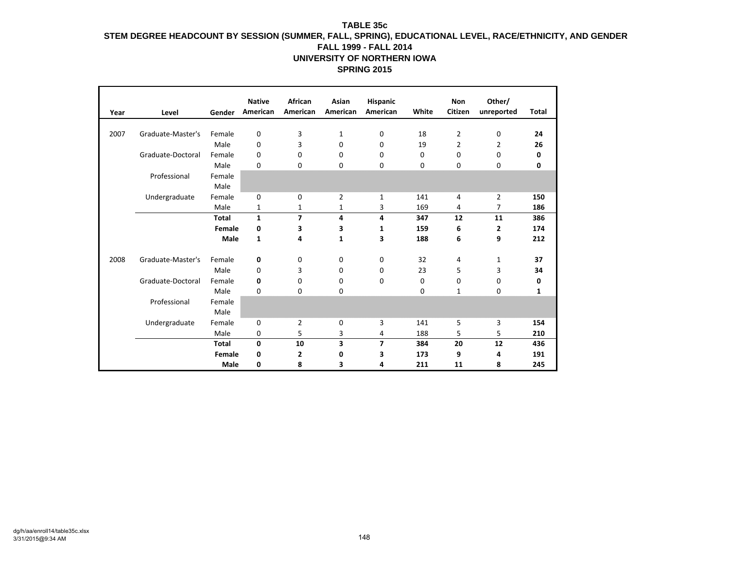**TABLE 35c**

**STEM DEGREE HEADCOUNT BY SESSION (SUMMER, FALL, SPRING), EDUCATIONAL LEVEL, RACE/ETHNICITY, AND GENDER**

**FALL 1999 - FALL 2014**

**UNIVERSITY OF NORTHERN IOWA**

**SPRING 2015**

| Year | Level | Gender | Native American | African American | Asian American | Hispanic American | White | Non Citizen | Other/ unreported | Total |
|---|---|---|---|---|---|---|---|---|---|---|
| 2007 | Graduate-Master's | Female | 0 | 3 | 1 | 0 | 18 | 2 | 0 | **24** |
| | | Male | 0 | 3 | 0 | 0 | 19 | 2 | 2 | **26** |
| | Graduate-Doctoral | Female | 0 | 0 | 0 | 0 | 0 | 0 | 0 | **0** |
| | | Male | 0 | 0 | 0 | 0 | 0 | 0 | 0 | **0** |
| | Professional | Female | | | | | | | | |
| | | Male | | | | | | | | |
| | Undergraduate | Female | 0 | 0 | 2 | 1 | 141 | 4 | 2 | **150** |
| | | Male | 1 | 1 | 1 | 3 | 169 | 4 | 7 | **186** |
| | | **Total** | **1** | **7** | **4** | **4** | **347** | **12** | **11** | **386** |
| | | **Female** | **0** | **3** | **3** | **1** | **159** | **6** | **2** | **174** |
| | | **Male** | **1** | **4** | **1** | **3** | **188** | **6** | **9** | **212** |
| 2008 | Graduate-Master's | Female | **0** | 0 | 0 | 0 | 32 | 4 | 1 | **37** |
| | | Male | 0 | 3 | 0 | 0 | 23 | 5 | 3 | **34** |
| | Graduate-Doctoral | Female | **0** | 0 | 0 | 0 | 0 | 0 | 0 | **0** |
| | | Male | 0 | 0 | 0 | | 0 | 1 | 0 | **1** |
| | Professional | Female | | | | | | | | |
| | | Male | | | | | | | | |
| | Undergraduate | Female | 0 | 2 | 0 | 3 | 141 | 5 | 3 | **154** |
| | | Male | 0 | 5 | 3 | 4 | 188 | 5 | 5 | **210** |
| | | **Total** | **0** | **10** | **3** | **7** | **384** | **20** | **12** | **436** |
| | | **Female** | **0** | **2** | **0** | **3** | **173** | **9** | **4** | **191** |
| | | **Male** | **0** | **8** | **3** | **4** | **211** | **11** | **8** | **245** |

dg/h/aa/enroll14/table35c.xlsx
3/31/2015@9:34 AM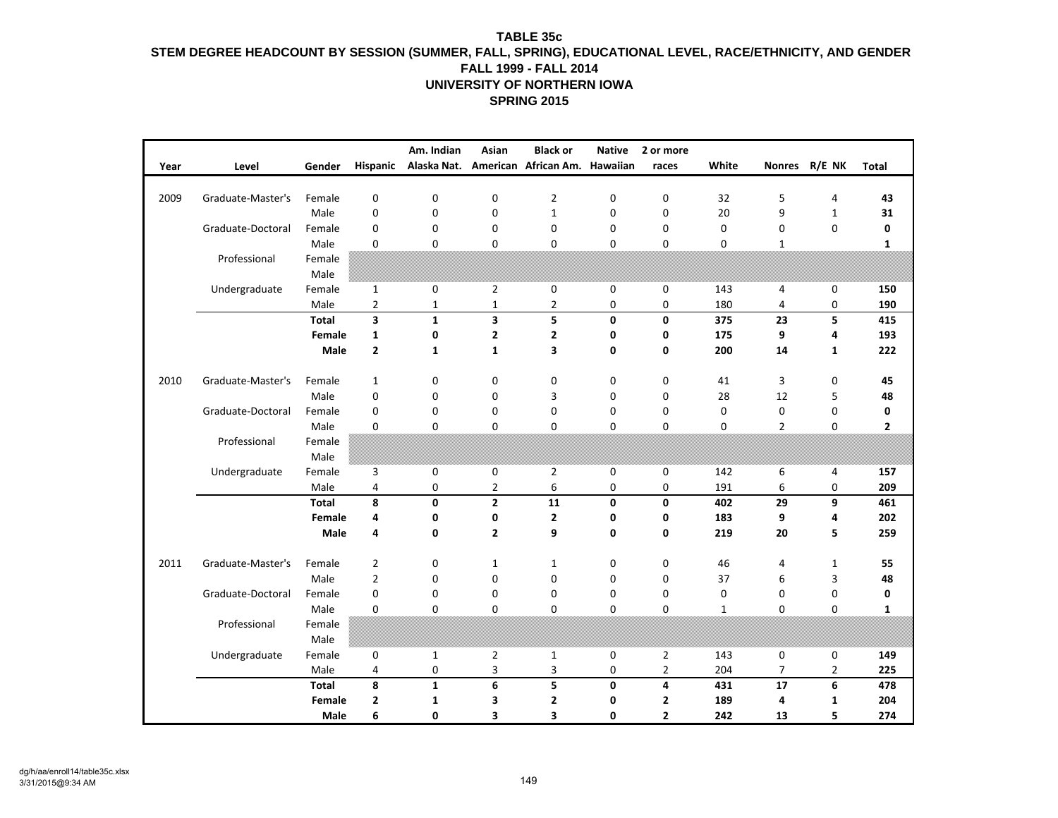# TABLE 35c

## STEM DEGREE HEADCOUNT BY SESSION (SUMMER, FALL, SPRING), EDUCATIONAL LEVEL, RACE/ETHNICITY, AND GENDER

### FALL 1999 - FALL 2014

### UNIVERSITY OF NORTHERN IOWA

### SPRING 2015

| Year | Level | Gender | Hispanic | Am. Indian Alaska Nat. | Asian American | Black or African Am. | Native Hawaiian | 2 or more races | White | Nonres | R/E NK | Total |
|---|---|---|---|---|---|---|---|---|---|---|---|---|
| 2009 | Graduate-Master's | Female | 0 | 0 | 0 | 2 | 0 | 0 | 32 | 5 | 4 | **43** |
| | | Male | 0 | 0 | 0 | 1 | 0 | 0 | 20 | 9 | 1 | **31** |
| | Graduate-Doctoral | Female | 0 | 0 | 0 | 0 | 0 | 0 | 0 | 0 | 0 | **0** |
| | | Male | 0 | 0 | 0 | 0 | 0 | 0 | 0 | 1 | | **1** |
| | Professional | Female | | | | | | | | | | |
| | | Male | | | | | | | | | | |
| | Undergraduate | Female | 1 | 0 | 2 | 0 | 0 | 0 | 143 | 4 | 0 | **150** |
| | | Male | 2 | 1 | 1 | 2 | 0 | 0 | 180 | 4 | 0 | **190** |
| | | **Total** | **3** | **1** | **3** | **5** | **0** | **0** | **375** | **23** | **5** | **415** |
| | | **Female** | **1** | **0** | **2** | **2** | **0** | **0** | **175** | **9** | **4** | **193** |
| | | **Male** | **2** | **1** | **1** | **3** | **0** | **0** | **200** | **14** | **1** | **222** |
| 2010 | Graduate-Master's | Female | 1 | 0 | 0 | 0 | 0 | 0 | 41 | 3 | 0 | **45** |
| | | Male | 0 | 0 | 0 | 3 | 0 | 0 | 28 | 12 | 5 | **48** |
| | Graduate-Doctoral | Female | 0 | 0 | 0 | 0 | 0 | 0 | 0 | 0 | 0 | **0** |
| | | Male | 0 | 0 | 0 | 0 | 0 | 0 | 0 | 2 | 0 | **2** |
| | Professional | Female | | | | | | | | | | |
| | | Male | | | | | | | | | | |
| | Undergraduate | Female | 3 | 0 | 0 | 2 | 0 | 0 | 142 | 6 | 4 | **157** |
| | | Male | 4 | 0 | 2 | 6 | 0 | 0 | 191 | 6 | 0 | **209** |
| | | **Total** | **8** | **0** | **2** | **11** | **0** | **0** | **402** | **29** | **9** | **461** |
| | | **Female** | **4** | **0** | **0** | **2** | **0** | **0** | **183** | **9** | **4** | **202** |
| | | **Male** | **4** | **0** | **2** | **9** | **0** | **0** | **219** | **20** | **5** | **259** |
| 2011 | Graduate-Master's | Female | 2 | 0 | 1 | 1 | 0 | 0 | 46 | 4 | 1 | **55** |
| | | Male | 2 | 0 | 0 | 0 | 0 | 0 | 37 | 6 | 3 | **48** |
| | Graduate-Doctoral | Female | 0 | 0 | 0 | 0 | 0 | 0 | 0 | 0 | 0 | **0** |
| | | Male | 0 | 0 | 0 | 0 | 0 | 0 | 1 | 0 | 0 | **1** |
| | Professional | Female | | | | | | | | | | |
| | | Male | | | | | | | | | | |
| | Undergraduate | Female | 0 | 1 | 2 | 1 | 0 | 2 | 143 | 0 | 0 | **149** |
| | | Male | 4 | 0 | 3 | 3 | 0 | 2 | 204 | 7 | 2 | **225** |
| | | **Total** | **8** | **1** | **6** | **5** | **0** | **4** | **431** | **17** | **6** | **478** |
| | | **Female** | **2** | **1** | **3** | **2** | **0** | **2** | **189** | **4** | **1** | **204** |
| | | **Male** | **6** | **0** | **3** | **3** | **0** | **2** | **242** | **13** | **5** | **274** |

dg/h/aa/enroll14/table35c.xlsx
3/31/2015@9:34 AM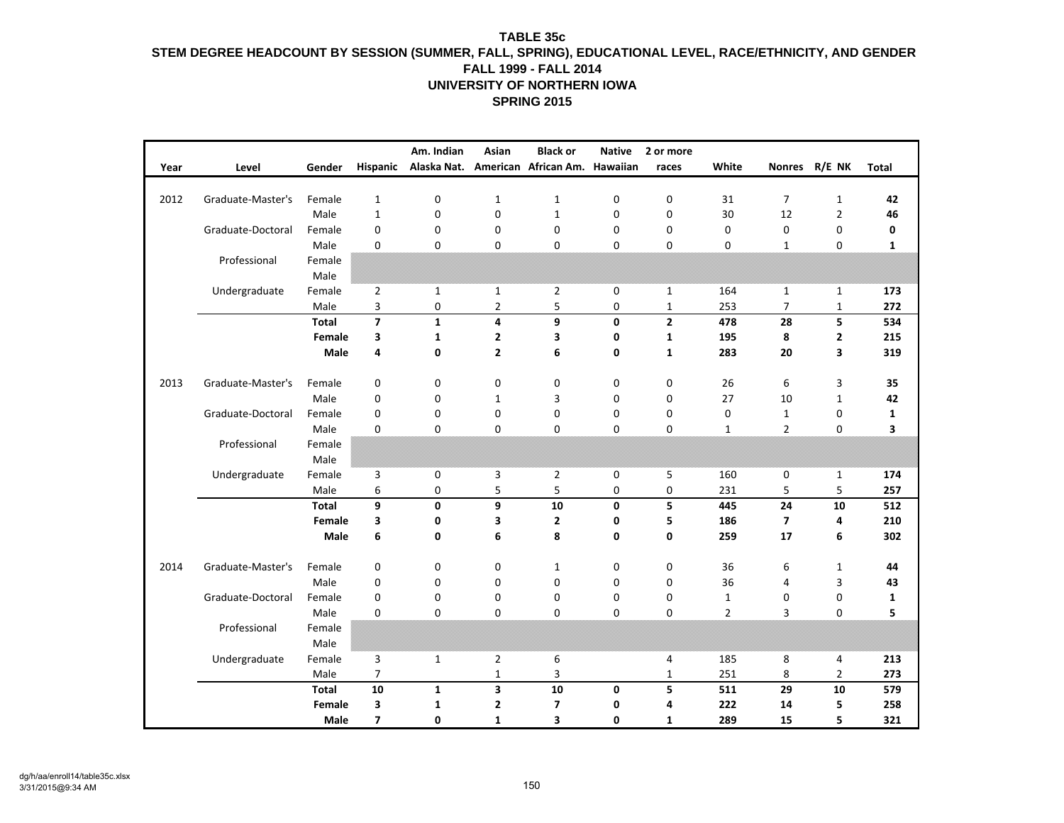# TABLE 35c
## STEM DEGREE HEADCOUNT BY SESSION (SUMMER, FALL, SPRING), EDUCATIONAL LEVEL, RACE/ETHNICITY, AND GENDER
## FALL 1999 - FALL 2014
## UNIVERSITY OF NORTHERN IOWA
## SPRING 2015

| Year | Level | Gender | Hispanic | Am. Indian Alaska Nat. | Asian American | Black or African Am. | Native Hawaiian | 2 or more races | White | Nonres | R/E NK | Total |
|---|---|---|---|---|---|---|---|---|---|---|---|---|
| 2012 | Graduate-Master's | Female | 1 | 0 | 1 | 1 | 0 | 0 | 31 | 7 | 1 | **42** |
| | | Male | 1 | 0 | 0 | 1 | 0 | 0 | 30 | 12 | 2 | **46** |
| | Graduate-Doctoral | Female | 0 | 0 | 0 | 0 | 0 | 0 | 0 | 0 | 0 | **0** |
| | | Male | 0 | 0 | 0 | 0 | 0 | 0 | 0 | 1 | 0 | **1** |
| | Professional | Female | | | | | | | | | | |
| | | Male | | | | | | | | | | |
| | Undergraduate | Female | 2 | 1 | 1 | 2 | 0 | 1 | 164 | 1 | 1 | **173** |
| | | Male | 3 | 0 | 2 | 5 | 0 | 1 | 253 | 7 | 1 | **272** |
| | | **Total** | **7** | **1** | **4** | **9** | **0** | **2** | **478** | **28** | **5** | **534** |
| | | **Female** | **3** | **1** | **2** | **3** | **0** | **1** | **195** | **8** | **2** | **215** |
| | | **Male** | **4** | **0** | **2** | **6** | **0** | **1** | **283** | **20** | **3** | **319** |
| 2013 | Graduate-Master's | Female | 0 | 0 | 0 | 0 | 0 | 0 | 26 | 6 | 3 | **35** |
| | | Male | 0 | 0 | 1 | 3 | 0 | 0 | 27 | 10 | 1 | **42** |
| | Graduate-Doctoral | Female | 0 | 0 | 0 | 0 | 0 | 0 | 0 | 1 | 0 | **1** |
| | | Male | 0 | 0 | 0 | 0 | 0 | 0 | 1 | 2 | 0 | **3** |
| | Professional | Female | | | | | | | | | | |
| | | Male | | | | | | | | | | |
| | Undergraduate | Female | 3 | 0 | 3 | 2 | 0 | 5 | 160 | 0 | 1 | **174** |
| | | Male | 6 | 0 | 5 | 5 | 0 | 0 | 231 | 5 | 5 | **257** |
| | | **Total** | **9** | **0** | **9** | **10** | **0** | **5** | **445** | **24** | **10** | **512** |
| | | **Female** | **3** | **0** | **3** | **2** | **0** | **5** | **186** | **7** | **4** | **210** |
| | | **Male** | **6** | **0** | **6** | **8** | **0** | **0** | **259** | **17** | **6** | **302** |
| 2014 | Graduate-Master's | Female | 0 | 0 | 0 | 1 | 0 | 0 | 36 | 6 | 1 | **44** |
| | | Male | 0 | 0 | 0 | 0 | 0 | 0 | 36 | 4 | 3 | **43** |
| | Graduate-Doctoral | Female | 0 | 0 | 0 | 0 | 0 | 0 | 1 | 0 | 0 | **1** |
| | | Male | 0 | 0 | 0 | 0 | 0 | 0 | 2 | 3 | 0 | **5** |
| | Professional | Female | | | | | | | | | | |
| | | Male | | | | | | | | | | |
| | Undergraduate | Female | 3 | 1 | 2 | 6 | | 4 | 185 | 8 | 4 | **213** |
| | | Male | 7 | | 1 | 3 | | 1 | 251 | 8 | 2 | **273** |
| | | **Total** | **10** | **1** | **3** | **10** | **0** | **5** | **511** | **29** | **10** | **579** |
| | | **Female** | **3** | **1** | **2** | **7** | **0** | **4** | **222** | **14** | **5** | **258** |
| | | **Male** | **7** | **0** | **1** | **3** | **0** | **1** | **289** | **15** | **5** | **321** |

dg/h/aa/enroll14/table35c.xlsx
3/31/2015@9:34 AM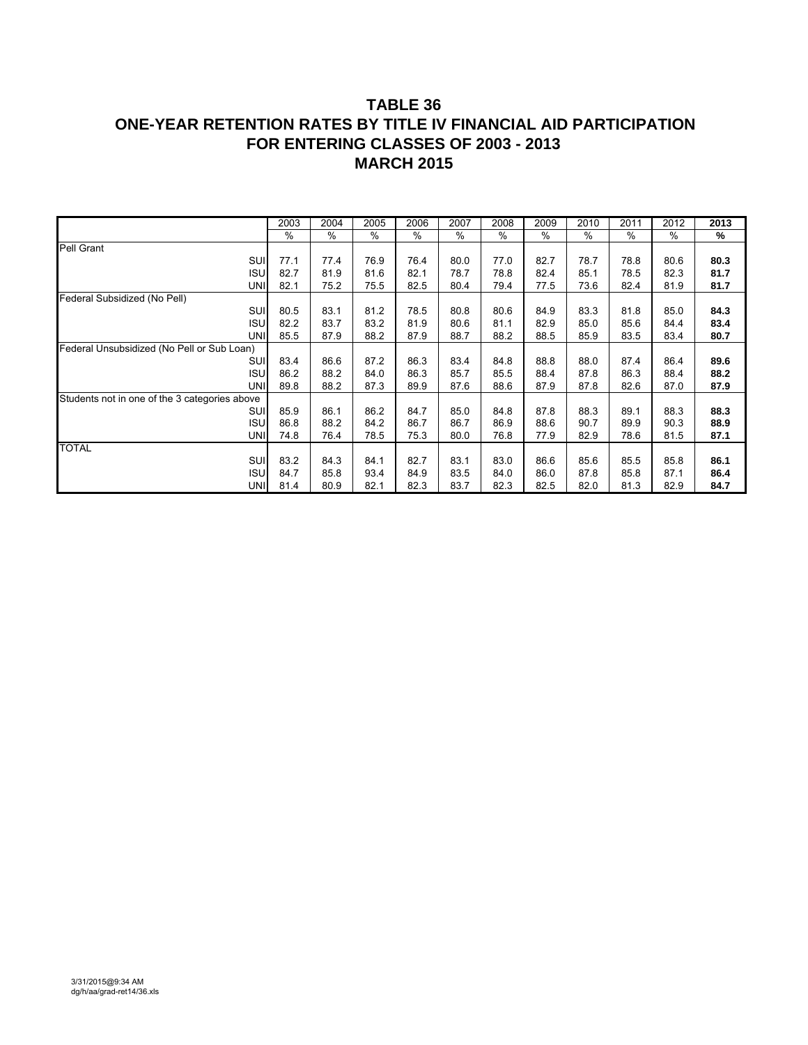# TABLE 36
# ONE-YEAR RETENTION RATES BY TITLE IV FINANCIAL AID PARTICIPATION
# FOR ENTERING CLASSES OF 2003 - 2013
# MARCH 2015

| | 2003 | 2004 | 2005 | 2006 | 2007 | 2008 | 2009 | 2010 | 2011 | 2012 | **2013** |
|---|---|---|---|---|---|---|---|---|---|---|---|
| | % | % | % | % | % | % | % | % | % | % | **%** |
| Pell Grant | | | | | | | | | | | |
| SUI | 77.1 | 77.4 | 76.9 | 76.4 | 80.0 | 77.0 | 82.7 | 78.7 | 78.8 | 80.6 | **80.3** |
| ISU | 82.7 | 81.9 | 81.6 | 82.1 | 78.7 | 78.8 | 82.4 | 85.1 | 78.5 | 82.3 | **81.7** |
| UNI | 82.1 | 75.2 | 75.5 | 82.5 | 80.4 | 79.4 | 77.5 | 73.6 | 82.4 | 81.9 | **81.7** |
| Federal Subsidized (No Pell) | | | | | | | | | | | |
| SUI | 80.5 | 83.1 | 81.2 | 78.5 | 80.8 | 80.6 | 84.9 | 83.3 | 81.8 | 85.0 | **84.3** |
| ISU | 82.2 | 83.7 | 83.2 | 81.9 | 80.6 | 81.1 | 82.9 | 85.0 | 85.6 | 84.4 | **83.4** |
| UNI | 85.5 | 87.9 | 88.2 | 87.9 | 88.7 | 88.2 | 88.5 | 85.9 | 83.5 | 83.4 | **80.7** |
| Federal Unsubsidized (No Pell or Sub Loan) | | | | | | | | | | | |
| SUI | 83.4 | 86.6 | 87.2 | 86.3 | 83.4 | 84.8 | 88.8 | 88.0 | 87.4 | 86.4 | **89.6** |
| ISU | 86.2 | 88.2 | 84.0 | 86.3 | 85.7 | 85.5 | 88.4 | 87.8 | 86.3 | 88.4 | **88.2** |
| UNI | 89.8 | 88.2 | 87.3 | 89.9 | 87.6 | 88.6 | 87.9 | 87.8 | 82.6 | 87.0 | **87.9** |
| Students not in one of the 3 categories above | | | | | | | | | | | |
| SUI | 85.9 | 86.1 | 86.2 | 84.7 | 85.0 | 84.8 | 87.8 | 88.3 | 89.1 | 88.3 | **88.3** |
| ISU | 86.8 | 88.2 | 84.2 | 86.7 | 86.7 | 86.9 | 88.6 | 90.7 | 89.9 | 90.3 | **88.9** |
| UNI | 74.8 | 76.4 | 78.5 | 75.3 | 80.0 | 76.8 | 77.9 | 82.9 | 78.6 | 81.5 | **87.1** |
| TOTAL | | | | | | | | | | | |
| SUI | 83.2 | 84.3 | 84.1 | 82.7 | 83.1 | 83.0 | 86.6 | 85.6 | 85.5 | 85.8 | **86.1** |
| ISU | 84.7 | 85.8 | 93.4 | 84.9 | 83.5 | 84.0 | 86.0 | 87.8 | 85.8 | 87.1 | **86.4** |
| UNI | 81.4 | 80.9 | 82.1 | 82.3 | 83.7 | 82.3 | 82.5 | 82.0 | 81.3 | 82.9 | **84.7** |

3/31/2015@9:34 AM
dg/h/aa/grad-ret14/36.xls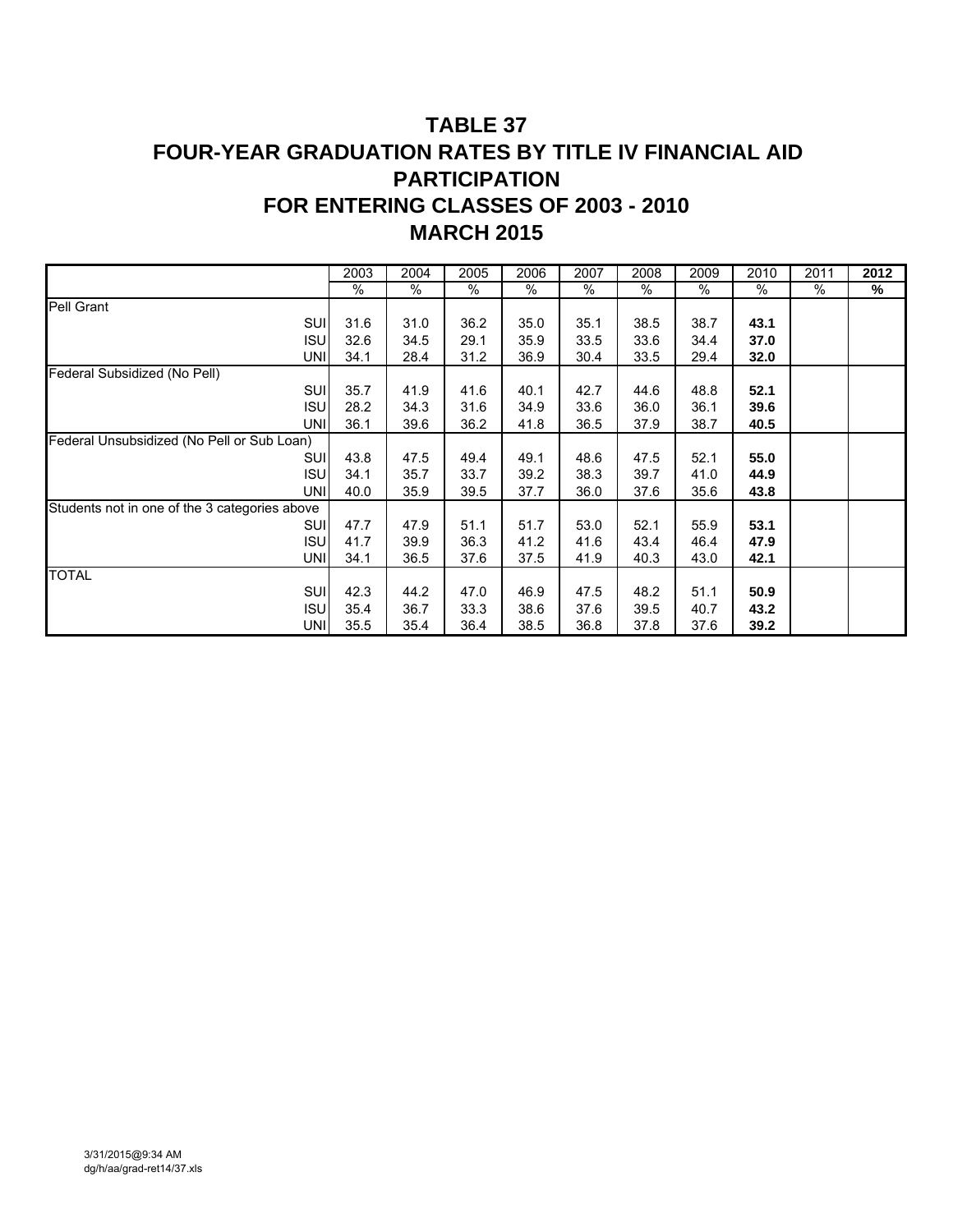# TABLE 37
# FOUR-YEAR GRADUATION RATES BY TITLE IV FINANCIAL AID PARTICIPATION
# FOR ENTERING CLASSES OF 2003 - 2010
# MARCH 2015

| | 2003 | 2004 | 2005 | 2006 | 2007 | 2008 | 2009 | 2010 | 2011 | **2012** |
|---|---|---|---|---|---|---|---|---|---|---|
| | % | % | % | % | % | % | % | % | % | **%** |
| Pell Grant | | | | | | | | | | |
| SUI | 31.6 | 31.0 | 36.2 | 35.0 | 35.1 | 38.5 | 38.7 | **43.1** | | |
| ISU | 32.6 | 34.5 | 29.1 | 35.9 | 33.5 | 33.6 | 34.4 | **37.0** | | |
| UNI | 34.1 | 28.4 | 31.2 | 36.9 | 30.4 | 33.5 | 29.4 | **32.0** | | |
| Federal Subsidized (No Pell) | | | | | | | | | | |
| SUI | 35.7 | 41.9 | 41.6 | 40.1 | 42.7 | 44.6 | 48.8 | **52.1** | | |
| ISU | 28.2 | 34.3 | 31.6 | 34.9 | 33.6 | 36.0 | 36.1 | **39.6** | | |
| UNI | 36.1 | 39.6 | 36.2 | 41.8 | 36.5 | 37.9 | 38.7 | **40.5** | | |
| Federal Unsubsidized (No Pell or Sub Loan) | | | | | | | | | | |
| SUI | 43.8 | 47.5 | 49.4 | 49.1 | 48.6 | 47.5 | 52.1 | **55.0** | | |
| ISU | 34.1 | 35.7 | 33.7 | 39.2 | 38.3 | 39.7 | 41.0 | **44.9** | | |
| UNI | 40.0 | 35.9 | 39.5 | 37.7 | 36.0 | 37.6 | 35.6 | **43.8** | | |
| Students not in one of the 3 categories above | | | | | | | | | | |
| SUI | 47.7 | 47.9 | 51.1 | 51.7 | 53.0 | 52.1 | 55.9 | **53.1** | | |
| ISU | 41.7 | 39.9 | 36.3 | 41.2 | 41.6 | 43.4 | 46.4 | **47.9** | | |
| UNI | 34.1 | 36.5 | 37.6 | 37.5 | 41.9 | 40.3 | 43.0 | **42.1** | | |
| TOTAL | | | | | | | | | | |
| SUI | 42.3 | 44.2 | 47.0 | 46.9 | 47.5 | 48.2 | 51.1 | **50.9** | | |
| ISU | 35.4 | 36.7 | 33.3 | 38.6 | 37.6 | 39.5 | 40.7 | **43.2** | | |
| UNI | 35.5 | 35.4 | 36.4 | 38.5 | 36.8 | 37.8 | 37.6 | **39.2** | | |

3/31/2015@9:34 AM
dg/h/aa/grad-ret14/37.xls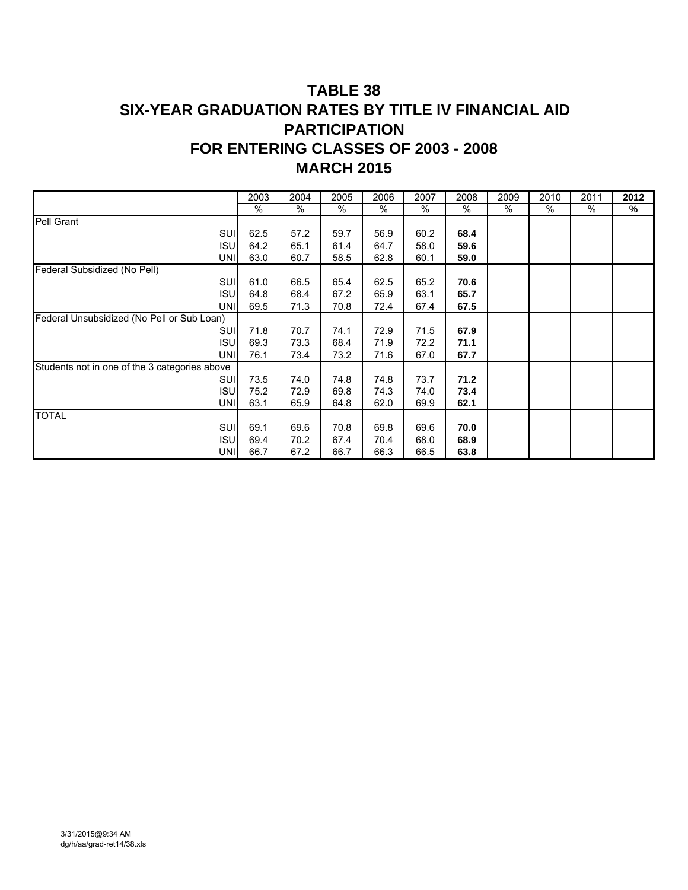# TABLE 38
# SIX-YEAR GRADUATION RATES BY TITLE IV FINANCIAL AID PARTICIPATION
# FOR ENTERING CLASSES OF 2003 - 2008
# MARCH 2015

| | 2003 | 2004 | 2005 | 2006 | 2007 | 2008 | 2009 | 2010 | 2011 | **2012** |
|---|---|---|---|---|---|---|---|---|---|---|
| | % | % | % | % | % | % | % | % | % | **%** |
| Pell Grant | | | | | | | | | | |
| SUI | 62.5 | 57.2 | 59.7 | 56.9 | 60.2 | **68.4** | | | | |
| ISU | 64.2 | 65.1 | 61.4 | 64.7 | 58.0 | **59.6** | | | | |
| UNI | 63.0 | 60.7 | 58.5 | 62.8 | 60.1 | **59.0** | | | | |
| Federal Subsidized (No Pell) | | | | | | | | | | |
| SUI | 61.0 | 66.5 | 65.4 | 62.5 | 65.2 | **70.6** | | | | |
| ISU | 64.8 | 68.4 | 67.2 | 65.9 | 63.1 | **65.7** | | | | |
| UNI | 69.5 | 71.3 | 70.8 | 72.4 | 67.4 | **67.5** | | | | |
| Federal Unsubsidized (No Pell or Sub Loan) | | | | | | | | | | |
| SUI | 71.8 | 70.7 | 74.1 | 72.9 | 71.5 | **67.9** | | | | |
| ISU | 69.3 | 73.3 | 68.4 | 71.9 | 72.2 | **71.1** | | | | |
| UNI | 76.1 | 73.4 | 73.2 | 71.6 | 67.0 | **67.7** | | | | |
| Students not in one of the 3 categories above | | | | | | | | | | |
| SUI | 73.5 | 74.0 | 74.8 | 74.8 | 73.7 | **71.2** | | | | |
| ISU | 75.2 | 72.9 | 69.8 | 74.3 | 74.0 | **73.4** | | | | |
| UNI | 63.1 | 65.9 | 64.8 | 62.0 | 69.9 | **62.1** | | | | |
| TOTAL | | | | | | | | | | |
| SUI | 69.1 | 69.6 | 70.8 | 69.8 | 69.6 | **70.0** | | | | |
| ISU | 69.4 | 70.2 | 67.4 | 70.4 | 68.0 | **68.9** | | | | |
| UNI | 66.7 | 67.2 | 66.7 | 66.3 | 66.5 | **63.8** | | | | |

3/31/2015@9:34 AM
dg/h/aa/grad-ret14/38.xls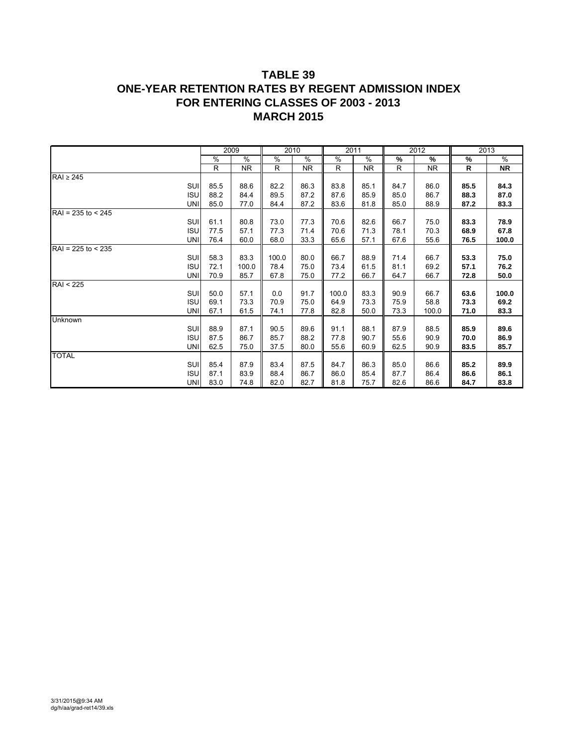# TABLE 39
# ONE-YEAR RETENTION RATES BY REGENT ADMISSION INDEX
# FOR ENTERING CLASSES OF 2003 - 2013
# MARCH 2015

| | 2009 | | 2010 | | 2011 | | 2012 | | 2013 | |
|---|---|---|---|---|---|---|---|---|---|---|
| | % | % | % | % | % | % | % | % | % | % |
| | R | NR | R | NR | R | NR | R | NR | **R** | **NR** |
| RAI ≥ 245 | | | | | | | | | | |
| SUI | 85.5 | 88.6 | 82.2 | 86.3 | 83.8 | 85.1 | 84.7 | 86.0 | **85.5** | **84.3** |
| ISU | 88.2 | 84.4 | 89.5 | 87.2 | 87.6 | 85.9 | 85.0 | 86.7 | **88.3** | **87.0** |
| UNI | 85.0 | 77.0 | 84.4 | 87.2 | 83.6 | 81.8 | 85.0 | 88.9 | **87.2** | **83.3** |
| RAI = 235 to < 245 | | | | | | | | | | |
| SUI | 61.1 | 80.8 | 73.0 | 77.3 | 70.6 | 82.6 | 66.7 | 75.0 | **83.3** | **78.9** |
| ISU | 77.5 | 57.1 | 77.3 | 71.4 | 70.6 | 71.3 | 78.1 | 70.3 | **68.9** | **67.8** |
| UNI | 76.4 | 60.0 | 68.0 | 33.3 | 65.6 | 57.1 | 67.6 | 55.6 | **76.5** | **100.0** |
| RAI = 225 to < 235 | | | | | | | | | | |
| SUI | 58.3 | 83.3 | 100.0 | 80.0 | 66.7 | 88.9 | 71.4 | 66.7 | **53.3** | **75.0** |
| ISU | 72.1 | 100.0 | 78.4 | 75.0 | 73.4 | 61.5 | 81.1 | 69.2 | **57.1** | **76.2** |
| UNI | 70.9 | 85.7 | 67.8 | 75.0 | 77.2 | 66.7 | 64.7 | 66.7 | **72.8** | **50.0** |
| RAI < 225 | | | | | | | | | | |
| SUI | 50.0 | 57.1 | 0.0 | 91.7 | 100.0 | 83.3 | 90.9 | 66.7 | **63.6** | **100.0** |
| ISU | 69.1 | 73.3 | 70.9 | 75.0 | 64.9 | 73.3 | 75.9 | 58.8 | **73.3** | **69.2** |
| UNI | 67.1 | 61.5 | 74.1 | 77.8 | 82.8 | 50.0 | 73.3 | 100.0 | **71.0** | **83.3** |
| Unknown | | | | | | | | | | |
| SUI | 88.9 | 87.1 | 90.5 | 89.6 | 91.1 | 88.1 | 87.9 | 88.5 | **85.9** | **89.6** |
| ISU | 87.5 | 86.7 | 85.7 | 88.2 | 77.8 | 90.7 | 55.6 | 90.9 | **70.0** | **86.9** |
| UNI | 62.5 | 75.0 | 37.5 | 80.0 | 55.6 | 60.9 | 62.5 | 90.9 | **83.5** | **85.7** |
| TOTAL | | | | | | | | | | |
| SUI | 85.4 | 87.9 | 83.4 | 87.5 | 84.7 | 86.3 | 85.0 | 86.6 | **85.2** | **89.9** |
| ISU | 87.1 | 83.9 | 88.4 | 86.7 | 86.0 | 85.4 | 87.7 | 86.4 | **86.6** | **86.1** |
| UNI | 83.0 | 74.8 | 82.0 | 82.7 | 81.8 | 75.7 | 82.6 | 86.6 | **84.7** | **83.8** |

3/31/2015@9:34 AM
dg/h/aa/grad-ret14/39.xls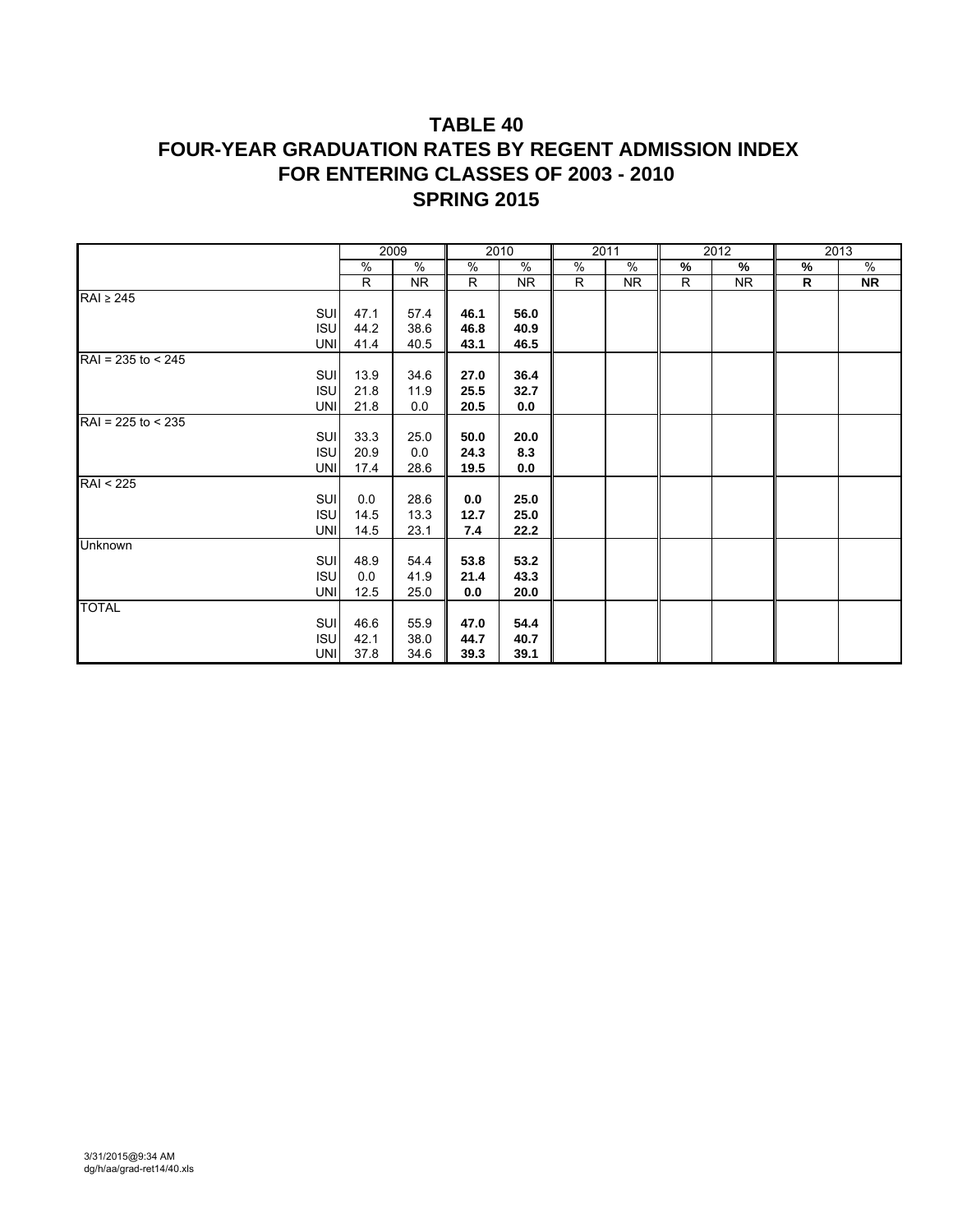# TABLE 40
# FOUR-YEAR GRADUATION RATES BY REGENT ADMISSION INDEX
# FOR ENTERING CLASSES OF 2003 - 2010
# SPRING 2015

| | 2009 | | 2010 | | 2011 | | 2012 | | 2013 | |
|---|---|---|---|---|---|---|---|---|---|---|
| | % | % | % | % | % | % | **%** | **%** | **%** | % |
| | R | NR | R | NR | R | NR | R | NR | **R** | **NR** |
| RAI ≥ 245 | | | | | | | | | | |
| SUI | 47.1 | 57.4 | **46.1** | **56.0** | | | | | | |
| ISU | 44.2 | 38.6 | **46.8** | **40.9** | | | | | | |
| UNI | 41.4 | 40.5 | **43.1** | **46.5** | | | | | | |
| RAI = 235 to < 245 | | | | | | | | | | |
| SUI | 13.9 | 34.6 | **27.0** | **36.4** | | | | | | |
| ISU | 21.8 | 11.9 | **25.5** | **32.7** | | | | | | |
| UNI | 21.8 | 0.0 | **20.5** | **0.0** | | | | | | |
| RAI = 225 to < 235 | | | | | | | | | | |
| SUI | 33.3 | 25.0 | **50.0** | **20.0** | | | | | | |
| ISU | 20.9 | 0.0 | **24.3** | **8.3** | | | | | | |
| UNI | 17.4 | 28.6 | **19.5** | **0.0** | | | | | | |
| RAI < 225 | | | | | | | | | | |
| SUI | 0.0 | 28.6 | **0.0** | **25.0** | | | | | | |
| ISU | 14.5 | 13.3 | **12.7** | **25.0** | | | | | | |
| UNI | 14.5 | 23.1 | **7.4** | **22.2** | | | | | | |
| Unknown | | | | | | | | | | |
| SUI | 48.9 | 54.4 | **53.8** | **53.2** | | | | | | |
| ISU | 0.0 | 41.9 | **21.4** | **43.3** | | | | | | |
| UNI | 12.5 | 25.0 | **0.0** | **20.0** | | | | | | |
| TOTAL | | | | | | | | | | |
| SUI | 46.6 | 55.9 | **47.0** | **54.4** | | | | | | |
| ISU | 42.1 | 38.0 | **44.7** | **40.7** | | | | | | |
| UNI | 37.8 | 34.6 | **39.3** | **39.1** | | | | | | |

3/31/2015@9:34 AM
dg/h/aa/grad-ret14/40.xls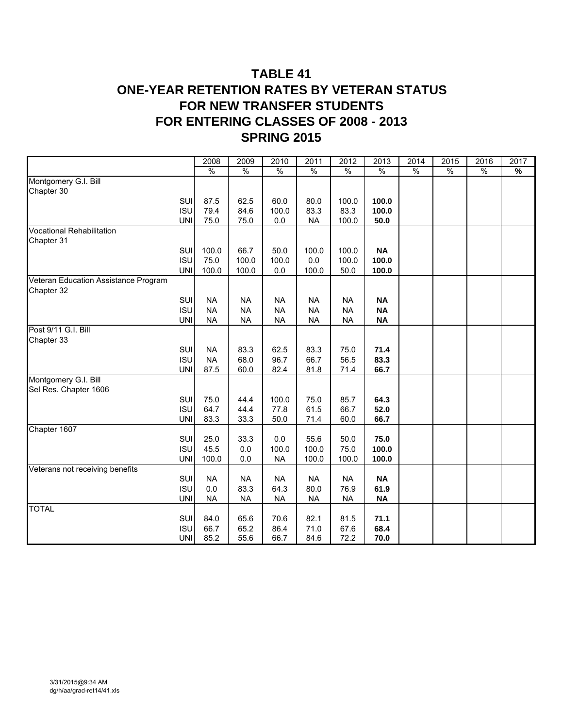# TABLE 41
# ONE-YEAR RETENTION RATES BY VETERAN STATUS
# FOR NEW TRANSFER STUDENTS
# FOR ENTERING CLASSES OF 2008 - 2013
# SPRING 2015

| | | 2008 | 2009 | 2010 | 2011 | 2012 | 2013 | 2014 | 2015 | 2016 | 2017 |
|---|---|---|---|---|---|---|---|---|---|---|---|
| | | % | % | % | % | % | % | % | % | % | **%** |
| Montgomery G.I. Bill Chapter 30 | | | | | | | | | | | |
| | SUI | 87.5 | 62.5 | 60.0 | 80.0 | 100.0 | **100.0** | | | | |
| | ISU | 79.4 | 84.6 | 100.0 | 83.3 | 83.3 | **100.0** | | | | |
| | UNI | 75.0 | 75.0 | 0.0 | NA | 100.0 | **50.0** | | | | |
| Vocational Rehabilitation Chapter 31 | | | | | | | | | | | |
| | SUI | 100.0 | 66.7 | 50.0 | 100.0 | 100.0 | **NA** | | | | |
| | ISU | 75.0 | 100.0 | 100.0 | 0.0 | 100.0 | **100.0** | | | | |
| | UNI | 100.0 | 100.0 | 0.0 | 100.0 | 50.0 | **100.0** | | | | |
| Veteran Education Assistance Program Chapter 32 | | | | | | | | | | | |
| | SUI | NA | NA | NA | NA | NA | **NA** | | | | |
| | ISU | NA | NA | NA | NA | NA | **NA** | | | | |
| | UNI | NA | NA | NA | NA | NA | **NA** | | | | |
| Post 9/11 G.I. Bill Chapter 33 | | | | | | | | | | | |
| | SUI | NA | 83.3 | 62.5 | 83.3 | 75.0 | **71.4** | | | | |
| | ISU | NA | 68.0 | 96.7 | 66.7 | 56.5 | **83.3** | | | | |
| | UNI | 87.5 | 60.0 | 82.4 | 81.8 | 71.4 | **66.7** | | | | |
| Montgomery G.I. Bill Sel Res. Chapter 1606 | | | | | | | | | | | |
| | SUI | 75.0 | 44.4 | 100.0 | 75.0 | 85.7 | **64.3** | | | | |
| | ISU | 64.7 | 44.4 | 77.8 | 61.5 | 66.7 | **52.0** | | | | |
| | UNI | 83.3 | 33.3 | 50.0 | 71.4 | 60.0 | **66.7** | | | | |
| Chapter 1607 | | | | | | | | | | | |
| | SUI | 25.0 | 33.3 | 0.0 | 55.6 | 50.0 | **75.0** | | | | |
| | ISU | 45.5 | 0.0 | 100.0 | 100.0 | 75.0 | **100.0** | | | | |
| | UNI | 100.0 | 0.0 | NA | 100.0 | 100.0 | **100.0** | | | | |
| Veterans not receiving benefits | | | | | | | | | | | |
| | SUI | NA | NA | NA | NA | NA | **NA** | | | | |
| | ISU | 0.0 | 83.3 | 64.3 | 80.0 | 76.9 | **61.9** | | | | |
| | UNI | NA | NA | NA | NA | NA | **NA** | | | | |
| TOTAL | | | | | | | | | | | |
| | SUI | 84.0 | 65.6 | 70.6 | 82.1 | 81.5 | **71.1** | | | | |
| | ISU | 66.7 | 65.2 | 86.4 | 71.0 | 67.6 | **68.4** | | | | |
| | UNI | 85.2 | 55.6 | 66.7 | 84.6 | 72.2 | **70.0** | | | | |

3/31/2015@9:34 AM
dg/h/aa/grad-ret14/41.xls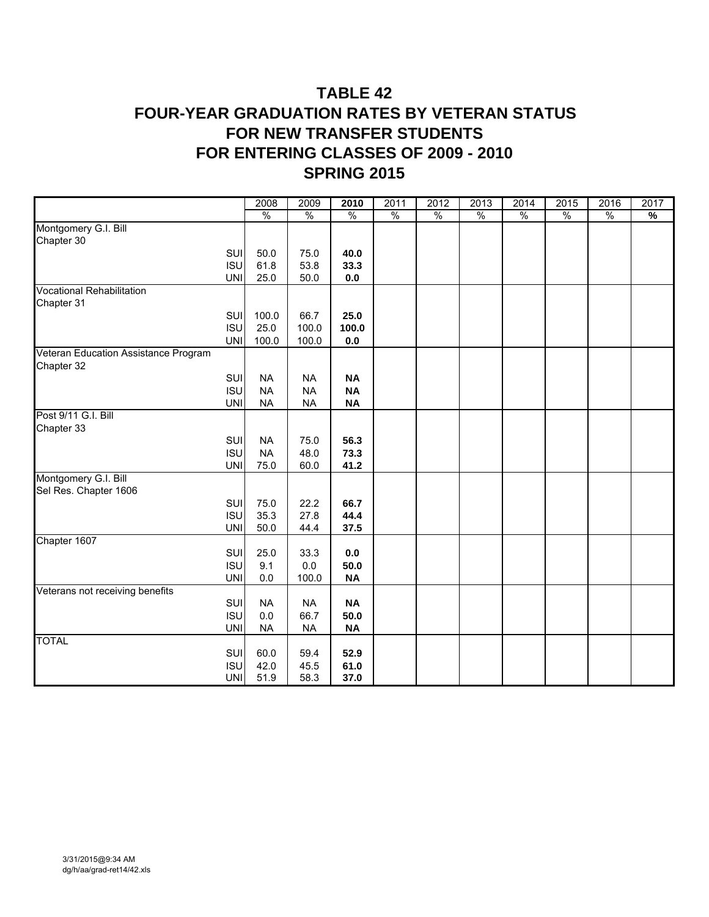# TABLE 42
# FOUR-YEAR GRADUATION RATES BY VETERAN STATUS
# FOR NEW TRANSFER STUDENTS
# FOR ENTERING CLASSES OF 2009 - 2010
# SPRING 2015

| | | 2008 | 2009 | **2010** | 2011 | 2012 | 2013 | 2014 | 2015 | 2016 | 2017 |
|---|---|---|---|---|---|---|---|---|---|---|---|
| | | % | % | % | % | % | % | % | % | % | **%** |
| Montgomery G.I. Bill Chapter 30 | | | | | | | | | | | |
| | SUI | 50.0 | 75.0 | **40.0** | | | | | | | |
| | ISU | 61.8 | 53.8 | **33.3** | | | | | | | |
| | UNI | 25.0 | 50.0 | **0.0** | | | | | | | |
| Vocational Rehabilitation Chapter 31 | | | | | | | | | | | |
| | SUI | 100.0 | 66.7 | **25.0** | | | | | | | |
| | ISU | 25.0 | 100.0 | **100.0** | | | | | | | |
| | UNI | 100.0 | 100.0 | **0.0** | | | | | | | |
| Veteran Education Assistance Program Chapter 32 | | | | | | | | | | | |
| | SUI | NA | NA | **NA** | | | | | | | |
| | ISU | NA | NA | **NA** | | | | | | | |
| | UNI | NA | NA | **NA** | | | | | | | |
| Post 9/11 G.I. Bill Chapter 33 | | | | | | | | | | | |
| | SUI | NA | 75.0 | **56.3** | | | | | | | |
| | ISU | NA | 48.0 | **73.3** | | | | | | | |
| | UNI | 75.0 | 60.0 | **41.2** | | | | | | | |
| Montgomery G.I. Bill Sel Res. Chapter 1606 | | | | | | | | | | | |
| | SUI | 75.0 | 22.2 | **66.7** | | | | | | | |
| | ISU | 35.3 | 27.8 | **44.4** | | | | | | | |
| | UNI | 50.0 | 44.4 | **37.5** | | | | | | | |
| Chapter 1607 | | | | | | | | | | | |
| | SUI | 25.0 | 33.3 | **0.0** | | | | | | | |
| | ISU | 9.1 | 0.0 | **50.0** | | | | | | | |
| | UNI | 0.0 | 100.0 | **NA** | | | | | | | |
| Veterans not receiving benefits | | | | | | | | | | | |
| | SUI | NA | NA | **NA** | | | | | | | |
| | ISU | 0.0 | 66.7 | **50.0** | | | | | | | |
| | UNI | NA | NA | **NA** | | | | | | | |
| TOTAL | | | | | | | | | | | |
| | SUI | 60.0 | 59.4 | **52.9** | | | | | | | |
| | ISU | 42.0 | 45.5 | **61.0** | | | | | | | |
| | UNI | 51.9 | 58.3 | **37.0** | | | | | | | |

3/31/2015@9:34 AM
dg/h/aa/grad-ret14/42.xls